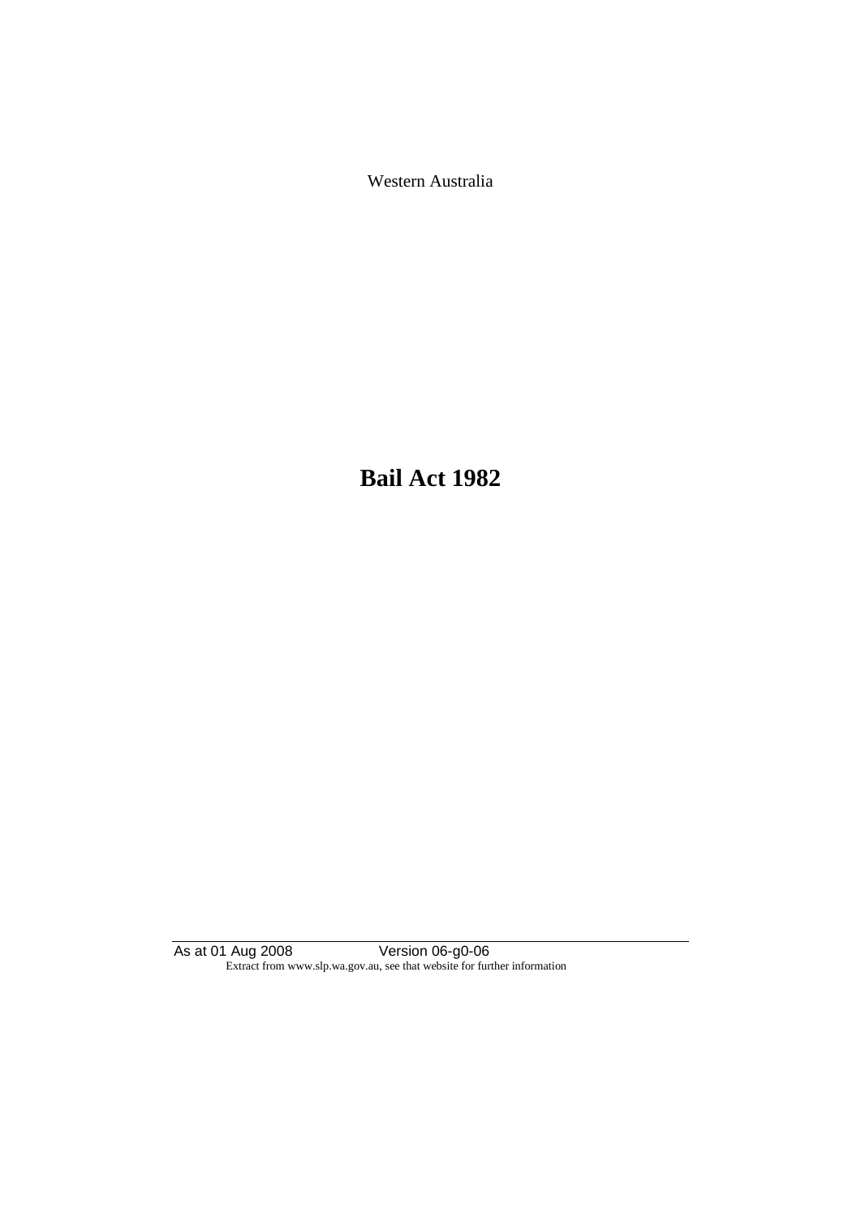Western Australia

# Bail Act 1982

As at 01 Aug 2008 Version 06-g0-06
Extract from www.slp.wa.gov.au, see that website for further information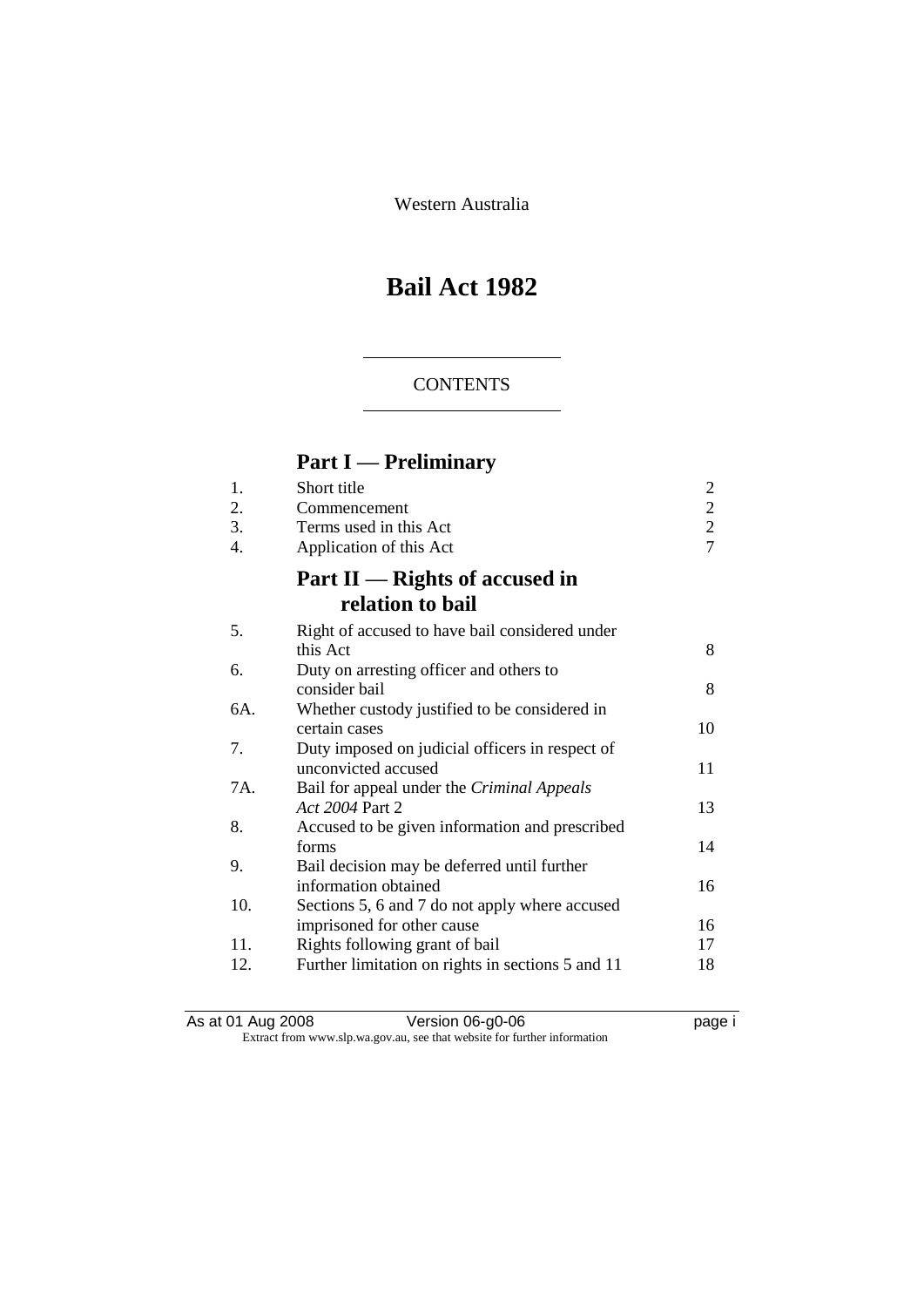Western Australia

# Bail Act 1982

## CONTENTS

## Part I — Preliminary

| | | |
|---|---|---|
| 1. | Short title | 2 |
| 2. | Commencement | 2 |
| 3. | Terms used in this Act | 2 |
| 4. | Application of this Act | 7 |

## Part II — Rights of accused in relation to bail

| | | |
|---|---|---|
| 5. | Right of accused to have bail considered under this Act | 8 |
| 6. | Duty on arresting officer and others to consider bail | 8 |
| 6A. | Whether custody justified to be considered in certain cases | 10 |
| 7. | Duty imposed on judicial officers in respect of unconvicted accused | 11 |
| 7A. | Bail for appeal under the *Criminal Appeals Act 2004* Part 2 | 13 |
| 8. | Accused to be given information and prescribed forms | 14 |
| 9. | Bail decision may be deferred until further information obtained | 16 |
| 10. | Sections 5, 6 and 7 do not apply where accused imprisoned for other cause | 16 |
| 11. | Rights following grant of bail | 17 |
| 12. | Further limitation on rights in sections 5 and 11 | 18 |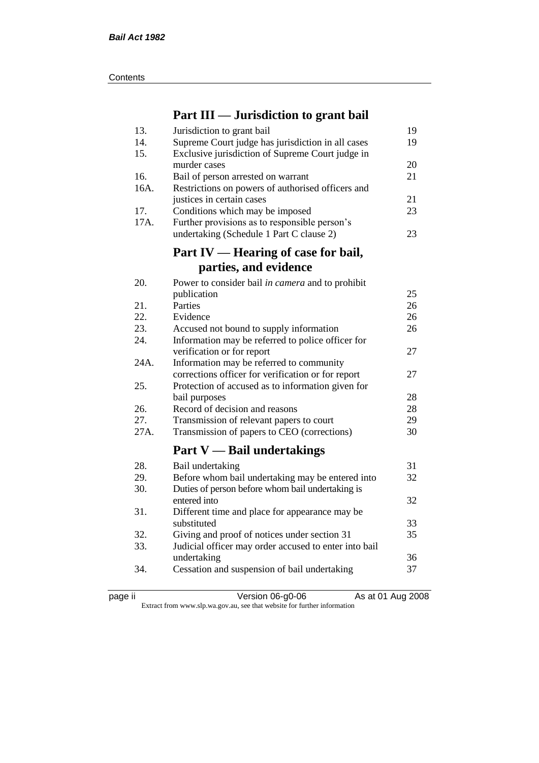## Part III — Jurisdiction to grant bail

| | | |
|---|---|---|
| 13. | Jurisdiction to grant bail | 19 |
| 14. | Supreme Court judge has jurisdiction in all cases | 19 |
| 15. | Exclusive jurisdiction of Supreme Court judge in murder cases | 20 |
| 16. | Bail of person arrested on warrant | 21 |
| 16A. | Restrictions on powers of authorised officers and justices in certain cases | 21 |
| 17. | Conditions which may be imposed | 23 |
| 17A. | Further provisions as to responsible person's undertaking (Schedule 1 Part C clause 2) | 23 |

## Part IV — Hearing of case for bail, parties, and evidence

| | | |
|---|---|---|
| 20. | Power to consider bail *in camera* and to prohibit publication | 25 |
| 21. | Parties | 26 |
| 22. | Evidence | 26 |
| 23. | Accused not bound to supply information | 26 |
| 24. | Information may be referred to police officer for verification or for report | 27 |
| 24A. | Information may be referred to community corrections officer for verification or for report | 27 |
| 25. | Protection of accused as to information given for bail purposes | 28 |
| 26. | Record of decision and reasons | 28 |
| 27. | Transmission of relevant papers to court | 29 |
| 27A. | Transmission of papers to CEO (corrections) | 30 |

## Part V — Bail undertakings

| | | |
|---|---|---|
| 28. | Bail undertaking | 31 |
| 29. | Before whom bail undertaking may be entered into | 32 |
| 30. | Duties of person before whom bail undertaking is entered into | 32 |
| 31. | Different time and place for appearance may be substituted | 33 |
| 32. | Giving and proof of notices under section 31 | 35 |
| 33. | Judicial officer may order accused to enter into bail undertaking | 36 |
| 34. | Cessation and suspension of bail undertaking | 37 |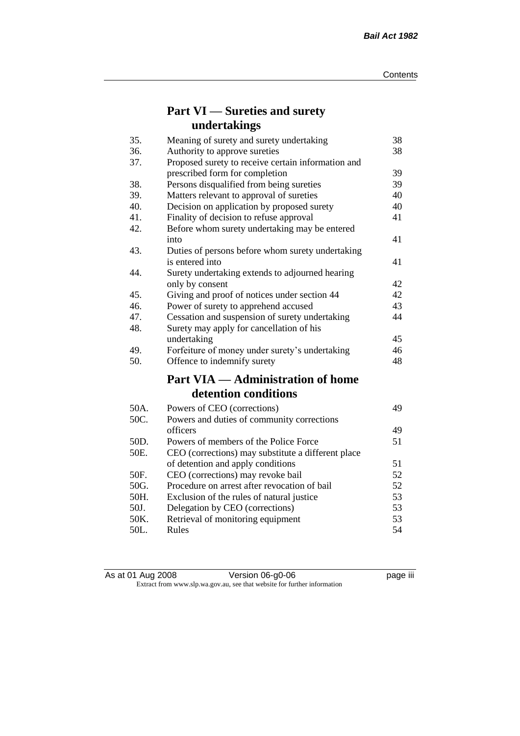## Part VI — Sureties and surety undertakings

| | | |
|---|---|---|
| 35. | Meaning of surety and surety undertaking | 38 |
| 36. | Authority to approve sureties | 38 |
| 37. | Proposed surety to receive certain information and prescribed form for completion | 39 |
| 38. | Persons disqualified from being sureties | 39 |
| 39. | Matters relevant to approval of sureties | 40 |
| 40. | Decision on application by proposed surety | 40 |
| 41. | Finality of decision to refuse approval | 41 |
| 42. | Before whom surety undertaking may be entered into | 41 |
| 43. | Duties of persons before whom surety undertaking is entered into | 41 |
| 44. | Surety undertaking extends to adjourned hearing only by consent | 42 |
| 45. | Giving and proof of notices under section 44 | 42 |
| 46. | Power of surety to apprehend accused | 43 |
| 47. | Cessation and suspension of surety undertaking | 44 |
| 48. | Surety may apply for cancellation of his undertaking | 45 |
| 49. | Forfeiture of money under surety's undertaking | 46 |
| 50. | Offence to indemnify surety | 48 |

## Part VIA — Administration of home detention conditions

| | | |
|---|---|---|
| 50A. | Powers of CEO (corrections) | 49 |
| 50C. | Powers and duties of community corrections officers | 49 |
| 50D. | Powers of members of the Police Force | 51 |
| 50E. | CEO (corrections) may substitute a different place of detention and apply conditions | 51 |
| 50F. | CEO (corrections) may revoke bail | 52 |
| 50G. | Procedure on arrest after revocation of bail | 52 |
| 50H. | Exclusion of the rules of natural justice | 53 |
| 50J. | Delegation by CEO (corrections) | 53 |
| 50K. | Retrieval of monitoring equipment | 53 |
| 50L. | Rules | 54 |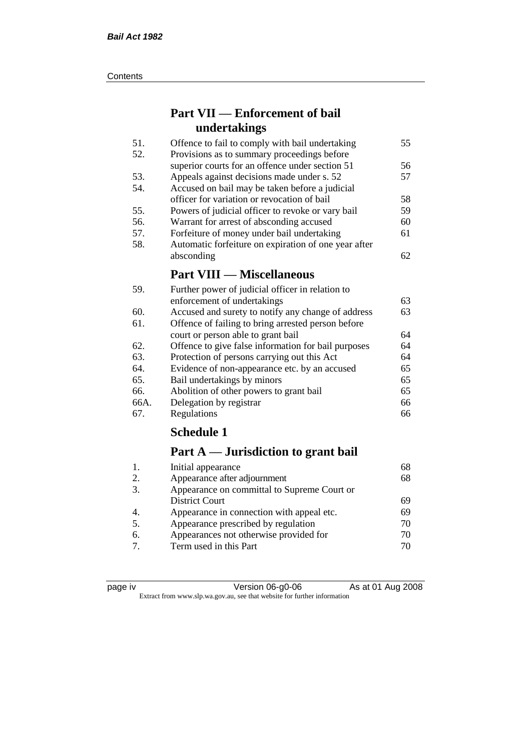## Part VII — Enforcement of bail undertakings

| | | |
|---|---|---|
| 51. | Offence to fail to comply with bail undertaking | 55 |
| 52. | Provisions as to summary proceedings before superior courts for an offence under section 51 | 56 |
| 53. | Appeals against decisions made under s. 52 | 57 |
| 54. | Accused on bail may be taken before a judicial officer for variation or revocation of bail | 58 |
| 55. | Powers of judicial officer to revoke or vary bail | 59 |
| 56. | Warrant for arrest of absconding accused | 60 |
| 57. | Forfeiture of money under bail undertaking | 61 |
| 58. | Automatic forfeiture on expiration of one year after absconding | 62 |

## Part VIII — Miscellaneous

| | | |
|---|---|---|
| 59. | Further power of judicial officer in relation to enforcement of undertakings | 63 |
| 60. | Accused and surety to notify any change of address | 63 |
| 61. | Offence of failing to bring arrested person before court or person able to grant bail | 64 |
| 62. | Offence to give false information for bail purposes | 64 |
| 63. | Protection of persons carrying out this Act | 64 |
| 64. | Evidence of non-appearance etc. by an accused | 65 |
| 65. | Bail undertakings by minors | 65 |
| 66. | Abolition of other powers to grant bail | 65 |
| 66A. | Delegation by registrar | 66 |
| 67. | Regulations | 66 |

## Schedule 1

## Part A — Jurisdiction to grant bail

| | | |
|---|---|---|
| 1. | Initial appearance | 68 |
| 2. | Appearance after adjournment | 68 |
| 3. | Appearance on committal to Supreme Court or District Court | 69 |
| 4. | Appearance in connection with appeal etc. | 69 |
| 5. | Appearance prescribed by regulation | 70 |
| 6. | Appearances not otherwise provided for | 70 |
| 7. | Term used in this Part | 70 |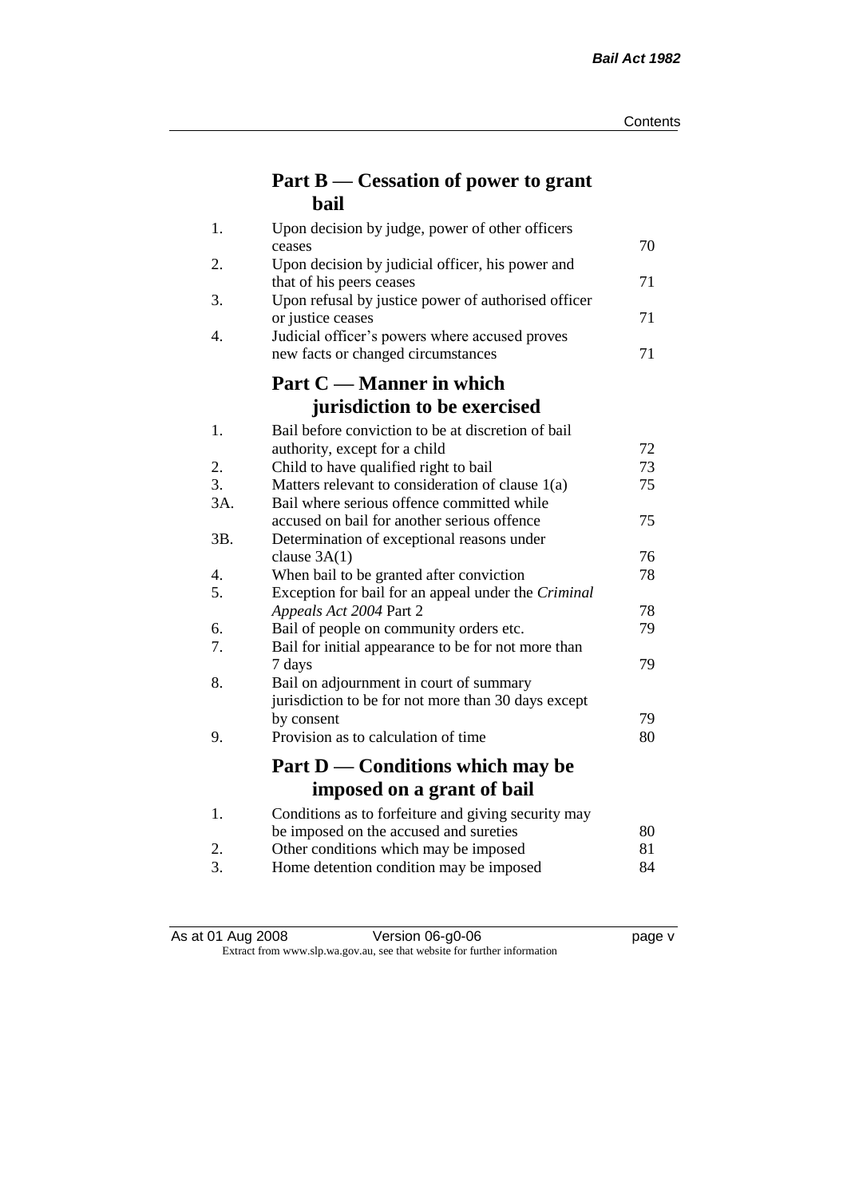## Part B — Cessation of power to grant bail

| | | |
|---|---|---|
| 1. | Upon decision by judge, power of other officers ceases | 70 |
| 2. | Upon decision by judicial officer, his power and that of his peers ceases | 71 |
| 3. | Upon refusal by justice power of authorised officer or justice ceases | 71 |
| 4. | Judicial officer's powers where accused proves new facts or changed circumstances | 71 |

## Part C — Manner in which jurisdiction to be exercised

| | | |
|---|---|---|
| 1. | Bail before conviction to be at discretion of bail authority, except for a child | 72 |
| 2. | Child to have qualified right to bail | 73 |
| 3. | Matters relevant to consideration of clause 1(a) | 75 |
| 3A. | Bail where serious offence committed while accused on bail for another serious offence | 75 |
| 3B. | Determination of exceptional reasons under clause 3A(1) | 76 |
| 4. | When bail to be granted after conviction | 78 |
| 5. | Exception for bail for an appeal under the *Criminal Appeals Act 2004* Part 2 | 78 |
| 6. | Bail of people on community orders etc. | 79 |
| 7. | Bail for initial appearance to be for not more than 7 days | 79 |
| 8. | Bail on adjournment in court of summary jurisdiction to be for not more than 30 days except by consent | 79 |
| 9. | Provision as to calculation of time | 80 |

## Part D — Conditions which may be imposed on a grant of bail

| | | |
|---|---|---|
| 1. | Conditions as to forfeiture and giving security may be imposed on the accused and sureties | 80 |
| 2. | Other conditions which may be imposed | 81 |
| 3. | Home detention condition may be imposed | 84 |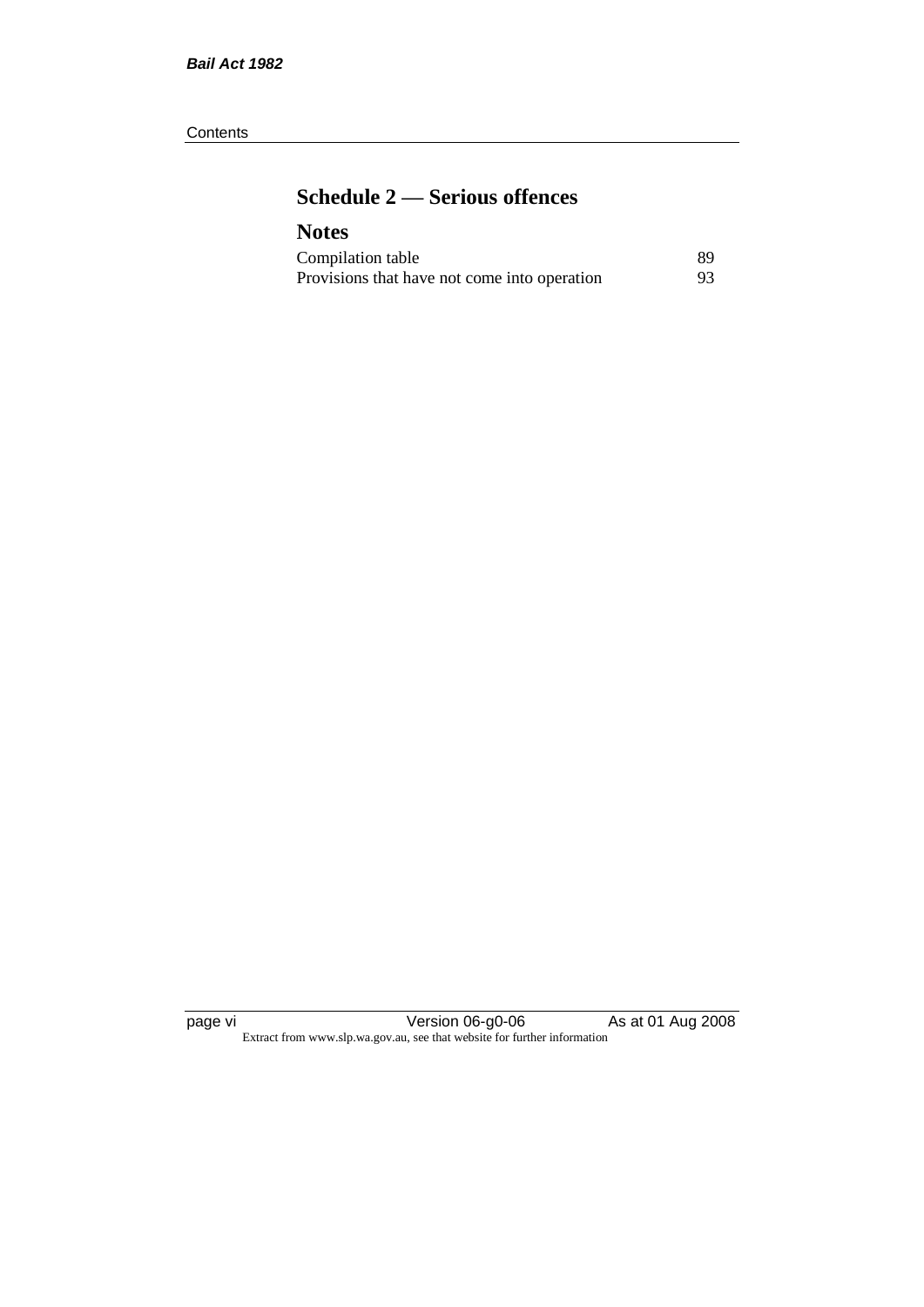## Schedule 2 — Serious offences

## Notes

| | |
|---|---|
| Compilation table | 89 |
| Provisions that have not come into operation | 93 |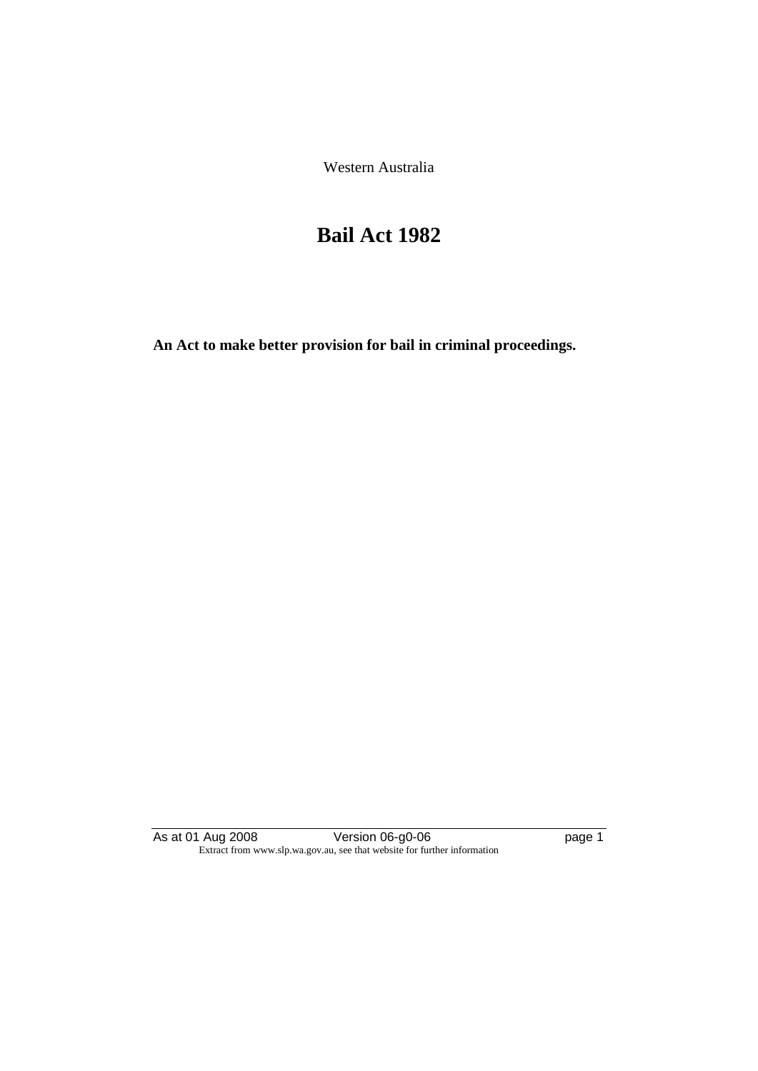Western Australia

# Bail Act 1982

**An Act to make better provision for bail in criminal proceedings.**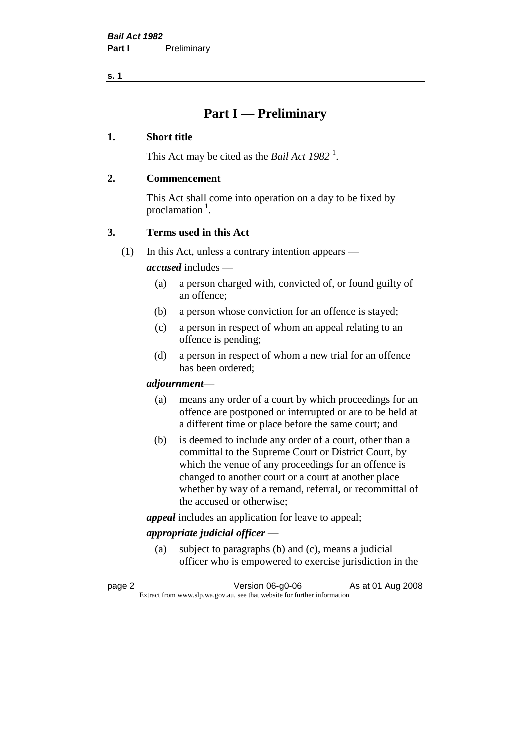# Part I — Preliminary

## 1. Short title

This Act may be cited as the *Bail Act 1982* [1].

## 2. Commencement

This Act shall come into operation on a day to be fixed by proclamation [1].

## 3. Terms used in this Act

(1) In this Act, unless a contrary intention appears —

***accused*** includes —

- (a) a person charged with, convicted of, or found guilty of an offence;
- (b) a person whose conviction for an offence is stayed;
- (c) a person in respect of whom an appeal relating to an offence is pending;
- (d) a person in respect of whom a new trial for an offence has been ordered;

***adjournment***—

- (a) means any order of a court by which proceedings for an offence are postponed or interrupted or are to be held at a different time or place before the same court; and
- (b) is deemed to include any order of a court, other than a committal to the Supreme Court or District Court, by which the venue of any proceedings for an offence is changed to another court or a court at another place whether by way of a remand, referral, or recommittal of the accused or otherwise;

***appeal*** includes an application for leave to appeal;

***appropriate judicial officer*** —

- (a) subject to paragraphs (b) and (c), means a judicial officer who is empowered to exercise jurisdiction in the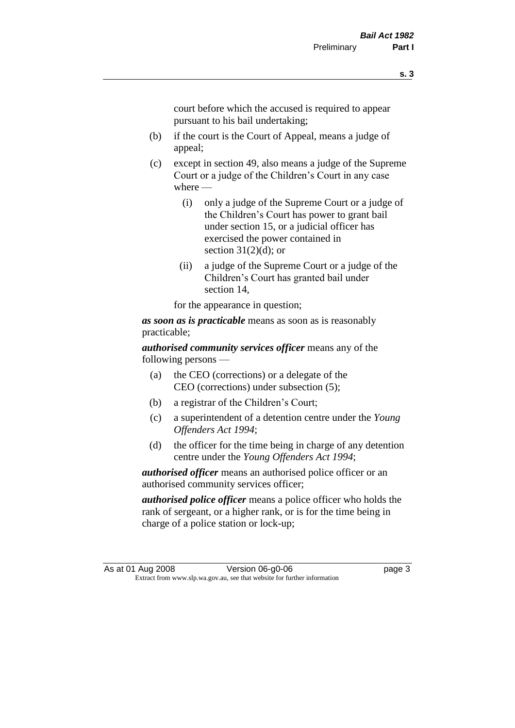court before which the accused is required to appear pursuant to his bail undertaking;

(b) if the court is the Court of Appeal, means a judge of appeal;

(c) except in section 49, also means a judge of the Supreme Court or a judge of the Children's Court in any case where —

   (i) only a judge of the Supreme Court or a judge of the Children's Court has power to grant bail under section 15, or a judicial officer has exercised the power contained in section 31(2)(d); or

   (ii) a judge of the Supreme Court or a judge of the Children's Court has granted bail under section 14,

   for the appearance in question;

***as soon as is practicable*** means as soon as is reasonably practicable;

***authorised community services officer*** means any of the following persons —

(a) the CEO (corrections) or a delegate of the CEO (corrections) under subsection (5);

(b) a registrar of the Children's Court;

(c) a superintendent of a detention centre under the *Young Offenders Act 1994*;

(d) the officer for the time being in charge of any detention centre under the *Young Offenders Act 1994*;

***authorised officer*** means an authorised police officer or an authorised community services officer;

***authorised police officer*** means a police officer who holds the rank of sergeant, or a higher rank, or is for the time being in charge of a police station or lock-up;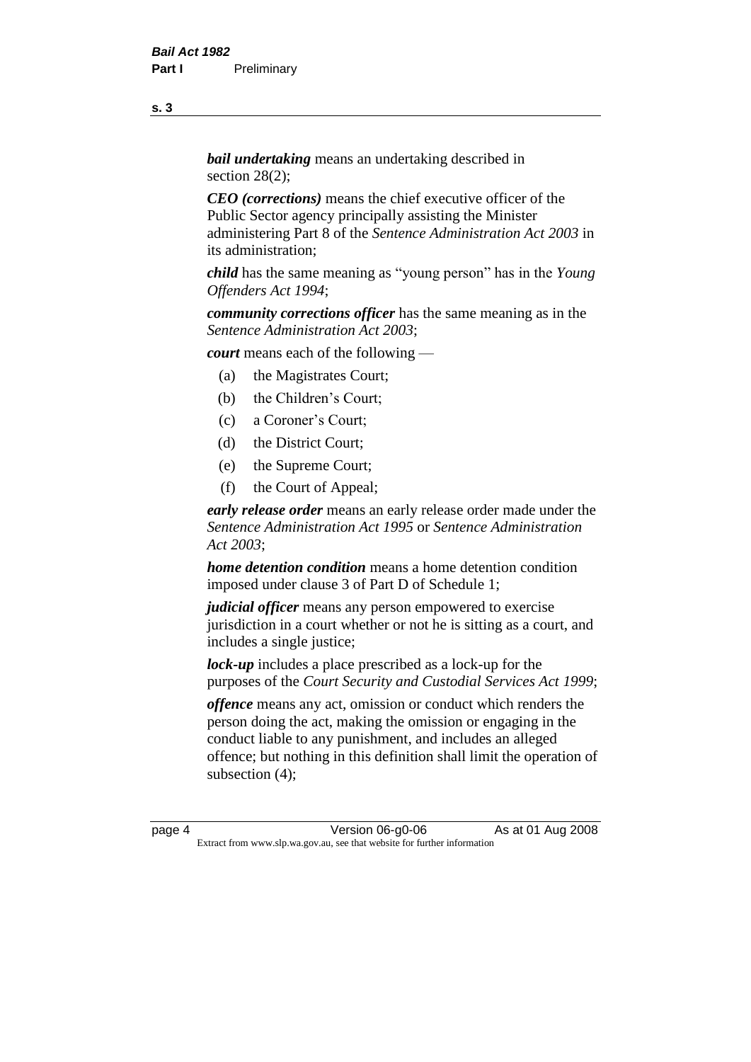***bail undertaking*** means an undertaking described in section 28(2);

***CEO (corrections)*** means the chief executive officer of the Public Sector agency principally assisting the Minister administering Part 8 of the *Sentence Administration Act 2003* in its administration;

***child*** has the same meaning as "young person" has in the *Young Offenders Act 1994*;

***community corrections officer*** has the same meaning as in the *Sentence Administration Act 2003*;

***court*** means each of the following —

- (a) the Magistrates Court;
- (b) the Children's Court;
- (c) a Coroner's Court;
- (d) the District Court;
- (e) the Supreme Court;
- (f) the Court of Appeal;

***early release order*** means an early release order made under the *Sentence Administration Act 1995* or *Sentence Administration Act 2003*;

***home detention condition*** means a home detention condition imposed under clause 3 of Part D of Schedule 1;

***judicial officer*** means any person empowered to exercise jurisdiction in a court whether or not he is sitting as a court, and includes a single justice;

***lock-up*** includes a place prescribed as a lock-up for the purposes of the *Court Security and Custodial Services Act 1999*;

***offence*** means any act, omission or conduct which renders the person doing the act, making the omission or engaging in the conduct liable to any punishment, and includes an alleged offence; but nothing in this definition shall limit the operation of subsection (4);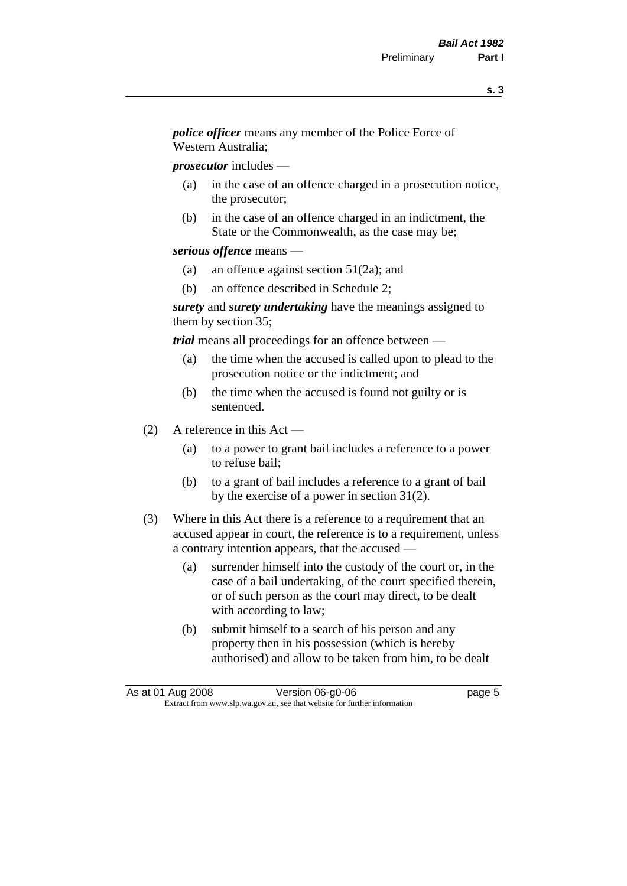***police officer*** means any member of the Police Force of Western Australia;

***prosecutor*** includes —

- (a) in the case of an offence charged in a prosecution notice, the prosecutor;
- (b) in the case of an offence charged in an indictment, the State or the Commonwealth, as the case may be;

***serious offence*** means —

- (a) an offence against section 51(2a); and
- (b) an offence described in Schedule 2;

***surety*** and ***surety undertaking*** have the meanings assigned to them by section 35;

***trial*** means all proceedings for an offence between —

- (a) the time when the accused is called upon to plead to the prosecution notice or the indictment; and
- (b) the time when the accused is found not guilty or is sentenced.

(2) A reference in this Act —

- (a) to a power to grant bail includes a reference to a power to refuse bail;
- (b) to a grant of bail includes a reference to a grant of bail by the exercise of a power in section 31(2).

(3) Where in this Act there is a reference to a requirement that an accused appear in court, the reference is to a requirement, unless a contrary intention appears, that the accused —

- (a) surrender himself into the custody of the court or, in the case of a bail undertaking, of the court specified therein, or of such person as the court may direct, to be dealt with according to law;
- (b) submit himself to a search of his person and any property then in his possession (which is hereby authorised) and allow to be taken from him, to be dealt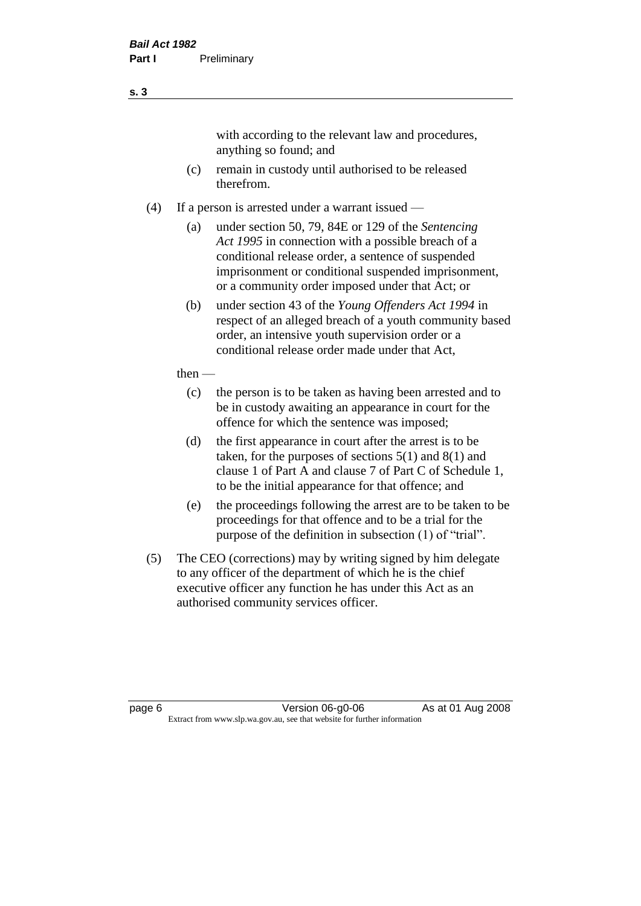with according to the relevant law and procedures, anything so found; and

(c) remain in custody until authorised to be released therefrom.

(4) If a person is arrested under a warrant issued —

(a) under section 50, 79, 84E or 129 of the *Sentencing Act 1995* in connection with a possible breach of a conditional release order, a sentence of suspended imprisonment or conditional suspended imprisonment, or a community order imposed under that Act; or

(b) under section 43 of the *Young Offenders Act 1994* in respect of an alleged breach of a youth community based order, an intensive youth supervision order or a conditional release order made under that Act,

then —

(c) the person is to be taken as having been arrested and to be in custody awaiting an appearance in court for the offence for which the sentence was imposed;

(d) the first appearance in court after the arrest is to be taken, for the purposes of sections 5(1) and 8(1) and clause 1 of Part A and clause 7 of Part C of Schedule 1, to be the initial appearance for that offence; and

(e) the proceedings following the arrest are to be taken to be proceedings for that offence and to be a trial for the purpose of the definition in subsection (1) of "trial".

(5) The CEO (corrections) may by writing signed by him delegate to any officer of the department of which he is the chief executive officer any function he has under this Act as an authorised community services officer.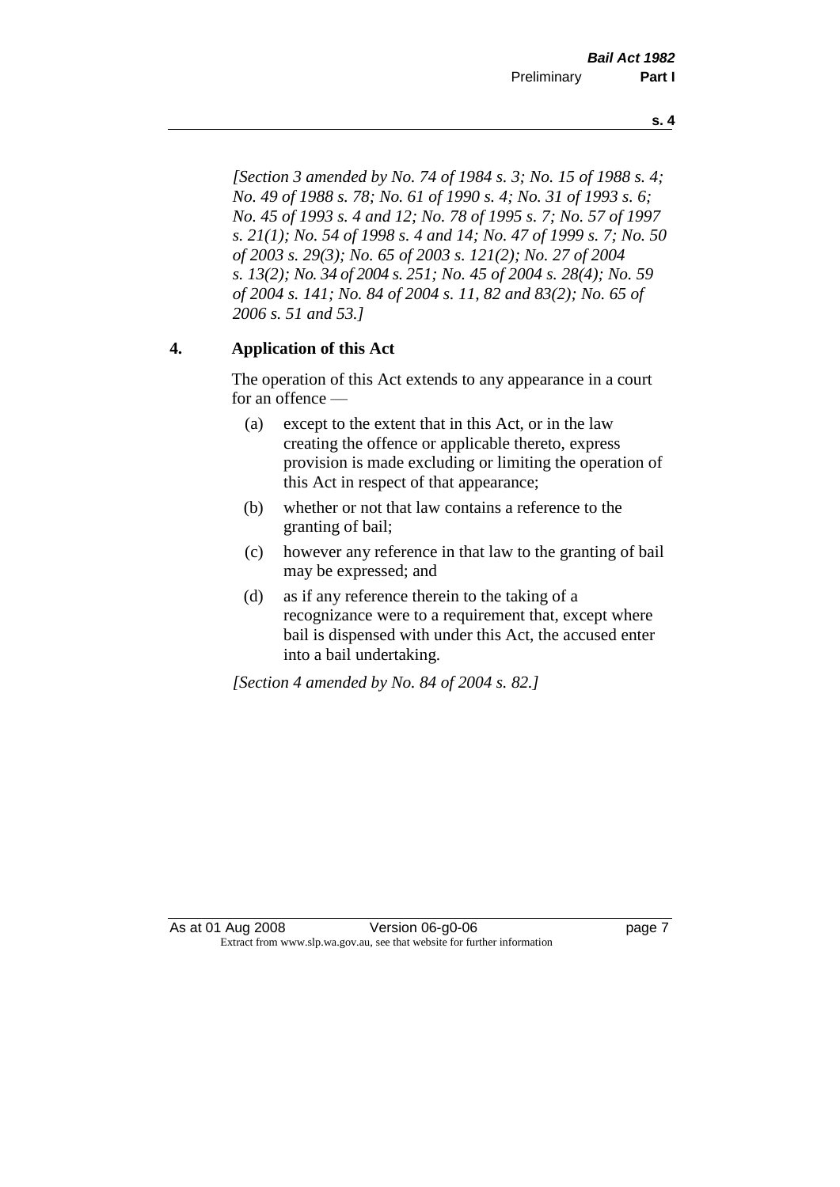*[Section 3 amended by No. 74 of 1984 s. 3; No. 15 of 1988 s. 4; No. 49 of 1988 s. 78; No. 61 of 1990 s. 4; No. 31 of 1993 s. 6; No. 45 of 1993 s. 4 and 12; No. 78 of 1995 s. 7; No. 57 of 1997 s. 21(1); No. 54 of 1998 s. 4 and 14; No. 47 of 1999 s. 7; No. 50 of 2003 s. 29(3); No. 65 of 2003 s. 121(2); No. 27 of 2004 s. 13(2); No. 34 of 2004 s. 251; No. 45 of 2004 s. 28(4); No. 59 of 2004 s. 141; No. 84 of 2004 s. 11, 82 and 83(2); No. 65 of 2006 s. 51 and 53.]*

## 4. Application of this Act

The operation of this Act extends to any appearance in a court for an offence —

(a) except to the extent that in this Act, or in the law creating the offence or applicable thereto, express provision is made excluding or limiting the operation of this Act in respect of that appearance;

(b) whether or not that law contains a reference to the granting of bail;

(c) however any reference in that law to the granting of bail may be expressed; and

(d) as if any reference therein to the taking of a recognizance were to a requirement that, except where bail is dispensed with under this Act, the accused enter into a bail undertaking.

*[Section 4 amended by No. 84 of 2004 s. 82.]*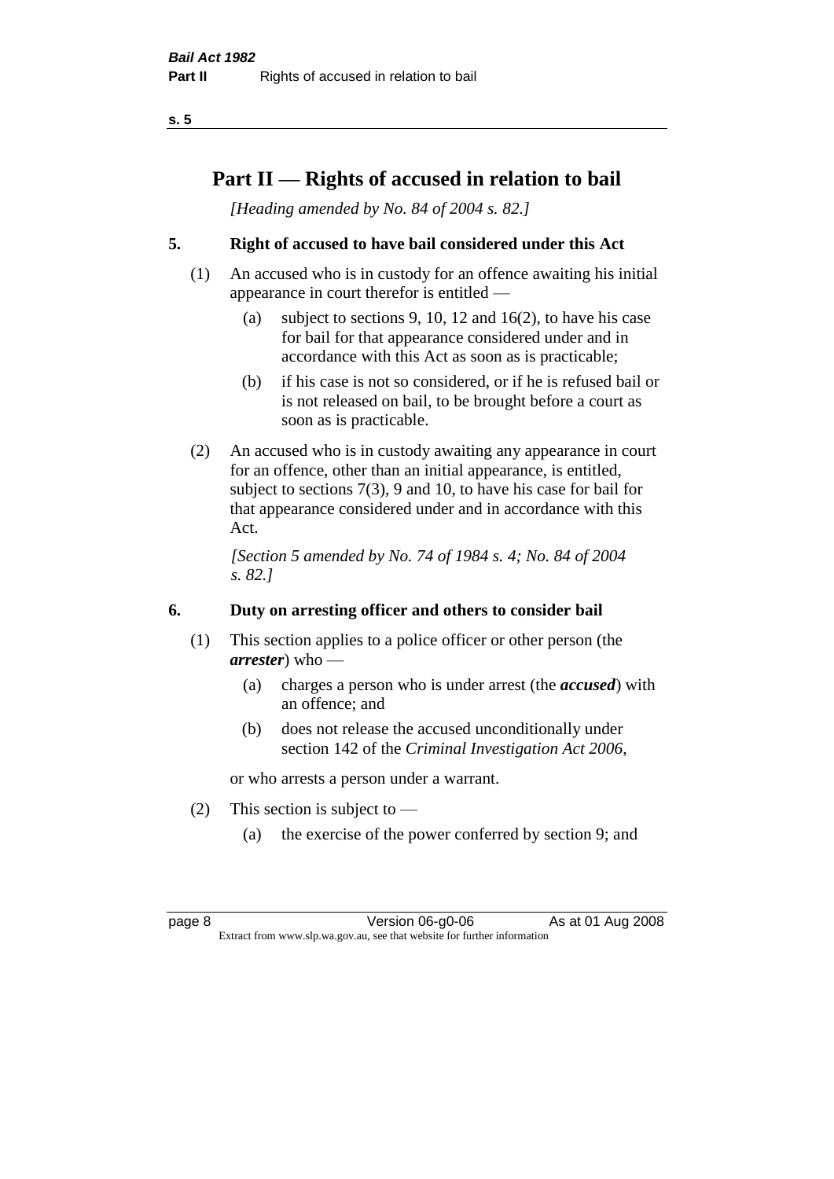# Part II — Rights of accused in relation to bail

*[Heading amended by No. 84 of 2004 s. 82.]*

## 5. Right of accused to have bail considered under this Act

(1) An accused who is in custody for an offence awaiting his initial appearance in court therefor is entitled —

- (a) subject to sections 9, 10, 12 and 16(2), to have his case for bail for that appearance considered under and in accordance with this Act as soon as is practicable;
- (b) if his case is not so considered, or if he is refused bail or is not released on bail, to be brought before a court as soon as is practicable.

(2) An accused who is in custody awaiting any appearance in court for an offence, other than an initial appearance, is entitled, subject to sections 7(3), 9 and 10, to have his case for bail for that appearance considered under and in accordance with this Act.

*[Section 5 amended by No. 74 of 1984 s. 4; No. 84 of 2004 s. 82.]*

## 6. Duty on arresting officer and others to consider bail

(1) This section applies to a police officer or other person (the ***arrester***) who —

- (a) charges a person who is under arrest (the ***accused***) with an offence; and
- (b) does not release the accused unconditionally under section 142 of the *Criminal Investigation Act 2006*,

or who arrests a person under a warrant.

(2) This section is subject to —

- (a) the exercise of the power conferred by section 9; and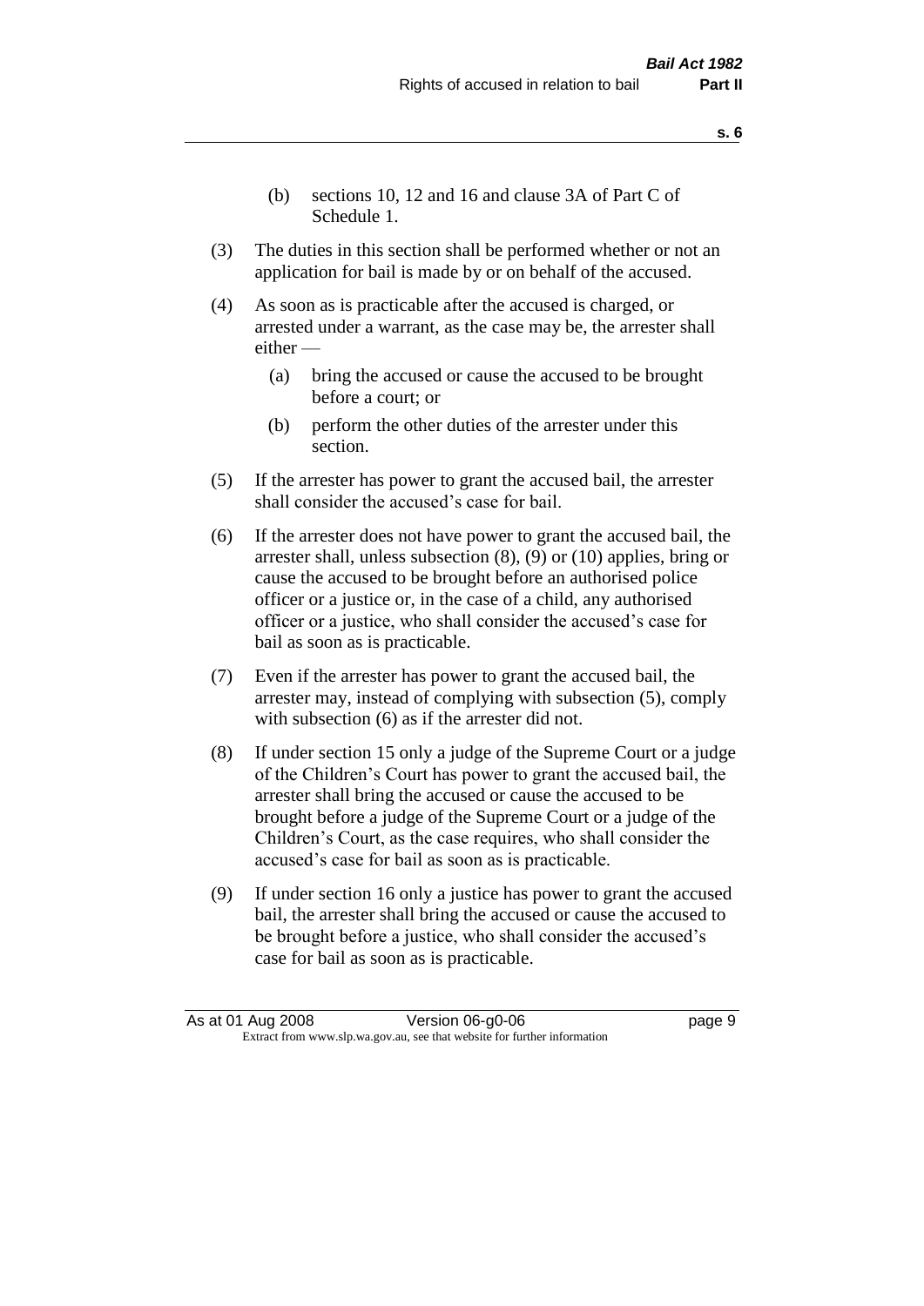(b) sections 10, 12 and 16 and clause 3A of Part C of Schedule 1.

(3) The duties in this section shall be performed whether or not an application for bail is made by or on behalf of the accused.

(4) As soon as is practicable after the accused is charged, or arrested under a warrant, as the case may be, the arrester shall either —

(a) bring the accused or cause the accused to be brought before a court; or

(b) perform the other duties of the arrester under this section.

(5) If the arrester has power to grant the accused bail, the arrester shall consider the accused's case for bail.

(6) If the arrester does not have power to grant the accused bail, the arrester shall, unless subsection (8), (9) or (10) applies, bring or cause the accused to be brought before an authorised police officer or a justice or, in the case of a child, any authorised officer or a justice, who shall consider the accused's case for bail as soon as is practicable.

(7) Even if the arrester has power to grant the accused bail, the arrester may, instead of complying with subsection (5), comply with subsection (6) as if the arrester did not.

(8) If under section 15 only a judge of the Supreme Court or a judge of the Children's Court has power to grant the accused bail, the arrester shall bring the accused or cause the accused to be brought before a judge of the Supreme Court or a judge of the Children's Court, as the case requires, who shall consider the accused's case for bail as soon as is practicable.

(9) If under section 16 only a justice has power to grant the accused bail, the arrester shall bring the accused or cause the accused to be brought before a justice, who shall consider the accused's case for bail as soon as is practicable.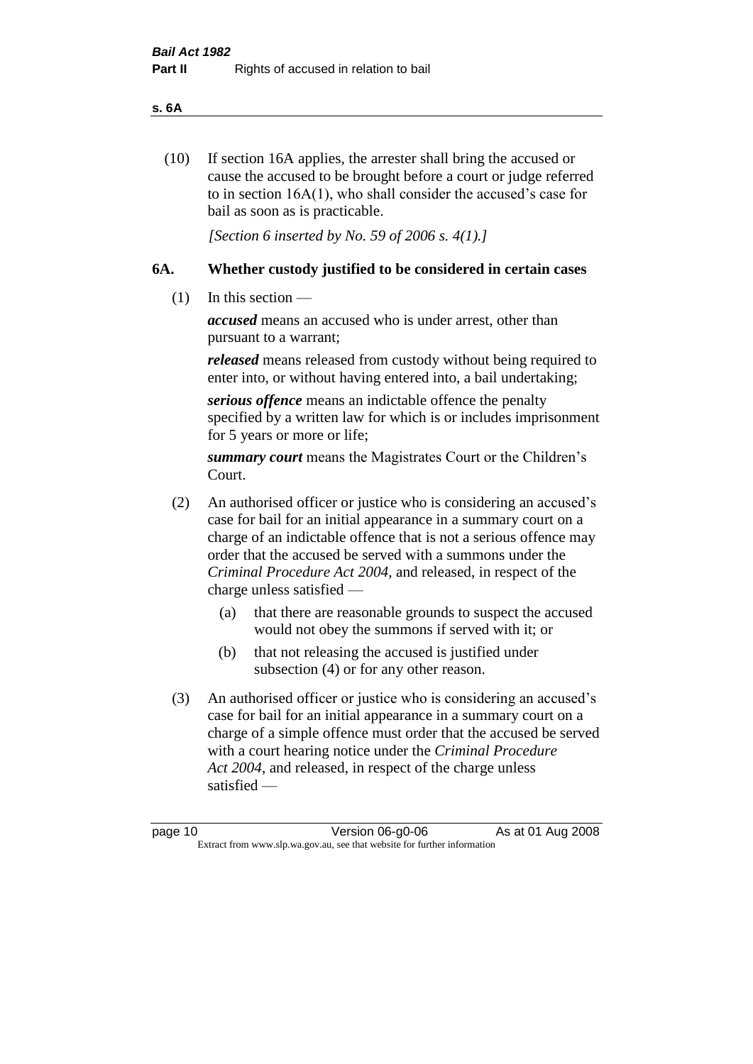(10) If section 16A applies, the arrester shall bring the accused or cause the accused to be brought before a court or judge referred to in section 16A(1), who shall consider the accused's case for bail as soon as is practicable.

*[Section 6 inserted by No. 59 of 2006 s. 4(1).]*

## 6A. Whether custody justified to be considered in certain cases

(1) In this section —

***accused*** means an accused who is under arrest, other than pursuant to a warrant;

***released*** means released from custody without being required to enter into, or without having entered into, a bail undertaking;

***serious offence*** means an indictable offence the penalty specified by a written law for which is or includes imprisonment for 5 years or more or life;

***summary court*** means the Magistrates Court or the Children's Court.

(2) An authorised officer or justice who is considering an accused's case for bail for an initial appearance in a summary court on a charge of an indictable offence that is not a serious offence may order that the accused be served with a summons under the *Criminal Procedure Act 2004*, and released, in respect of the charge unless satisfied —

(a) that there are reasonable grounds to suspect the accused would not obey the summons if served with it; or

(b) that not releasing the accused is justified under subsection (4) or for any other reason.

(3) An authorised officer or justice who is considering an accused's case for bail for an initial appearance in a summary court on a charge of a simple offence must order that the accused be served with a court hearing notice under the *Criminal Procedure Act 2004*, and released, in respect of the charge unless satisfied —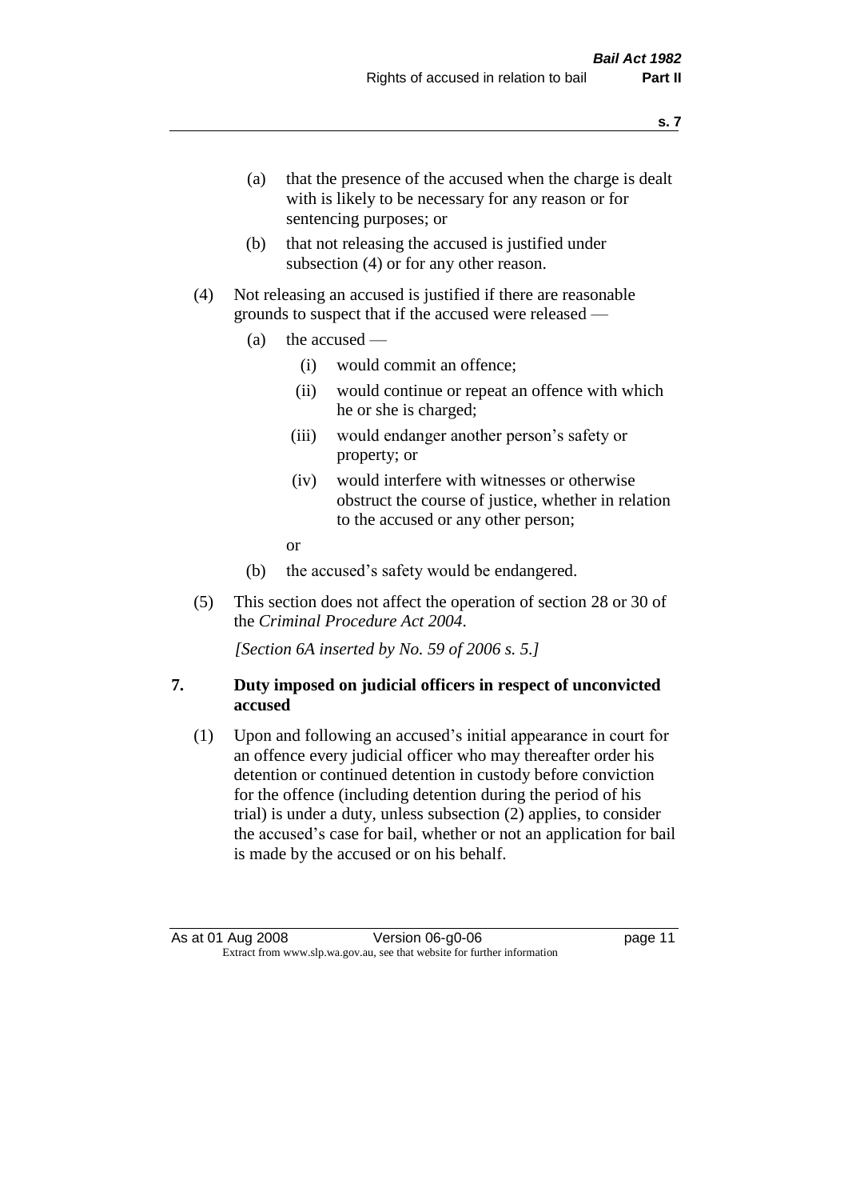(a) that the presence of the accused when the charge is dealt with is likely to be necessary for any reason or for sentencing purposes; or

(b) that not releasing the accused is justified under subsection (4) or for any other reason.

(4) Not releasing an accused is justified if there are reasonable grounds to suspect that if the accused were released —

(a) the accused —

(i) would commit an offence;

(ii) would continue or repeat an offence with which he or she is charged;

(iii) would endanger another person's safety or property; or

(iv) would interfere with witnesses or otherwise obstruct the course of justice, whether in relation to the accused or any other person;

or

(b) the accused's safety would be endangered.

(5) This section does not affect the operation of section 28 or 30 of the *Criminal Procedure Act 2004*.

*[Section 6A inserted by No. 59 of 2006 s. 5.]*

## 7. Duty imposed on judicial officers in respect of unconvicted accused

(1) Upon and following an accused's initial appearance in court for an offence every judicial officer who may thereafter order his detention or continued detention in custody before conviction for the offence (including detention during the period of his trial) is under a duty, unless subsection (2) applies, to consider the accused's case for bail, whether or not an application for bail is made by the accused or on his behalf.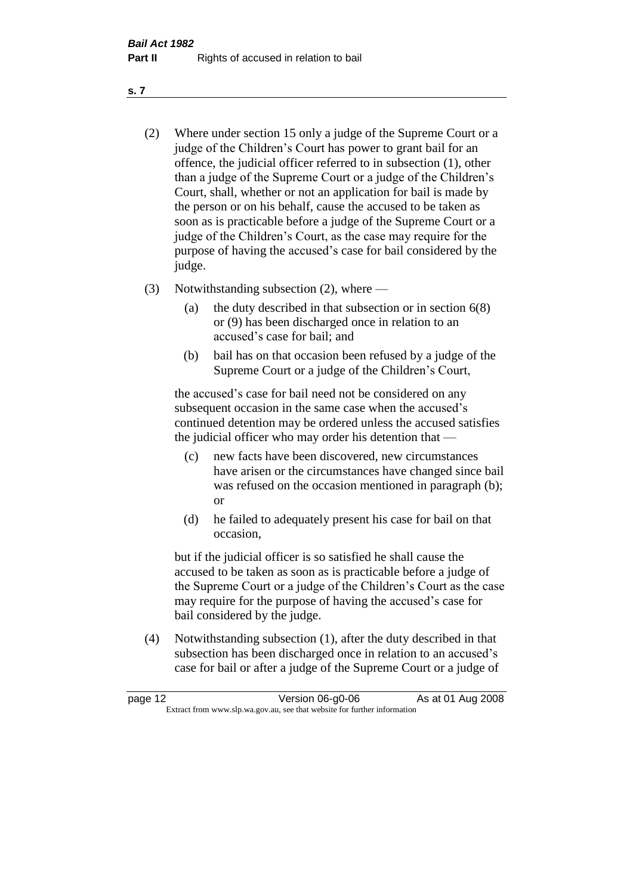(2) Where under section 15 only a judge of the Supreme Court or a judge of the Children's Court has power to grant bail for an offence, the judicial officer referred to in subsection (1), other than a judge of the Supreme Court or a judge of the Children's Court, shall, whether or not an application for bail is made by the person or on his behalf, cause the accused to be taken as soon as is practicable before a judge of the Supreme Court or a judge of the Children's Court, as the case may require for the purpose of having the accused's case for bail considered by the judge.

(3) Notwithstanding subsection (2), where —

(a) the duty described in that subsection or in section 6(8) or (9) has been discharged once in relation to an accused's case for bail; and

(b) bail has on that occasion been refused by a judge of the Supreme Court or a judge of the Children's Court,

the accused's case for bail need not be considered on any subsequent occasion in the same case when the accused's continued detention may be ordered unless the accused satisfies the judicial officer who may order his detention that —

(c) new facts have been discovered, new circumstances have arisen or the circumstances have changed since bail was refused on the occasion mentioned in paragraph (b); or

(d) he failed to adequately present his case for bail on that occasion,

but if the judicial officer is so satisfied he shall cause the accused to be taken as soon as is practicable before a judge of the Supreme Court or a judge of the Children's Court as the case may require for the purpose of having the accused's case for bail considered by the judge.

(4) Notwithstanding subsection (1), after the duty described in that subsection has been discharged once in relation to an accused's case for bail or after a judge of the Supreme Court or a judge of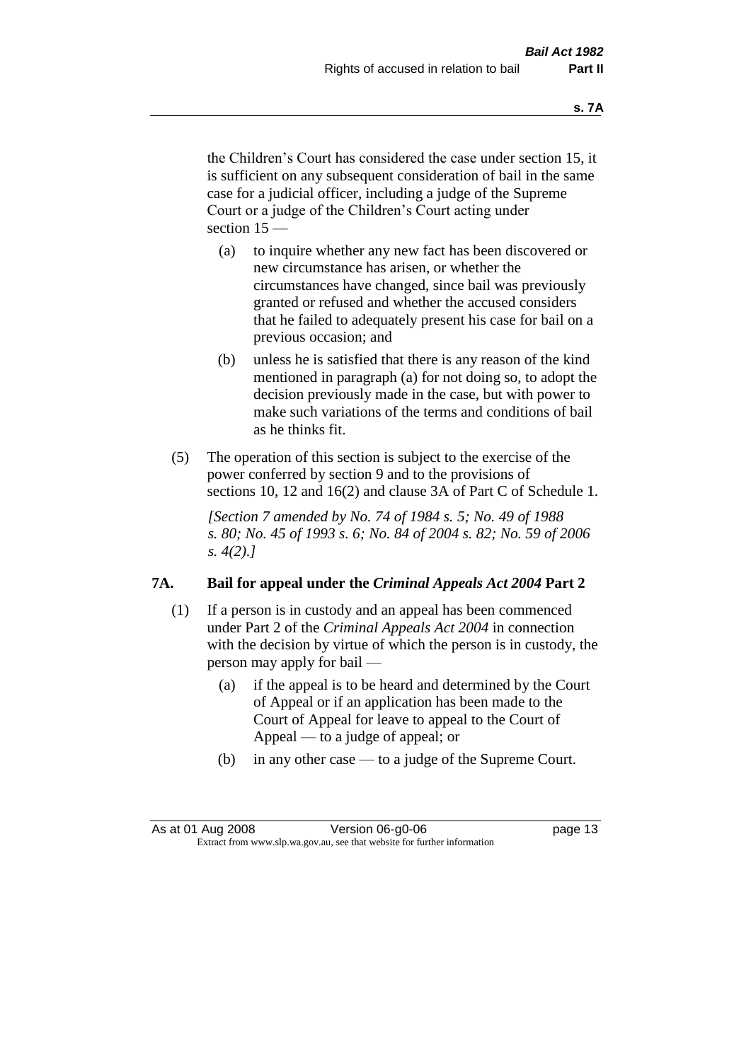the Children's Court has considered the case under section 15, it is sufficient on any subsequent consideration of bail in the same case for a judicial officer, including a judge of the Supreme Court or a judge of the Children's Court acting under section 15 —

- (a) to inquire whether any new fact has been discovered or new circumstance has arisen, or whether the circumstances have changed, since bail was previously granted or refused and whether the accused considers that he failed to adequately present his case for bail on a previous occasion; and
- (b) unless he is satisfied that there is any reason of the kind mentioned in paragraph (a) for not doing so, to adopt the decision previously made in the case, but with power to make such variations of the terms and conditions of bail as he thinks fit.

(5) The operation of this section is subject to the exercise of the power conferred by section 9 and to the provisions of sections 10, 12 and 16(2) and clause 3A of Part C of Schedule 1.

*[Section 7 amended by No. 74 of 1984 s. 5; No. 49 of 1988 s. 80; No. 45 of 1993 s. 6; No. 84 of 2004 s. 82; No. 59 of 2006 s. 4(2).]*

## 7A. Bail for appeal under the *Criminal Appeals Act 2004* Part 2

(1) If a person is in custody and an appeal has been commenced under Part 2 of the *Criminal Appeals Act 2004* in connection with the decision by virtue of which the person is in custody, the person may apply for bail —

- (a) if the appeal is to be heard and determined by the Court of Appeal or if an application has been made to the Court of Appeal for leave to appeal to the Court of Appeal — to a judge of appeal; or
- (b) in any other case — to a judge of the Supreme Court.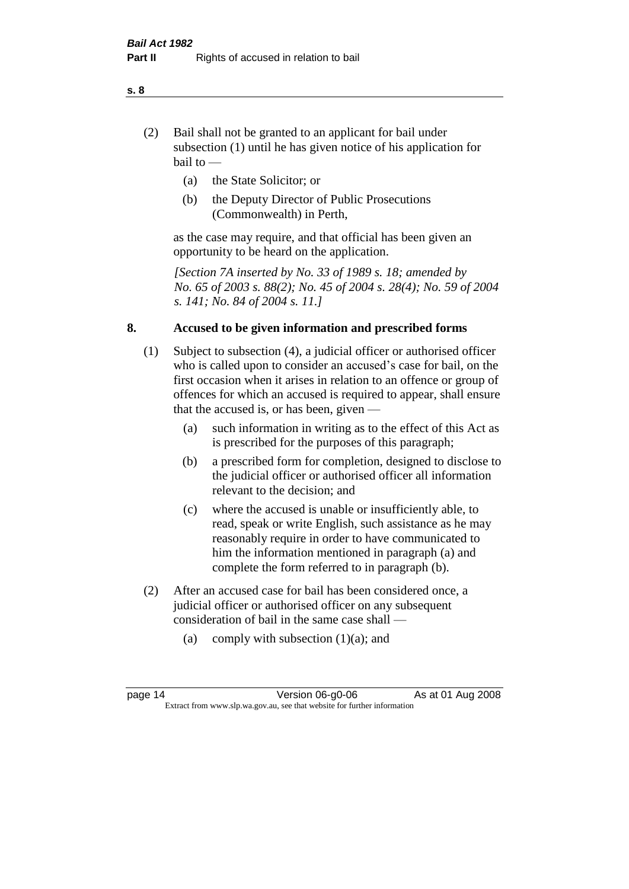(2) Bail shall not be granted to an applicant for bail under subsection (1) until he has given notice of his application for bail to —

  (a) the State Solicitor; or

  (b) the Deputy Director of Public Prosecutions (Commonwealth) in Perth,

as the case may require, and that official has been given an opportunity to be heard on the application.

*[Section 7A inserted by No. 33 of 1989 s. 18; amended by No. 65 of 2003 s. 88(2); No. 45 of 2004 s. 28(4); No. 59 of 2004 s. 141; No. 84 of 2004 s. 11.]*

### 8. Accused to be given information and prescribed forms

(1) Subject to subsection (4), a judicial officer or authorised officer who is called upon to consider an accused's case for bail, on the first occasion when it arises in relation to an offence or group of offences for which an accused is required to appear, shall ensure that the accused is, or has been, given —

  (a) such information in writing as to the effect of this Act as is prescribed for the purposes of this paragraph;

  (b) a prescribed form for completion, designed to disclose to the judicial officer or authorised officer all information relevant to the decision; and

  (c) where the accused is unable or insufficiently able, to read, speak or write English, such assistance as he may reasonably require in order to have communicated to him the information mentioned in paragraph (a) and complete the form referred to in paragraph (b).

(2) After an accused case for bail has been considered once, a judicial officer or authorised officer on any subsequent consideration of bail in the same case shall —

  (a) comply with subsection (1)(a); and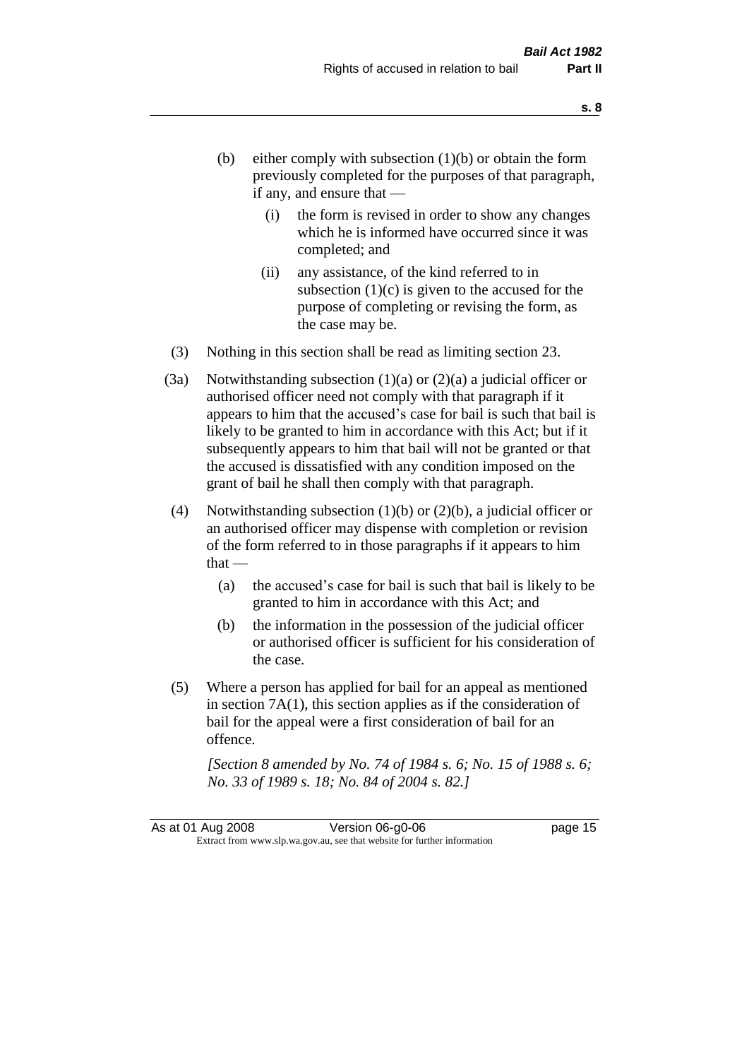(b) either comply with subsection (1)(b) or obtain the form previously completed for the purposes of that paragraph, if any, and ensure that —

   (i) the form is revised in order to show any changes which he is informed have occurred since it was completed; and

   (ii) any assistance, of the kind referred to in subsection (1)(c) is given to the accused for the purpose of completing or revising the form, as the case may be.

(3) Nothing in this section shall be read as limiting section 23.

(3a) Notwithstanding subsection (1)(a) or (2)(a) a judicial officer or authorised officer need not comply with that paragraph if it appears to him that the accused's case for bail is such that bail is likely to be granted to him in accordance with this Act; but if it subsequently appears to him that bail will not be granted or that the accused is dissatisfied with any condition imposed on the grant of bail he shall then comply with that paragraph.

(4) Notwithstanding subsection (1)(b) or (2)(b), a judicial officer or an authorised officer may dispense with completion or revision of the form referred to in those paragraphs if it appears to him that —

   (a) the accused's case for bail is such that bail is likely to be granted to him in accordance with this Act; and

   (b) the information in the possession of the judicial officer or authorised officer is sufficient for his consideration of the case.

(5) Where a person has applied for bail for an appeal as mentioned in section 7A(1), this section applies as if the consideration of bail for the appeal were a first consideration of bail for an offence.

*[Section 8 amended by No. 74 of 1984 s. 6; No. 15 of 1988 s. 6; No. 33 of 1989 s. 18; No. 84 of 2004 s. 82.]*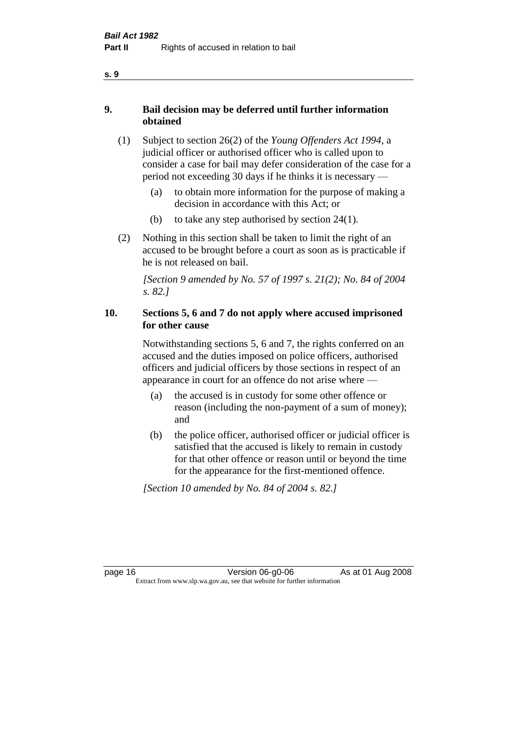## 9. Bail decision may be deferred until further information obtained

(1) Subject to section 26(2) of the *Young Offenders Act 1994*, a judicial officer or authorised officer who is called upon to consider a case for bail may defer consideration of the case for a period not exceeding 30 days if he thinks it is necessary —

(a) to obtain more information for the purpose of making a decision in accordance with this Act; or

(b) to take any step authorised by section 24(1).

(2) Nothing in this section shall be taken to limit the right of an accused to be brought before a court as soon as is practicable if he is not released on bail.

*[Section 9 amended by No. 57 of 1997 s. 21(2); No. 84 of 2004 s. 82.]*

## 10. Sections 5, 6 and 7 do not apply where accused imprisoned for other cause

Notwithstanding sections 5, 6 and 7, the rights conferred on an accused and the duties imposed on police officers, authorised officers and judicial officers by those sections in respect of an appearance in court for an offence do not arise where —

(a) the accused is in custody for some other offence or reason (including the non-payment of a sum of money); and

(b) the police officer, authorised officer or judicial officer is satisfied that the accused is likely to remain in custody for that other offence or reason until or beyond the time for the appearance for the first-mentioned offence.

*[Section 10 amended by No. 84 of 2004 s. 82.]*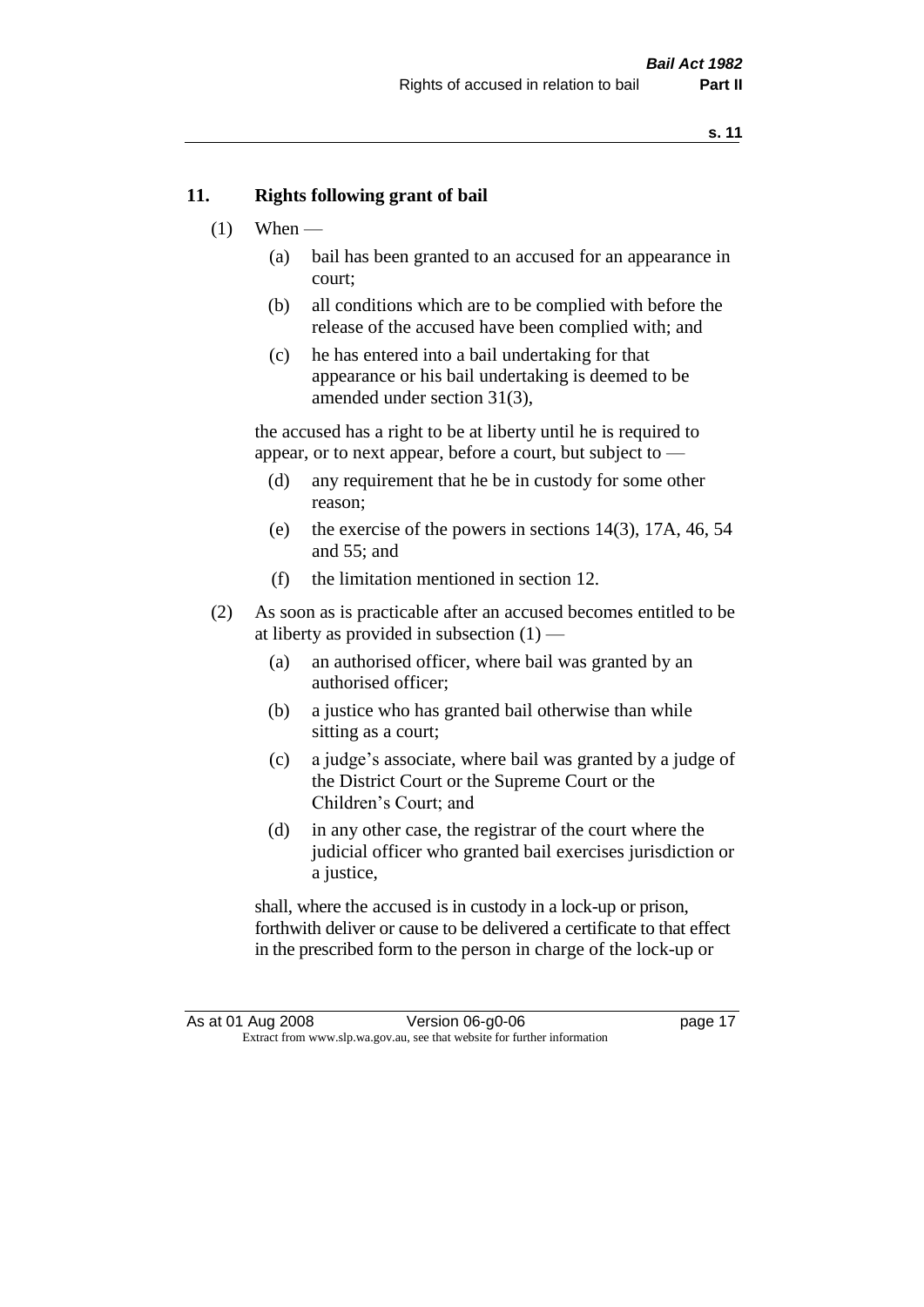## 11. Rights following grant of bail

(1) When —

   (a) bail has been granted to an accused for an appearance in court;

   (b) all conditions which are to be complied with before the release of the accused have been complied with; and

   (c) he has entered into a bail undertaking for that appearance or his bail undertaking is deemed to be amended under section 31(3),

   the accused has a right to be at liberty until he is required to appear, or to next appear, before a court, but subject to —

   (d) any requirement that he be in custody for some other reason;

   (e) the exercise of the powers in sections 14(3), 17A, 46, 54 and 55; and

   (f) the limitation mentioned in section 12.

(2) As soon as is practicable after an accused becomes entitled to be at liberty as provided in subsection (1) —

   (a) an authorised officer, where bail was granted by an authorised officer;

   (b) a justice who has granted bail otherwise than while sitting as a court;

   (c) a judge's associate, where bail was granted by a judge of the District Court or the Supreme Court or the Children's Court; and

   (d) in any other case, the registrar of the court where the judicial officer who granted bail exercises jurisdiction or a justice,

   shall, where the accused is in custody in a lock-up or prison, forthwith deliver or cause to be delivered a certificate to that effect in the prescribed form to the person in charge of the lock-up or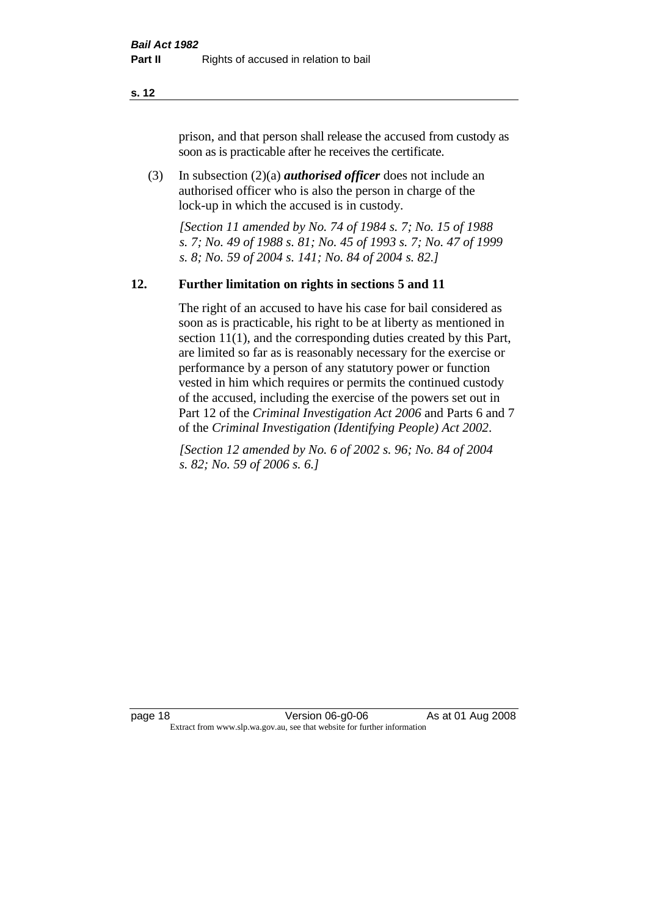prison, and that person shall release the accused from custody as soon as is practicable after he receives the certificate.

(3) In subsection (2)(a) ***authorised officer*** does not include an authorised officer who is also the person in charge of the lock-up in which the accused is in custody.

*[Section 11 amended by No. 74 of 1984 s. 7; No. 15 of 1988 s. 7; No. 49 of 1988 s. 81; No. 45 of 1993 s. 7; No. 47 of 1999 s. 8; No. 59 of 2004 s. 141; No. 84 of 2004 s. 82.]*

## 12. Further limitation on rights in sections 5 and 11

The right of an accused to have his case for bail considered as soon as is practicable, his right to be at liberty as mentioned in section 11(1), and the corresponding duties created by this Part, are limited so far as is reasonably necessary for the exercise or performance by a person of any statutory power or function vested in him which requires or permits the continued custody of the accused, including the exercise of the powers set out in Part 12 of the *Criminal Investigation Act 2006* and Parts 6 and 7 of the *Criminal Investigation (Identifying People) Act 2002*.

*[Section 12 amended by No. 6 of 2002 s. 96; No. 84 of 2004 s. 82; No. 59 of 2006 s. 6.]*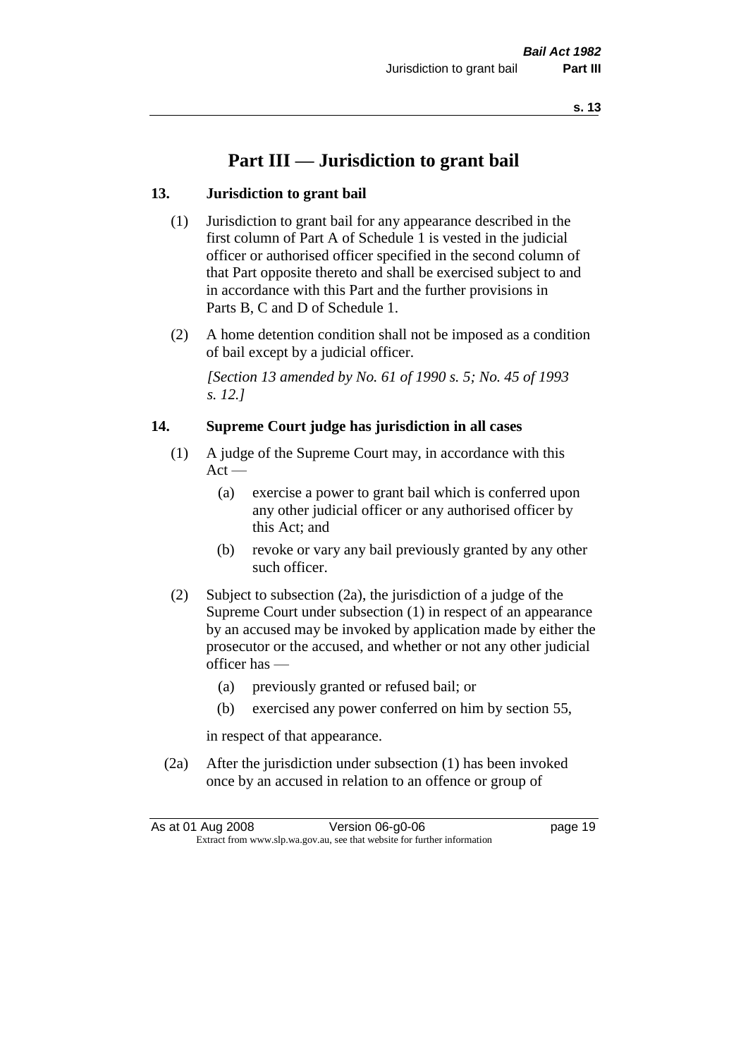# Part III — Jurisdiction to grant bail

### 13. Jurisdiction to grant bail

(1) Jurisdiction to grant bail for any appearance described in the first column of Part A of Schedule 1 is vested in the judicial officer or authorised officer specified in the second column of that Part opposite thereto and shall be exercised subject to and in accordance with this Part and the further provisions in Parts B, C and D of Schedule 1.

(2) A home detention condition shall not be imposed as a condition of bail except by a judicial officer.

*[Section 13 amended by No. 61 of 1990 s. 5; No. 45 of 1993 s. 12.]*

### 14. Supreme Court judge has jurisdiction in all cases

(1) A judge of the Supreme Court may, in accordance with this Act —

- (a) exercise a power to grant bail which is conferred upon any other judicial officer or any authorised officer by this Act; and
- (b) revoke or vary any bail previously granted by any other such officer.

(2) Subject to subsection (2a), the jurisdiction of a judge of the Supreme Court under subsection (1) in respect of an appearance by an accused may be invoked by application made by either the prosecutor or the accused, and whether or not any other judicial officer has —

- (a) previously granted or refused bail; or
- (b) exercised any power conferred on him by section 55,

in respect of that appearance.

(2a) After the jurisdiction under subsection (1) has been invoked once by an accused in relation to an offence or group of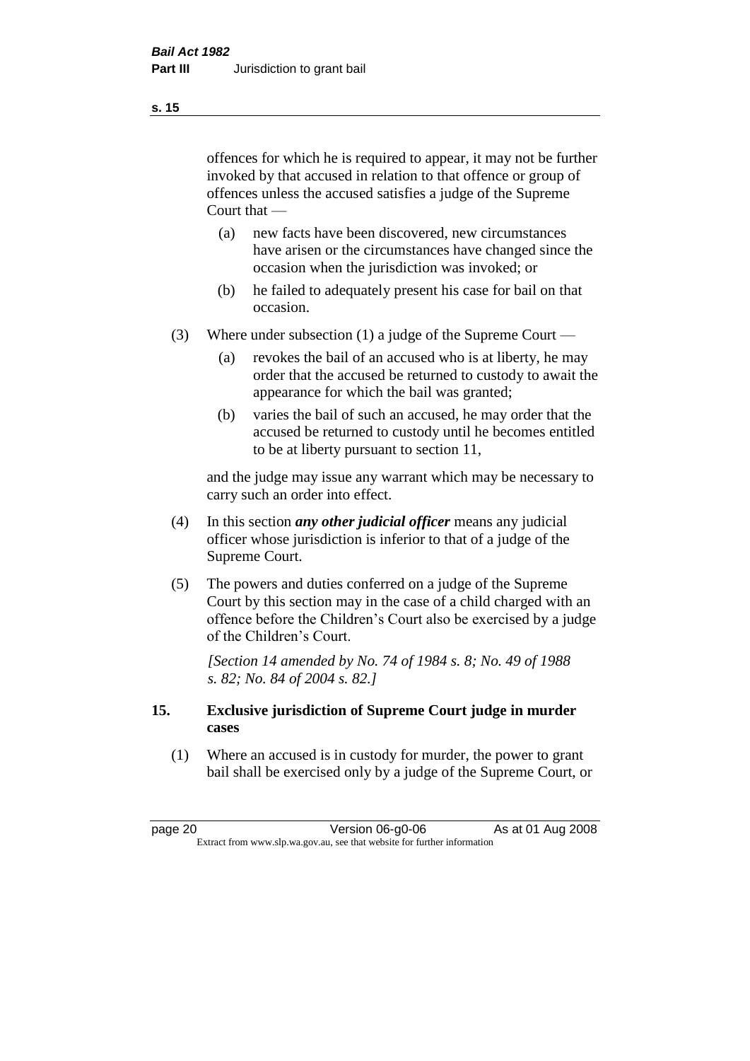offences for which he is required to appear, it may not be further invoked by that accused in relation to that offence or group of offences unless the accused satisfies a judge of the Supreme Court that —

   (a) new facts have been discovered, new circumstances have arisen or the circumstances have changed since the occasion when the jurisdiction was invoked; or

   (b) he failed to adequately present his case for bail on that occasion.

(3) Where under subsection (1) a judge of the Supreme Court —

   (a) revokes the bail of an accused who is at liberty, he may order that the accused be returned to custody to await the appearance for which the bail was granted;

   (b) varies the bail of such an accused, he may order that the accused be returned to custody until he becomes entitled to be at liberty pursuant to section 11,

and the judge may issue any warrant which may be necessary to carry such an order into effect.

(4) In this section ***any other judicial officer*** means any judicial officer whose jurisdiction is inferior to that of a judge of the Supreme Court.

(5) The powers and duties conferred on a judge of the Supreme Court by this section may in the case of a child charged with an offence before the Children's Court also be exercised by a judge of the Children's Court.

*[Section 14 amended by No. 74 of 1984 s. 8; No. 49 of 1988 s. 82; No. 84 of 2004 s. 82.]*

## 15. Exclusive jurisdiction of Supreme Court judge in murder cases

(1) Where an accused is in custody for murder, the power to grant bail shall be exercised only by a judge of the Supreme Court, or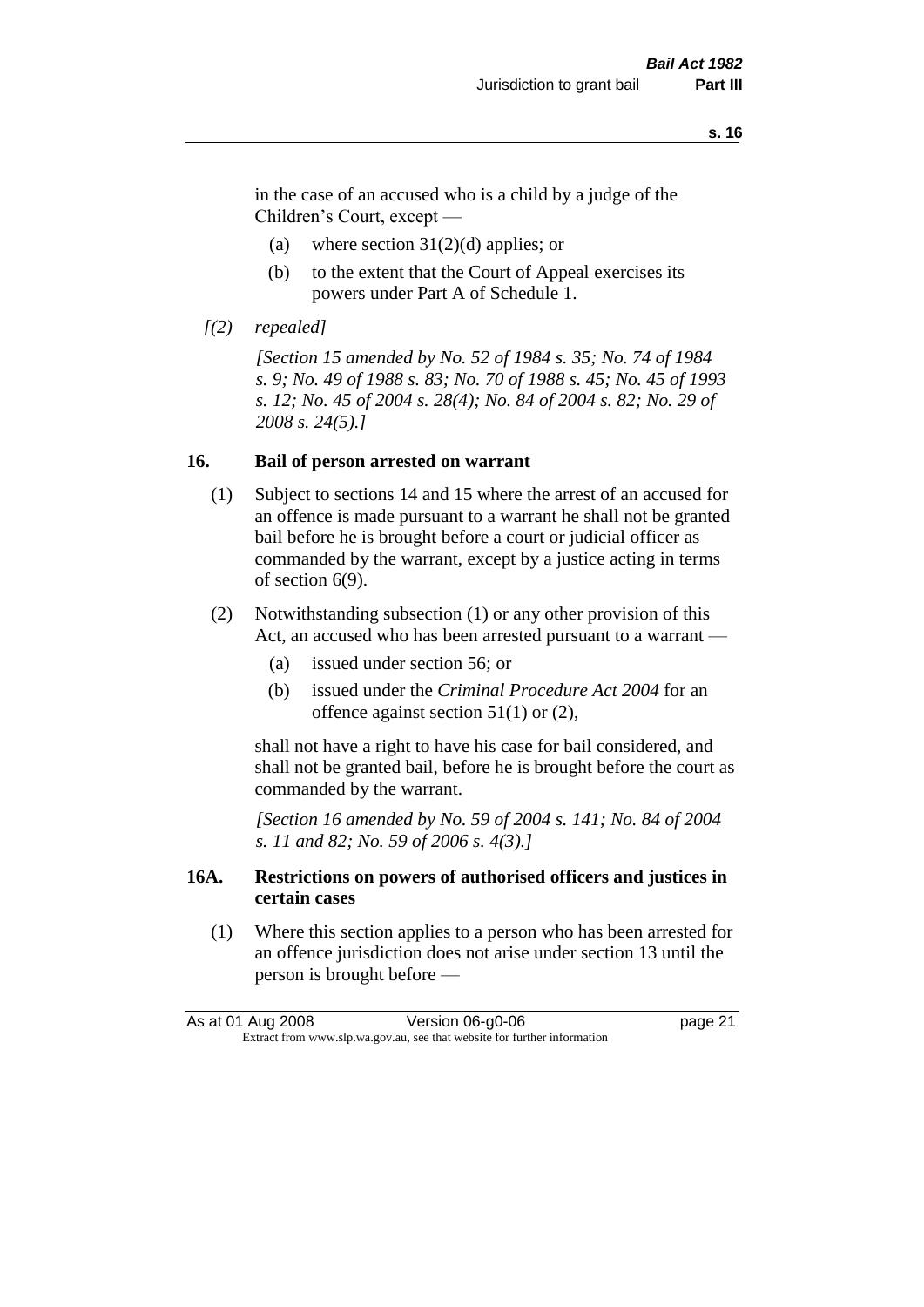in the case of an accused who is a child by a judge of the Children's Court, except —

(a) where section 31(2)(d) applies; or

(b) to the extent that the Court of Appeal exercises its powers under Part A of Schedule 1.

*[(2) repealed]*

*[Section 15 amended by No. 52 of 1984 s. 35; No. 74 of 1984 s. 9; No. 49 of 1988 s. 83; No. 70 of 1988 s. 45; No. 45 of 1993 s. 12; No. 45 of 2004 s. 28(4); No. 84 of 2004 s. 82; No. 29 of 2008 s. 24(5).]*

## 16. Bail of person arrested on warrant

(1) Subject to sections 14 and 15 where the arrest of an accused for an offence is made pursuant to a warrant he shall not be granted bail before he is brought before a court or judicial officer as commanded by the warrant, except by a justice acting in terms of section 6(9).

(2) Notwithstanding subsection (1) or any other provision of this Act, an accused who has been arrested pursuant to a warrant —

(a) issued under section 56; or

(b) issued under the *Criminal Procedure Act 2004* for an offence against section 51(1) or (2),

shall not have a right to have his case for bail considered, and shall not be granted bail, before he is brought before the court as commanded by the warrant.

*[Section 16 amended by No. 59 of 2004 s. 141; No. 84 of 2004 s. 11 and 82; No. 59 of 2006 s. 4(3).]*

## 16A. Restrictions on powers of authorised officers and justices in certain cases

(1) Where this section applies to a person who has been arrested for an offence jurisdiction does not arise under section 13 until the person is brought before —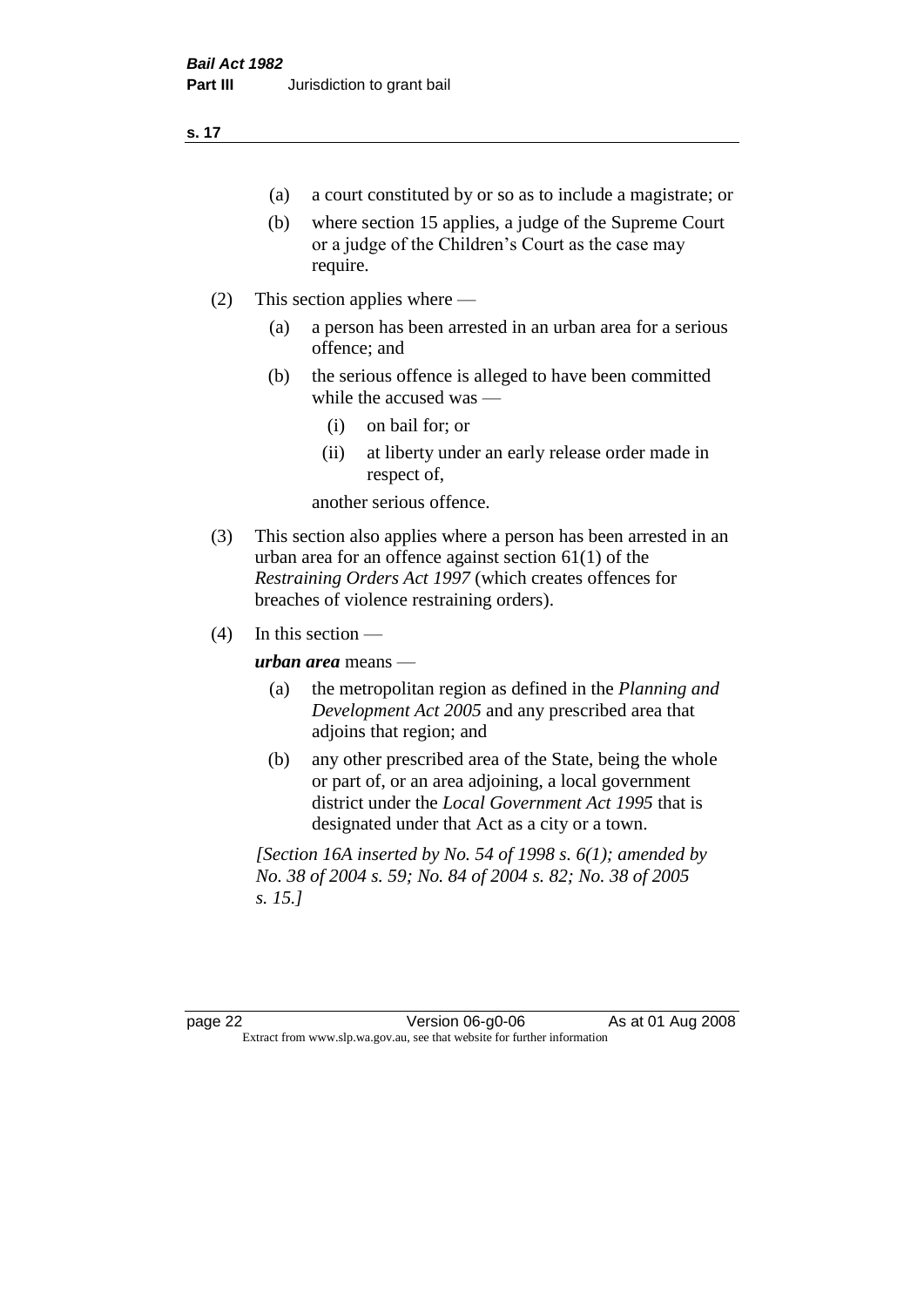- (a) a court constituted by or so as to include a magistrate; or
- (b) where section 15 applies, a judge of the Supreme Court or a judge of the Children's Court as the case may require.

(2) This section applies where —

- (a) a person has been arrested in an urban area for a serious offence; and
- (b) the serious offence is alleged to have been committed while the accused was —
  - (i) on bail for; or
  - (ii) at liberty under an early release order made in respect of,

  another serious offence.

(3) This section also applies where a person has been arrested in an urban area for an offence against section 61(1) of the *Restraining Orders Act 1997* (which creates offences for breaches of violence restraining orders).

(4) In this section —

***urban area*** means —

- (a) the metropolitan region as defined in the *Planning and Development Act 2005* and any prescribed area that adjoins that region; and
- (b) any other prescribed area of the State, being the whole or part of, or an area adjoining, a local government district under the *Local Government Act 1995* that is designated under that Act as a city or a town.

*[Section 16A inserted by No. 54 of 1998 s. 6(1); amended by No. 38 of 2004 s. 59; No. 84 of 2004 s. 82; No. 38 of 2005 s. 15.]*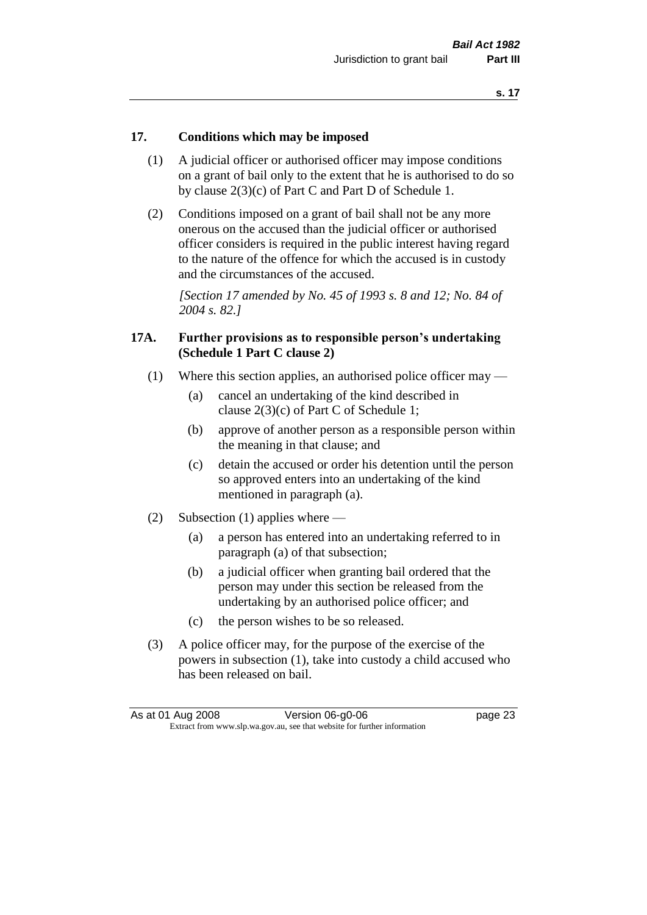## 17. Conditions which may be imposed

(1) A judicial officer or authorised officer may impose conditions on a grant of bail only to the extent that he is authorised to do so by clause 2(3)(c) of Part C and Part D of Schedule 1.

(2) Conditions imposed on a grant of bail shall not be any more onerous on the accused than the judicial officer or authorised officer considers is required in the public interest having regard to the nature of the offence for which the accused is in custody and the circumstances of the accused.

*[Section 17 amended by No. 45 of 1993 s. 8 and 12; No. 84 of 2004 s. 82.]*

## 17A. Further provisions as to responsible person's undertaking (Schedule 1 Part C clause 2)

(1) Where this section applies, an authorised police officer may —

(a) cancel an undertaking of the kind described in clause 2(3)(c) of Part C of Schedule 1;

(b) approve of another person as a responsible person within the meaning in that clause; and

(c) detain the accused or order his detention until the person so approved enters into an undertaking of the kind mentioned in paragraph (a).

(2) Subsection (1) applies where —

(a) a person has entered into an undertaking referred to in paragraph (a) of that subsection;

(b) a judicial officer when granting bail ordered that the person may under this section be released from the undertaking by an authorised police officer; and

(c) the person wishes to be so released.

(3) A police officer may, for the purpose of the exercise of the powers in subsection (1), take into custody a child accused who has been released on bail.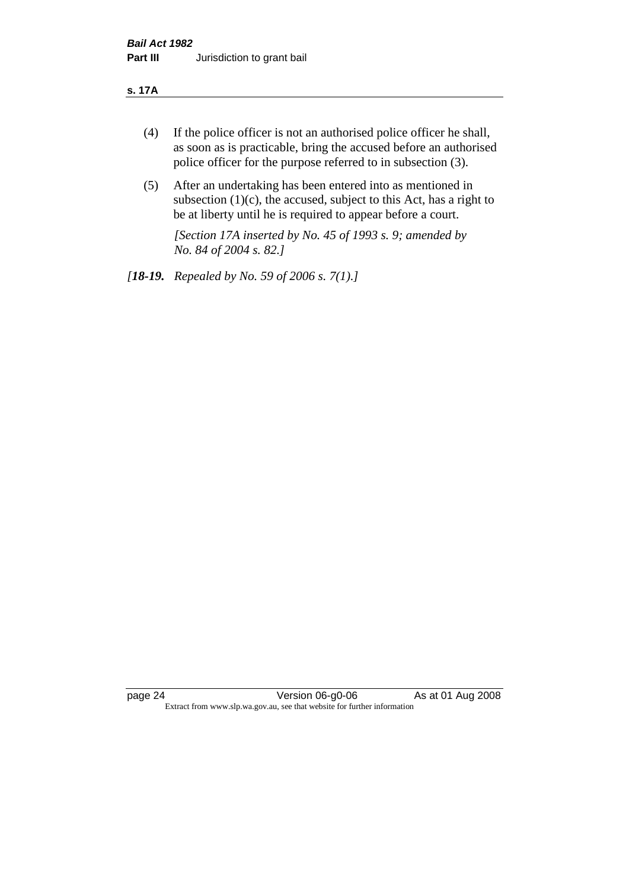(4) If the police officer is not an authorised police officer he shall, as soon as is practicable, bring the accused before an authorised police officer for the purpose referred to in subsection (3).

(5) After an undertaking has been entered into as mentioned in subsection (1)(c), the accused, subject to this Act, has a right to be at liberty until he is required to appear before a court.

*[Section 17A inserted by No. 45 of 1993 s. 9; amended by No. 84 of 2004 s. 82.]*

*[**18-19.** Repealed by No. 59 of 2006 s. 7(1).]*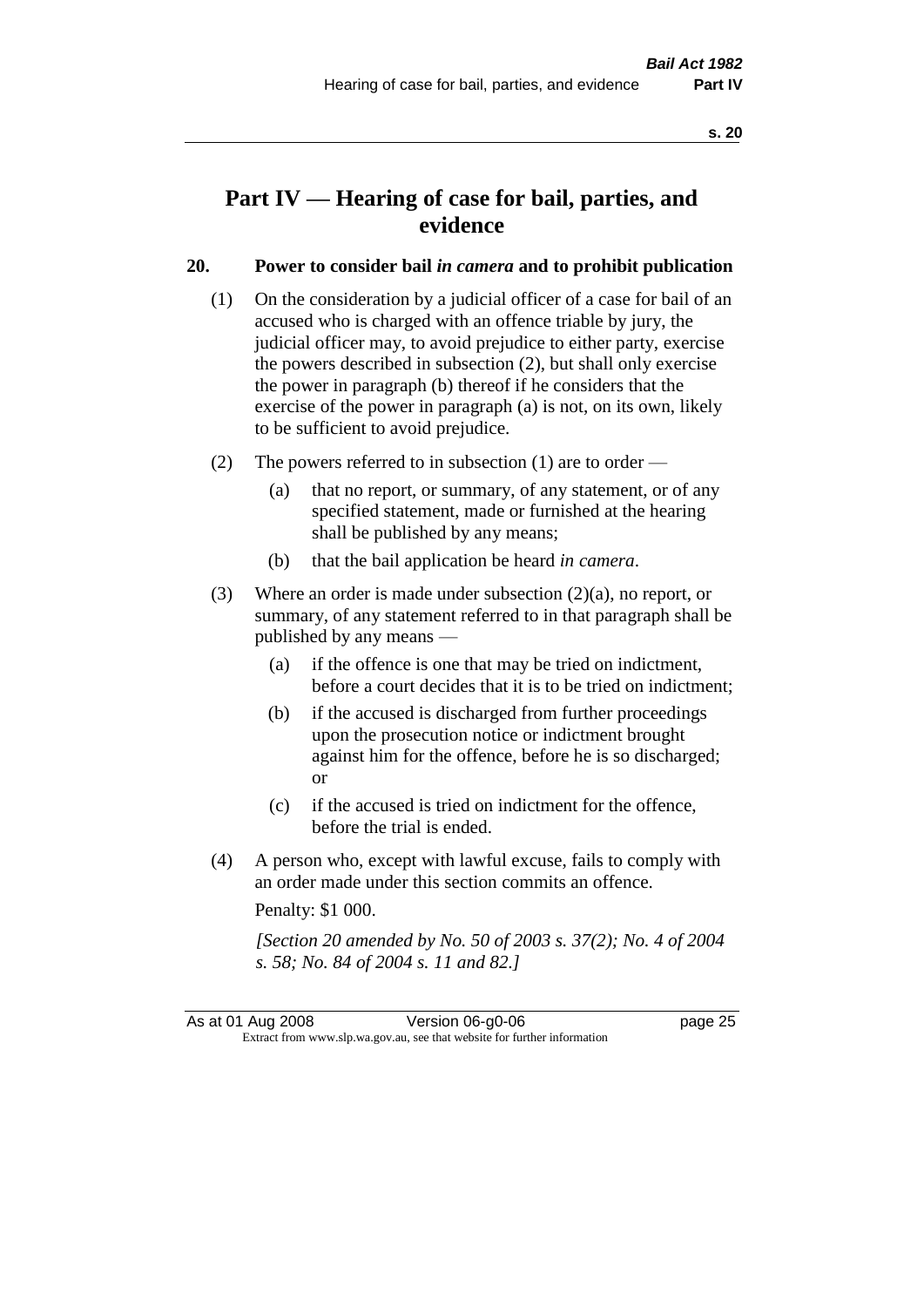# Part IV — Hearing of case for bail, parties, and evidence

## 20. Power to consider bail *in camera* and to prohibit publication

(1) On the consideration by a judicial officer of a case for bail of an accused who is charged with an offence triable by jury, the judicial officer may, to avoid prejudice to either party, exercise the powers described in subsection (2), but shall only exercise the power in paragraph (b) thereof if he considers that the exercise of the power in paragraph (a) is not, on its own, likely to be sufficient to avoid prejudice.

(2) The powers referred to in subsection (1) are to order —

- (a) that no report, or summary, of any statement, or of any specified statement, made or furnished at the hearing shall be published by any means;
- (b) that the bail application be heard *in camera*.

(3) Where an order is made under subsection (2)(a), no report, or summary, of any statement referred to in that paragraph shall be published by any means —

- (a) if the offence is one that may be tried on indictment, before a court decides that it is to be tried on indictment;
- (b) if the accused is discharged from further proceedings upon the prosecution notice or indictment brought against him for the offence, before he is so discharged; or
- (c) if the accused is tried on indictment for the offence, before the trial is ended.

(4) A person who, except with lawful excuse, fails to comply with an order made under this section commits an offence.

Penalty: $1 000.

*[Section 20 amended by No. 50 of 2003 s. 37(2); No. 4 of 2004 s. 58; No. 84 of 2004 s. 11 and 82.]*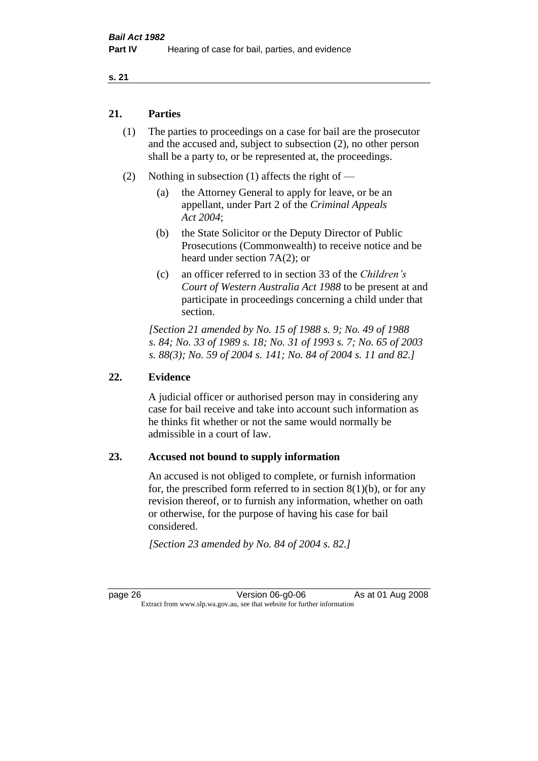## 21. Parties

(1) The parties to proceedings on a case for bail are the prosecutor and the accused and, subject to subsection (2), no other person shall be a party to, or be represented at, the proceedings.

(2) Nothing in subsection (1) affects the right of —

(a) the Attorney General to apply for leave, or be an appellant, under Part 2 of the *Criminal Appeals Act 2004*;

(b) the State Solicitor or the Deputy Director of Public Prosecutions (Commonwealth) to receive notice and be heard under section 7A(2); or

(c) an officer referred to in section 33 of the *Children's Court of Western Australia Act 1988* to be present at and participate in proceedings concerning a child under that section.

*[Section 21 amended by No. 15 of 1988 s. 9; No. 49 of 1988 s. 84; No. 33 of 1989 s. 18; No. 31 of 1993 s. 7; No. 65 of 2003 s. 88(3); No. 59 of 2004 s. 141; No. 84 of 2004 s. 11 and 82.]*

## 22. Evidence

A judicial officer or authorised person may in considering any case for bail receive and take into account such information as he thinks fit whether or not the same would normally be admissible in a court of law.

## 23. Accused not bound to supply information

An accused is not obliged to complete, or furnish information for, the prescribed form referred to in section 8(1)(b), or for any revision thereof, or to furnish any information, whether on oath or otherwise, for the purpose of having his case for bail considered.

*[Section 23 amended by No. 84 of 2004 s. 82.]*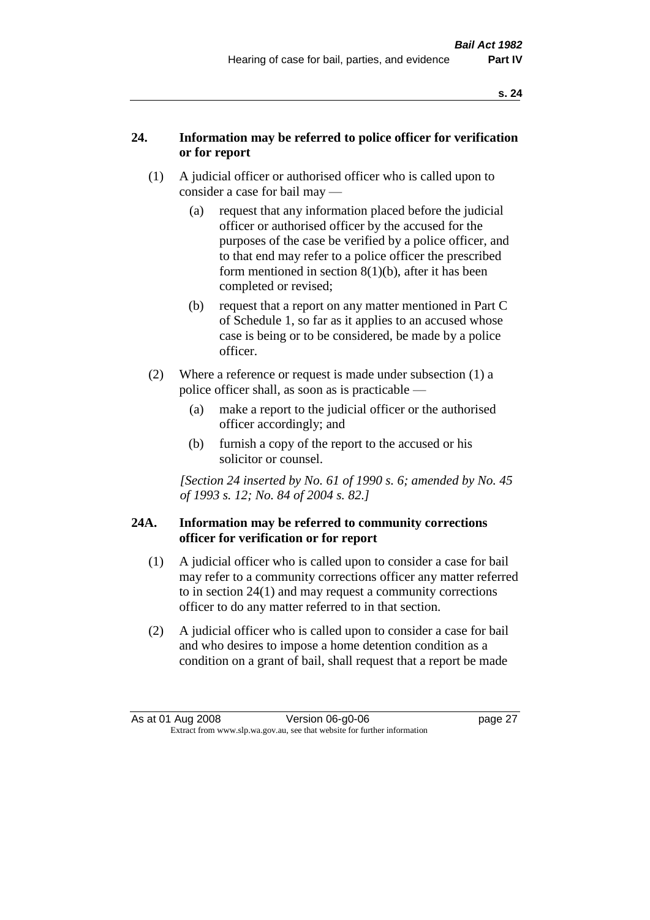## 24. Information may be referred to police officer for verification or for report

(1) A judicial officer or authorised officer who is called upon to consider a case for bail may —

(a) request that any information placed before the judicial officer or authorised officer by the accused for the purposes of the case be verified by a police officer, and to that end may refer to a police officer the prescribed form mentioned in section 8(1)(b), after it has been completed or revised;

(b) request that a report on any matter mentioned in Part C of Schedule 1, so far as it applies to an accused whose case is being or to be considered, be made by a police officer.

(2) Where a reference or request is made under subsection (1) a police officer shall, as soon as is practicable —

(a) make a report to the judicial officer or the authorised officer accordingly; and

(b) furnish a copy of the report to the accused or his solicitor or counsel.

*[Section 24 inserted by No. 61 of 1990 s. 6; amended by No. 45 of 1993 s. 12; No. 84 of 2004 s. 82.]*

## 24A. Information may be referred to community corrections officer for verification or for report

(1) A judicial officer who is called upon to consider a case for bail may refer to a community corrections officer any matter referred to in section 24(1) and may request a community corrections officer to do any matter referred to in that section.

(2) A judicial officer who is called upon to consider a case for bail and who desires to impose a home detention condition as a condition on a grant of bail, shall request that a report be made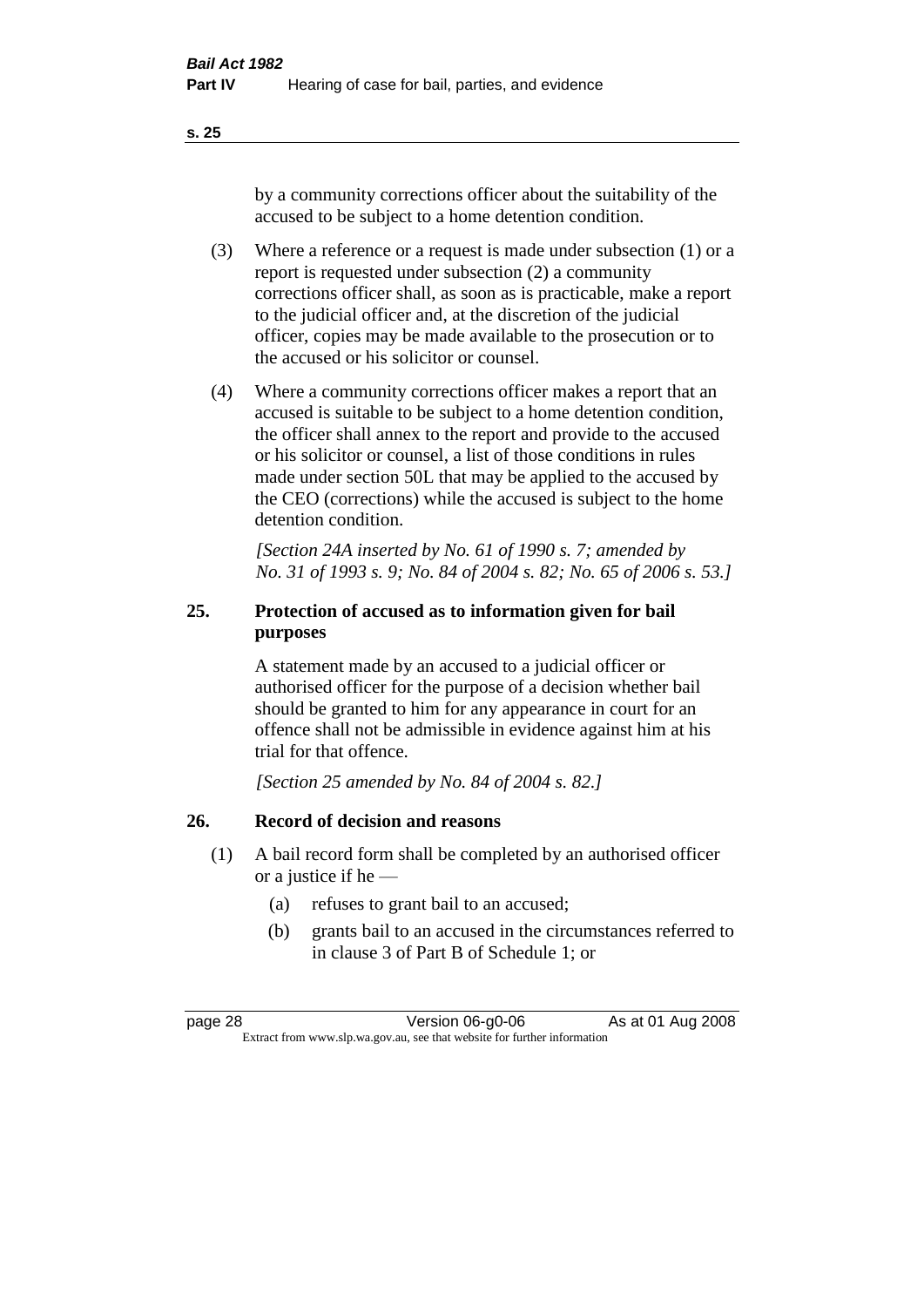by a community corrections officer about the suitability of the accused to be subject to a home detention condition.

(3) Where a reference or a request is made under subsection (1) or a report is requested under subsection (2) a community corrections officer shall, as soon as is practicable, make a report to the judicial officer and, at the discretion of the judicial officer, copies may be made available to the prosecution or to the accused or his solicitor or counsel.

(4) Where a community corrections officer makes a report that an accused is suitable to be subject to a home detention condition, the officer shall annex to the report and provide to the accused or his solicitor or counsel, a list of those conditions in rules made under section 50L that may be applied to the accused by the CEO (corrections) while the accused is subject to the home detention condition.

*[Section 24A inserted by No. 61 of 1990 s. 7; amended by No. 31 of 1993 s. 9; No. 84 of 2004 s. 82; No. 65 of 2006 s. 53.]*

### 25. Protection of accused as to information given for bail purposes

A statement made by an accused to a judicial officer or authorised officer for the purpose of a decision whether bail should be granted to him for any appearance in court for an offence shall not be admissible in evidence against him at his trial for that offence.

*[Section 25 amended by No. 84 of 2004 s. 82.]*

### 26. Record of decision and reasons

(1) A bail record form shall be completed by an authorised officer or a justice if he —

(a) refuses to grant bail to an accused;

(b) grants bail to an accused in the circumstances referred to in clause 3 of Part B of Schedule 1; or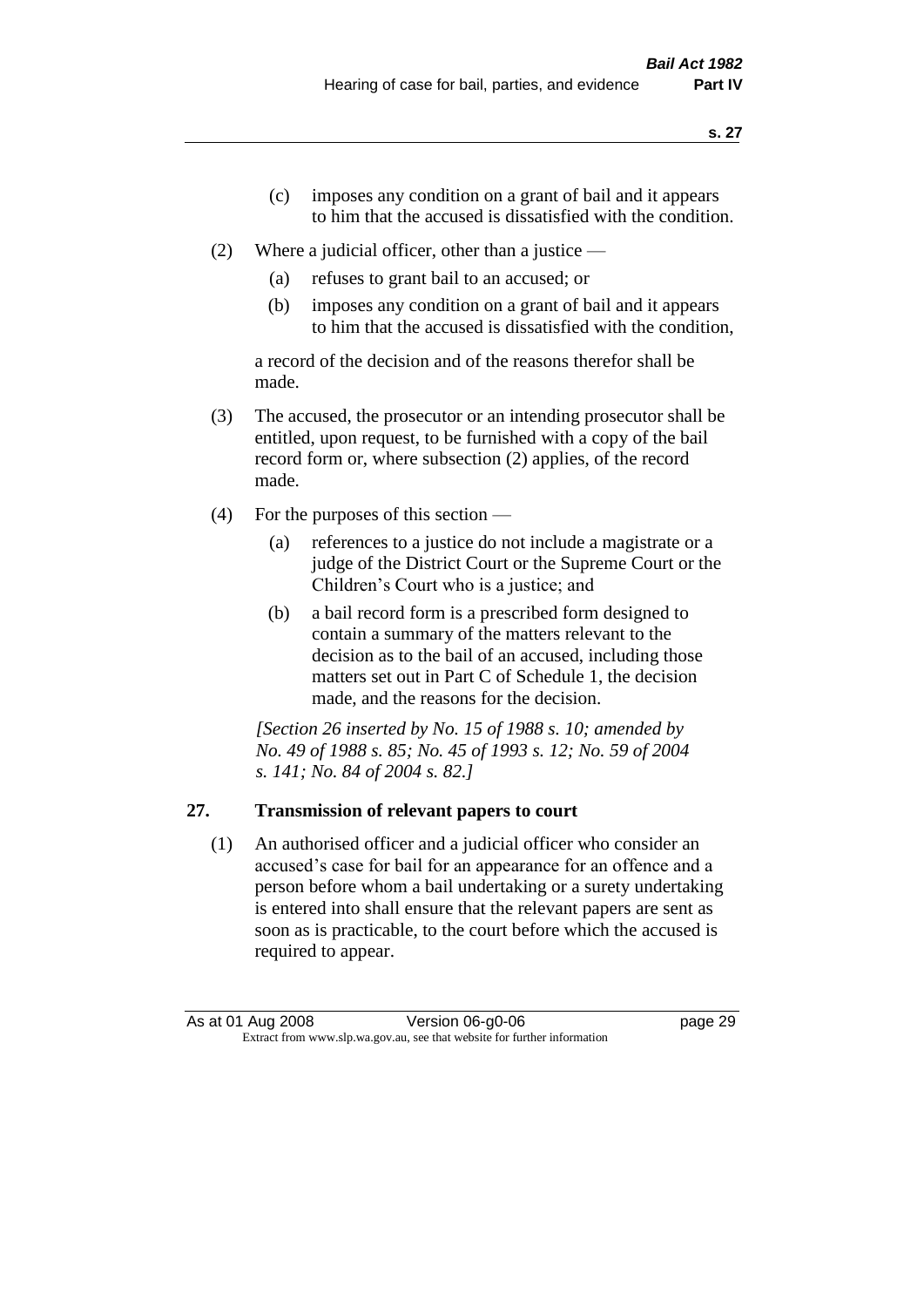(c) imposes any condition on a grant of bail and it appears to him that the accused is dissatisfied with the condition.

(2) Where a judicial officer, other than a justice —

(a) refuses to grant bail to an accused; or

(b) imposes any condition on a grant of bail and it appears to him that the accused is dissatisfied with the condition,

a record of the decision and of the reasons therefor shall be made.

(3) The accused, the prosecutor or an intending prosecutor shall be entitled, upon request, to be furnished with a copy of the bail record form or, where subsection (2) applies, of the record made.

(4) For the purposes of this section —

(a) references to a justice do not include a magistrate or a judge of the District Court or the Supreme Court or the Children's Court who is a justice; and

(b) a bail record form is a prescribed form designed to contain a summary of the matters relevant to the decision as to the bail of an accused, including those matters set out in Part C of Schedule 1, the decision made, and the reasons for the decision.

*[Section 26 inserted by No. 15 of 1988 s. 10; amended by No. 49 of 1988 s. 85; No. 45 of 1993 s. 12; No. 59 of 2004 s. 141; No. 84 of 2004 s. 82.]*

## 27. Transmission of relevant papers to court

(1) An authorised officer and a judicial officer who consider an accused's case for bail for an appearance for an offence and a person before whom a bail undertaking or a surety undertaking is entered into shall ensure that the relevant papers are sent as soon as is practicable, to the court before which the accused is required to appear.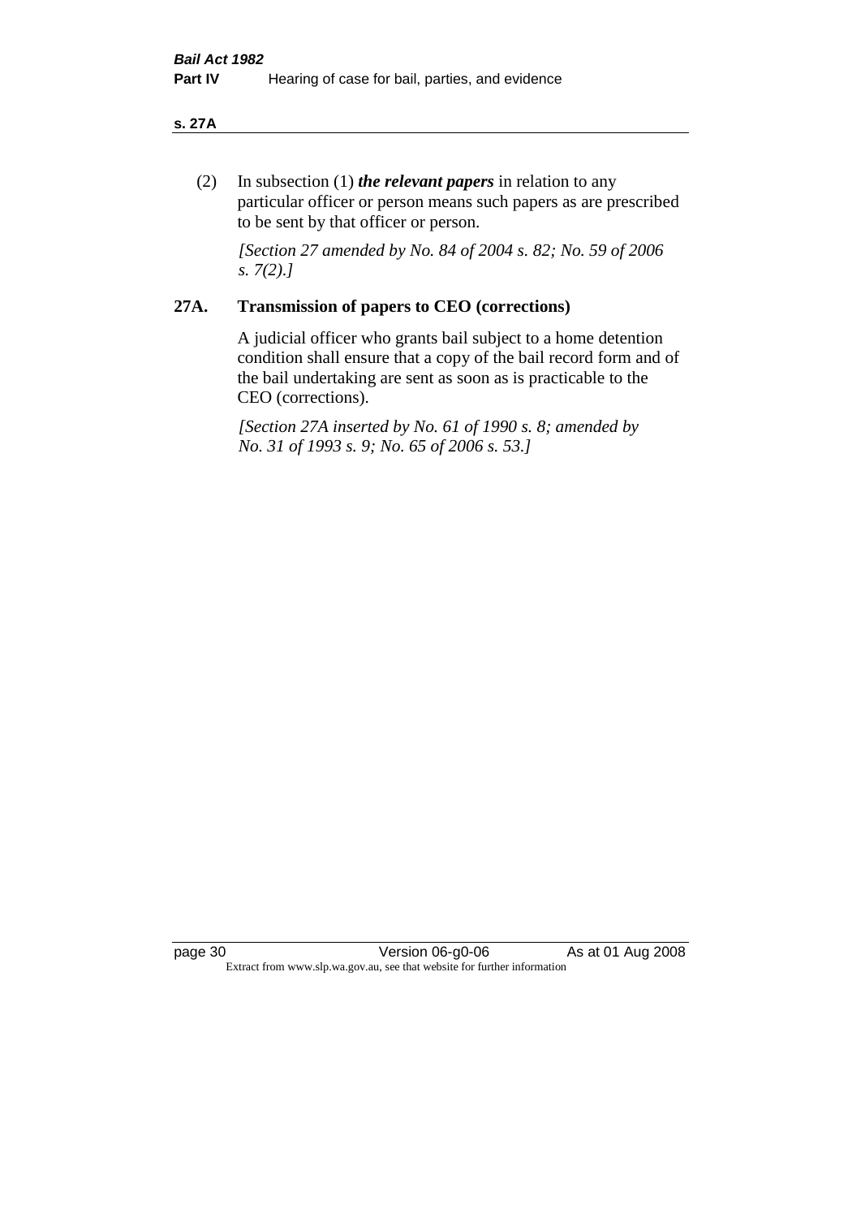(2) In subsection (1) ***the relevant papers*** in relation to any particular officer or person means such papers as are prescribed to be sent by that officer or person.

*[Section 27 amended by No. 84 of 2004 s. 82; No. 59 of 2006 s. 7(2).]*

## 27A. Transmission of papers to CEO (corrections)

A judicial officer who grants bail subject to a home detention condition shall ensure that a copy of the bail record form and of the bail undertaking are sent as soon as is practicable to the CEO (corrections).

*[Section 27A inserted by No. 61 of 1990 s. 8; amended by No. 31 of 1993 s. 9; No. 65 of 2006 s. 53.]*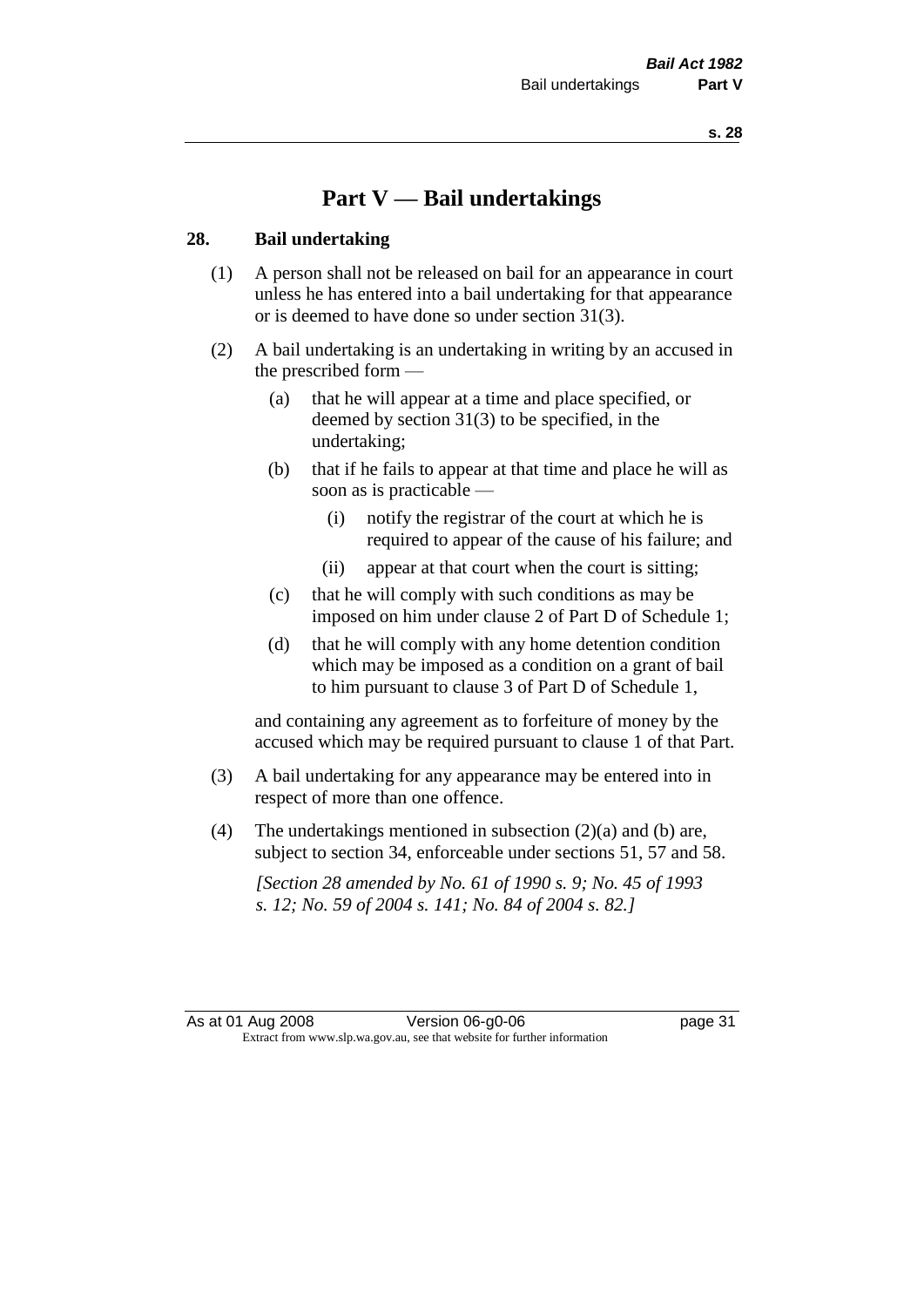# Part V — Bail undertakings

## 28. Bail undertaking

(1) A person shall not be released on bail for an appearance in court unless he has entered into a bail undertaking for that appearance or is deemed to have done so under section 31(3).

(2) A bail undertaking is an undertaking in writing by an accused in the prescribed form —

- (a) that he will appear at a time and place specified, or deemed by section 31(3) to be specified, in the undertaking;
- (b) that if he fails to appear at that time and place he will as soon as is practicable —
  - (i) notify the registrar of the court at which he is required to appear of the cause of his failure; and
  - (ii) appear at that court when the court is sitting;
- (c) that he will comply with such conditions as may be imposed on him under clause 2 of Part D of Schedule 1;
- (d) that he will comply with any home detention condition which may be imposed as a condition on a grant of bail to him pursuant to clause 3 of Part D of Schedule 1,

and containing any agreement as to forfeiture of money by the accused which may be required pursuant to clause 1 of that Part.

(3) A bail undertaking for any appearance may be entered into in respect of more than one offence.

(4) The undertakings mentioned in subsection (2)(a) and (b) are, subject to section 34, enforceable under sections 51, 57 and 58.

*[Section 28 amended by No. 61 of 1990 s. 9; No. 45 of 1993 s. 12; No. 59 of 2004 s. 141; No. 84 of 2004 s. 82.]*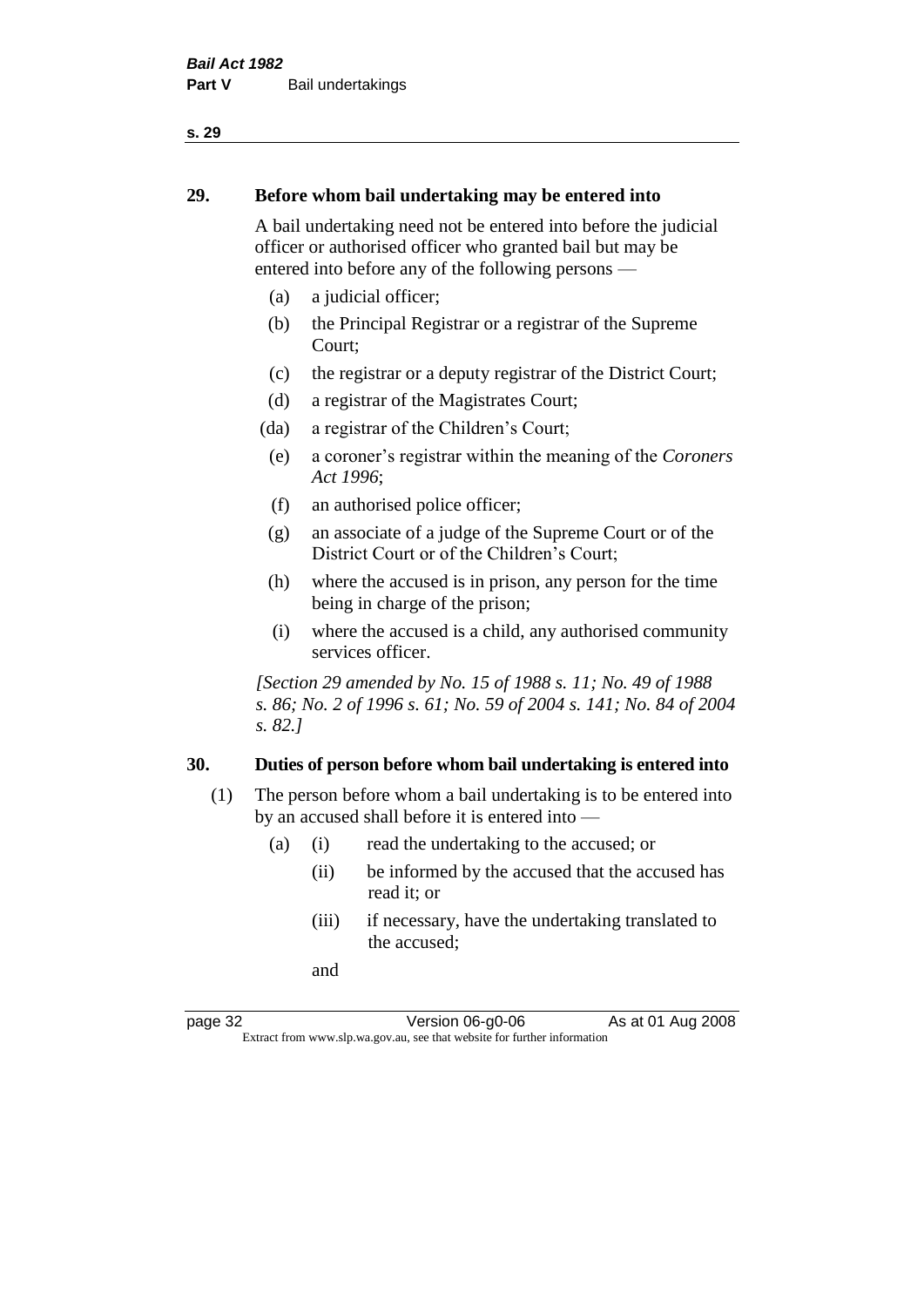## 29. Before whom bail undertaking may be entered into

A bail undertaking need not be entered into before the judicial officer or authorised officer who granted bail but may be entered into before any of the following persons —

- (a) a judicial officer;
- (b) the Principal Registrar or a registrar of the Supreme Court;
- (c) the registrar or a deputy registrar of the District Court;
- (d) a registrar of the Magistrates Court;
- (da) a registrar of the Children's Court;
- (e) a coroner's registrar within the meaning of the *Coroners Act 1996*;
- (f) an authorised police officer;
- (g) an associate of a judge of the Supreme Court or of the District Court or of the Children's Court;
- (h) where the accused is in prison, any person for the time being in charge of the prison;
- (i) where the accused is a child, any authorised community services officer.

*[Section 29 amended by No. 15 of 1988 s. 11; No. 49 of 1988 s. 86; No. 2 of 1996 s. 61; No. 59 of 2004 s. 141; No. 84 of 2004 s. 82.]*

## 30. Duties of person before whom bail undertaking is entered into

(1) The person before whom a bail undertaking is to be entered into by an accused shall before it is entered into —

- (a) (i) read the undertaking to the accused; or
  - (ii) be informed by the accused that the accused has read it; or
  - (iii) if necessary, have the undertaking translated to the accused;

  and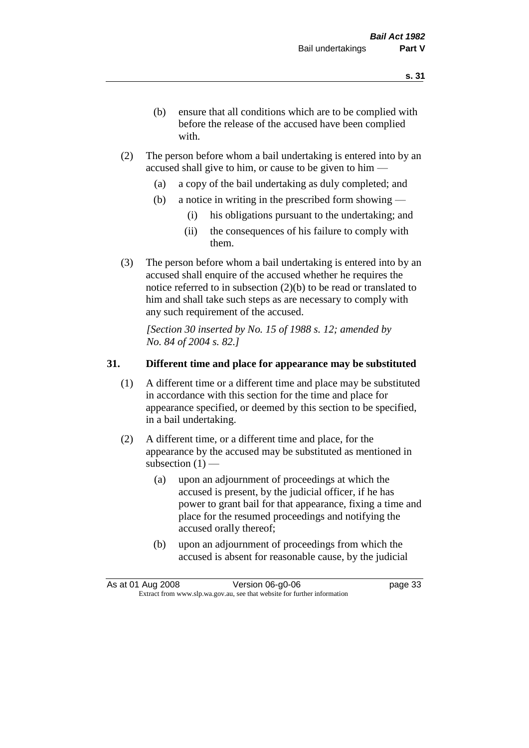(b) ensure that all conditions which are to be complied with before the release of the accused have been complied with.

(2) The person before whom a bail undertaking is entered into by an accused shall give to him, or cause to be given to him —

(a) a copy of the bail undertaking as duly completed; and

(b) a notice in writing in the prescribed form showing —

(i) his obligations pursuant to the undertaking; and

(ii) the consequences of his failure to comply with them.

(3) The person before whom a bail undertaking is entered into by an accused shall enquire of the accused whether he requires the notice referred to in subsection (2)(b) to be read or translated to him and shall take such steps as are necessary to comply with any such requirement of the accused.

*[Section 30 inserted by No. 15 of 1988 s. 12; amended by No. 84 of 2004 s. 82.]*

### 31. Different time and place for appearance may be substituted

(1) A different time or a different time and place may be substituted in accordance with this section for the time and place for appearance specified, or deemed by this section to be specified, in a bail undertaking.

(2) A different time, or a different time and place, for the appearance by the accused may be substituted as mentioned in subsection (1) —

(a) upon an adjournment of proceedings at which the accused is present, by the judicial officer, if he has power to grant bail for that appearance, fixing a time and place for the resumed proceedings and notifying the accused orally thereof;

(b) upon an adjournment of proceedings from which the accused is absent for reasonable cause, by the judicial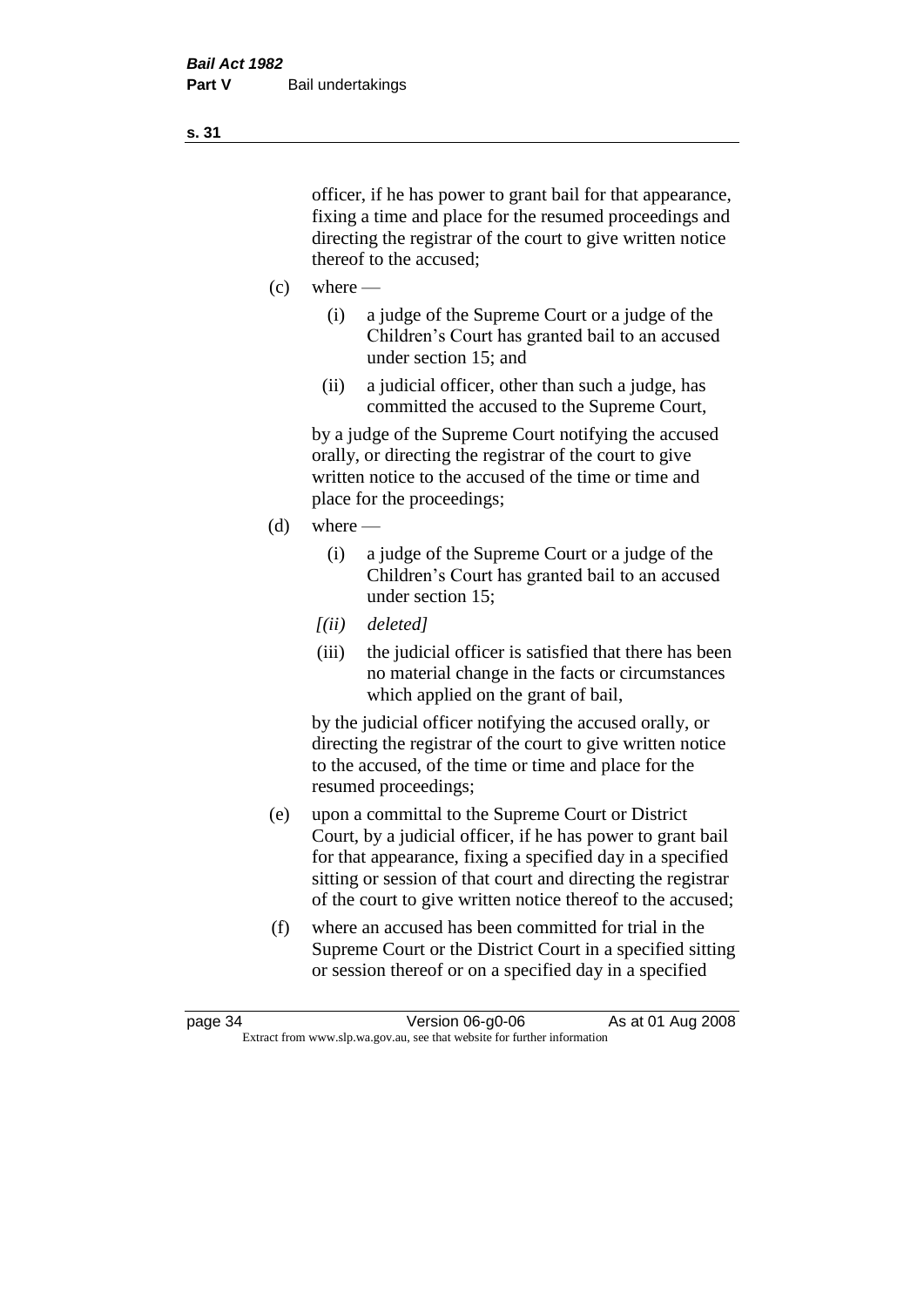officer, if he has power to grant bail for that appearance, fixing a time and place for the resumed proceedings and directing the registrar of the court to give written notice thereof to the accused;

(c) where —

  (i) a judge of the Supreme Court or a judge of the Children's Court has granted bail to an accused under section 15; and

  (ii) a judicial officer, other than such a judge, has committed the accused to the Supreme Court,

  by a judge of the Supreme Court notifying the accused orally, or directing the registrar of the court to give written notice to the accused of the time or time and place for the proceedings;

(d) where —

  (i) a judge of the Supreme Court or a judge of the Children's Court has granted bail to an accused under section 15;

  *[(ii) deleted]*

  (iii) the judicial officer is satisfied that there has been no material change in the facts or circumstances which applied on the grant of bail,

  by the judicial officer notifying the accused orally, or directing the registrar of the court to give written notice to the accused, of the time or time and place for the resumed proceedings;

(e) upon a committal to the Supreme Court or District Court, by a judicial officer, if he has power to grant bail for that appearance, fixing a specified day in a specified sitting or session of that court and directing the registrar of the court to give written notice thereof to the accused;

(f) where an accused has been committed for trial in the Supreme Court or the District Court in a specified sitting or session thereof or on a specified day in a specified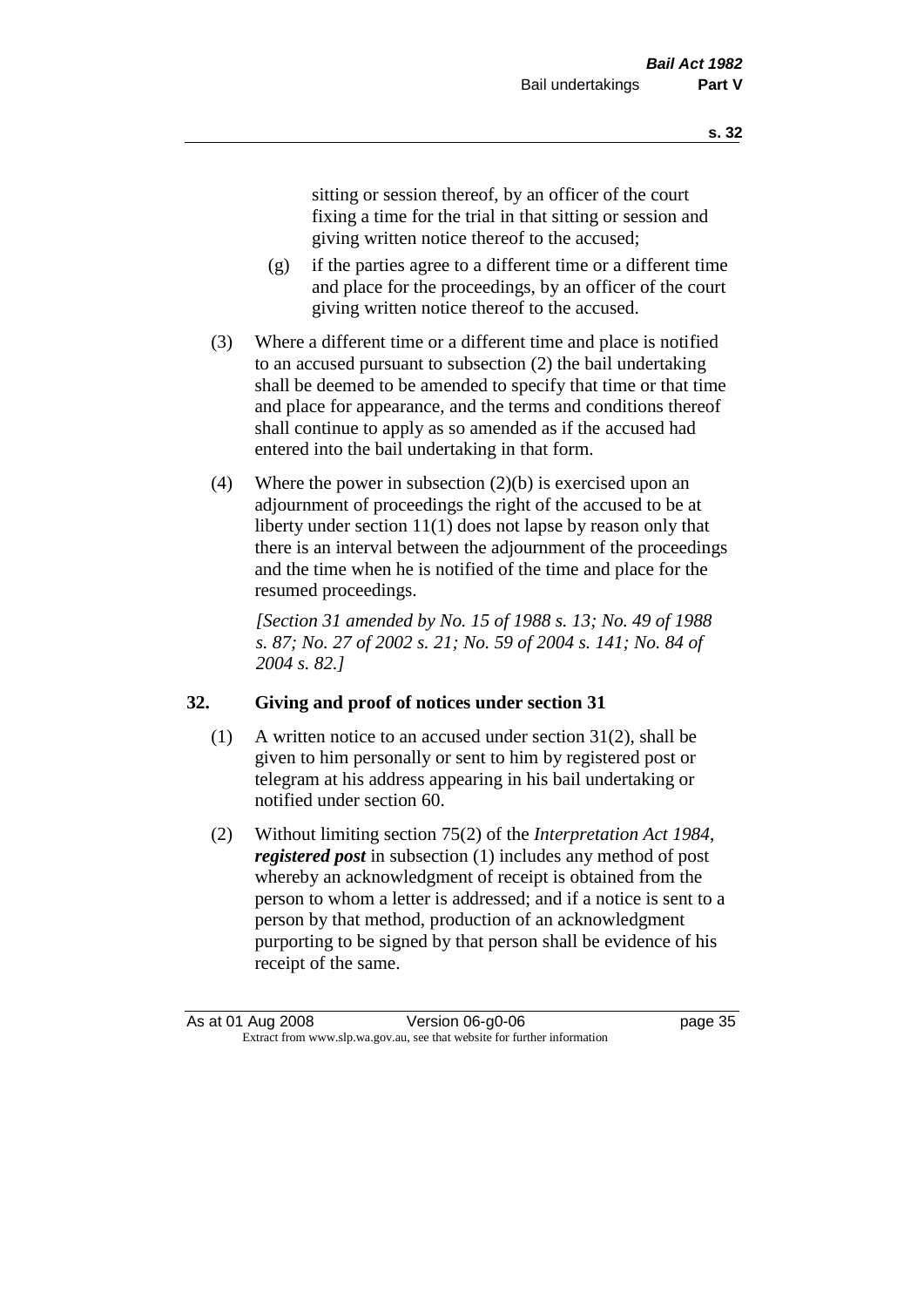sitting or session thereof, by an officer of the court fixing a time for the trial in that sitting or session and giving written notice thereof to the accused;

(g) if the parties agree to a different time or a different time and place for the proceedings, by an officer of the court giving written notice thereof to the accused.

(3) Where a different time or a different time and place is notified to an accused pursuant to subsection (2) the bail undertaking shall be deemed to be amended to specify that time or that time and place for appearance, and the terms and conditions thereof shall continue to apply as so amended as if the accused had entered into the bail undertaking in that form.

(4) Where the power in subsection (2)(b) is exercised upon an adjournment of proceedings the right of the accused to be at liberty under section 11(1) does not lapse by reason only that there is an interval between the adjournment of the proceedings and the time when he is notified of the time and place for the resumed proceedings.

*[Section 31 amended by No. 15 of 1988 s. 13; No. 49 of 1988 s. 87; No. 27 of 2002 s. 21; No. 59 of 2004 s. 141; No. 84 of 2004 s. 82.]*

## 32. Giving and proof of notices under section 31

(1) A written notice to an accused under section 31(2), shall be given to him personally or sent to him by registered post or telegram at his address appearing in his bail undertaking or notified under section 60.

(2) Without limiting section 75(2) of the *Interpretation Act 1984*, ***registered post*** in subsection (1) includes any method of post whereby an acknowledgment of receipt is obtained from the person to whom a letter is addressed; and if a notice is sent to a person by that method, production of an acknowledgment purporting to be signed by that person shall be evidence of his receipt of the same.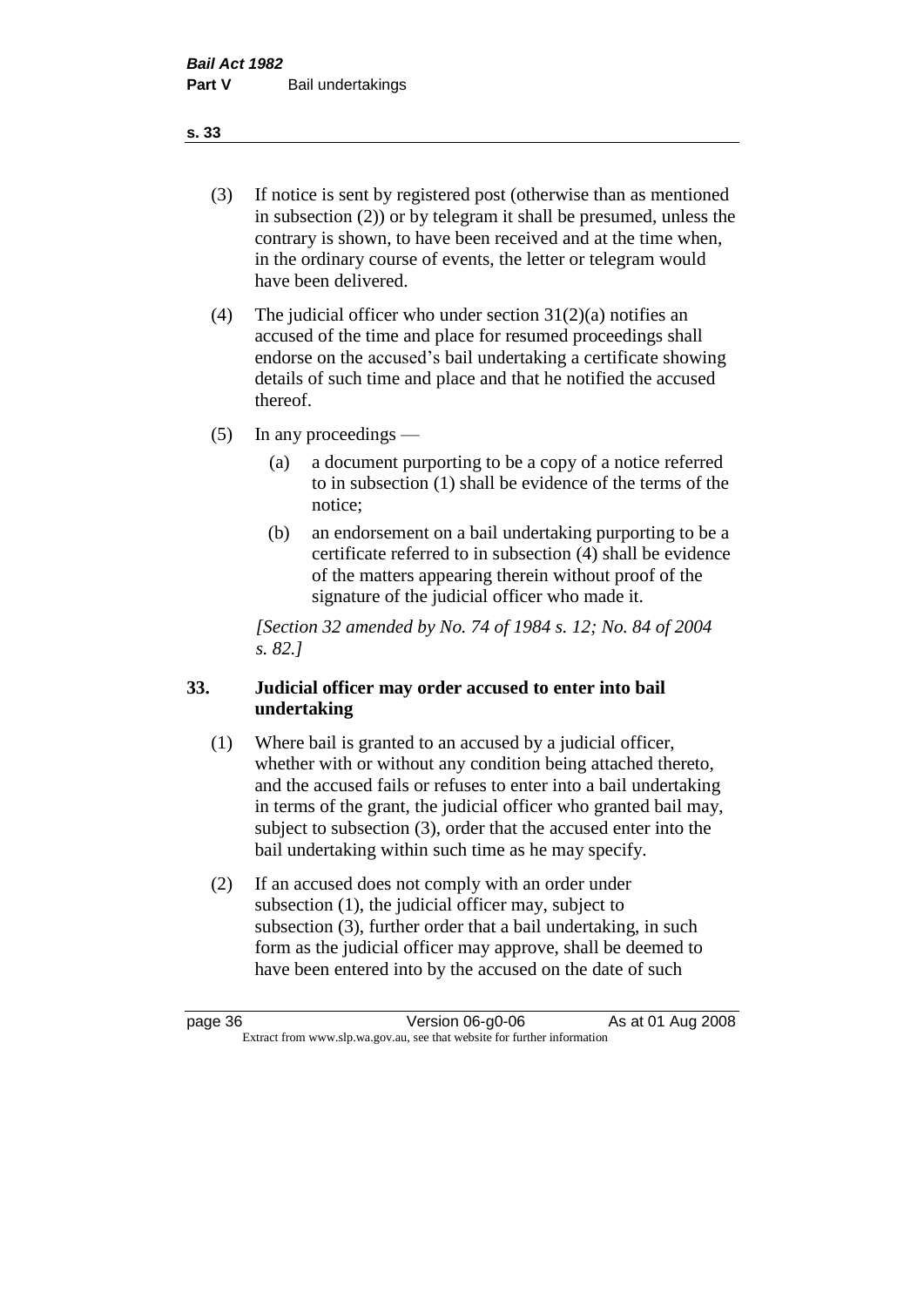(3) If notice is sent by registered post (otherwise than as mentioned in subsection (2)) or by telegram it shall be presumed, unless the contrary is shown, to have been received and at the time when, in the ordinary course of events, the letter or telegram would have been delivered.

(4) The judicial officer who under section 31(2)(a) notifies an accused of the time and place for resumed proceedings shall endorse on the accused's bail undertaking a certificate showing details of such time and place and that he notified the accused thereof.

(5) In any proceedings —

  (a) a document purporting to be a copy of a notice referred to in subsection (1) shall be evidence of the terms of the notice;

  (b) an endorsement on a bail undertaking purporting to be a certificate referred to in subsection (4) shall be evidence of the matters appearing therein without proof of the signature of the judicial officer who made it.

*[Section 32 amended by No. 74 of 1984 s. 12; No. 84 of 2004 s. 82.]*

### 33. Judicial officer may order accused to enter into bail undertaking

(1) Where bail is granted to an accused by a judicial officer, whether with or without any condition being attached thereto, and the accused fails or refuses to enter into a bail undertaking in terms of the grant, the judicial officer who granted bail may, subject to subsection (3), order that the accused enter into the bail undertaking within such time as he may specify.

(2) If an accused does not comply with an order under subsection (1), the judicial officer may, subject to subsection (3), further order that a bail undertaking, in such form as the judicial officer may approve, shall be deemed to have been entered into by the accused on the date of such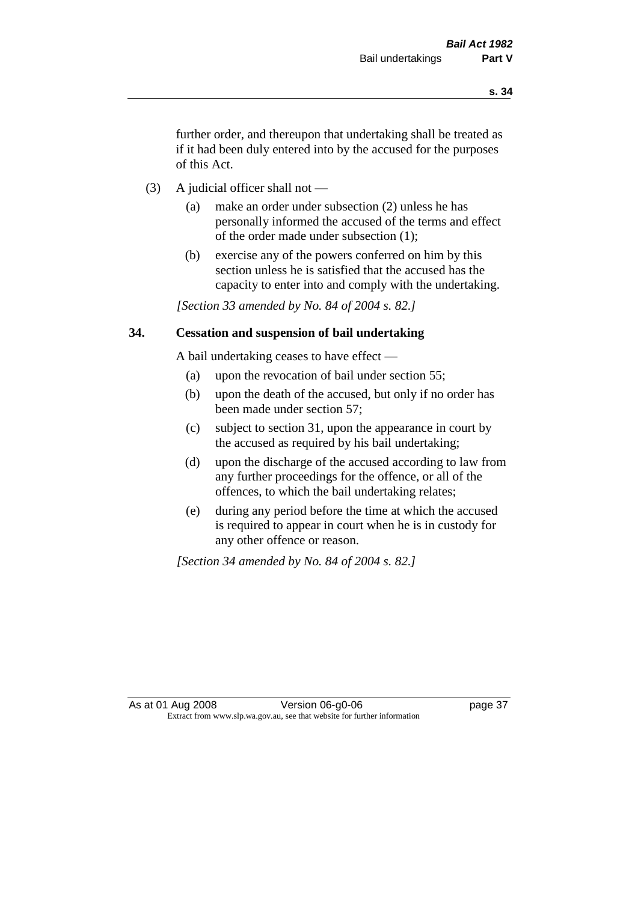further order, and thereupon that undertaking shall be treated as if it had been duly entered into by the accused for the purposes of this Act.

(3) A judicial officer shall not —

(a) make an order under subsection (2) unless he has personally informed the accused of the terms and effect of the order made under subsection (1);

(b) exercise any of the powers conferred on him by this section unless he is satisfied that the accused has the capacity to enter into and comply with the undertaking.

*[Section 33 amended by No. 84 of 2004 s. 82.]*

## 34. Cessation and suspension of bail undertaking

A bail undertaking ceases to have effect —

(a) upon the revocation of bail under section 55;

(b) upon the death of the accused, but only if no order has been made under section 57;

(c) subject to section 31, upon the appearance in court by the accused as required by his bail undertaking;

(d) upon the discharge of the accused according to law from any further proceedings for the offence, or all of the offences, to which the bail undertaking relates;

(e) during any period before the time at which the accused is required to appear in court when he is in custody for any other offence or reason.

*[Section 34 amended by No. 84 of 2004 s. 82.]*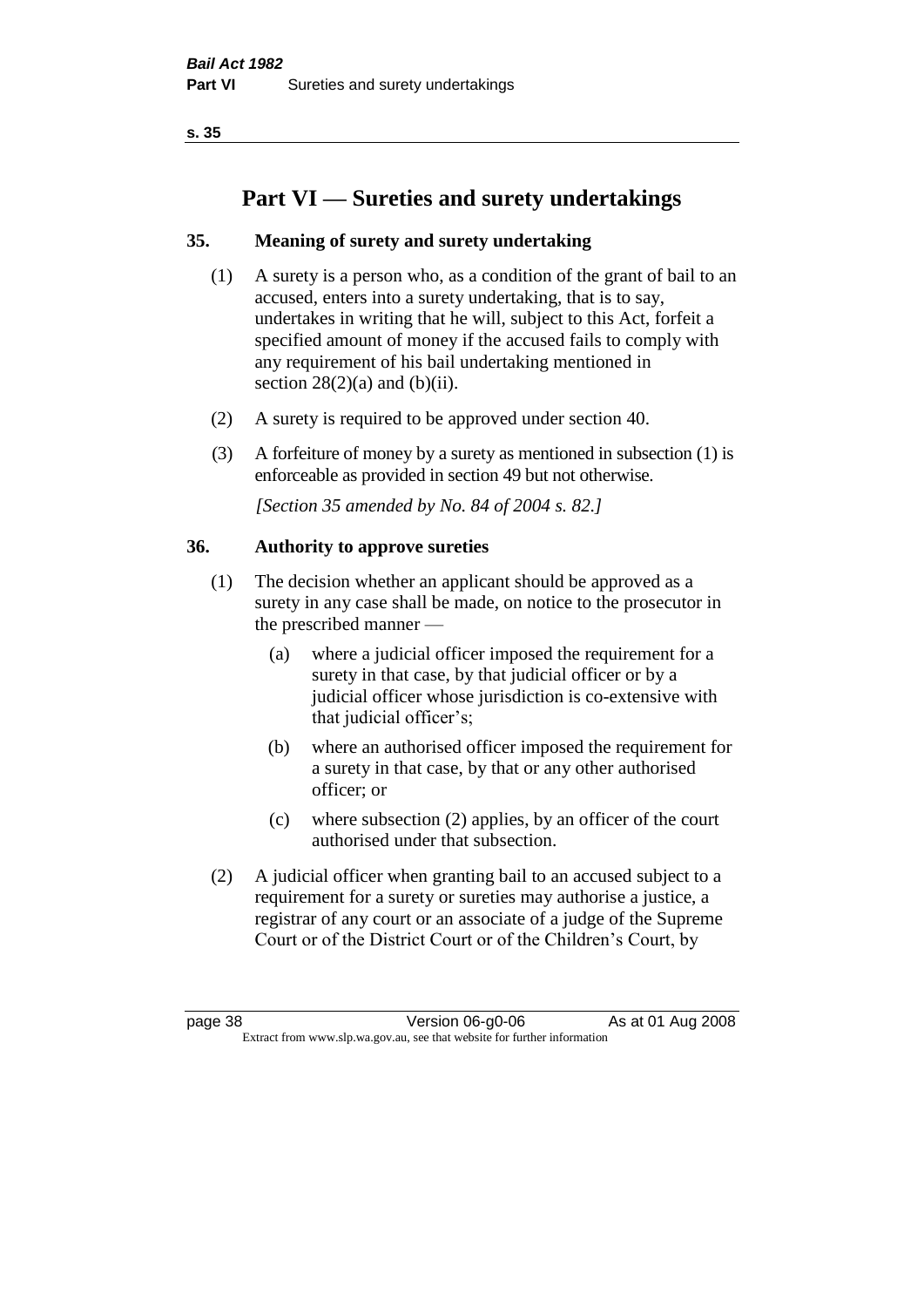# Part VI — Sureties and surety undertakings

## 35. Meaning of surety and surety undertaking

(1) A surety is a person who, as a condition of the grant of bail to an accused, enters into a surety undertaking, that is to say, undertakes in writing that he will, subject to this Act, forfeit a specified amount of money if the accused fails to comply with any requirement of his bail undertaking mentioned in section 28(2)(a) and (b)(ii).

(2) A surety is required to be approved under section 40.

(3) A forfeiture of money by a surety as mentioned in subsection (1) is enforceable as provided in section 49 but not otherwise.

*[Section 35 amended by No. 84 of 2004 s. 82.]*

## 36. Authority to approve sureties

(1) The decision whether an applicant should be approved as a surety in any case shall be made, on notice to the prosecutor in the prescribed manner —

- (a) where a judicial officer imposed the requirement for a surety in that case, by that judicial officer or by a judicial officer whose jurisdiction is co-extensive with that judicial officer's;
- (b) where an authorised officer imposed the requirement for a surety in that case, by that or any other authorised officer; or
- (c) where subsection (2) applies, by an officer of the court authorised under that subsection.

(2) A judicial officer when granting bail to an accused subject to a requirement for a surety or sureties may authorise a justice, a registrar of any court or an associate of a judge of the Supreme Court or of the District Court or of the Children's Court, by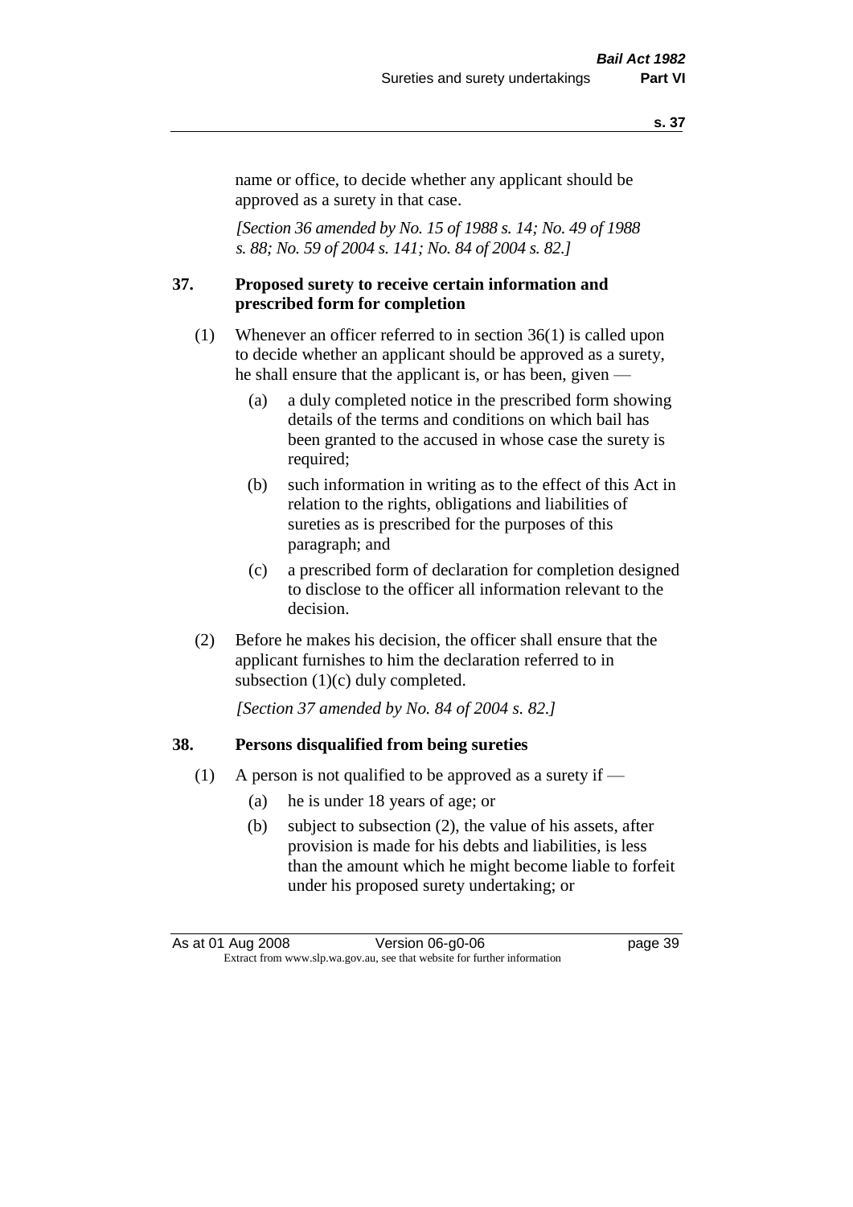name or office, to decide whether any applicant should be approved as a surety in that case.

*[Section 36 amended by No. 15 of 1988 s. 14; No. 49 of 1988 s. 88; No. 59 of 2004 s. 141; No. 84 of 2004 s. 82.]*

### 37. Proposed surety to receive certain information and prescribed form for completion

(1) Whenever an officer referred to in section 36(1) is called upon to decide whether an applicant should be approved as a surety, he shall ensure that the applicant is, or has been, given —

- (a) a duly completed notice in the prescribed form showing details of the terms and conditions on which bail has been granted to the accused in whose case the surety is required;
- (b) such information in writing as to the effect of this Act in relation to the rights, obligations and liabilities of sureties as is prescribed for the purposes of this paragraph; and
- (c) a prescribed form of declaration for completion designed to disclose to the officer all information relevant to the decision.

(2) Before he makes his decision, the officer shall ensure that the applicant furnishes to him the declaration referred to in subsection (1)(c) duly completed.

*[Section 37 amended by No. 84 of 2004 s. 82.]*

### 38. Persons disqualified from being sureties

(1) A person is not qualified to be approved as a surety if —

- (a) he is under 18 years of age; or
- (b) subject to subsection (2), the value of his assets, after provision is made for his debts and liabilities, is less than the amount which he might become liable to forfeit under his proposed surety undertaking; or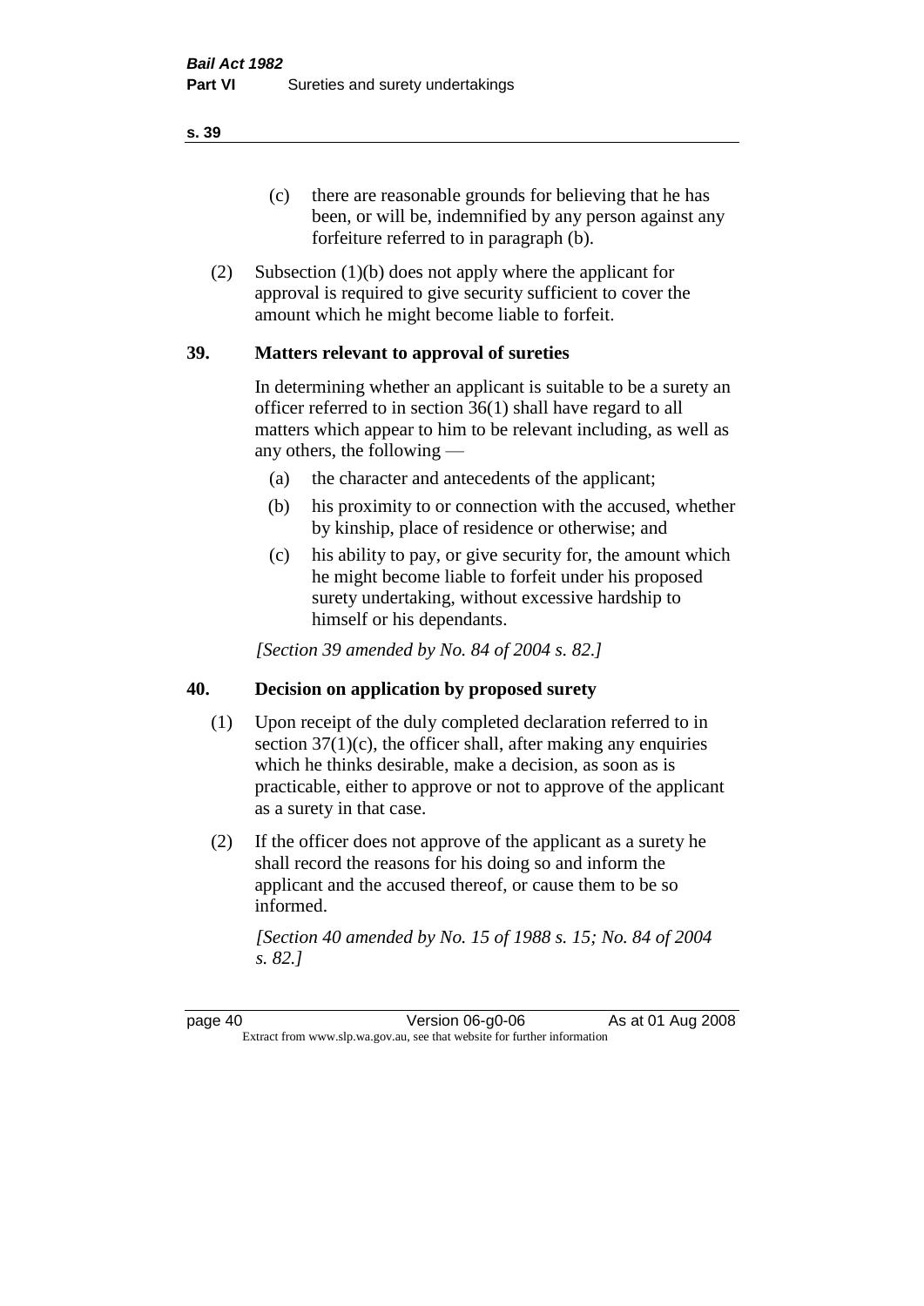(c) there are reasonable grounds for believing that he has been, or will be, indemnified by any person against any forfeiture referred to in paragraph (b).

(2) Subsection (1)(b) does not apply where the applicant for approval is required to give security sufficient to cover the amount which he might become liable to forfeit.

## 39. Matters relevant to approval of sureties

In determining whether an applicant is suitable to be a surety an officer referred to in section 36(1) shall have regard to all matters which appear to him to be relevant including, as well as any others, the following —

(a) the character and antecedents of the applicant;

(b) his proximity to or connection with the accused, whether by kinship, place of residence or otherwise; and

(c) his ability to pay, or give security for, the amount which he might become liable to forfeit under his proposed surety undertaking, without excessive hardship to himself or his dependants.

*[Section 39 amended by No. 84 of 2004 s. 82.]*

## 40. Decision on application by proposed surety

(1) Upon receipt of the duly completed declaration referred to in section 37(1)(c), the officer shall, after making any enquiries which he thinks desirable, make a decision, as soon as is practicable, either to approve or not to approve of the applicant as a surety in that case.

(2) If the officer does not approve of the applicant as a surety he shall record the reasons for his doing so and inform the applicant and the accused thereof, or cause them to be so informed.

*[Section 40 amended by No. 15 of 1988 s. 15; No. 84 of 2004 s. 82.]*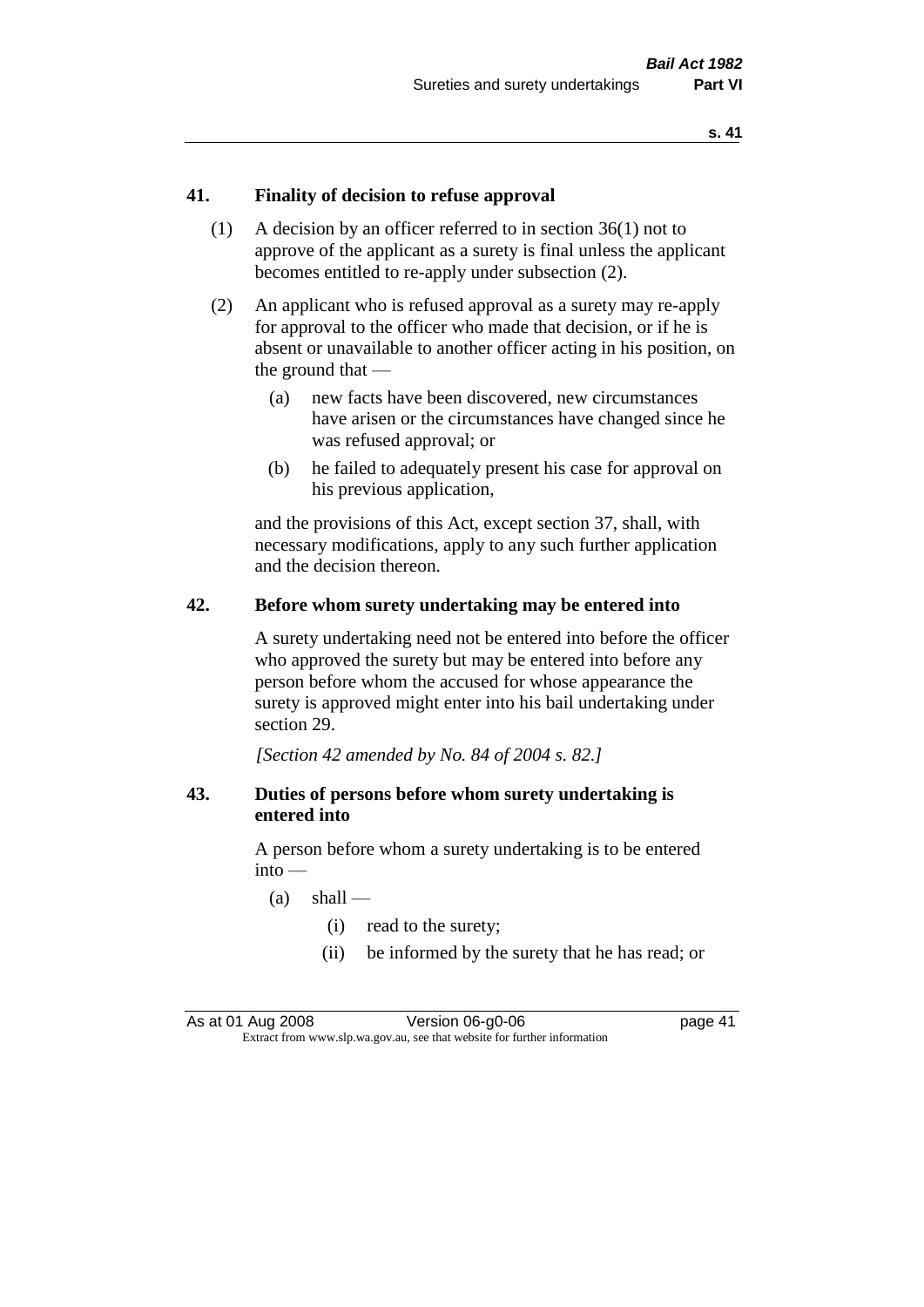## 41. Finality of decision to refuse approval

(1) A decision by an officer referred to in section 36(1) not to approve of the applicant as a surety is final unless the applicant becomes entitled to re-apply under subsection (2).

(2) An applicant who is refused approval as a surety may re-apply for approval to the officer who made that decision, or if he is absent or unavailable to another officer acting in his position, on the ground that —

- (a) new facts have been discovered, new circumstances have arisen or the circumstances have changed since he was refused approval; or
- (b) he failed to adequately present his case for approval on his previous application,

and the provisions of this Act, except section 37, shall, with necessary modifications, apply to any such further application and the decision thereon.

## 42. Before whom surety undertaking may be entered into

A surety undertaking need not be entered into before the officer who approved the surety but may be entered into before any person before whom the accused for whose appearance the surety is approved might enter into his bail undertaking under section 29.

*[Section 42 amended by No. 84 of 2004 s. 82.]*

## 43. Duties of persons before whom surety undertaking is entered into

A person before whom a surety undertaking is to be entered into —

- (a) shall —
  - (i) read to the surety;
  - (ii) be informed by the surety that he has read; or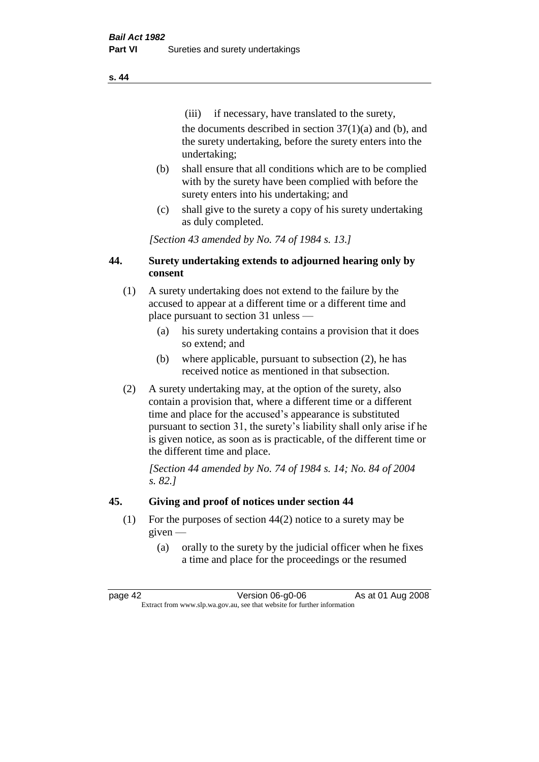(iii) if necessary, have translated to the surety,

the documents described in section 37(1)(a) and (b), and the surety undertaking, before the surety enters into the undertaking;

(b) shall ensure that all conditions which are to be complied with by the surety have been complied with before the surety enters into his undertaking; and

(c) shall give to the surety a copy of his surety undertaking as duly completed.

*[Section 43 amended by No. 74 of 1984 s. 13.]*

## 44. Surety undertaking extends to adjourned hearing only by consent

(1) A surety undertaking does not extend to the failure by the accused to appear at a different time or a different time and place pursuant to section 31 unless —

(a) his surety undertaking contains a provision that it does so extend; and

(b) where applicable, pursuant to subsection (2), he has received notice as mentioned in that subsection.

(2) A surety undertaking may, at the option of the surety, also contain a provision that, where a different time or a different time and place for the accused's appearance is substituted pursuant to section 31, the surety's liability shall only arise if he is given notice, as soon as is practicable, of the different time or the different time and place.

*[Section 44 amended by No. 74 of 1984 s. 14; No. 84 of 2004 s. 82.]*

## 45. Giving and proof of notices under section 44

(1) For the purposes of section 44(2) notice to a surety may be given —

(a) orally to the surety by the judicial officer when he fixes a time and place for the proceedings or the resumed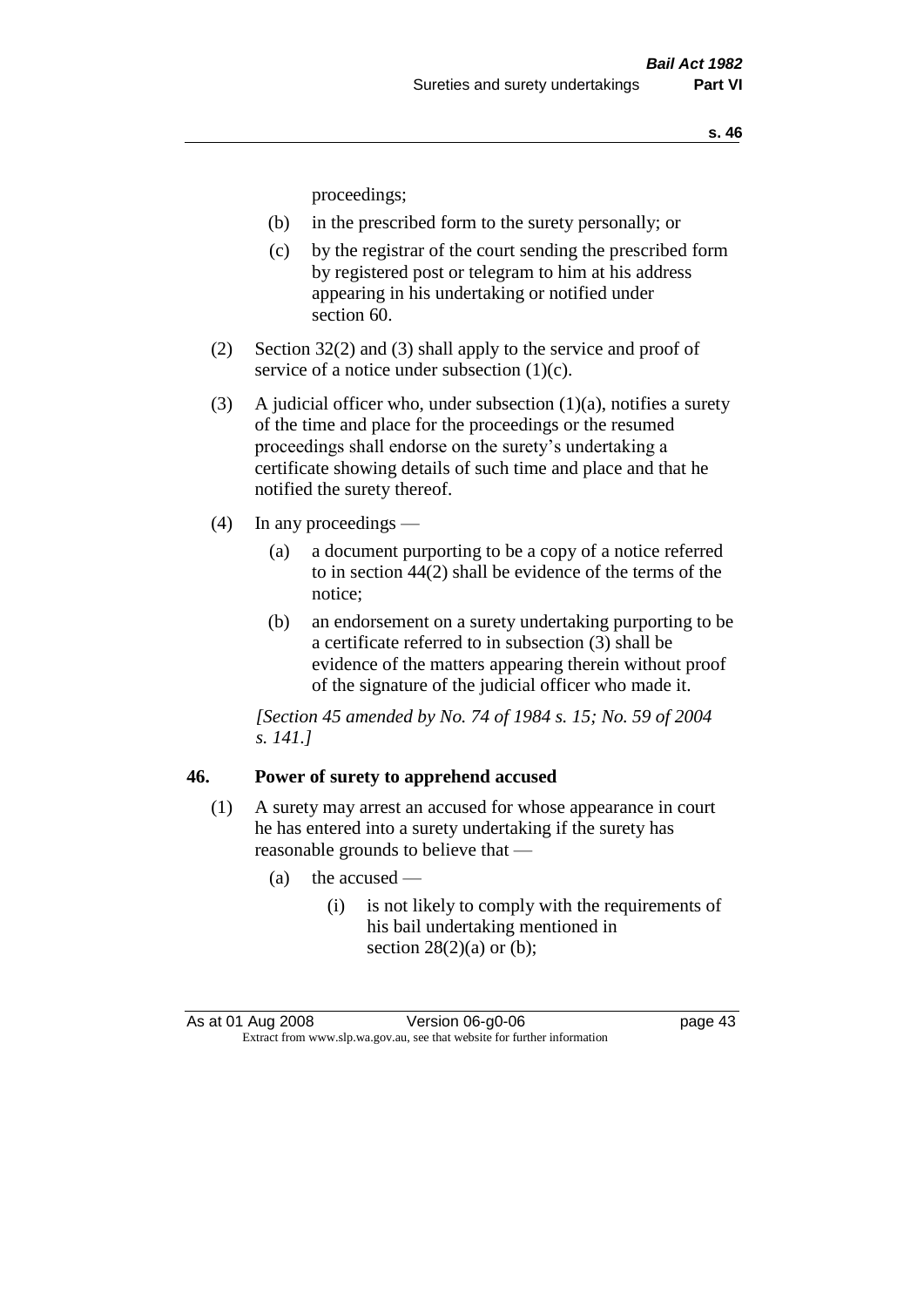proceedings;

- (b) in the prescribed form to the surety personally; or
- (c) by the registrar of the court sending the prescribed form by registered post or telegram to him at his address appearing in his undertaking or notified under section 60.

(2) Section 32(2) and (3) shall apply to the service and proof of service of a notice under subsection (1)(c).

(3) A judicial officer who, under subsection (1)(a), notifies a surety of the time and place for the proceedings or the resumed proceedings shall endorse on the surety's undertaking a certificate showing details of such time and place and that he notified the surety thereof.

(4) In any proceedings —

- (a) a document purporting to be a copy of a notice referred to in section 44(2) shall be evidence of the terms of the notice;
- (b) an endorsement on a surety undertaking purporting to be a certificate referred to in subsection (3) shall be evidence of the matters appearing therein without proof of the signature of the judicial officer who made it.

*[Section 45 amended by No. 74 of 1984 s. 15; No. 59 of 2004 s. 141.]*

### 46. Power of surety to apprehend accused

(1) A surety may arrest an accused for whose appearance in court he has entered into a surety undertaking if the surety has reasonable grounds to believe that —

- (a) the accused —
  - (i) is not likely to comply with the requirements of his bail undertaking mentioned in section 28(2)(a) or (b);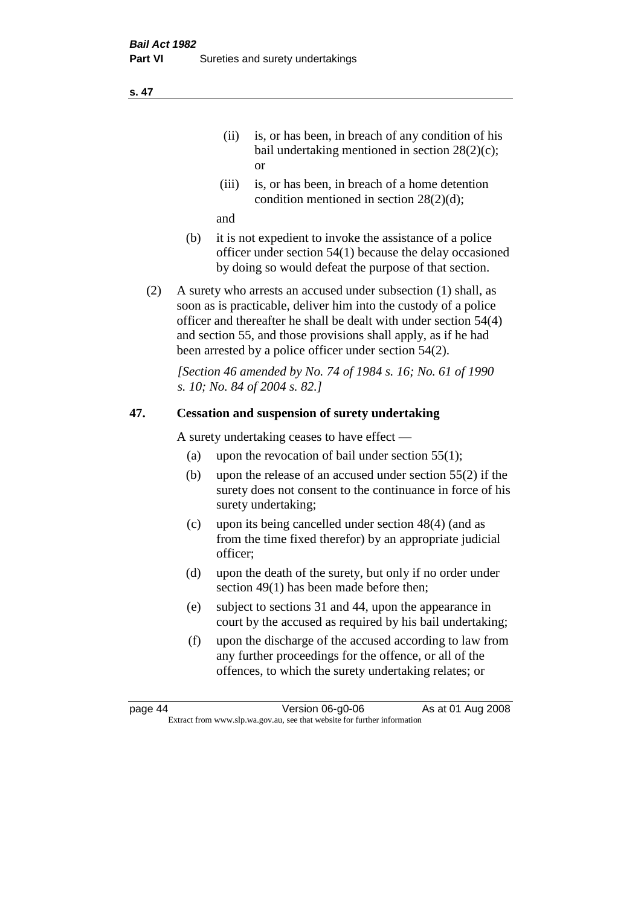(ii) is, or has been, in breach of any condition of his bail undertaking mentioned in section 28(2)(c); or

(iii) is, or has been, in breach of a home detention condition mentioned in section 28(2)(d);

and

(b) it is not expedient to invoke the assistance of a police officer under section 54(1) because the delay occasioned by doing so would defeat the purpose of that section.

(2) A surety who arrests an accused under subsection (1) shall, as soon as is practicable, deliver him into the custody of a police officer and thereafter he shall be dealt with under section 54(4) and section 55, and those provisions shall apply, as if he had been arrested by a police officer under section 54(2).

*[Section 46 amended by No. 74 of 1984 s. 16; No. 61 of 1990 s. 10; No. 84 of 2004 s. 82.]*

## 47. Cessation and suspension of surety undertaking

A surety undertaking ceases to have effect —

(a) upon the revocation of bail under section 55(1);

(b) upon the release of an accused under section 55(2) if the surety does not consent to the continuance in force of his surety undertaking;

(c) upon its being cancelled under section 48(4) (and as from the time fixed therefor) by an appropriate judicial officer;

(d) upon the death of the surety, but only if no order under section 49(1) has been made before then;

(e) subject to sections 31 and 44, upon the appearance in court by the accused as required by his bail undertaking;

(f) upon the discharge of the accused according to law from any further proceedings for the offence, or all of the offences, to which the surety undertaking relates; or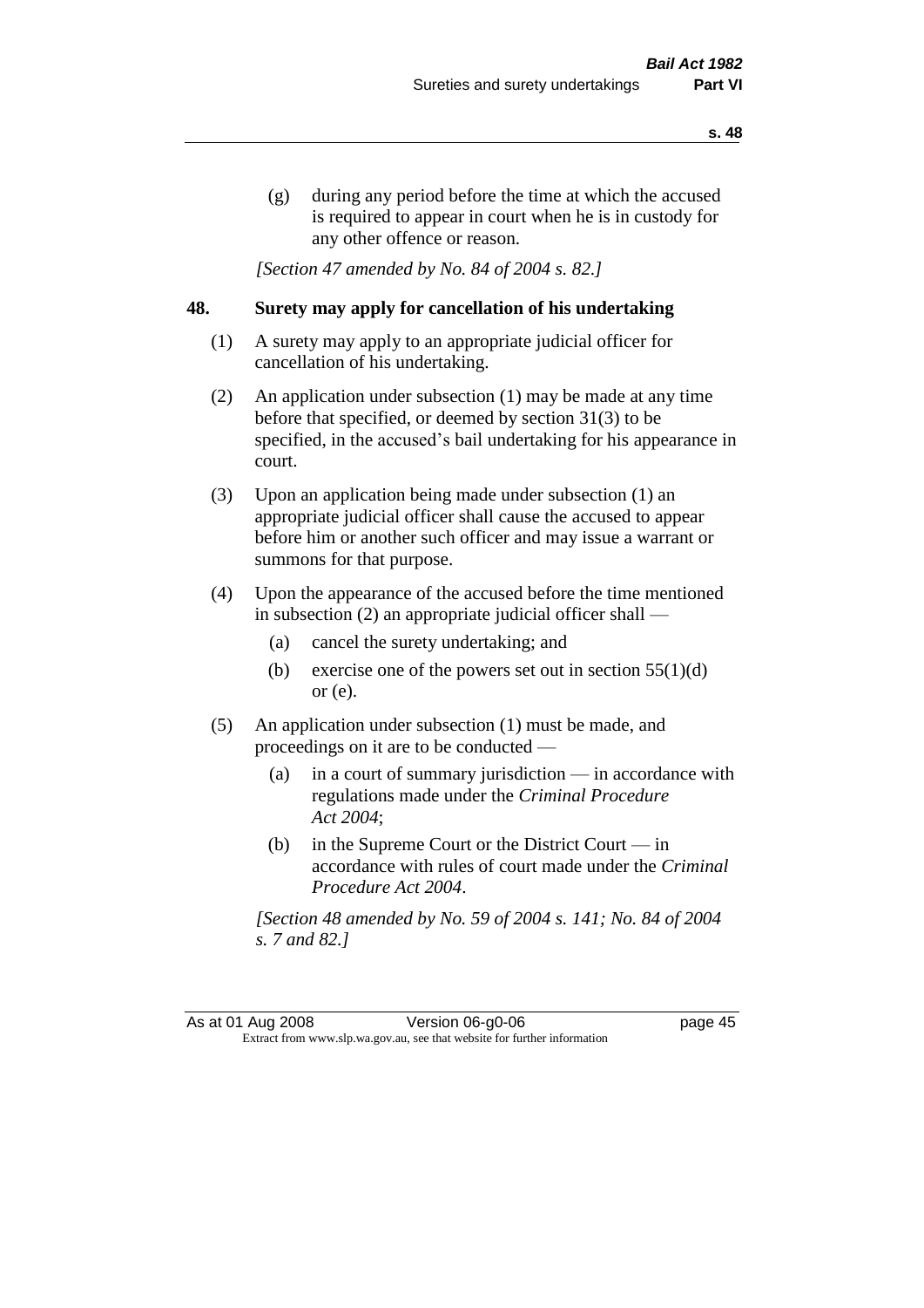(g) during any period before the time at which the accused is required to appear in court when he is in custody for any other offence or reason.

*[Section 47 amended by No. 84 of 2004 s. 82.]*

## 48. Surety may apply for cancellation of his undertaking

(1) A surety may apply to an appropriate judicial officer for cancellation of his undertaking.

(2) An application under subsection (1) may be made at any time before that specified, or deemed by section 31(3) to be specified, in the accused's bail undertaking for his appearance in court.

(3) Upon an application being made under subsection (1) an appropriate judicial officer shall cause the accused to appear before him or another such officer and may issue a warrant or summons for that purpose.

(4) Upon the appearance of the accused before the time mentioned in subsection (2) an appropriate judicial officer shall —

- (a) cancel the surety undertaking; and
- (b) exercise one of the powers set out in section 55(1)(d) or (e).

(5) An application under subsection (1) must be made, and proceedings on it are to be conducted —

- (a) in a court of summary jurisdiction — in accordance with regulations made under the *Criminal Procedure Act 2004*;
- (b) in the Supreme Court or the District Court — in accordance with rules of court made under the *Criminal Procedure Act 2004*.

*[Section 48 amended by No. 59 of 2004 s. 141; No. 84 of 2004 s. 7 and 82.]*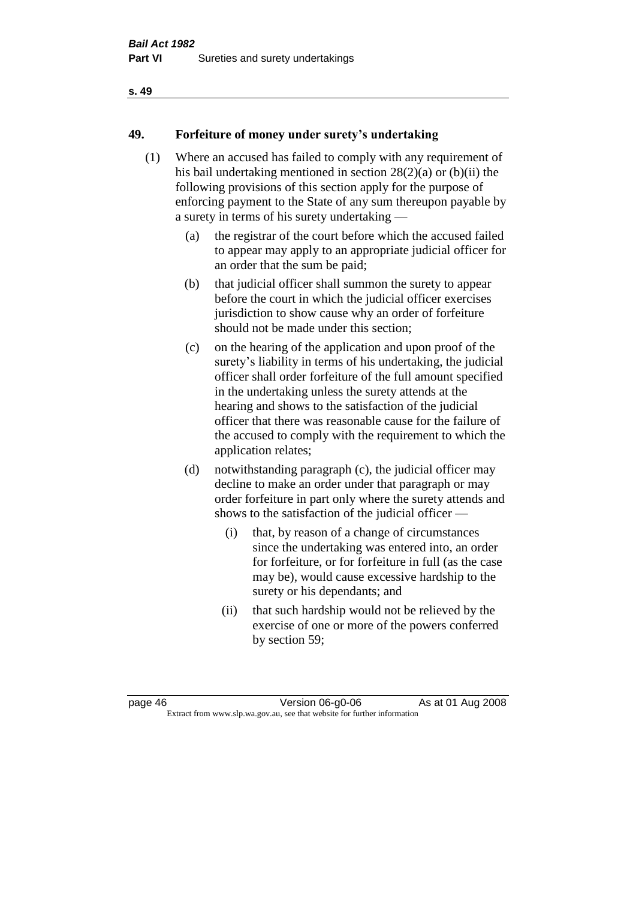## 49. Forfeiture of money under surety's undertaking

(1) Where an accused has failed to comply with any requirement of his bail undertaking mentioned in section 28(2)(a) or (b)(ii) the following provisions of this section apply for the purpose of enforcing payment to the State of any sum thereupon payable by a surety in terms of his surety undertaking —

(a) the registrar of the court before which the accused failed to appear may apply to an appropriate judicial officer for an order that the sum be paid;

(b) that judicial officer shall summon the surety to appear before the court in which the judicial officer exercises jurisdiction to show cause why an order of forfeiture should not be made under this section;

(c) on the hearing of the application and upon proof of the surety's liability in terms of his undertaking, the judicial officer shall order forfeiture of the full amount specified in the undertaking unless the surety attends at the hearing and shows to the satisfaction of the judicial officer that there was reasonable cause for the failure of the accused to comply with the requirement to which the application relates;

(d) notwithstanding paragraph (c), the judicial officer may decline to make an order under that paragraph or may order forfeiture in part only where the surety attends and shows to the satisfaction of the judicial officer —

(i) that, by reason of a change of circumstances since the undertaking was entered into, an order for forfeiture, or for forfeiture in full (as the case may be), would cause excessive hardship to the surety or his dependants; and

(ii) that such hardship would not be relieved by the exercise of one or more of the powers conferred by section 59;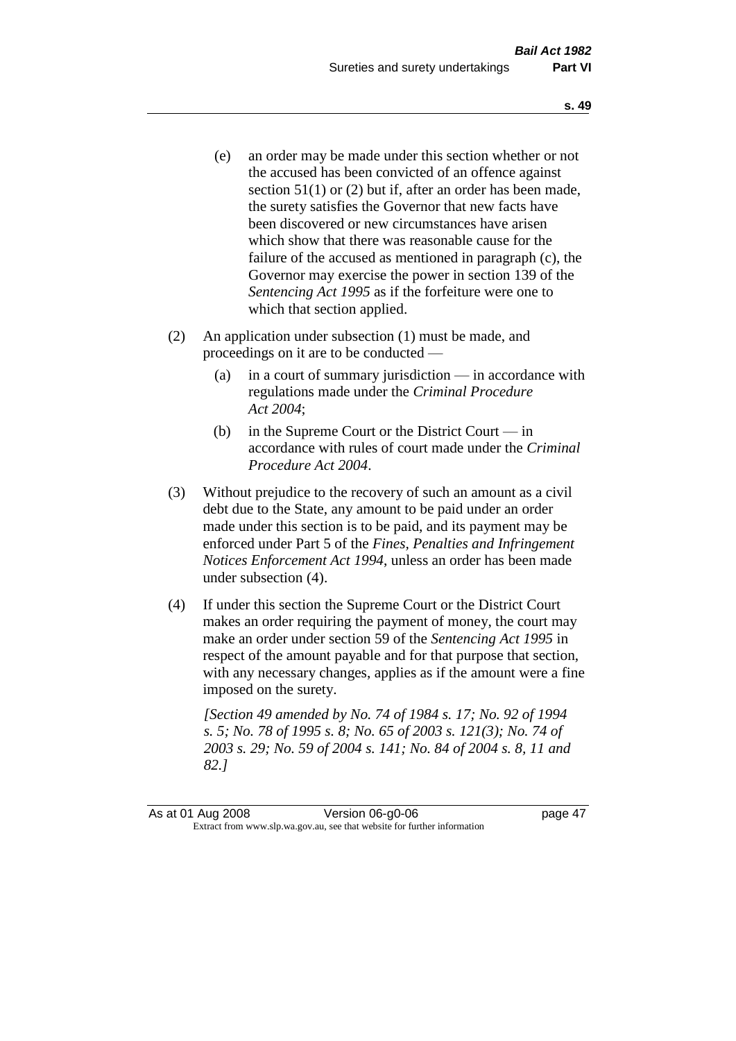(e) an order may be made under this section whether or not the accused has been convicted of an offence against section 51(1) or (2) but if, after an order has been made, the surety satisfies the Governor that new facts have been discovered or new circumstances have arisen which show that there was reasonable cause for the failure of the accused as mentioned in paragraph (c), the Governor may exercise the power in section 139 of the *Sentencing Act 1995* as if the forfeiture were one to which that section applied.

(2) An application under subsection (1) must be made, and proceedings on it are to be conducted —

(a) in a court of summary jurisdiction — in accordance with regulations made under the *Criminal Procedure Act 2004*;

(b) in the Supreme Court or the District Court — in accordance with rules of court made under the *Criminal Procedure Act 2004*.

(3) Without prejudice to the recovery of such an amount as a civil debt due to the State, any amount to be paid under an order made under this section is to be paid, and its payment may be enforced under Part 5 of the *Fines, Penalties and Infringement Notices Enforcement Act 1994*, unless an order has been made under subsection (4).

(4) If under this section the Supreme Court or the District Court makes an order requiring the payment of money, the court may make an order under section 59 of the *Sentencing Act 1995* in respect of the amount payable and for that purpose that section, with any necessary changes, applies as if the amount were a fine imposed on the surety.

*[Section 49 amended by No. 74 of 1984 s. 17; No. 92 of 1994 s. 5; No. 78 of 1995 s. 8; No. 65 of 2003 s. 121(3); No. 74 of 2003 s. 29; No. 59 of 2004 s. 141; No. 84 of 2004 s. 8, 11 and 82.]*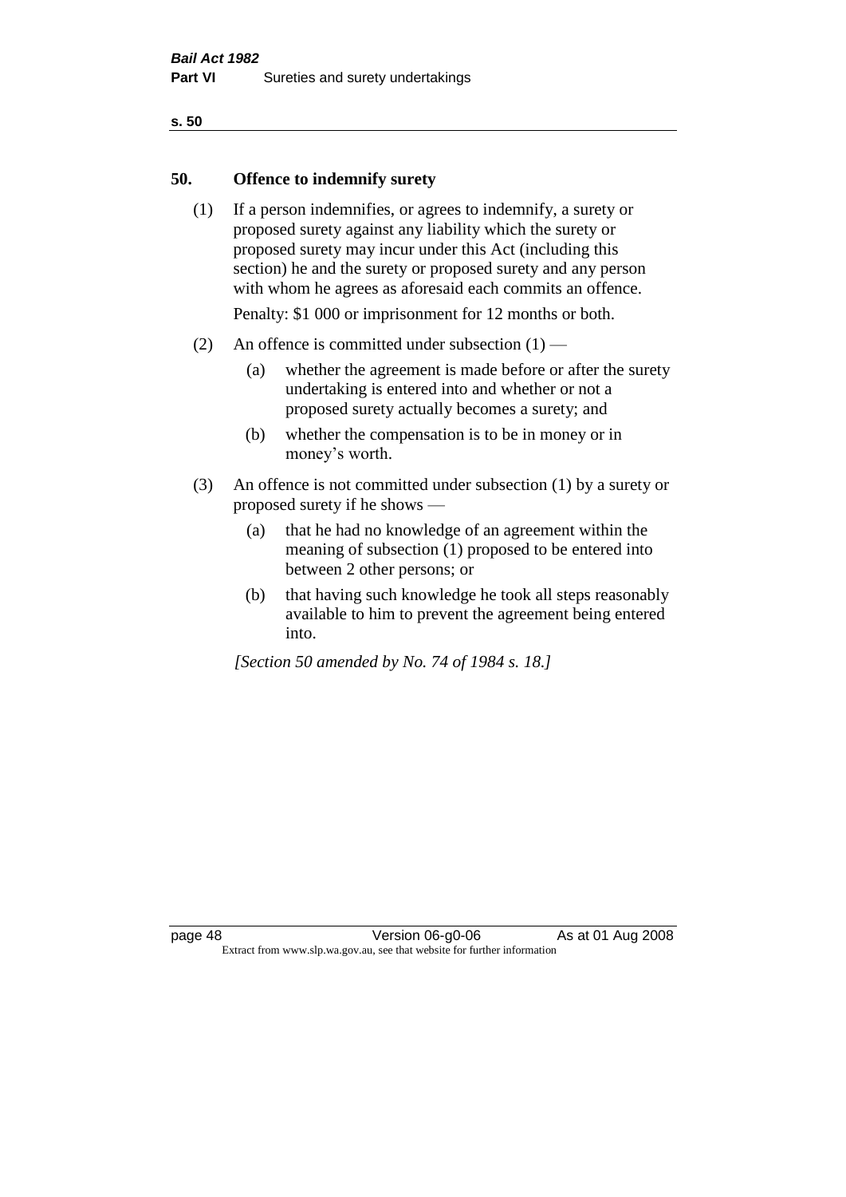## 50. Offence to indemnify surety

(1) If a person indemnifies, or agrees to indemnify, a surety or proposed surety against any liability which the surety or proposed surety may incur under this Act (including this section) he and the surety or proposed surety and any person with whom he agrees as aforesaid each commits an offence.

Penalty: $1 000 or imprisonment for 12 months or both.

(2) An offence is committed under subsection (1) —

(a) whether the agreement is made before or after the surety undertaking is entered into and whether or not a proposed surety actually becomes a surety; and

(b) whether the compensation is to be in money or in money's worth.

(3) An offence is not committed under subsection (1) by a surety or proposed surety if he shows —

(a) that he had no knowledge of an agreement within the meaning of subsection (1) proposed to be entered into between 2 other persons; or

(b) that having such knowledge he took all steps reasonably available to him to prevent the agreement being entered into.

*[Section 50 amended by No. 74 of 1984 s. 18.]*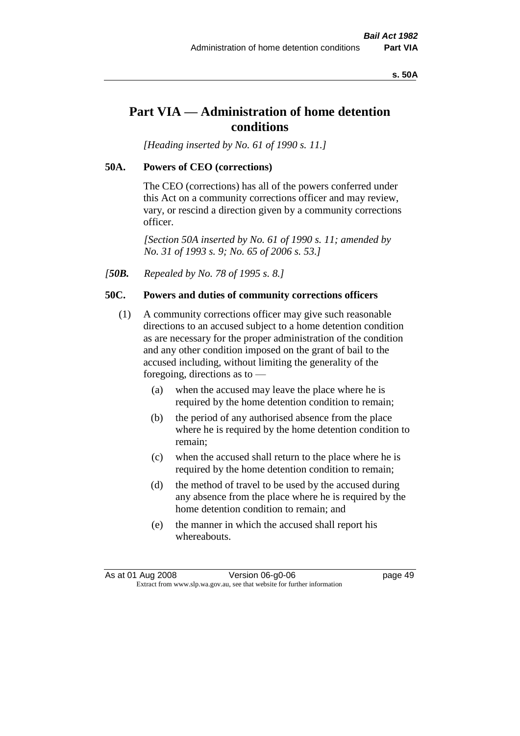# Part VIA — Administration of home detention conditions

*[Heading inserted by No. 61 of 1990 s. 11.]*

## 50A. Powers of CEO (corrections)

The CEO (corrections) has all of the powers conferred under this Act on a community corrections officer and may review, vary, or rescind a direction given by a community corrections officer.

*[Section 50A inserted by No. 61 of 1990 s. 11; amended by No. 31 of 1993 s. 9; No. 65 of 2006 s. 53.]*

*[**50B.** Repealed by No. 78 of 1995 s. 8.]*

## 50C. Powers and duties of community corrections officers

(1) A community corrections officer may give such reasonable directions to an accused subject to a home detention condition as are necessary for the proper administration of the condition and any other condition imposed on the grant of bail to the accused including, without limiting the generality of the foregoing, directions as to —

- (a) when the accused may leave the place where he is required by the home detention condition to remain;
- (b) the period of any authorised absence from the place where he is required by the home detention condition to remain;
- (c) when the accused shall return to the place where he is required by the home detention condition to remain;
- (d) the method of travel to be used by the accused during any absence from the place where he is required by the home detention condition to remain; and
- (e) the manner in which the accused shall report his whereabouts.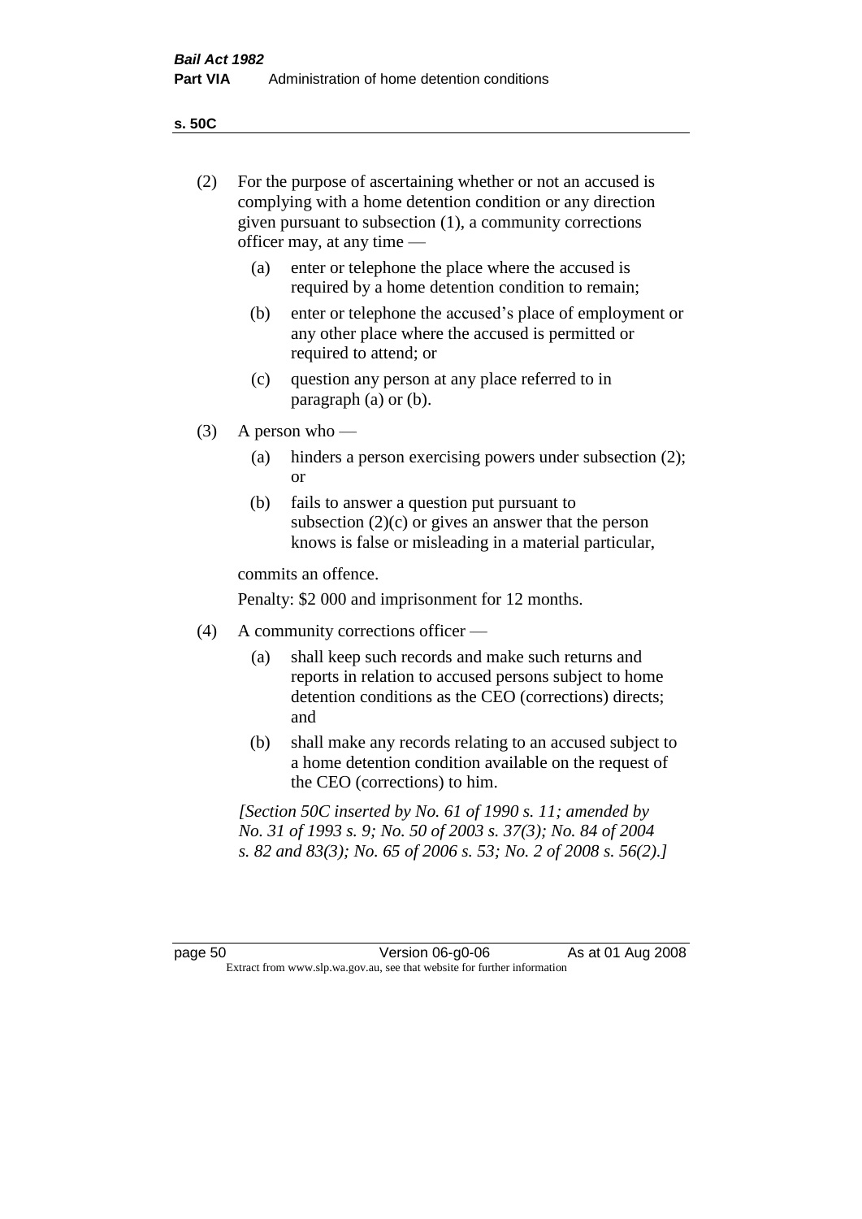(2) For the purpose of ascertaining whether or not an accused is complying with a home detention condition or any direction given pursuant to subsection (1), a community corrections officer may, at any time —

   (a) enter or telephone the place where the accused is required by a home detention condition to remain;

   (b) enter or telephone the accused's place of employment or any other place where the accused is permitted or required to attend; or

   (c) question any person at any place referred to in paragraph (a) or (b).

(3) A person who —

   (a) hinders a person exercising powers under subsection (2); or

   (b) fails to answer a question put pursuant to subsection (2)(c) or gives an answer that the person knows is false or misleading in a material particular,

   commits an offence.

   Penalty: $2 000 and imprisonment for 12 months.

(4) A community corrections officer —

   (a) shall keep such records and make such returns and reports in relation to accused persons subject to home detention conditions as the CEO (corrections) directs; and

   (b) shall make any records relating to an accused subject to a home detention condition available on the request of the CEO (corrections) to him.

*[Section 50C inserted by No. 61 of 1990 s. 11; amended by No. 31 of 1993 s. 9; No. 50 of 2003 s. 37(3); No. 84 of 2004 s. 82 and 83(3); No. 65 of 2006 s. 53; No. 2 of 2008 s. 56(2).]*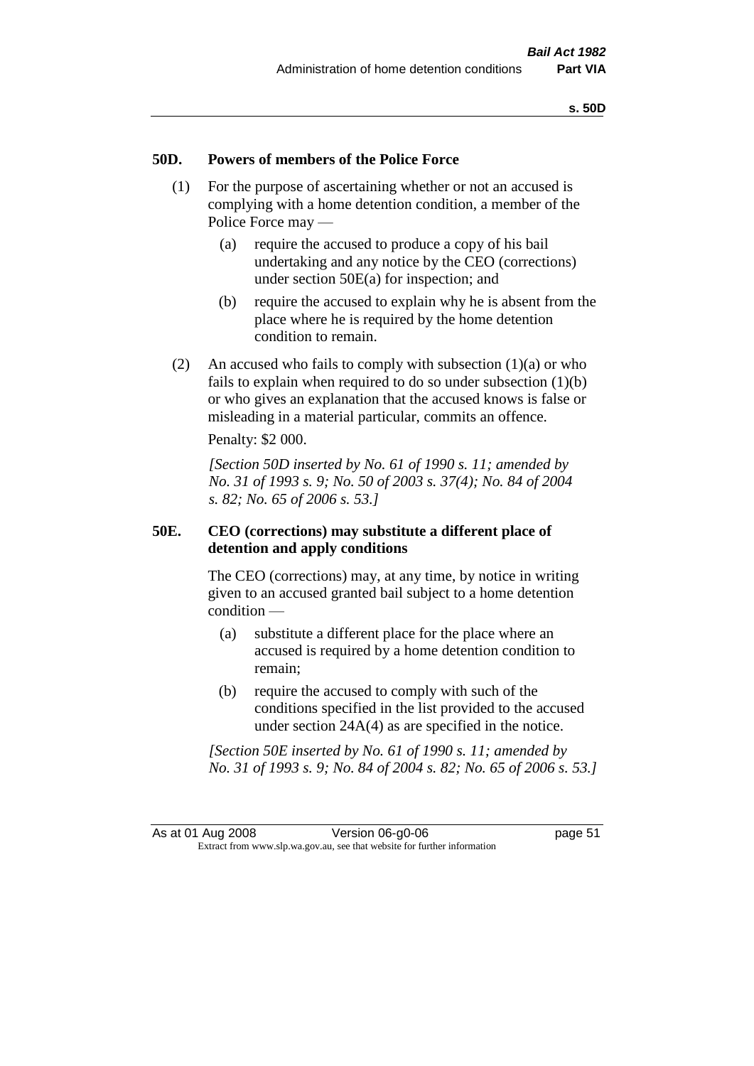## 50D. Powers of members of the Police Force

(1) For the purpose of ascertaining whether or not an accused is complying with a home detention condition, a member of the Police Force may —

  (a) require the accused to produce a copy of his bail undertaking and any notice by the CEO (corrections) under section 50E(a) for inspection; and

  (b) require the accused to explain why he is absent from the place where he is required by the home detention condition to remain.

(2) An accused who fails to comply with subsection (1)(a) or who fails to explain when required to do so under subsection (1)(b) or who gives an explanation that the accused knows is false or misleading in a material particular, commits an offence.

Penalty: $2 000.

*[Section 50D inserted by No. 61 of 1990 s. 11; amended by No. 31 of 1993 s. 9; No. 50 of 2003 s. 37(4); No. 84 of 2004 s. 82; No. 65 of 2006 s. 53.]*

## 50E. CEO (corrections) may substitute a different place of detention and apply conditions

The CEO (corrections) may, at any time, by notice in writing given to an accused granted bail subject to a home detention condition —

  (a) substitute a different place for the place where an accused is required by a home detention condition to remain;

  (b) require the accused to comply with such of the conditions specified in the list provided to the accused under section 24A(4) as are specified in the notice.

*[Section 50E inserted by No. 61 of 1990 s. 11; amended by No. 31 of 1993 s. 9; No. 84 of 2004 s. 82; No. 65 of 2006 s. 53.]*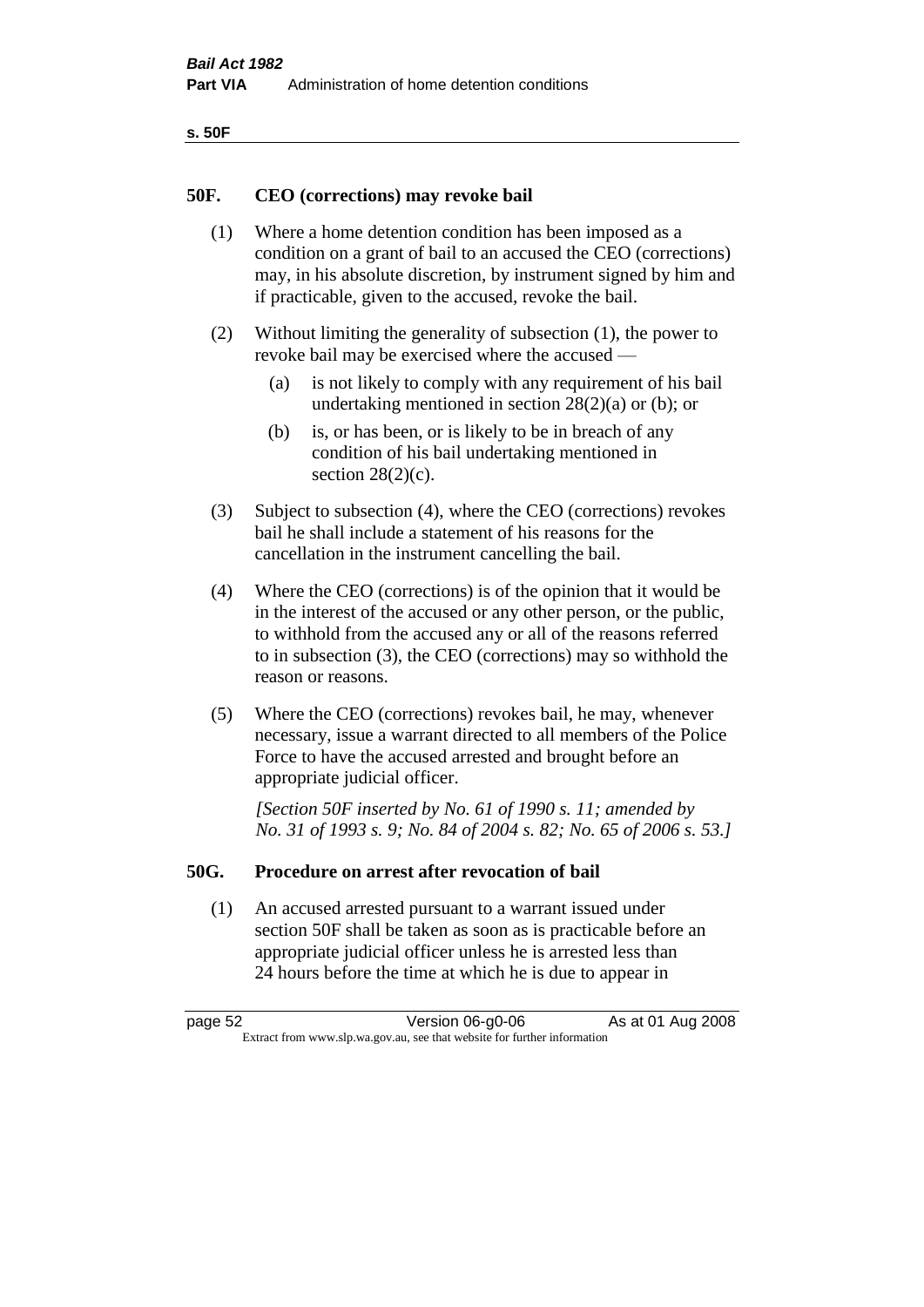## 50F. CEO (corrections) may revoke bail

(1) Where a home detention condition has been imposed as a condition on a grant of bail to an accused the CEO (corrections) may, in his absolute discretion, by instrument signed by him and if practicable, given to the accused, revoke the bail.

(2) Without limiting the generality of subsection (1), the power to revoke bail may be exercised where the accused —

(a) is not likely to comply with any requirement of his bail undertaking mentioned in section 28(2)(a) or (b); or

(b) is, or has been, or is likely to be in breach of any condition of his bail undertaking mentioned in section 28(2)(c).

(3) Subject to subsection (4), where the CEO (corrections) revokes bail he shall include a statement of his reasons for the cancellation in the instrument cancelling the bail.

(4) Where the CEO (corrections) is of the opinion that it would be in the interest of the accused or any other person, or the public, to withhold from the accused any or all of the reasons referred to in subsection (3), the CEO (corrections) may so withhold the reason or reasons.

(5) Where the CEO (corrections) revokes bail, he may, whenever necessary, issue a warrant directed to all members of the Police Force to have the accused arrested and brought before an appropriate judicial officer.

*[Section 50F inserted by No. 61 of 1990 s. 11; amended by No. 31 of 1993 s. 9; No. 84 of 2004 s. 82; No. 65 of 2006 s. 53.]*

## 50G. Procedure on arrest after revocation of bail

(1) An accused arrested pursuant to a warrant issued under section 50F shall be taken as soon as is practicable before an appropriate judicial officer unless he is arrested less than 24 hours before the time at which he is due to appear in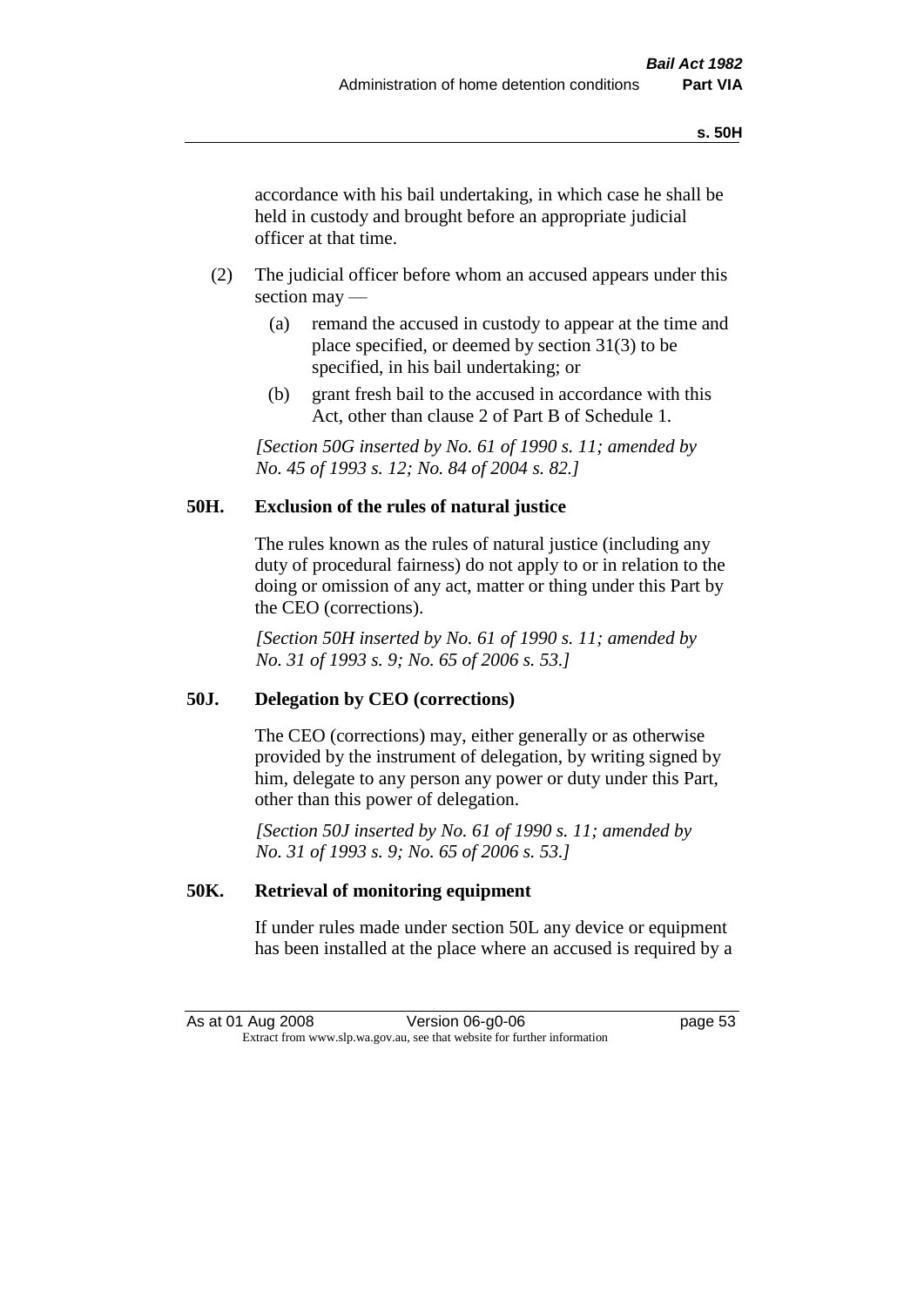accordance with his bail undertaking, in which case he shall be held in custody and brought before an appropriate judicial officer at that time.

(2) The judicial officer before whom an accused appears under this section may —

(a) remand the accused in custody to appear at the time and place specified, or deemed by section 31(3) to be specified, in his bail undertaking; or

(b) grant fresh bail to the accused in accordance with this Act, other than clause 2 of Part B of Schedule 1.

*[Section 50G inserted by No. 61 of 1990 s. 11; amended by No. 45 of 1993 s. 12; No. 84 of 2004 s. 82.]*

### 50H. Exclusion of the rules of natural justice

The rules known as the rules of natural justice (including any duty of procedural fairness) do not apply to or in relation to the doing or omission of any act, matter or thing under this Part by the CEO (corrections).

*[Section 50H inserted by No. 61 of 1990 s. 11; amended by No. 31 of 1993 s. 9; No. 65 of 2006 s. 53.]*

### 50J. Delegation by CEO (corrections)

The CEO (corrections) may, either generally or as otherwise provided by the instrument of delegation, by writing signed by him, delegate to any person any power or duty under this Part, other than this power of delegation.

*[Section 50J inserted by No. 61 of 1990 s. 11; amended by No. 31 of 1993 s. 9; No. 65 of 2006 s. 53.]*

### 50K. Retrieval of monitoring equipment

If under rules made under section 50L any device or equipment has been installed at the place where an accused is required by a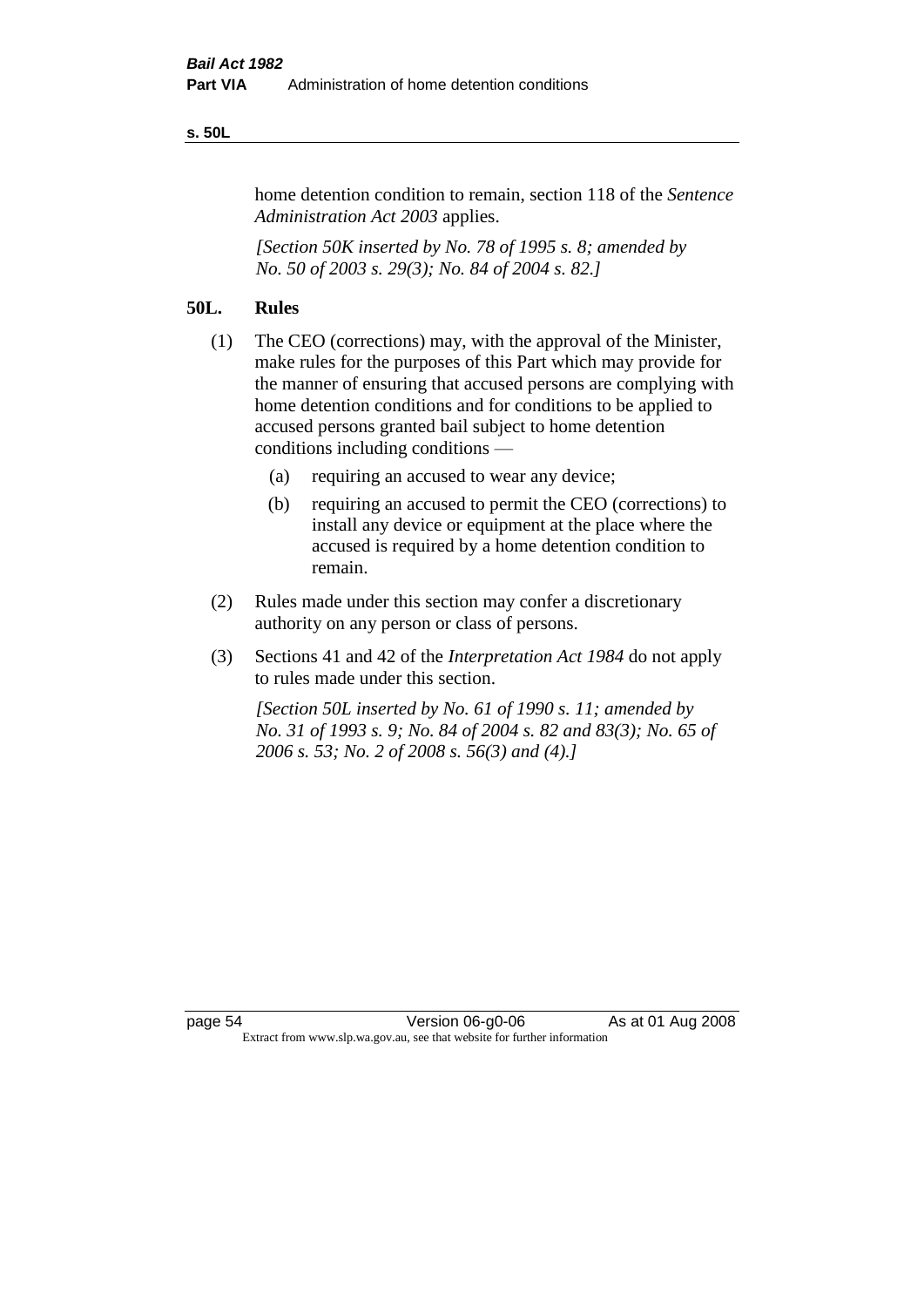home detention condition to remain, section 118 of the *Sentence Administration Act 2003* applies.

*[Section 50K inserted by No. 78 of 1995 s. 8; amended by No. 50 of 2003 s. 29(3); No. 84 of 2004 s. 82.]*

## 50L. Rules

(1) The CEO (corrections) may, with the approval of the Minister, make rules for the purposes of this Part which may provide for the manner of ensuring that accused persons are complying with home detention conditions and for conditions to be applied to accused persons granted bail subject to home detention conditions including conditions —

  (a) requiring an accused to wear any device;

  (b) requiring an accused to permit the CEO (corrections) to install any device or equipment at the place where the accused is required by a home detention condition to remain.

(2) Rules made under this section may confer a discretionary authority on any person or class of persons.

(3) Sections 41 and 42 of the *Interpretation Act 1984* do not apply to rules made under this section.

*[Section 50L inserted by No. 61 of 1990 s. 11; amended by No. 31 of 1993 s. 9; No. 84 of 2004 s. 82 and 83(3); No. 65 of 2006 s. 53; No. 2 of 2008 s. 56(3) and (4).]*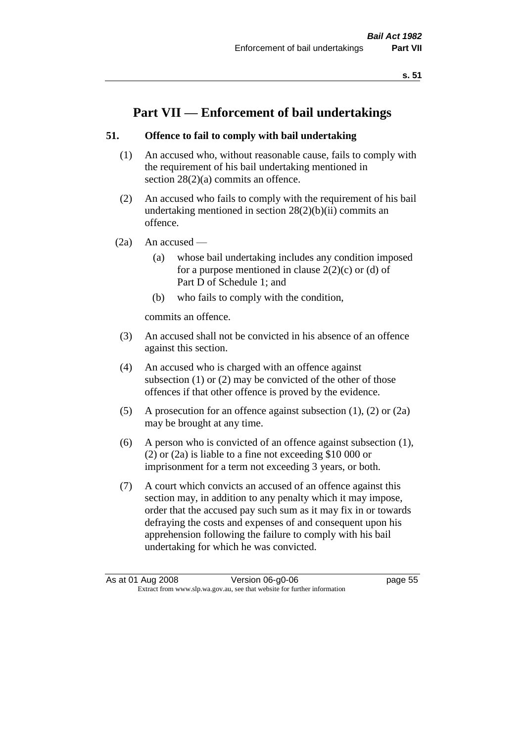# Part VII — Enforcement of bail undertakings

## 51. Offence to fail to comply with bail undertaking

(1) An accused who, without reasonable cause, fails to comply with the requirement of his bail undertaking mentioned in section 28(2)(a) commits an offence.

(2) An accused who fails to comply with the requirement of his bail undertaking mentioned in section 28(2)(b)(ii) commits an offence.

(2a) An accused —

- (a) whose bail undertaking includes any condition imposed for a purpose mentioned in clause 2(2)(c) or (d) of Part D of Schedule 1; and
- (b) who fails to comply with the condition,

commits an offence.

(3) An accused shall not be convicted in his absence of an offence against this section.

(4) An accused who is charged with an offence against subsection (1) or (2) may be convicted of the other of those offences if that other offence is proved by the evidence.

(5) A prosecution for an offence against subsection (1), (2) or (2a) may be brought at any time.

(6) A person who is convicted of an offence against subsection (1), (2) or (2a) is liable to a fine not exceeding $10 000 or imprisonment for a term not exceeding 3 years, or both.

(7) A court which convicts an accused of an offence against this section may, in addition to any penalty which it may impose, order that the accused pay such sum as it may fix in or towards defraying the costs and expenses of and consequent upon his apprehension following the failure to comply with his bail undertaking for which he was convicted.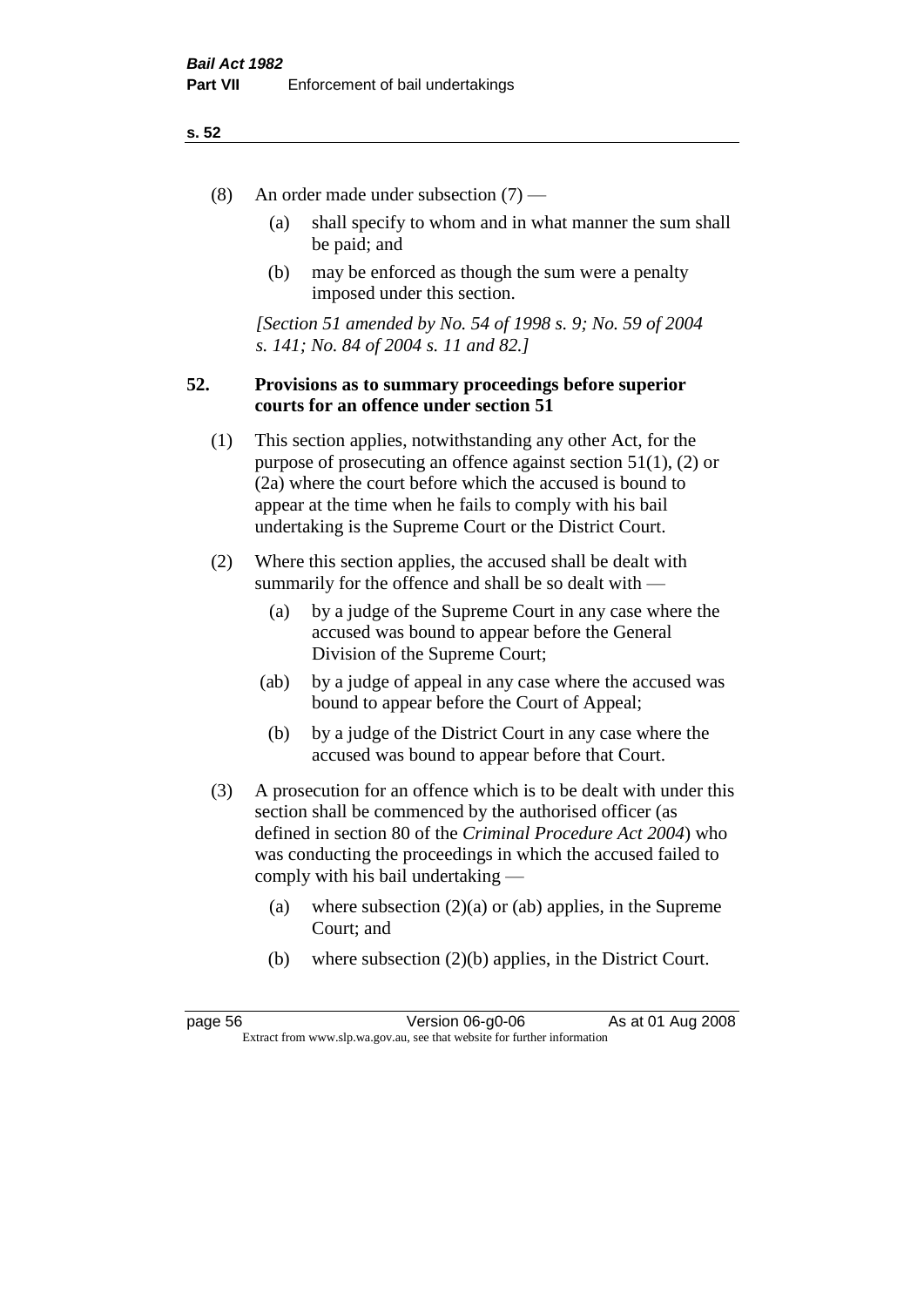(8) An order made under subsection (7) —

(a) shall specify to whom and in what manner the sum shall be paid; and

(b) may be enforced as though the sum were a penalty imposed under this section.

*[Section 51 amended by No. 54 of 1998 s. 9; No. 59 of 2004 s. 141; No. 84 of 2004 s. 11 and 82.]*

### 52. Provisions as to summary proceedings before superior courts for an offence under section 51

(1) This section applies, notwithstanding any other Act, for the purpose of prosecuting an offence against section 51(1), (2) or (2a) where the court before which the accused is bound to appear at the time when he fails to comply with his bail undertaking is the Supreme Court or the District Court.

(2) Where this section applies, the accused shall be dealt with summarily for the offence and shall be so dealt with —

(a) by a judge of the Supreme Court in any case where the accused was bound to appear before the General Division of the Supreme Court;

(ab) by a judge of appeal in any case where the accused was bound to appear before the Court of Appeal;

(b) by a judge of the District Court in any case where the accused was bound to appear before that Court.

(3) A prosecution for an offence which is to be dealt with under this section shall be commenced by the authorised officer (as defined in section 80 of the *Criminal Procedure Act 2004*) who was conducting the proceedings in which the accused failed to comply with his bail undertaking —

(a) where subsection (2)(a) or (ab) applies, in the Supreme Court; and

(b) where subsection (2)(b) applies, in the District Court.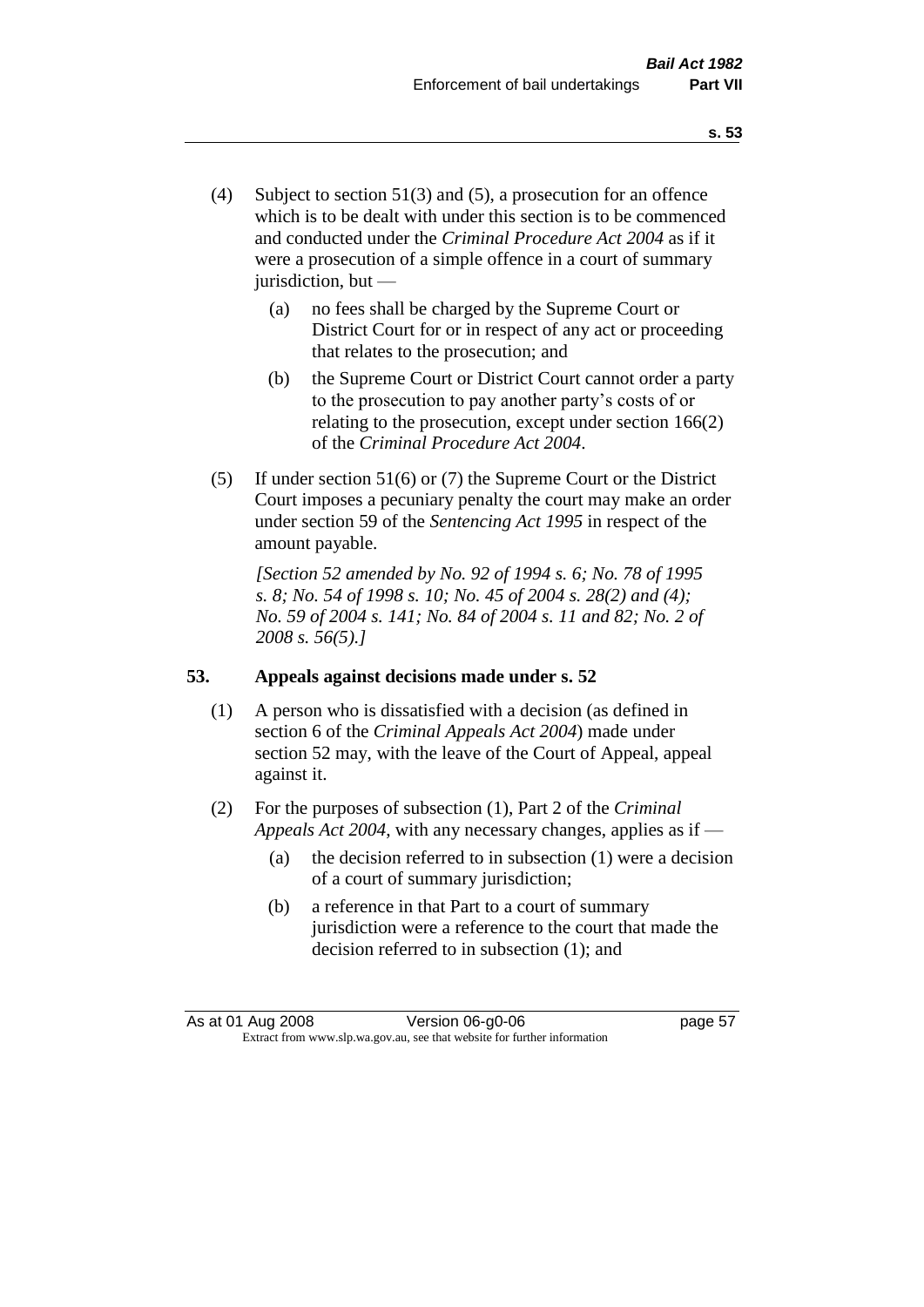(4) Subject to section 51(3) and (5), a prosecution for an offence which is to be dealt with under this section is to be commenced and conducted under the *Criminal Procedure Act 2004* as if it were a prosecution of a simple offence in a court of summary jurisdiction, but —

  (a) no fees shall be charged by the Supreme Court or District Court for or in respect of any act or proceeding that relates to the prosecution; and

  (b) the Supreme Court or District Court cannot order a party to the prosecution to pay another party's costs of or relating to the prosecution, except under section 166(2) of the *Criminal Procedure Act 2004*.

(5) If under section 51(6) or (7) the Supreme Court or the District Court imposes a pecuniary penalty the court may make an order under section 59 of the *Sentencing Act 1995* in respect of the amount payable.

*[Section 52 amended by No. 92 of 1994 s. 6; No. 78 of 1995 s. 8; No. 54 of 1998 s. 10; No. 45 of 2004 s. 28(2) and (4); No. 59 of 2004 s. 141; No. 84 of 2004 s. 11 and 82; No. 2 of 2008 s. 56(5).]*

## 53. Appeals against decisions made under s. 52

(1) A person who is dissatisfied with a decision (as defined in section 6 of the *Criminal Appeals Act 2004*) made under section 52 may, with the leave of the Court of Appeal, appeal against it.

(2) For the purposes of subsection (1), Part 2 of the *Criminal Appeals Act 2004*, with any necessary changes, applies as if —

  (a) the decision referred to in subsection (1) were a decision of a court of summary jurisdiction;

  (b) a reference in that Part to a court of summary jurisdiction were a reference to the court that made the decision referred to in subsection (1); and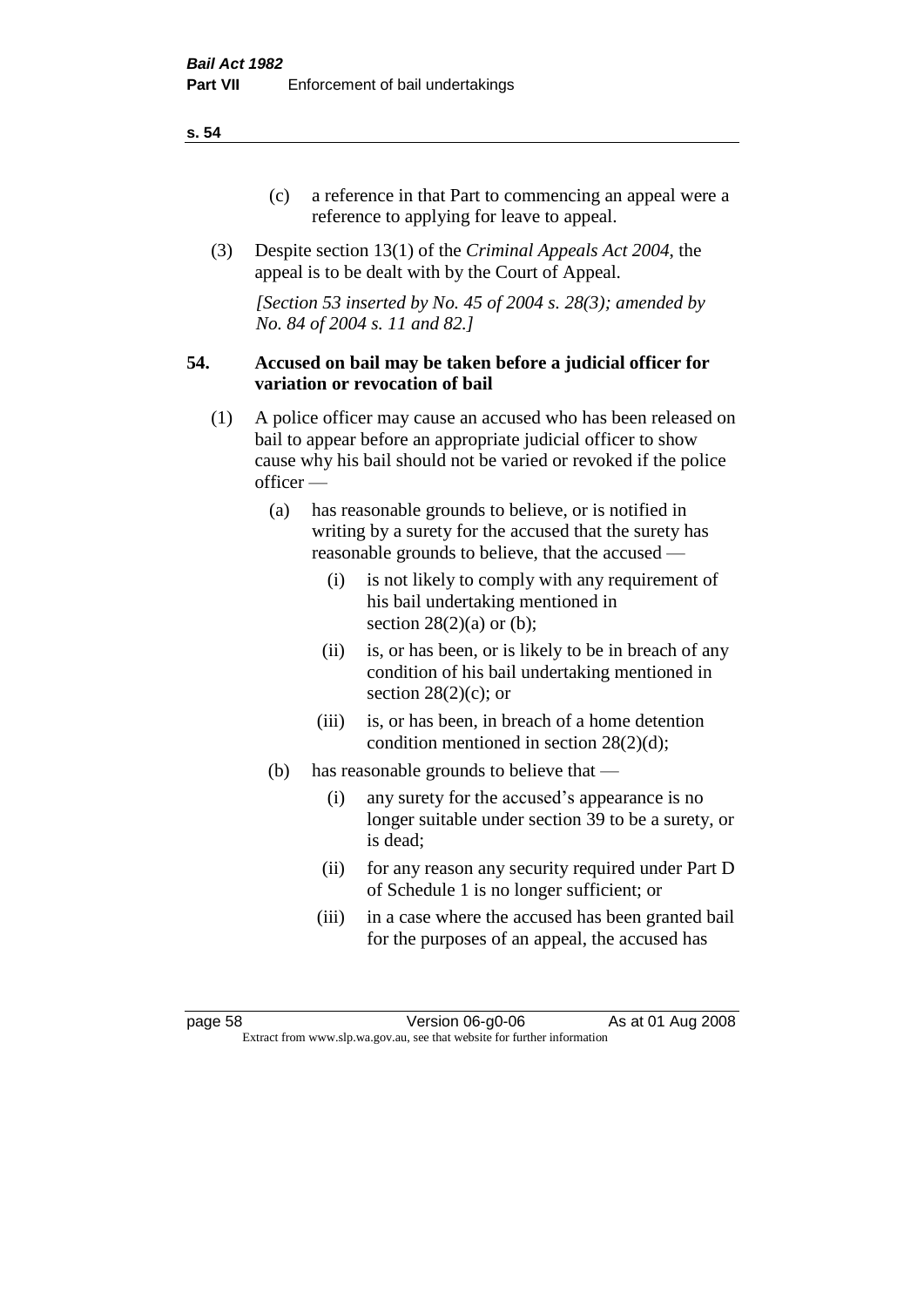(c) a reference in that Part to commencing an appeal were a reference to applying for leave to appeal.

(3) Despite section 13(1) of the *Criminal Appeals Act 2004*, the appeal is to be dealt with by the Court of Appeal.

*[Section 53 inserted by No. 45 of 2004 s. 28(3); amended by No. 84 of 2004 s. 11 and 82.]*

## 54. Accused on bail may be taken before a judicial officer for variation or revocation of bail

(1) A police officer may cause an accused who has been released on bail to appear before an appropriate judicial officer to show cause why his bail should not be varied or revoked if the police officer —

(a) has reasonable grounds to believe, or is notified in writing by a surety for the accused that the surety has reasonable grounds to believe, that the accused —

(i) is not likely to comply with any requirement of his bail undertaking mentioned in section 28(2)(a) or (b);

(ii) is, or has been, or is likely to be in breach of any condition of his bail undertaking mentioned in section 28(2)(c); or

(iii) is, or has been, in breach of a home detention condition mentioned in section 28(2)(d);

(b) has reasonable grounds to believe that —

(i) any surety for the accused's appearance is no longer suitable under section 39 to be a surety, or is dead;

(ii) for any reason any security required under Part D of Schedule 1 is no longer sufficient; or

(iii) in a case where the accused has been granted bail for the purposes of an appeal, the accused has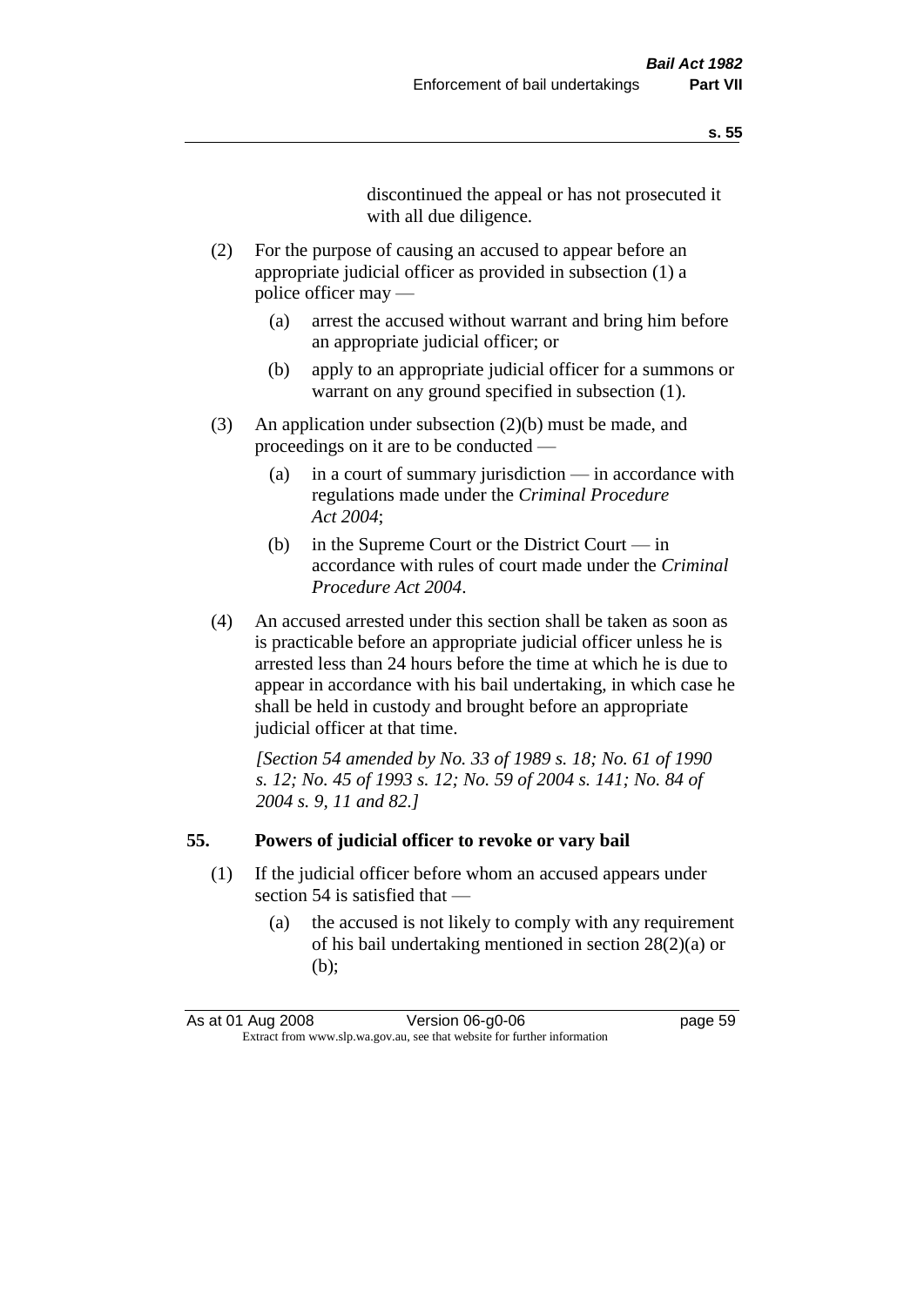discontinued the appeal or has not prosecuted it with all due diligence.

(2) For the purpose of causing an accused to appear before an appropriate judicial officer as provided in subsection (1) a police officer may —

(a) arrest the accused without warrant and bring him before an appropriate judicial officer; or

(b) apply to an appropriate judicial officer for a summons or warrant on any ground specified in subsection (1).

(3) An application under subsection (2)(b) must be made, and proceedings on it are to be conducted —

(a) in a court of summary jurisdiction — in accordance with regulations made under the *Criminal Procedure Act 2004*;

(b) in the Supreme Court or the District Court — in accordance with rules of court made under the *Criminal Procedure Act 2004*.

(4) An accused arrested under this section shall be taken as soon as is practicable before an appropriate judicial officer unless he is arrested less than 24 hours before the time at which he is due to appear in accordance with his bail undertaking, in which case he shall be held in custody and brought before an appropriate judicial officer at that time.

*[Section 54 amended by No. 33 of 1989 s. 18; No. 61 of 1990 s. 12; No. 45 of 1993 s. 12; No. 59 of 2004 s. 141; No. 84 of 2004 s. 9, 11 and 82.]*

## 55. Powers of judicial officer to revoke or vary bail

(1) If the judicial officer before whom an accused appears under section 54 is satisfied that —

(a) the accused is not likely to comply with any requirement of his bail undertaking mentioned in section 28(2)(a) or (b);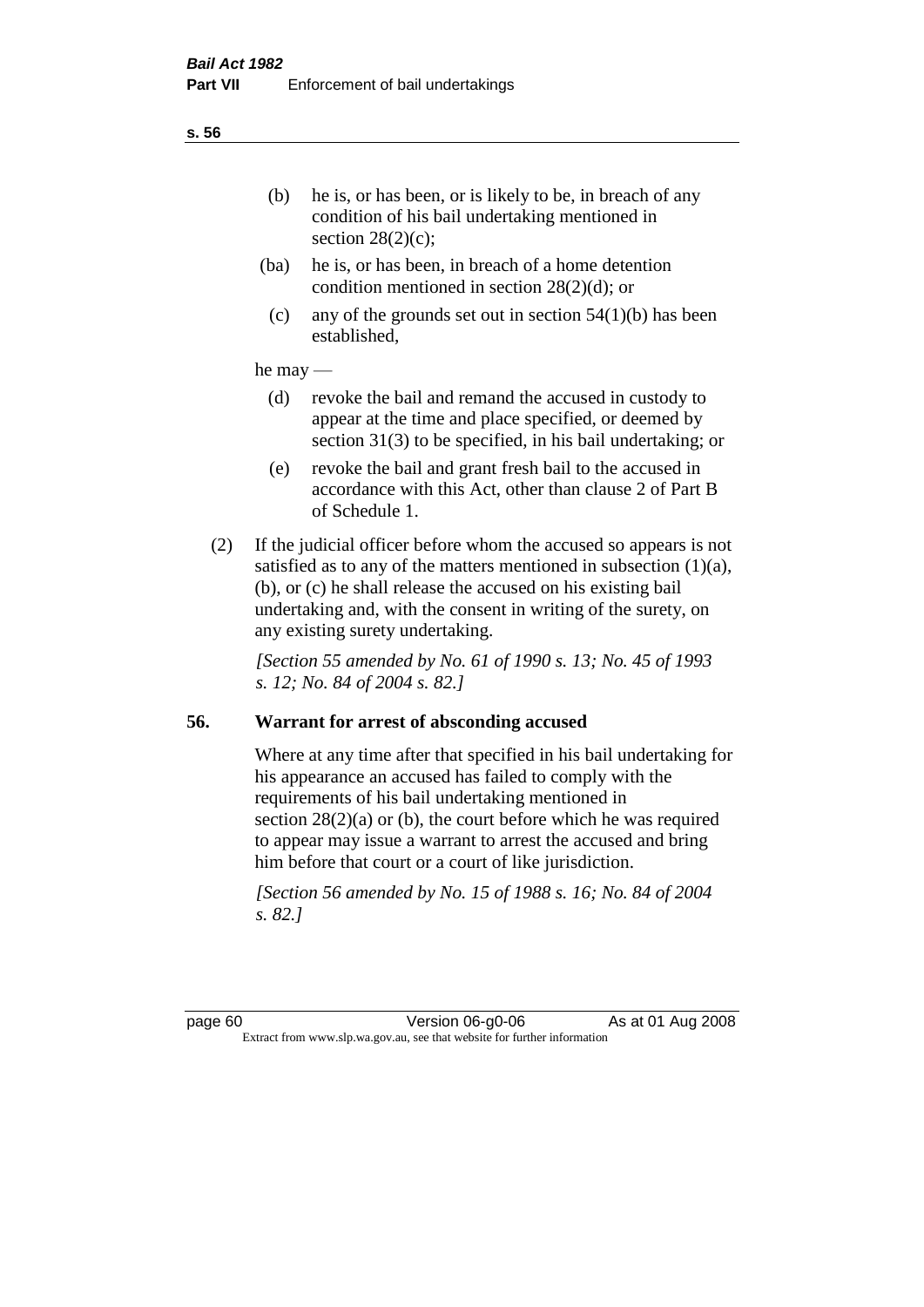(b) he is, or has been, or is likely to be, in breach of any condition of his bail undertaking mentioned in section 28(2)(c);

(ba) he is, or has been, in breach of a home detention condition mentioned in section 28(2)(d); or

(c) any of the grounds set out in section 54(1)(b) has been established,

he may —

(d) revoke the bail and remand the accused in custody to appear at the time and place specified, or deemed by section 31(3) to be specified, in his bail undertaking; or

(e) revoke the bail and grant fresh bail to the accused in accordance with this Act, other than clause 2 of Part B of Schedule 1.

(2) If the judicial officer before whom the accused so appears is not satisfied as to any of the matters mentioned in subsection (1)(a), (b), or (c) he shall release the accused on his existing bail undertaking and, with the consent in writing of the surety, on any existing surety undertaking.

*[Section 55 amended by No. 61 of 1990 s. 13; No. 45 of 1993 s. 12; No. 84 of 2004 s. 82.]*

## 56. Warrant for arrest of absconding accused

Where at any time after that specified in his bail undertaking for his appearance an accused has failed to comply with the requirements of his bail undertaking mentioned in section 28(2)(a) or (b), the court before which he was required to appear may issue a warrant to arrest the accused and bring him before that court or a court of like jurisdiction.

*[Section 56 amended by No. 15 of 1988 s. 16; No. 84 of 2004 s. 82.]*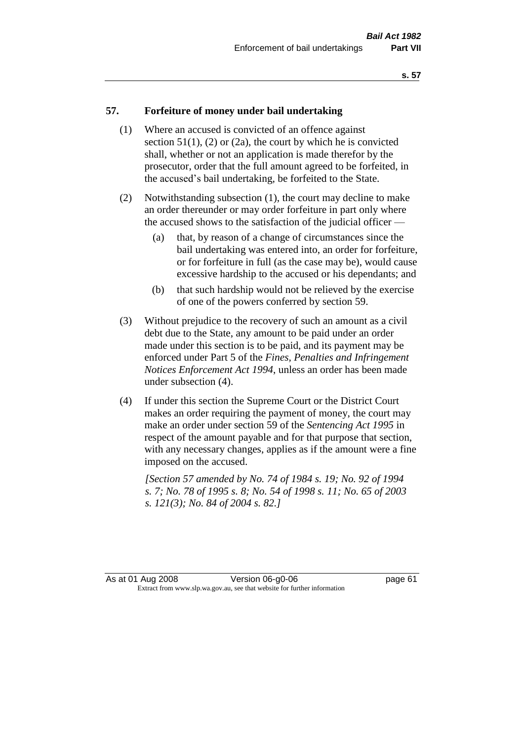## 57. Forfeiture of money under bail undertaking

(1) Where an accused is convicted of an offence against section 51(1), (2) or (2a), the court by which he is convicted shall, whether or not an application is made therefor by the prosecutor, order that the full amount agreed to be forfeited, in the accused's bail undertaking, be forfeited to the State.

(2) Notwithstanding subsection (1), the court may decline to make an order thereunder or may order forfeiture in part only where the accused shows to the satisfaction of the judicial officer —

  (a) that, by reason of a change of circumstances since the bail undertaking was entered into, an order for forfeiture, or for forfeiture in full (as the case may be), would cause excessive hardship to the accused or his dependants; and

  (b) that such hardship would not be relieved by the exercise of one of the powers conferred by section 59.

(3) Without prejudice to the recovery of such an amount as a civil debt due to the State, any amount to be paid under an order made under this section is to be paid, and its payment may be enforced under Part 5 of the *Fines, Penalties and Infringement Notices Enforcement Act 1994*, unless an order has been made under subsection (4).

(4) If under this section the Supreme Court or the District Court makes an order requiring the payment of money, the court may make an order under section 59 of the *Sentencing Act 1995* in respect of the amount payable and for that purpose that section, with any necessary changes, applies as if the amount were a fine imposed on the accused.

*[Section 57 amended by No. 74 of 1984 s. 19; No. 92 of 1994 s. 7; No. 78 of 1995 s. 8; No. 54 of 1998 s. 11; No. 65 of 2003 s. 121(3); No. 84 of 2004 s. 82.]*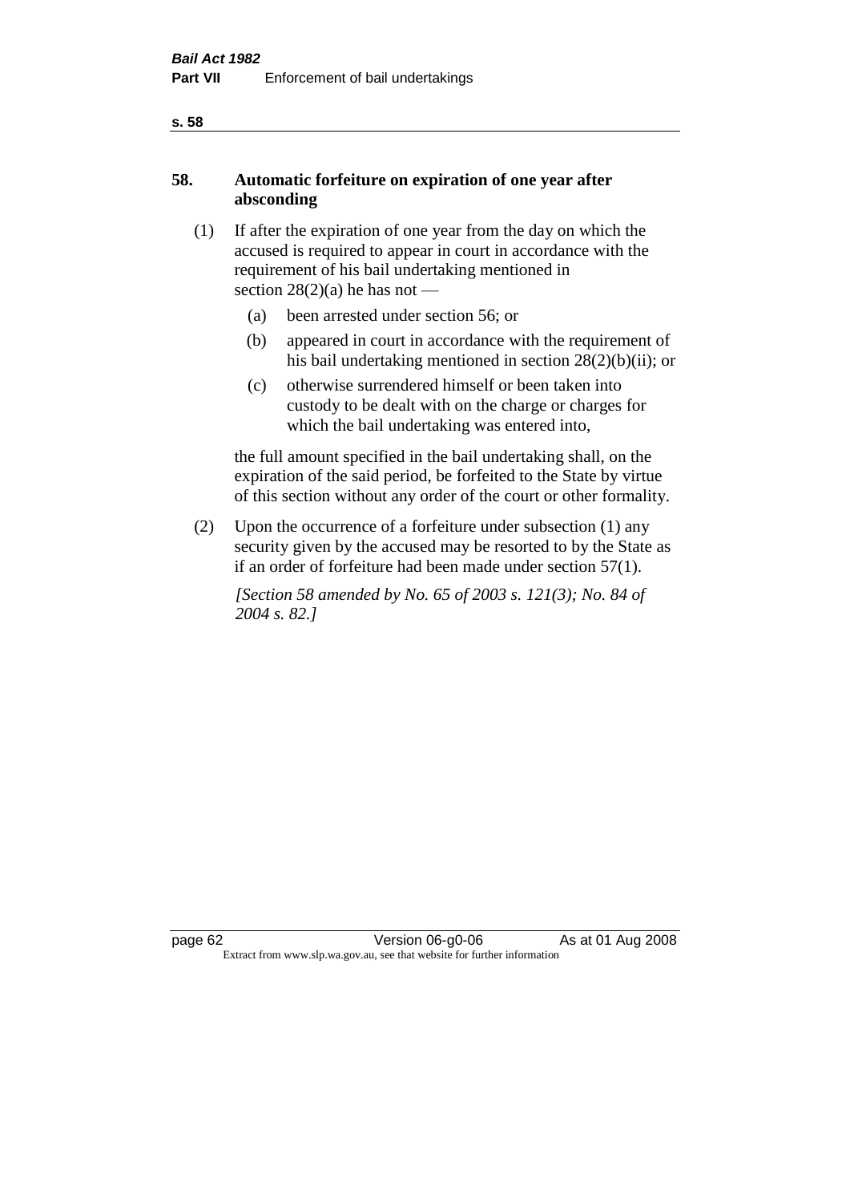## 58. Automatic forfeiture on expiration of one year after absconding

(1) If after the expiration of one year from the day on which the accused is required to appear in court in accordance with the requirement of his bail undertaking mentioned in section 28(2)(a) he has not —

- (a) been arrested under section 56; or
- (b) appeared in court in accordance with the requirement of his bail undertaking mentioned in section 28(2)(b)(ii); or
- (c) otherwise surrendered himself or been taken into custody to be dealt with on the charge or charges for which the bail undertaking was entered into,

the full amount specified in the bail undertaking shall, on the expiration of the said period, be forfeited to the State by virtue of this section without any order of the court or other formality.

(2) Upon the occurrence of a forfeiture under subsection (1) any security given by the accused may be resorted to by the State as if an order of forfeiture had been made under section 57(1).

*[Section 58 amended by No. 65 of 2003 s. 121(3); No. 84 of 2004 s. 82.]*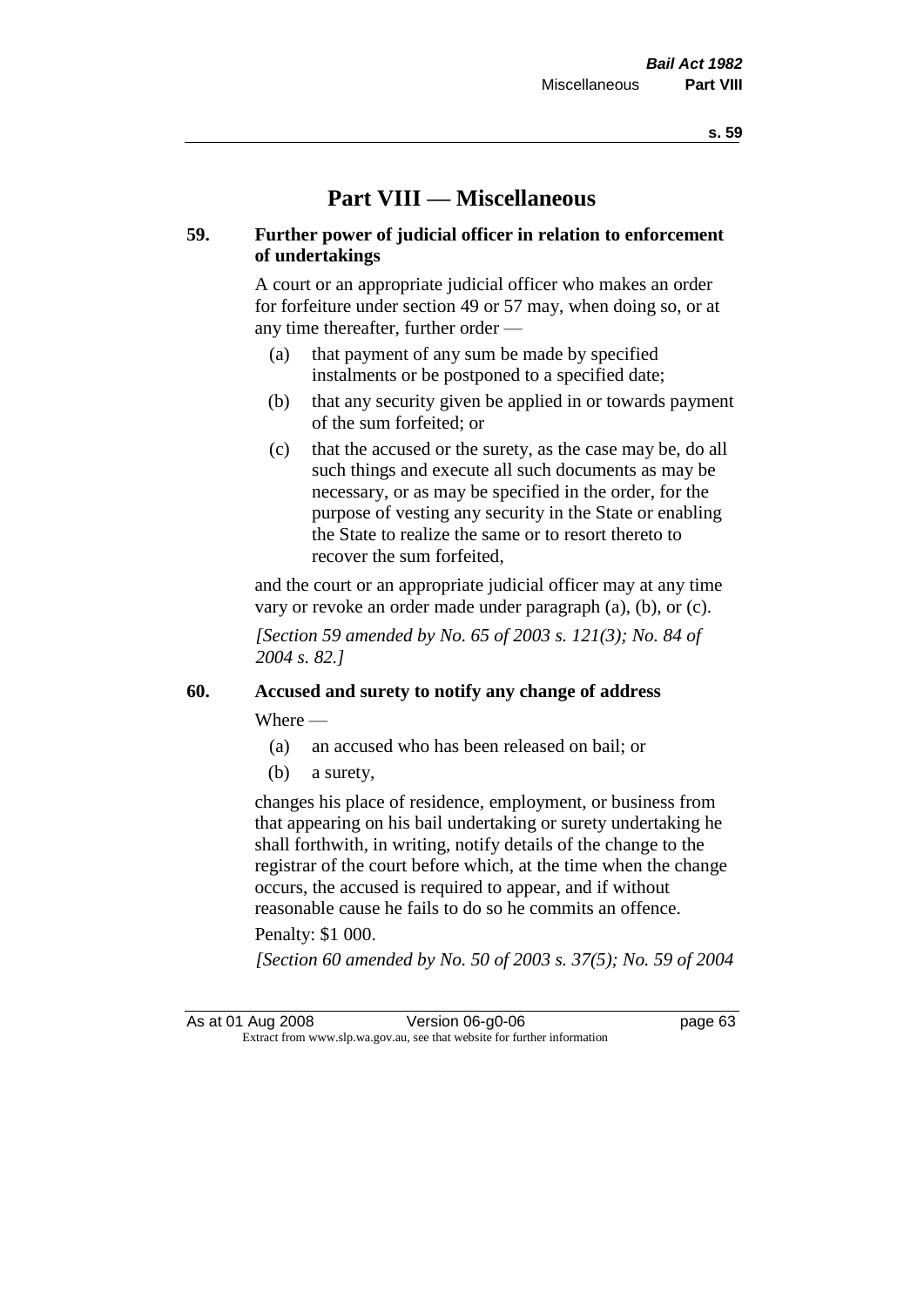# Part VIII — Miscellaneous

## 59. Further power of judicial officer in relation to enforcement of undertakings

A court or an appropriate judicial officer who makes an order for forfeiture under section 49 or 57 may, when doing so, or at any time thereafter, further order —

(a) that payment of any sum be made by specified instalments or be postponed to a specified date;

(b) that any security given be applied in or towards payment of the sum forfeited; or

(c) that the accused or the surety, as the case may be, do all such things and execute all such documents as may be necessary, or as may be specified in the order, for the purpose of vesting any security in the State or enabling the State to realize the same or to resort thereto to recover the sum forfeited,

and the court or an appropriate judicial officer may at any time vary or revoke an order made under paragraph (a), (b), or (c).

*[Section 59 amended by No. 65 of 2003 s. 121(3); No. 84 of 2004 s. 82.]*

## 60. Accused and surety to notify any change of address

Where —

(a) an accused who has been released on bail; or

(b) a surety,

changes his place of residence, employment, or business from that appearing on his bail undertaking or surety undertaking he shall forthwith, in writing, notify details of the change to the registrar of the court before which, at the time when the change occurs, the accused is required to appear, and if without reasonable cause he fails to do so he commits an offence.

Penalty: $1 000.

*[Section 60 amended by No. 50 of 2003 s. 37(5); No. 59 of 2004*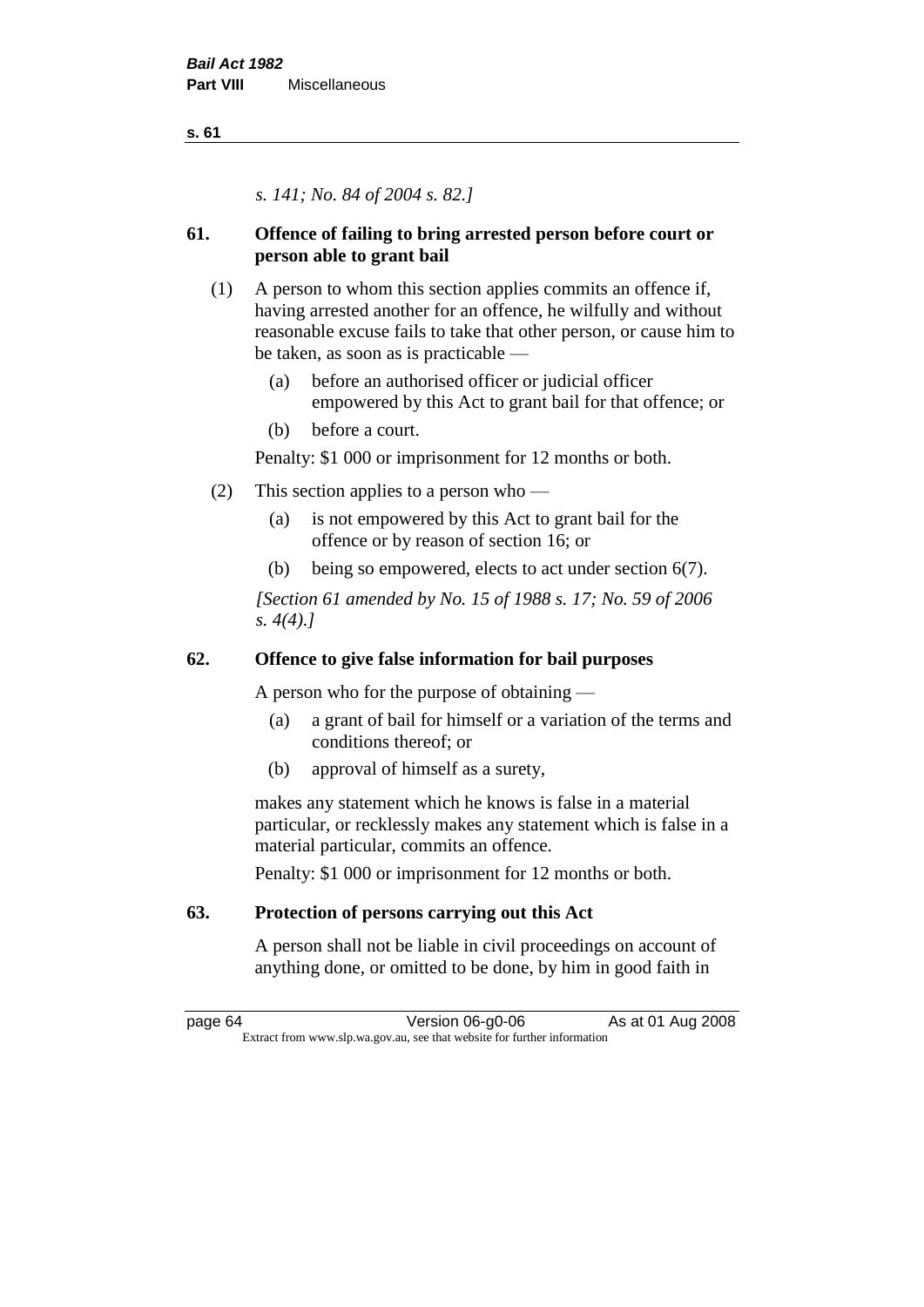*s. 141; No. 84 of 2004 s. 82.]*

## 61. Offence of failing to bring arrested person before court or person able to grant bail

(1) A person to whom this section applies commits an offence if, having arrested another for an offence, he wilfully and without reasonable excuse fails to take that other person, or cause him to be taken, as soon as is practicable —

   (a) before an authorised officer or judicial officer empowered by this Act to grant bail for that offence; or

   (b) before a court.

   Penalty: $1 000 or imprisonment for 12 months or both.

(2) This section applies to a person who —

   (a) is not empowered by this Act to grant bail for the offence or by reason of section 16; or

   (b) being so empowered, elects to act under section 6(7).

*[Section 61 amended by No. 15 of 1988 s. 17; No. 59 of 2006 s. 4(4).]*

## 62. Offence to give false information for bail purposes

A person who for the purpose of obtaining —

   (a) a grant of bail for himself or a variation of the terms and conditions thereof; or

   (b) approval of himself as a surety,

makes any statement which he knows is false in a material particular, or recklessly makes any statement which is false in a material particular, commits an offence.

Penalty: $1 000 or imprisonment for 12 months or both.

## 63. Protection of persons carrying out this Act

A person shall not be liable in civil proceedings on account of anything done, or omitted to be done, by him in good faith in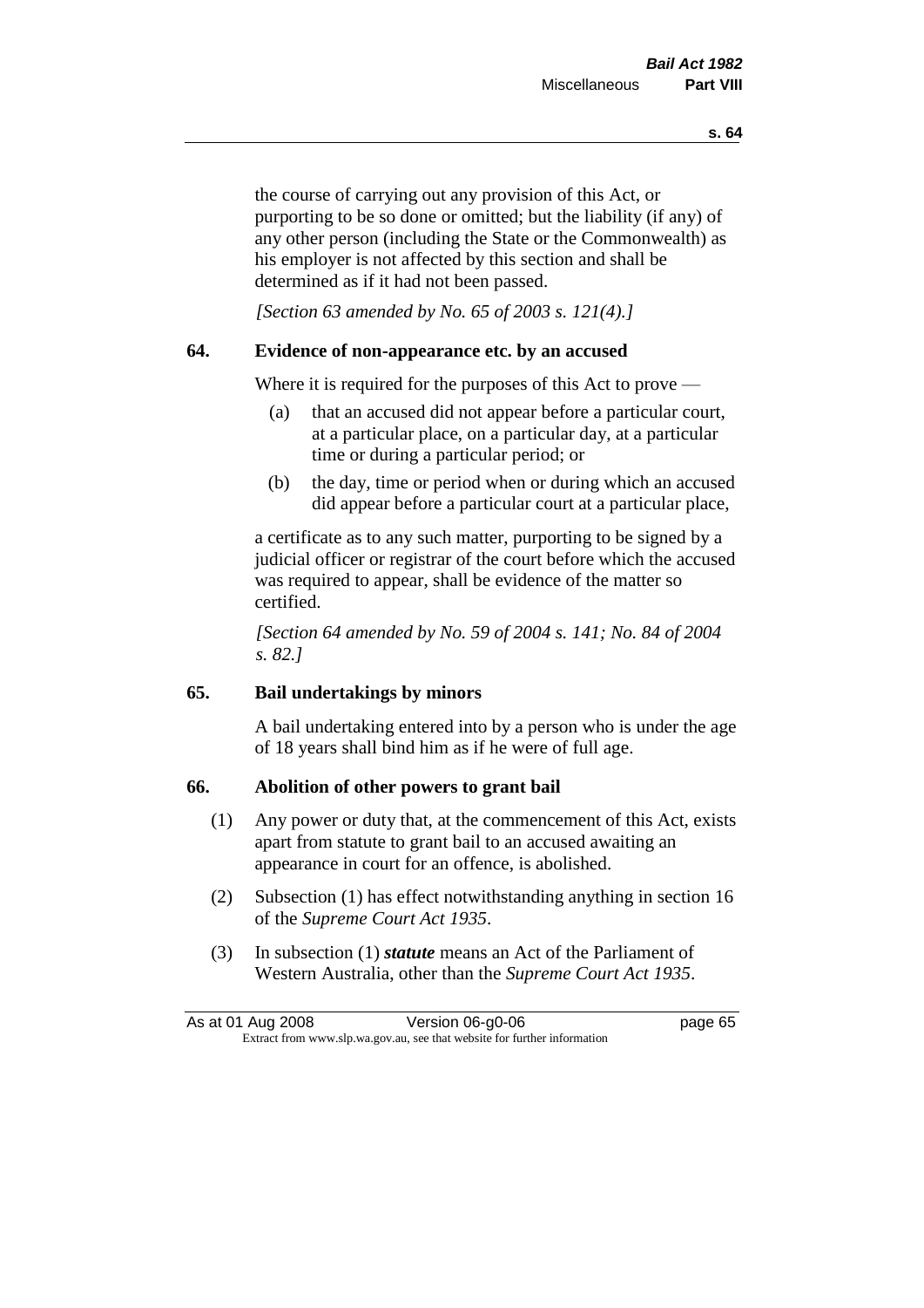the course of carrying out any provision of this Act, or purporting to be so done or omitted; but the liability (if any) of any other person (including the State or the Commonwealth) as his employer is not affected by this section and shall be determined as if it had not been passed.

*[Section 63 amended by No. 65 of 2003 s. 121(4).]*

## 64. Evidence of non-appearance etc. by an accused

Where it is required for the purposes of this Act to prove —

(a) that an accused did not appear before a particular court, at a particular place, on a particular day, at a particular time or during a particular period; or

(b) the day, time or period when or during which an accused did appear before a particular court at a particular place,

a certificate as to any such matter, purporting to be signed by a judicial officer or registrar of the court before which the accused was required to appear, shall be evidence of the matter so certified.

*[Section 64 amended by No. 59 of 2004 s. 141; No. 84 of 2004 s. 82.]*

## 65. Bail undertakings by minors

A bail undertaking entered into by a person who is under the age of 18 years shall bind him as if he were of full age.

## 66. Abolition of other powers to grant bail

(1) Any power or duty that, at the commencement of this Act, exists apart from statute to grant bail to an accused awaiting an appearance in court for an offence, is abolished.

(2) Subsection (1) has effect notwithstanding anything in section 16 of the *Supreme Court Act 1935*.

(3) In subsection (1) ***statute*** means an Act of the Parliament of Western Australia, other than the *Supreme Court Act 1935*.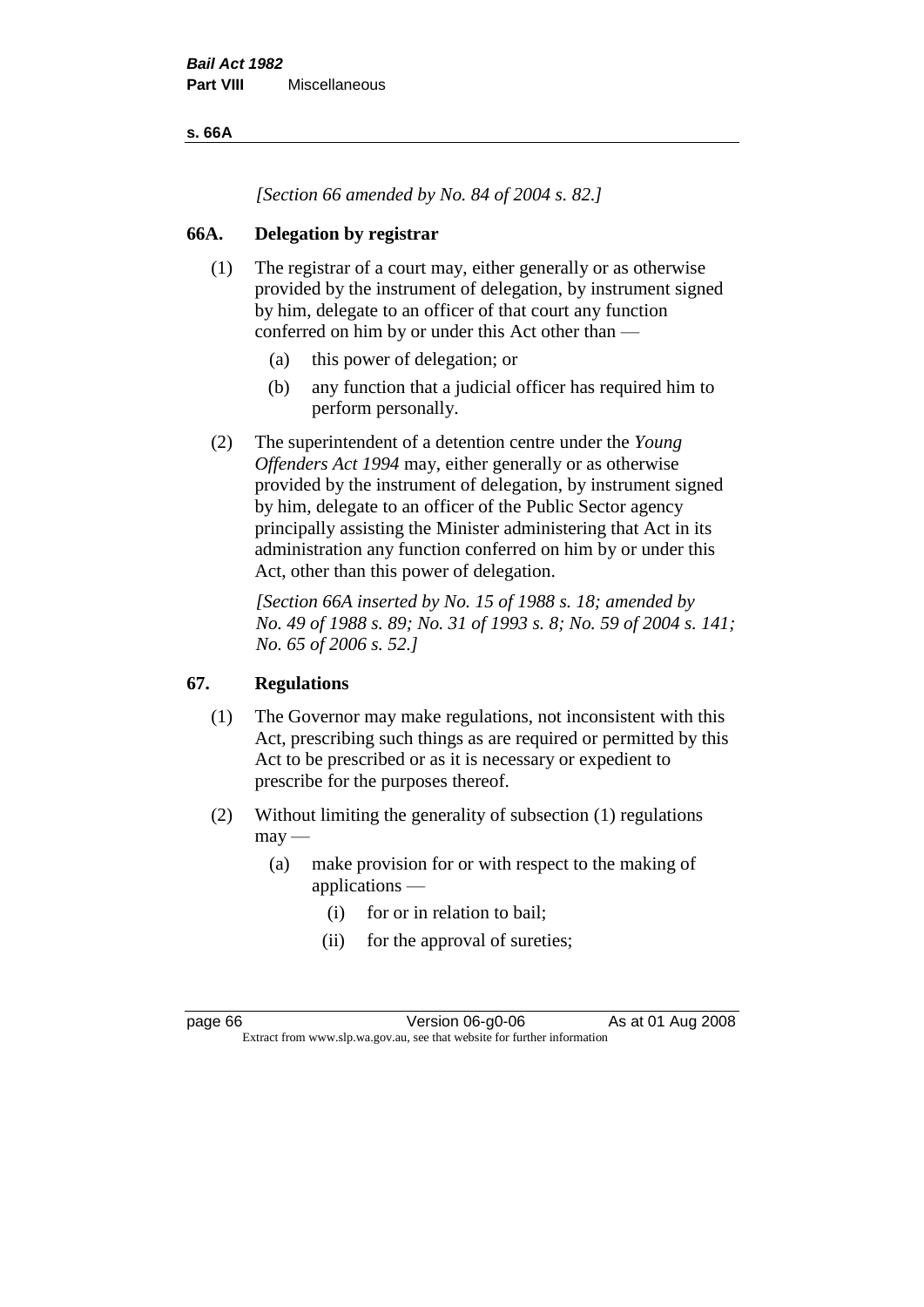*[Section 66 amended by No. 84 of 2004 s. 82.]*

## 66A. Delegation by registrar

(1) The registrar of a court may, either generally or as otherwise provided by the instrument of delegation, by instrument signed by him, delegate to an officer of that court any function conferred on him by or under this Act other than —

- (a) this power of delegation; or
- (b) any function that a judicial officer has required him to perform personally.

(2) The superintendent of a detention centre under the *Young Offenders Act 1994* may, either generally or as otherwise provided by the instrument of delegation, by instrument signed by him, delegate to an officer of the Public Sector agency principally assisting the Minister administering that Act in its administration any function conferred on him by or under this Act, other than this power of delegation.

*[Section 66A inserted by No. 15 of 1988 s. 18; amended by No. 49 of 1988 s. 89; No. 31 of 1993 s. 8; No. 59 of 2004 s. 141; No. 65 of 2006 s. 52.]*

## 67. Regulations

(1) The Governor may make regulations, not inconsistent with this Act, prescribing such things as are required or permitted by this Act to be prescribed or as it is necessary or expedient to prescribe for the purposes thereof.

(2) Without limiting the generality of subsection (1) regulations may —

- (a) make provision for or with respect to the making of applications —
  - (i) for or in relation to bail;
  - (ii) for the approval of sureties;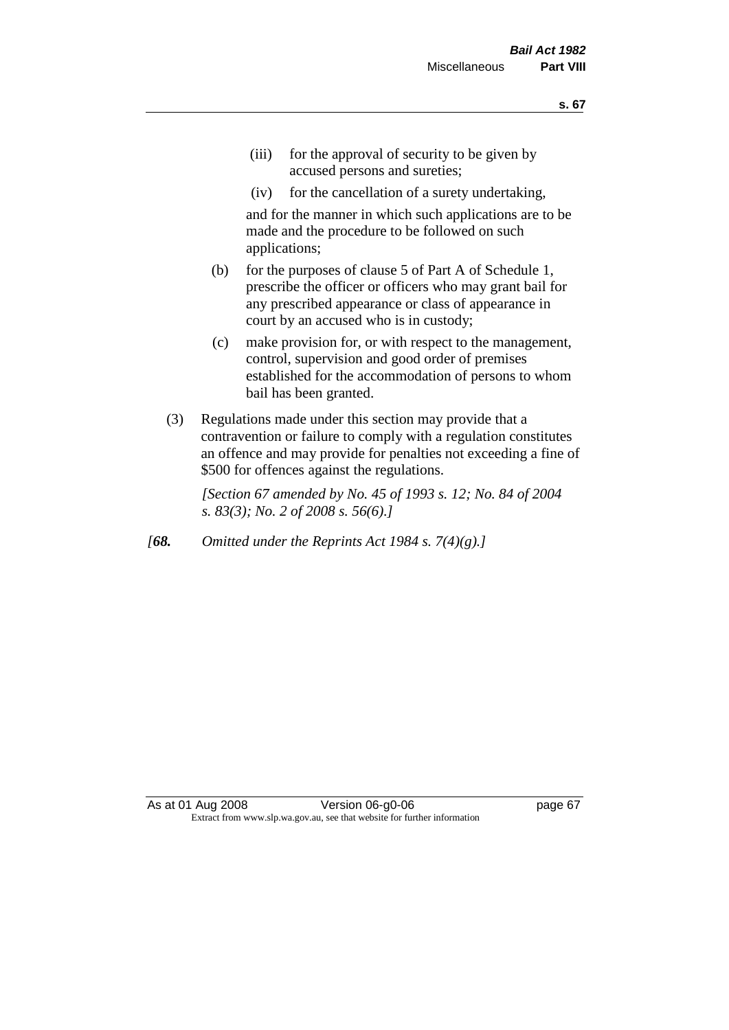(iii) for the approval of security to be given by accused persons and sureties;

(iv) for the cancellation of a surety undertaking,

and for the manner in which such applications are to be made and the procedure to be followed on such applications;

(b) for the purposes of clause 5 of Part A of Schedule 1, prescribe the officer or officers who may grant bail for any prescribed appearance or class of appearance in court by an accused who is in custody;

(c) make provision for, or with respect to the management, control, supervision and good order of premises established for the accommodation of persons to whom bail has been granted.

(3) Regulations made under this section may provide that a contravention or failure to comply with a regulation constitutes an offence and may provide for penalties not exceeding a fine of $500 for offences against the regulations.

*[Section 67 amended by No. 45 of 1993 s. 12; No. 84 of 2004 s. 83(3); No. 2 of 2008 s. 56(6).]*

*[**68.** Omitted under the Reprints Act 1984 s. 7(4)(g).]*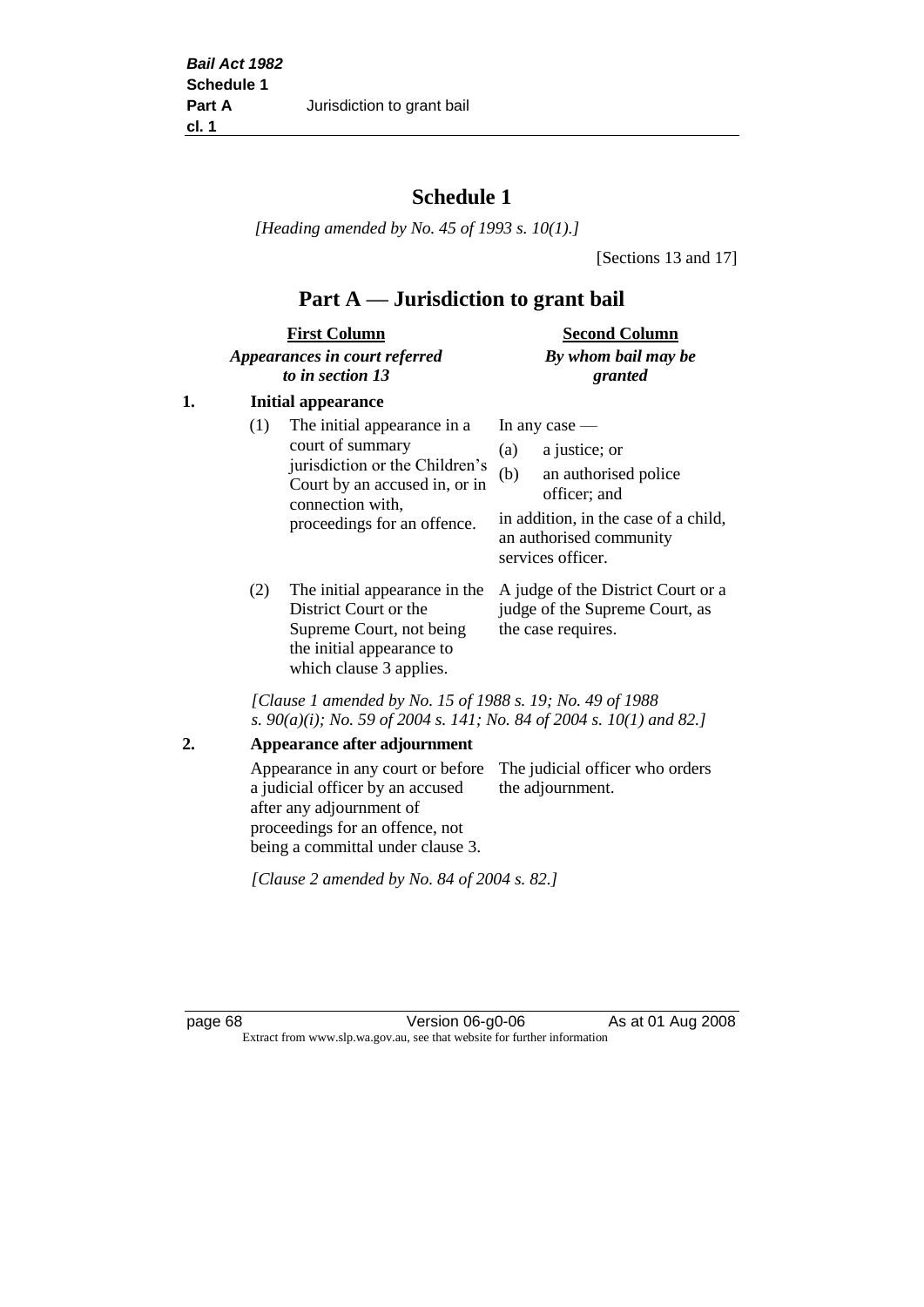# Schedule 1

*[Heading amended by No. 45 of 1993 s. 10(1).]*

[Sections 13 and 17]

## Part A — Jurisdiction to grant bail

| First Column *Appearances in court referred to in section 13* | Second Column *By whom bail may be granted* |
|---|---|

**1. Initial appearance**

| | |
|---|---|
| (1) The initial appearance in a court of summary jurisdiction or the Children's Court by an accused in, or in connection with, proceedings for an offence. | In any case — (a) a justice; or (b) an authorised police officer; and in addition, in the case of a child, an authorised community services officer. |
| (2) The initial appearance in the District Court or the Supreme Court, not being the initial appearance to which clause 3 applies. | A judge of the District Court or a judge of the Supreme Court, as the case requires. |

*[Clause 1 amended by No. 15 of 1988 s. 19; No. 49 of 1988 s. 90(a)(i); No. 59 of 2004 s. 141; No. 84 of 2004 s. 10(1) and 82.]*

**2. Appearance after adjournment**

| | |
|---|---|
| Appearance in any court or before a judicial officer by an accused after any adjournment of proceedings for an offence, not being a committal under clause 3. | The judicial officer who orders the adjournment. |

*[Clause 2 amended by No. 84 of 2004 s. 82.]*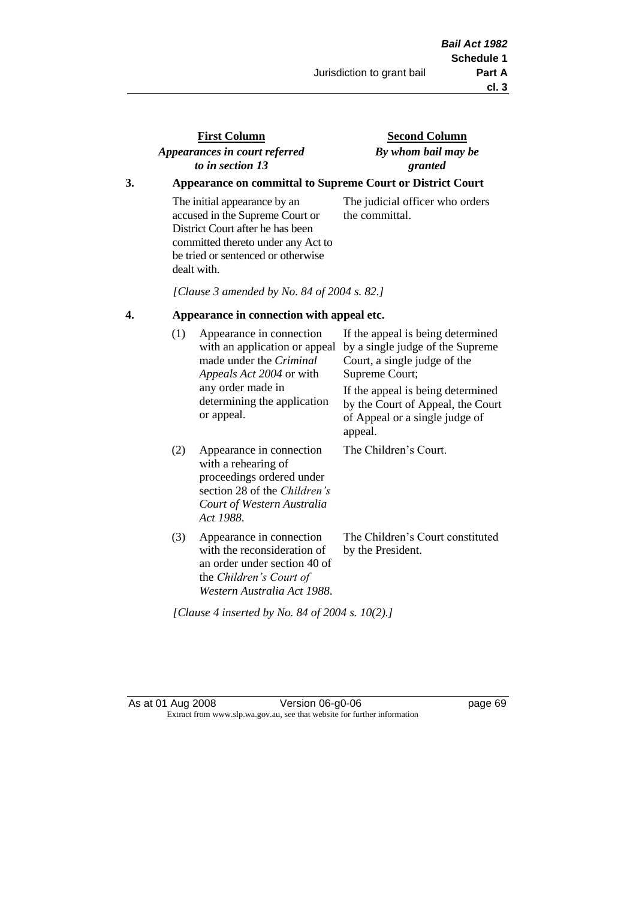| First Column<br>*Appearances in court referred to in section 13* | Second Column<br>*By whom bail may be granted* |
|---|---|

**3. Appearance on committal to Supreme Court or District Court**

| | |
|---|---|
| The initial appearance by an accused in the Supreme Court or District Court after he has been committed thereto under any Act to be tried or sentenced or otherwise dealt with. | The judicial officer who orders the committal. |

*[Clause 3 amended by No. 84 of 2004 s. 82.]*

**4. Appearance in connection with appeal etc.**

| | |
|---|---|
| (1) Appearance in connection with an application or appeal made under the *Criminal Appeals Act 2004* or with any order made in determining the application or appeal. | If the appeal is being determined by a single judge of the Supreme Court, a single judge of the Supreme Court;<br>If the appeal is being determined by the Court of Appeal, the Court of Appeal or a single judge of appeal. |
| (2) Appearance in connection with a rehearing of proceedings ordered under section 28 of the *Children's Court of Western Australia Act 1988*. | The Children's Court. |
| (3) Appearance in connection with the reconsideration of an order under section 40 of the *Children's Court of Western Australia Act 1988*. | The Children's Court constituted by the President. |

*[Clause 4 inserted by No. 84 of 2004 s. 10(2).]*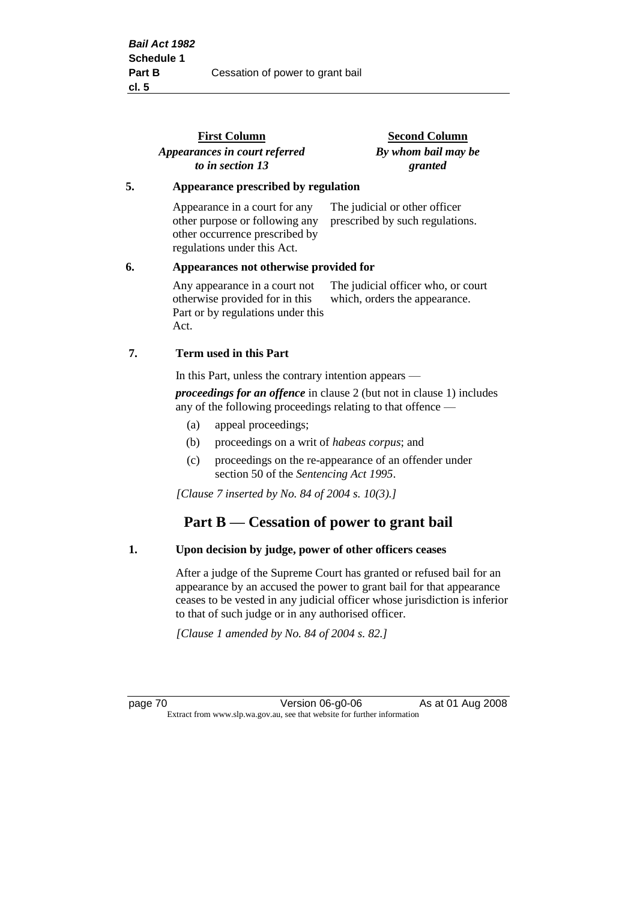| First Column *Appearances in court referred to in section 13* | Second Column *By whom bail may be granted* |
|---|---|

**5. Appearance prescribed by regulation**

| | |
|---|---|
| Appearance in a court for any other purpose or following any other occurrence prescribed by regulations under this Act. | The judicial or other officer prescribed by such regulations. |

**6. Appearances not otherwise provided for**

| | |
|---|---|
| Any appearance in a court not otherwise provided for in this Part or by regulations under this Act. | The judicial officer who, or court which, orders the appearance. |

**7. Term used in this Part**

In this Part, unless the contrary intention appears —

***proceedings for an offence*** in clause 2 (but not in clause 1) includes any of the following proceedings relating to that offence —

(a) appeal proceedings;

(b) proceedings on a writ of *habeas corpus*; and

(c) proceedings on the re-appearance of an offender under section 50 of the *Sentencing Act 1995*.

*[Clause 7 inserted by No. 84 of 2004 s. 10(3).]*

## Part B — Cessation of power to grant bail

**1. Upon decision by judge, power of other officers ceases**

After a judge of the Supreme Court has granted or refused bail for an appearance by an accused the power to grant bail for that appearance ceases to be vested in any judicial officer whose jurisdiction is inferior to that of such judge or in any authorised officer.

*[Clause 1 amended by No. 84 of 2004 s. 82.]*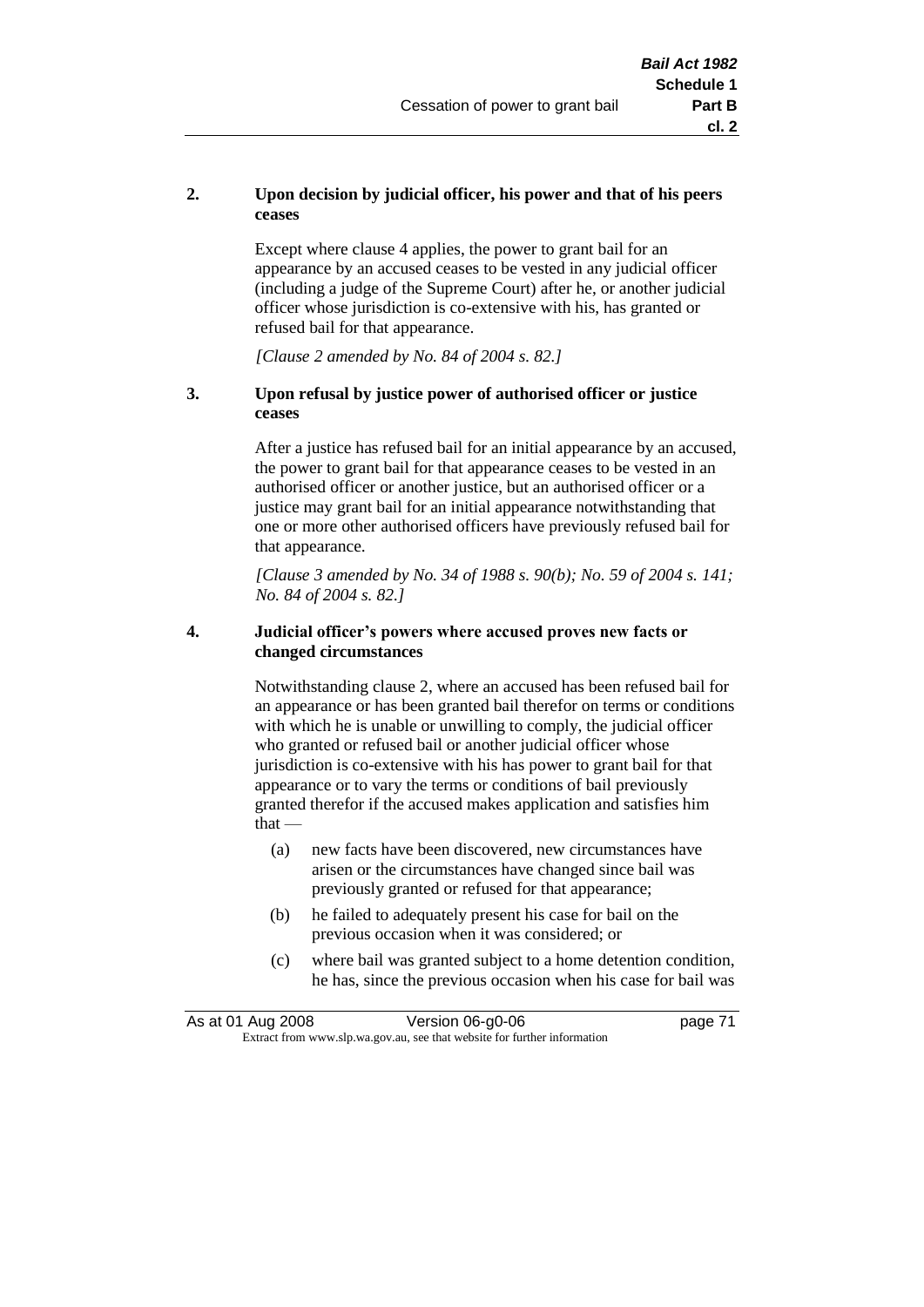**2. Upon decision by judicial officer, his power and that of his peers ceases**

Except where clause 4 applies, the power to grant bail for an appearance by an accused ceases to be vested in any judicial officer (including a judge of the Supreme Court) after he, or another judicial officer whose jurisdiction is co-extensive with his, has granted or refused bail for that appearance.

*[Clause 2 amended by No. 84 of 2004 s. 82.]*

**3. Upon refusal by justice power of authorised officer or justice ceases**

After a justice has refused bail for an initial appearance by an accused, the power to grant bail for that appearance ceases to be vested in an authorised officer or another justice, but an authorised officer or a justice may grant bail for an initial appearance notwithstanding that one or more other authorised officers have previously refused bail for that appearance.

*[Clause 3 amended by No. 34 of 1988 s. 90(b); No. 59 of 2004 s. 141; No. 84 of 2004 s. 82.]*

**4. Judicial officer's powers where accused proves new facts or changed circumstances**

Notwithstanding clause 2, where an accused has been refused bail for an appearance or has been granted bail therefor on terms or conditions with which he is unable or unwilling to comply, the judicial officer who granted or refused bail or another judicial officer whose jurisdiction is co-extensive with his has power to grant bail for that appearance or to vary the terms or conditions of bail previously granted therefor if the accused makes application and satisfies him that —

(a) new facts have been discovered, new circumstances have arisen or the circumstances have changed since bail was previously granted or refused for that appearance;

(b) he failed to adequately present his case for bail on the previous occasion when it was considered; or

(c) where bail was granted subject to a home detention condition, he has, since the previous occasion when his case for bail was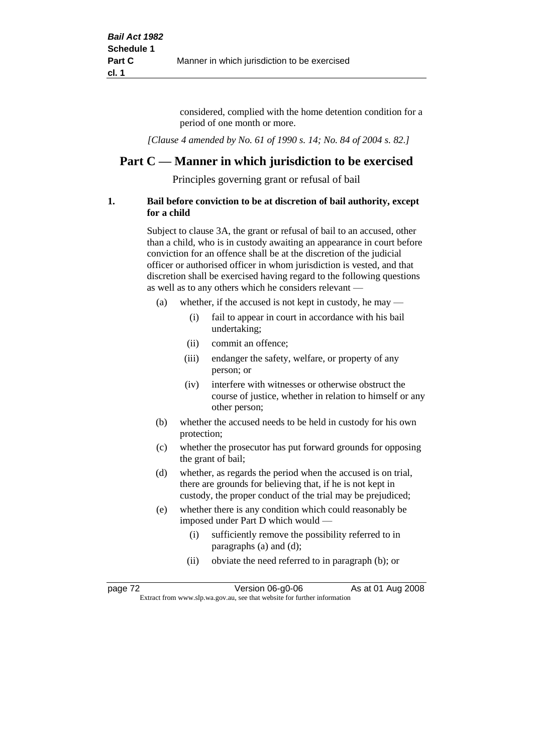considered, complied with the home detention condition for a period of one month or more.

*[Clause 4 amended by No. 61 of 1990 s. 14; No. 84 of 2004 s. 82.]*

## Part C — Manner in which jurisdiction to be exercised

Principles governing grant or refusal of bail

**1. Bail before conviction to be at discretion of bail authority, except for a child**

Subject to clause 3A, the grant or refusal of bail to an accused, other than a child, who is in custody awaiting an appearance in court before conviction for an offence shall be at the discretion of the judicial officer or authorised officer in whom jurisdiction is vested, and that discretion shall be exercised having regard to the following questions as well as to any others which he considers relevant —

- (a) whether, if the accused is not kept in custody, he may —
  - (i) fail to appear in court in accordance with his bail undertaking;
  - (ii) commit an offence;
  - (iii) endanger the safety, welfare, or property of any person; or
  - (iv) interfere with witnesses or otherwise obstruct the course of justice, whether in relation to himself or any other person;
- (b) whether the accused needs to be held in custody for his own protection;
- (c) whether the prosecutor has put forward grounds for opposing the grant of bail;
- (d) whether, as regards the period when the accused is on trial, there are grounds for believing that, if he is not kept in custody, the proper conduct of the trial may be prejudiced;
- (e) whether there is any condition which could reasonably be imposed under Part D which would —
  - (i) sufficiently remove the possibility referred to in paragraphs (a) and (d);
  - (ii) obviate the need referred to in paragraph (b); or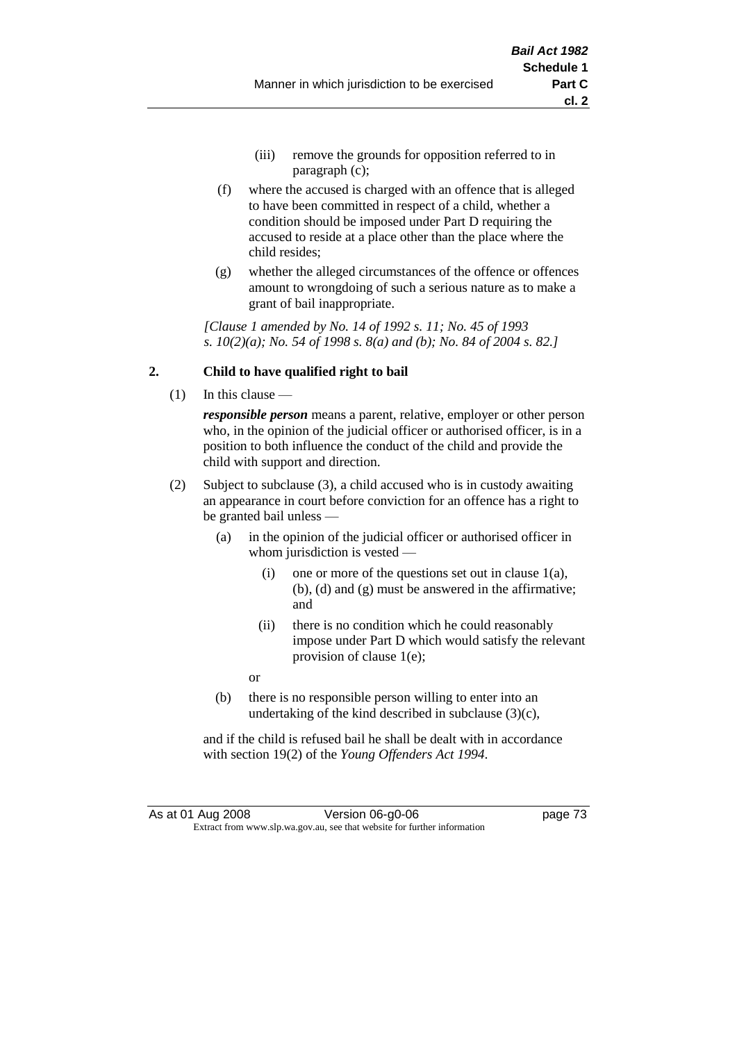(iii) remove the grounds for opposition referred to in paragraph (c);

(f) where the accused is charged with an offence that is alleged to have been committed in respect of a child, whether a condition should be imposed under Part D requiring the accused to reside at a place other than the place where the child resides;

(g) whether the alleged circumstances of the offence or offences amount to wrongdoing of such a serious nature as to make a grant of bail inappropriate.

*[Clause 1 amended by No. 14 of 1992 s. 11; No. 45 of 1993 s. 10(2)(a); No. 54 of 1998 s. 8(a) and (b); No. 84 of 2004 s. 82.]*

## 2. Child to have qualified right to bail

(1) In this clause —

***responsible person*** means a parent, relative, employer or other person who, in the opinion of the judicial officer or authorised officer, is in a position to both influence the conduct of the child and provide the child with support and direction.

(2) Subject to subclause (3), a child accused who is in custody awaiting an appearance in court before conviction for an offence has a right to be granted bail unless —

(a) in the opinion of the judicial officer or authorised officer in whom jurisdiction is vested —

(i) one or more of the questions set out in clause 1(a), (b), (d) and (g) must be answered in the affirmative; and

(ii) there is no condition which he could reasonably impose under Part D which would satisfy the relevant provision of clause 1(e);

or

(b) there is no responsible person willing to enter into an undertaking of the kind described in subclause (3)(c),

and if the child is refused bail he shall be dealt with in accordance with section 19(2) of the *Young Offenders Act 1994*.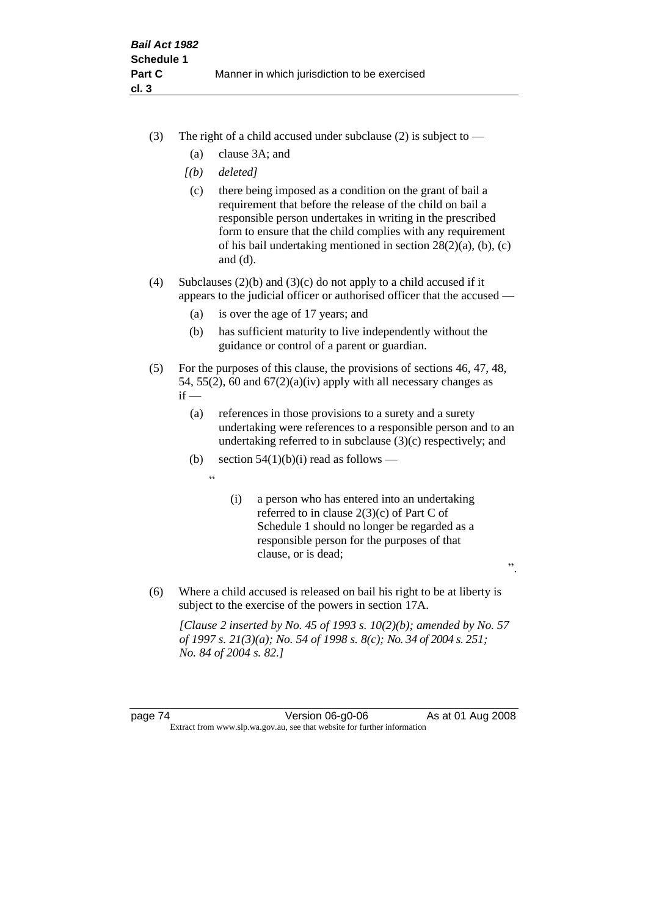(3) The right of a child accused under subclause (2) is subject to —

  (a) clause 3A; and

  *[(b) deleted]*

  (c) there being imposed as a condition on the grant of bail a requirement that before the release of the child on bail a responsible person undertakes in writing in the prescribed form to ensure that the child complies with any requirement of his bail undertaking mentioned in section 28(2)(a), (b), (c) and (d).

(4) Subclauses (2)(b) and (3)(c) do not apply to a child accused if it appears to the judicial officer or authorised officer that the accused —

  (a) is over the age of 17 years; and

  (b) has sufficient maturity to live independently without the guidance or control of a parent or guardian.

(5) For the purposes of this clause, the provisions of sections 46, 47, 48, 54, 55(2), 60 and 67(2)(a)(iv) apply with all necessary changes as if —

  (a) references in those provisions to a surety and a surety undertaking were references to a responsible person and to an undertaking referred to in subclause (3)(c) respectively; and

  (b) section 54(1)(b)(i) read as follows —

"

    (i) a person who has entered into an undertaking referred to in clause 2(3)(c) of Part C of Schedule 1 should no longer be regarded as a responsible person for the purposes of that clause, or is dead;

".

(6) Where a child accused is released on bail his right to be at liberty is subject to the exercise of the powers in section 17A.

*[Clause 2 inserted by No. 45 of 1993 s. 10(2)(b); amended by No. 57 of 1997 s. 21(3)(a); No. 54 of 1998 s. 8(c); No. 34 of 2004 s. 251; No. 84 of 2004 s. 82.]*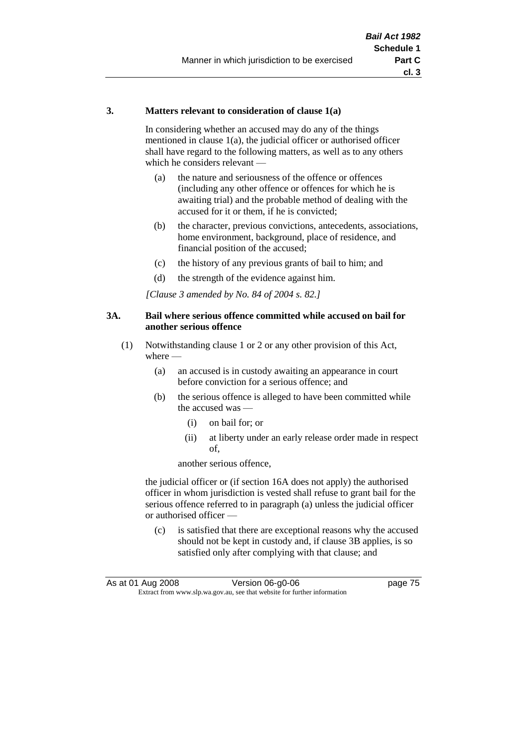### 3. Matters relevant to consideration of clause 1(a)

In considering whether an accused may do any of the things mentioned in clause 1(a), the judicial officer or authorised officer shall have regard to the following matters, as well as to any others which he considers relevant —

(a) the nature and seriousness of the offence or offences (including any other offence or offences for which he is awaiting trial) and the probable method of dealing with the accused for it or them, if he is convicted;

(b) the character, previous convictions, antecedents, associations, home environment, background, place of residence, and financial position of the accused;

(c) the history of any previous grants of bail to him; and

(d) the strength of the evidence against him.

*[Clause 3 amended by No. 84 of 2004 s. 82.]*

### 3A. Bail where serious offence committed while accused on bail for another serious offence

(1) Notwithstanding clause 1 or 2 or any other provision of this Act, where —

(a) an accused is in custody awaiting an appearance in court before conviction for a serious offence; and

(b) the serious offence is alleged to have been committed while the accused was —

(i) on bail for; or

(ii) at liberty under an early release order made in respect of,

another serious offence,

the judicial officer or (if section 16A does not apply) the authorised officer in whom jurisdiction is vested shall refuse to grant bail for the serious offence referred to in paragraph (a) unless the judicial officer or authorised officer —

(c) is satisfied that there are exceptional reasons why the accused should not be kept in custody and, if clause 3B applies, is so satisfied only after complying with that clause; and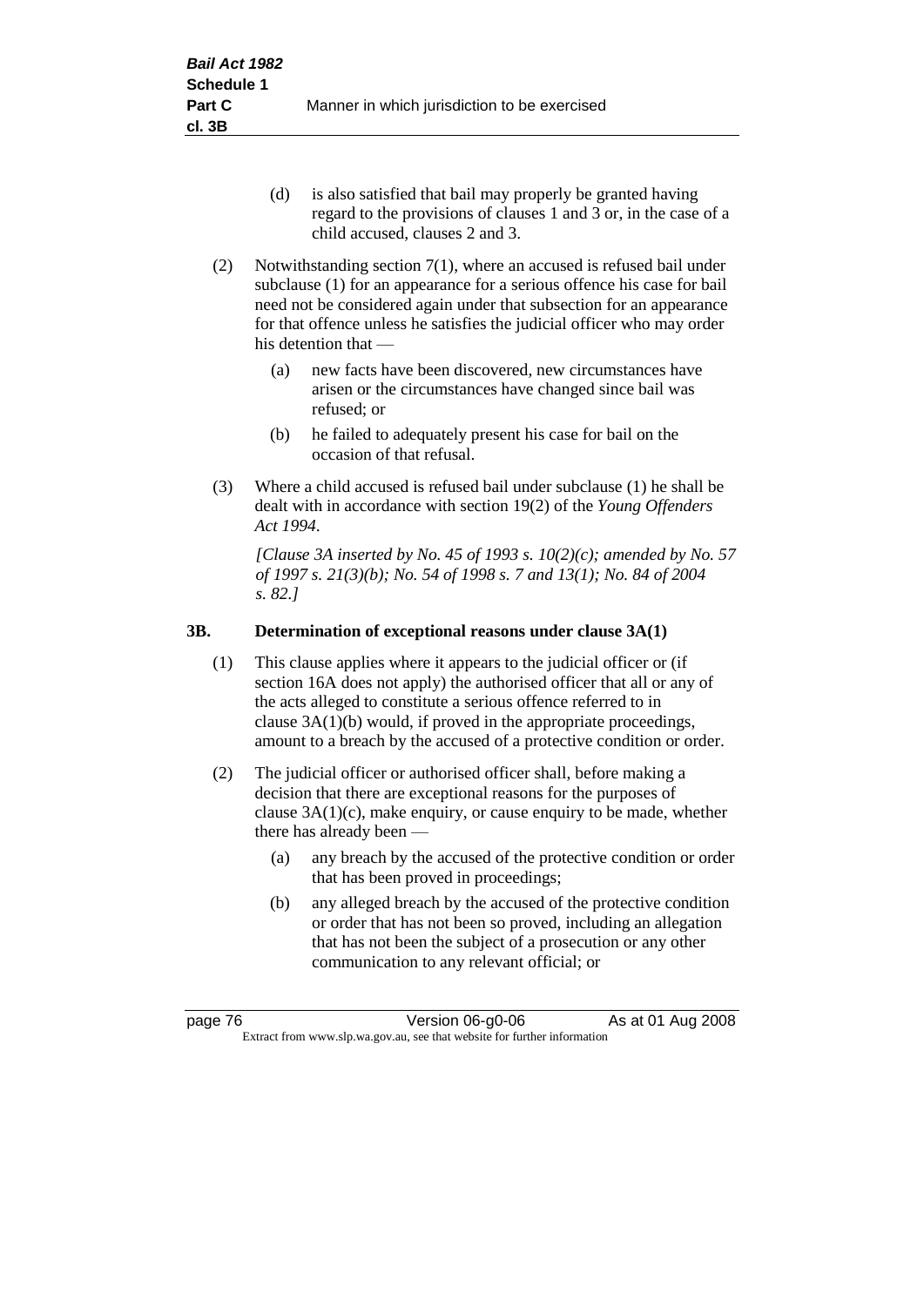(d) is also satisfied that bail may properly be granted having regard to the provisions of clauses 1 and 3 or, in the case of a child accused, clauses 2 and 3.

(2) Notwithstanding section 7(1), where an accused is refused bail under subclause (1) for an appearance for a serious offence his case for bail need not be considered again under that subsection for an appearance for that offence unless he satisfies the judicial officer who may order his detention that —

(a) new facts have been discovered, new circumstances have arisen or the circumstances have changed since bail was refused; or

(b) he failed to adequately present his case for bail on the occasion of that refusal.

(3) Where a child accused is refused bail under subclause (1) he shall be dealt with in accordance with section 19(2) of the *Young Offenders Act 1994*.

*[Clause 3A inserted by No. 45 of 1993 s. 10(2)(c); amended by No. 57 of 1997 s. 21(3)(b); No. 54 of 1998 s. 7 and 13(1); No. 84 of 2004 s. 82.]*

### 3B. Determination of exceptional reasons under clause 3A(1)

(1) This clause applies where it appears to the judicial officer or (if section 16A does not apply) the authorised officer that all or any of the acts alleged to constitute a serious offence referred to in clause 3A(1)(b) would, if proved in the appropriate proceedings, amount to a breach by the accused of a protective condition or order.

(2) The judicial officer or authorised officer shall, before making a decision that there are exceptional reasons for the purposes of clause 3A(1)(c), make enquiry, or cause enquiry to be made, whether there has already been —

(a) any breach by the accused of the protective condition or order that has been proved in proceedings;

(b) any alleged breach by the accused of the protective condition or order that has not been so proved, including an allegation that has not been the subject of a prosecution or any other communication to any relevant official; or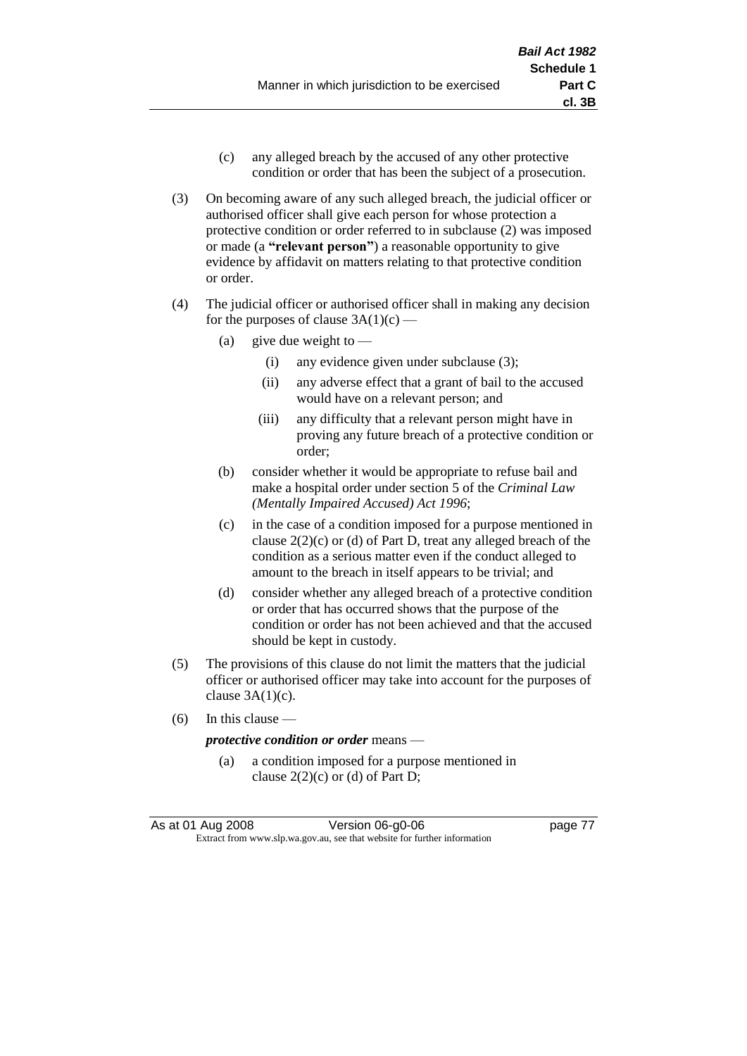(c) any alleged breach by the accused of any other protective condition or order that has been the subject of a prosecution.

(3) On becoming aware of any such alleged breach, the judicial officer or authorised officer shall give each person for whose protection a protective condition or order referred to in subclause (2) was imposed or made (a **"relevant person"**) a reasonable opportunity to give evidence by affidavit on matters relating to that protective condition or order.

(4) The judicial officer or authorised officer shall in making any decision for the purposes of clause 3A(1)(c) —

(a) give due weight to —

(i) any evidence given under subclause (3);

(ii) any adverse effect that a grant of bail to the accused would have on a relevant person; and

(iii) any difficulty that a relevant person might have in proving any future breach of a protective condition or order;

(b) consider whether it would be appropriate to refuse bail and make a hospital order under section 5 of the *Criminal Law (Mentally Impaired Accused) Act 1996*;

(c) in the case of a condition imposed for a purpose mentioned in clause 2(2)(c) or (d) of Part D, treat any alleged breach of the condition as a serious matter even if the conduct alleged to amount to the breach in itself appears to be trivial; and

(d) consider whether any alleged breach of a protective condition or order that has occurred shows that the purpose of the condition or order has not been achieved and that the accused should be kept in custody.

(5) The provisions of this clause do not limit the matters that the judicial officer or authorised officer may take into account for the purposes of clause 3A(1)(c).

(6) In this clause —

***protective condition or order*** means —

(a) a condition imposed for a purpose mentioned in clause 2(2)(c) or (d) of Part D;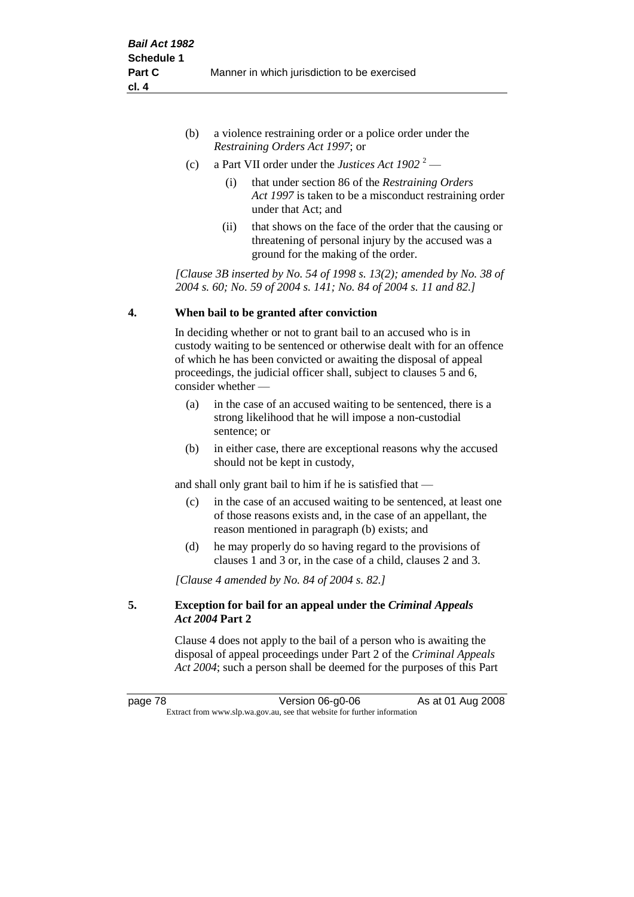(b) a violence restraining order or a police order under the *Restraining Orders Act 1997*; or

(c) a Part VII order under the *Justices Act 1902* [2] —

(i) that under section 86 of the *Restraining Orders Act 1997* is taken to be a misconduct restraining order under that Act; and

(ii) that shows on the face of the order that the causing or threatening of personal injury by the accused was a ground for the making of the order.

*[Clause 3B inserted by No. 54 of 1998 s. 13(2); amended by No. 38 of 2004 s. 60; No. 59 of 2004 s. 141; No. 84 of 2004 s. 11 and 82.]*

## 4. When bail to be granted after conviction

In deciding whether or not to grant bail to an accused who is in custody waiting to be sentenced or otherwise dealt with for an offence of which he has been convicted or awaiting the disposal of appeal proceedings, the judicial officer shall, subject to clauses 5 and 6, consider whether —

(a) in the case of an accused waiting to be sentenced, there is a strong likelihood that he will impose a non-custodial sentence; or

(b) in either case, there are exceptional reasons why the accused should not be kept in custody,

and shall only grant bail to him if he is satisfied that —

(c) in the case of an accused waiting to be sentenced, at least one of those reasons exists and, in the case of an appellant, the reason mentioned in paragraph (b) exists; and

(d) he may properly do so having regard to the provisions of clauses 1 and 3 or, in the case of a child, clauses 2 and 3.

*[Clause 4 amended by No. 84 of 2004 s. 82.]*

## 5. Exception for bail for an appeal under the *Criminal Appeals Act 2004* Part 2

Clause 4 does not apply to the bail of a person who is awaiting the disposal of appeal proceedings under Part 2 of the *Criminal Appeals Act 2004*; such a person shall be deemed for the purposes of this Part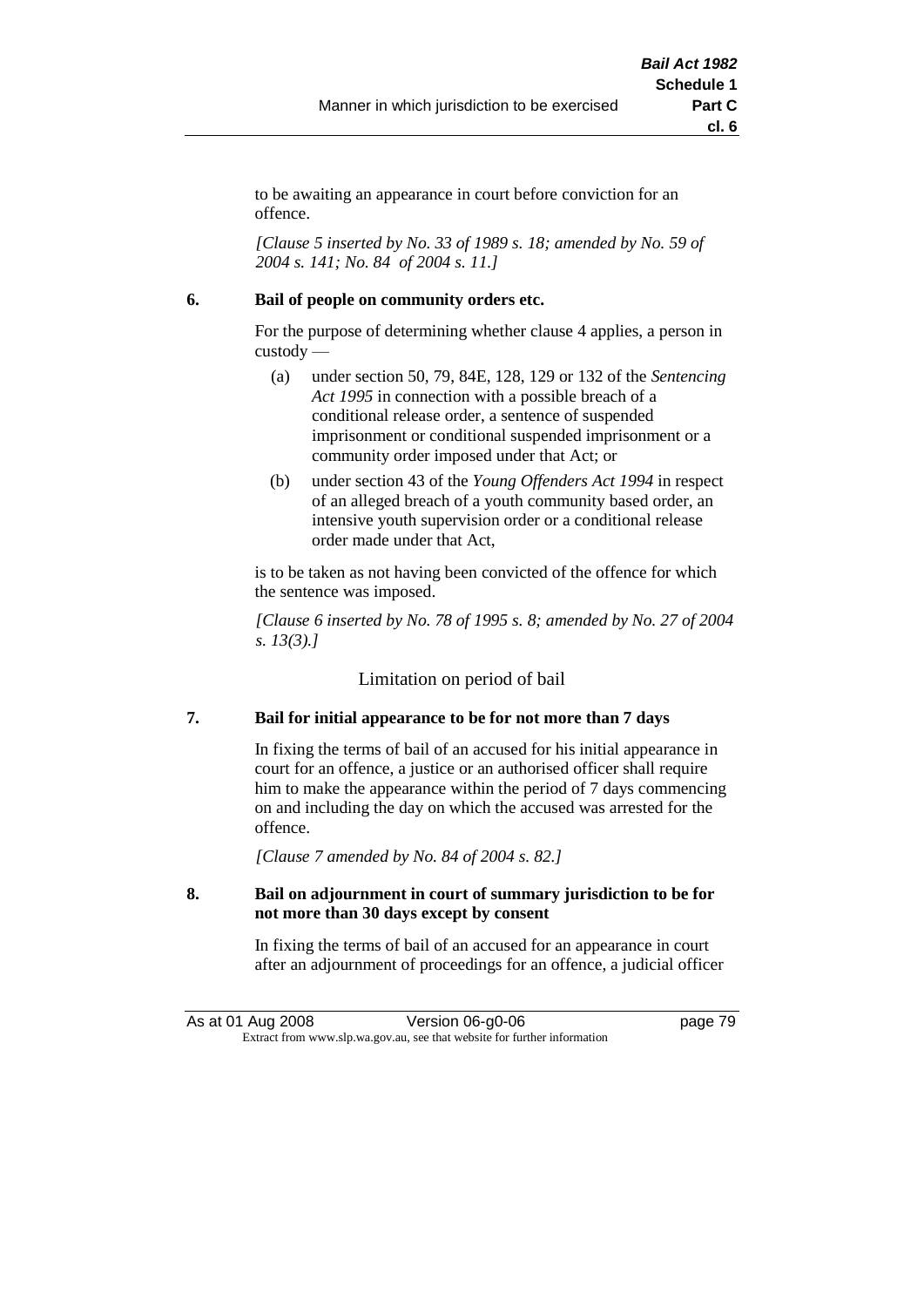to be awaiting an appearance in court before conviction for an offence.

*[Clause 5 inserted by No. 33 of 1989 s. 18; amended by No. 59 of 2004 s. 141; No. 84 of 2004 s. 11.]*

**6. Bail of people on community orders etc.**

For the purpose of determining whether clause 4 applies, a person in custody —

(a) under section 50, 79, 84E, 128, 129 or 132 of the *Sentencing Act 1995* in connection with a possible breach of a conditional release order, a sentence of suspended imprisonment or conditional suspended imprisonment or a community order imposed under that Act; or

(b) under section 43 of the *Young Offenders Act 1994* in respect of an alleged breach of a youth community based order, an intensive youth supervision order or a conditional release order made under that Act,

is to be taken as not having been convicted of the offence for which the sentence was imposed.

*[Clause 6 inserted by No. 78 of 1995 s. 8; amended by No. 27 of 2004 s. 13(3).]*

## Limitation on period of bail

**7. Bail for initial appearance to be for not more than 7 days**

In fixing the terms of bail of an accused for his initial appearance in court for an offence, a justice or an authorised officer shall require him to make the appearance within the period of 7 days commencing on and including the day on which the accused was arrested for the offence.

*[Clause 7 amended by No. 84 of 2004 s. 82.]*

**8. Bail on adjournment in court of summary jurisdiction to be for not more than 30 days except by consent**

In fixing the terms of bail of an accused for an appearance in court after an adjournment of proceedings for an offence, a judicial officer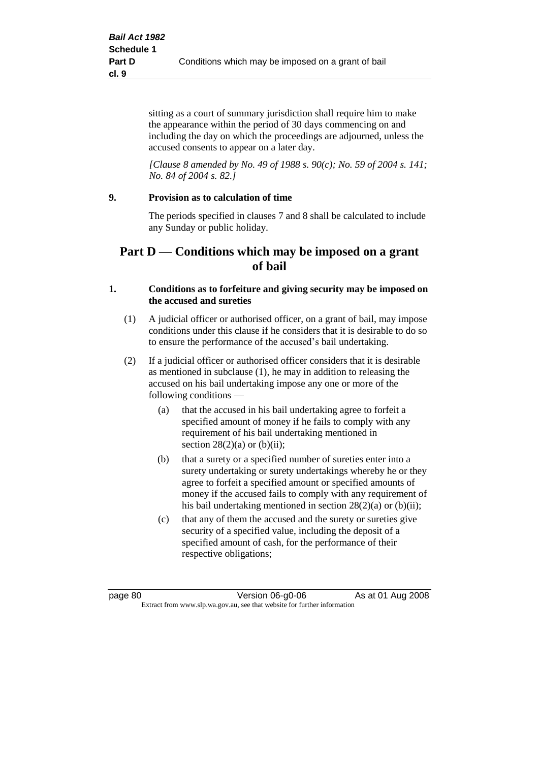sitting as a court of summary jurisdiction shall require him to make the appearance within the period of 30 days commencing on and including the day on which the proceedings are adjourned, unless the accused consents to appear on a later day.

*[Clause 8 amended by No. 49 of 1988 s. 90(c); No. 59 of 2004 s. 141; No. 84 of 2004 s. 82.]*

### 9. Provision as to calculation of time

The periods specified in clauses 7 and 8 shall be calculated to include any Sunday or public holiday.

## Part D — Conditions which may be imposed on a grant of bail

### 1. Conditions as to forfeiture and giving security may be imposed on the accused and sureties

(1) A judicial officer or authorised officer, on a grant of bail, may impose conditions under this clause if he considers that it is desirable to do so to ensure the performance of the accused's bail undertaking.

(2) If a judicial officer or authorised officer considers that it is desirable as mentioned in subclause (1), he may in addition to releasing the accused on his bail undertaking impose any one or more of the following conditions —

(a) that the accused in his bail undertaking agree to forfeit a specified amount of money if he fails to comply with any requirement of his bail undertaking mentioned in section 28(2)(a) or (b)(ii);

(b) that a surety or a specified number of sureties enter into a surety undertaking or surety undertakings whereby he or they agree to forfeit a specified amount or specified amounts of money if the accused fails to comply with any requirement of his bail undertaking mentioned in section 28(2)(a) or (b)(ii);

(c) that any of them the accused and the surety or sureties give security of a specified value, including the deposit of a specified amount of cash, for the performance of their respective obligations;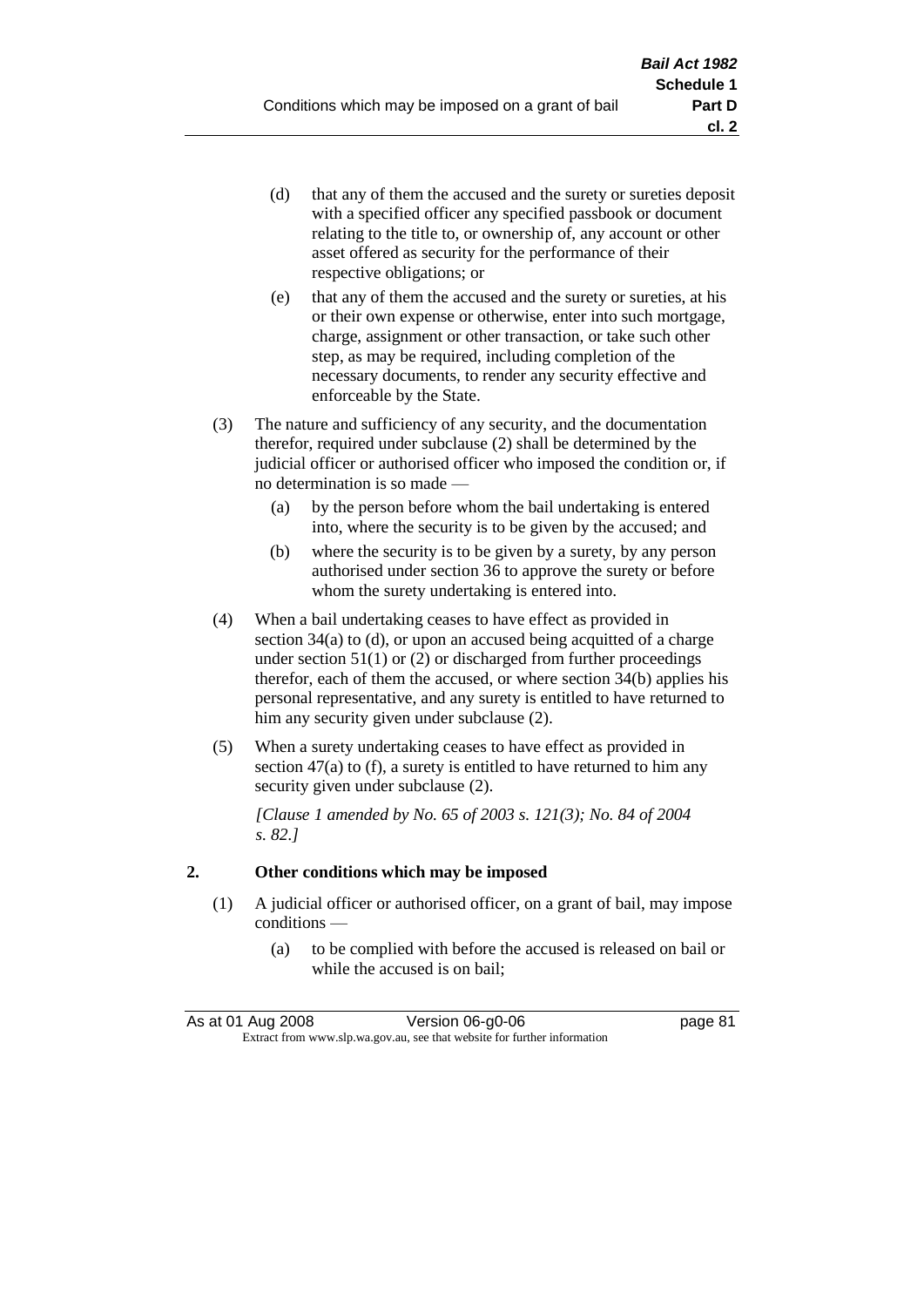(d) that any of them the accused and the surety or sureties deposit with a specified officer any specified passbook or document relating to the title to, or ownership of, any account or other asset offered as security for the performance of their respective obligations; or

(e) that any of them the accused and the surety or sureties, at his or their own expense or otherwise, enter into such mortgage, charge, assignment or other transaction, or take such other step, as may be required, including completion of the necessary documents, to render any security effective and enforceable by the State.

(3) The nature and sufficiency of any security, and the documentation therefor, required under subclause (2) shall be determined by the judicial officer or authorised officer who imposed the condition or, if no determination is so made —

(a) by the person before whom the bail undertaking is entered into, where the security is to be given by the accused; and

(b) where the security is to be given by a surety, by any person authorised under section 36 to approve the surety or before whom the surety undertaking is entered into.

(4) When a bail undertaking ceases to have effect as provided in section 34(a) to (d), or upon an accused being acquitted of a charge under section 51(1) or (2) or discharged from further proceedings therefor, each of them the accused, or where section 34(b) applies his personal representative, and any surety is entitled to have returned to him any security given under subclause (2).

(5) When a surety undertaking ceases to have effect as provided in section 47(a) to (f), a surety is entitled to have returned to him any security given under subclause (2).

*[Clause 1 amended by No. 65 of 2003 s. 121(3); No. 84 of 2004 s. 82.]*

## 2. Other conditions which may be imposed

(1) A judicial officer or authorised officer, on a grant of bail, may impose conditions —

(a) to be complied with before the accused is released on bail or while the accused is on bail;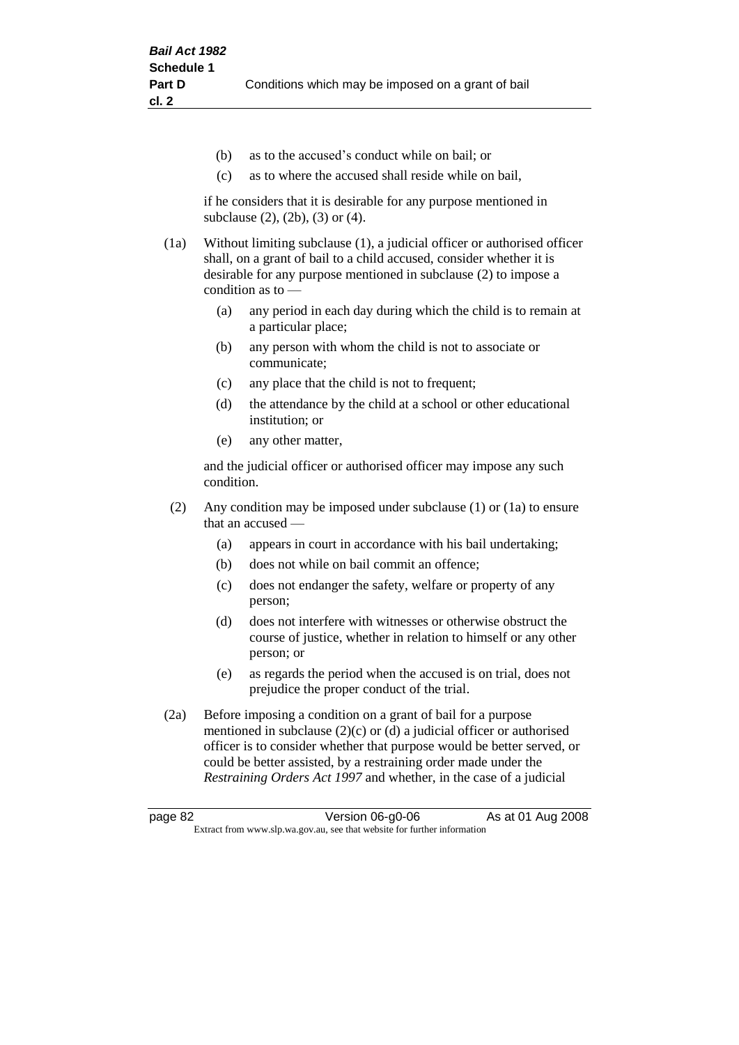- (b) as to the accused's conduct while on bail; or
- (c) as to where the accused shall reside while on bail,

if he considers that it is desirable for any purpose mentioned in subclause (2), (2b), (3) or (4).

(1a) Without limiting subclause (1), a judicial officer or authorised officer shall, on a grant of bail to a child accused, consider whether it is desirable for any purpose mentioned in subclause (2) to impose a condition as to —

- (a) any period in each day during which the child is to remain at a particular place;
- (b) any person with whom the child is not to associate or communicate;
- (c) any place that the child is not to frequent;
- (d) the attendance by the child at a school or other educational institution; or
- (e) any other matter,

and the judicial officer or authorised officer may impose any such condition.

(2) Any condition may be imposed under subclause (1) or (1a) to ensure that an accused —

- (a) appears in court in accordance with his bail undertaking;
- (b) does not while on bail commit an offence;
- (c) does not endanger the safety, welfare or property of any person;
- (d) does not interfere with witnesses or otherwise obstruct the course of justice, whether in relation to himself or any other person; or
- (e) as regards the period when the accused is on trial, does not prejudice the proper conduct of the trial.

(2a) Before imposing a condition on a grant of bail for a purpose mentioned in subclause (2)(c) or (d) a judicial officer or authorised officer is to consider whether that purpose would be better served, or could be better assisted, by a restraining order made under the *Restraining Orders Act 1997* and whether, in the case of a judicial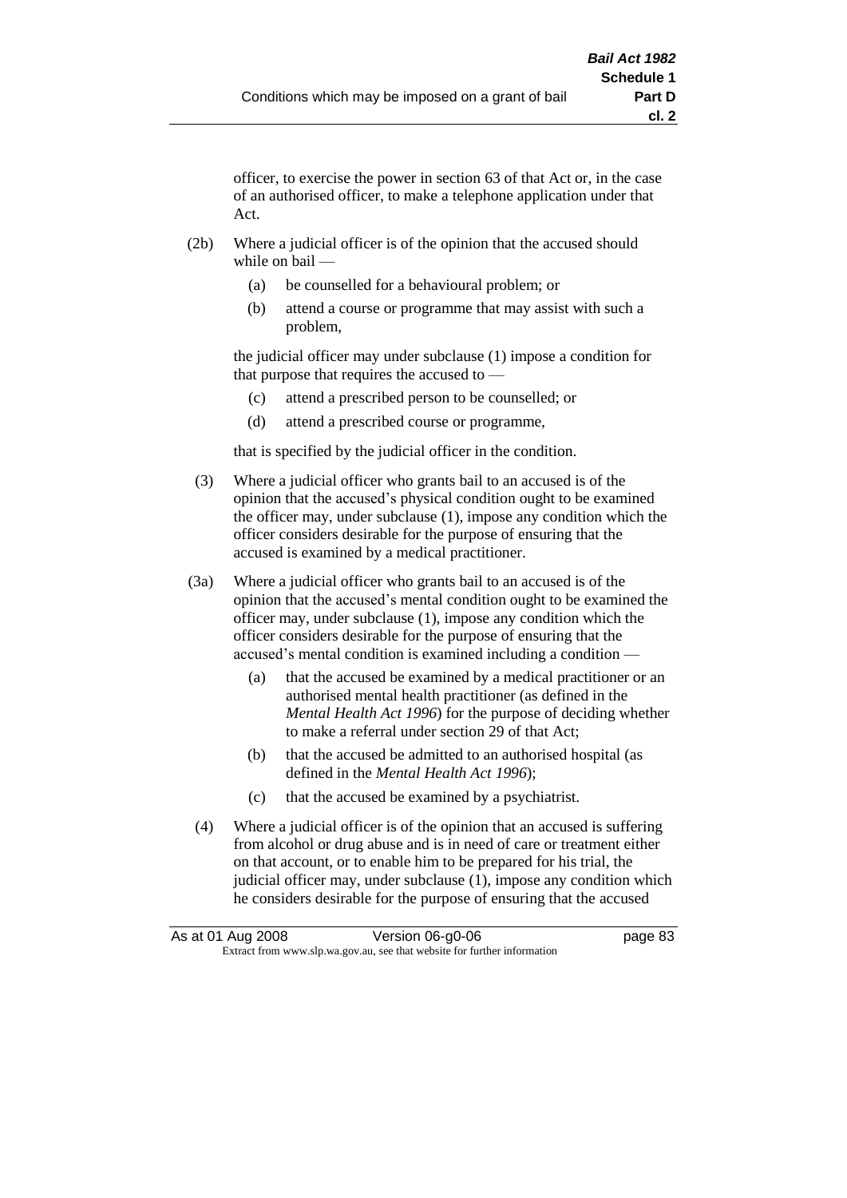officer, to exercise the power in section 63 of that Act or, in the case of an authorised officer, to make a telephone application under that Act.

(2b) Where a judicial officer is of the opinion that the accused should while on bail —

(a) be counselled for a behavioural problem; or

(b) attend a course or programme that may assist with such a problem,

the judicial officer may under subclause (1) impose a condition for that purpose that requires the accused to —

(c) attend a prescribed person to be counselled; or

(d) attend a prescribed course or programme,

that is specified by the judicial officer in the condition.

(3) Where a judicial officer who grants bail to an accused is of the opinion that the accused's physical condition ought to be examined the officer may, under subclause (1), impose any condition which the officer considers desirable for the purpose of ensuring that the accused is examined by a medical practitioner.

(3a) Where a judicial officer who grants bail to an accused is of the opinion that the accused's mental condition ought to be examined the officer may, under subclause (1), impose any condition which the officer considers desirable for the purpose of ensuring that the accused's mental condition is examined including a condition —

(a) that the accused be examined by a medical practitioner or an authorised mental health practitioner (as defined in the *Mental Health Act 1996*) for the purpose of deciding whether to make a referral under section 29 of that Act;

(b) that the accused be admitted to an authorised hospital (as defined in the *Mental Health Act 1996*);

(c) that the accused be examined by a psychiatrist.

(4) Where a judicial officer is of the opinion that an accused is suffering from alcohol or drug abuse and is in need of care or treatment either on that account, or to enable him to be prepared for his trial, the judicial officer may, under subclause (1), impose any condition which he considers desirable for the purpose of ensuring that the accused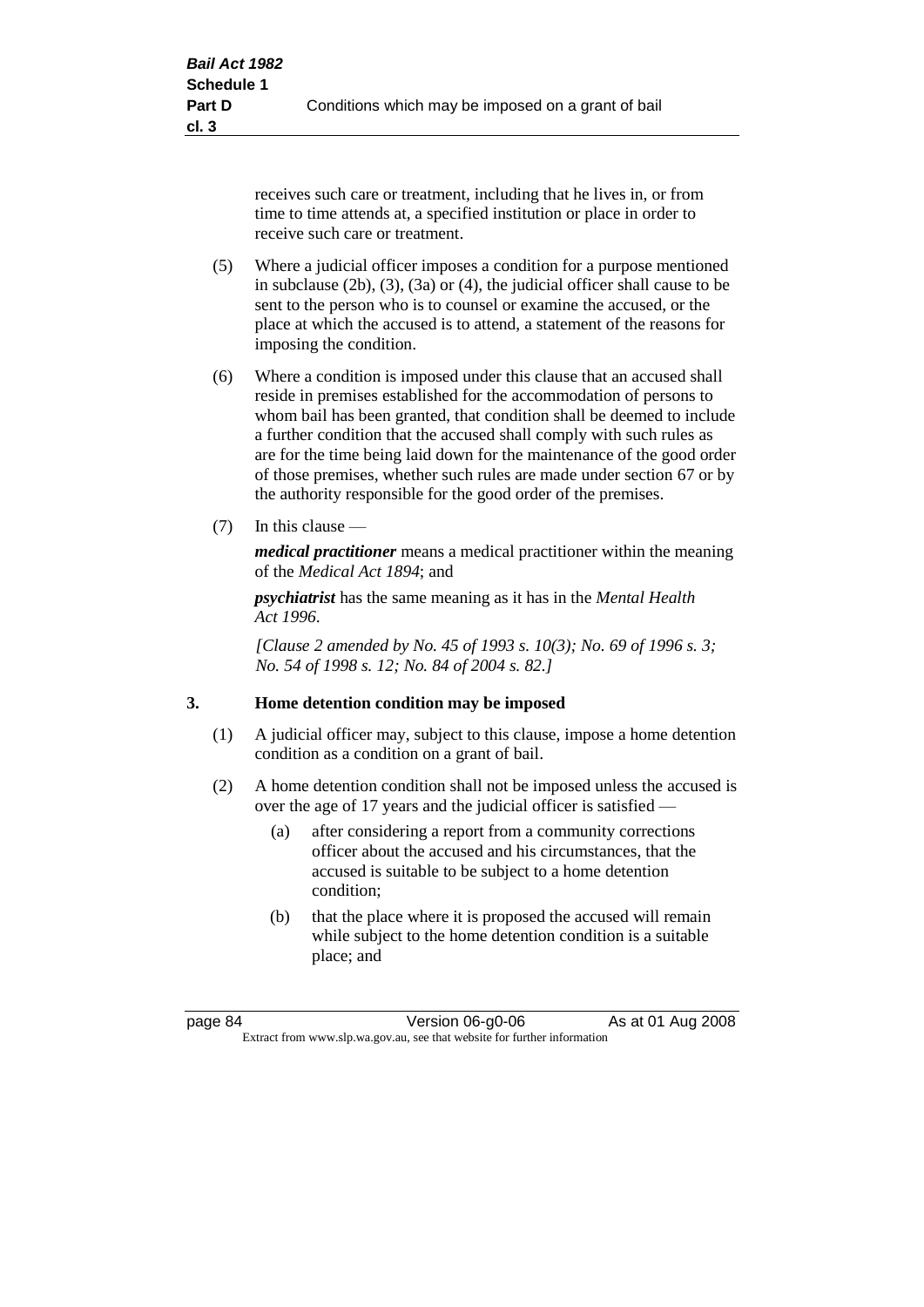receives such care or treatment, including that he lives in, or from time to time attends at, a specified institution or place in order to receive such care or treatment.

(5) Where a judicial officer imposes a condition for a purpose mentioned in subclause (2b), (3), (3a) or (4), the judicial officer shall cause to be sent to the person who is to counsel or examine the accused, or the place at which the accused is to attend, a statement of the reasons for imposing the condition.

(6) Where a condition is imposed under this clause that an accused shall reside in premises established for the accommodation of persons to whom bail has been granted, that condition shall be deemed to include a further condition that the accused shall comply with such rules as are for the time being laid down for the maintenance of the good order of those premises, whether such rules are made under section 67 or by the authority responsible for the good order of the premises.

(7) In this clause —

***medical practitioner*** means a medical practitioner within the meaning of the *Medical Act 1894*; and

***psychiatrist*** has the same meaning as it has in the *Mental Health Act 1996*.

*[Clause 2 amended by No. 45 of 1993 s. 10(3); No. 69 of 1996 s. 3; No. 54 of 1998 s. 12; No. 84 of 2004 s. 82.]*

### 3. Home detention condition may be imposed

(1) A judicial officer may, subject to this clause, impose a home detention condition as a condition on a grant of bail.

(2) A home detention condition shall not be imposed unless the accused is over the age of 17 years and the judicial officer is satisfied —

(a) after considering a report from a community corrections officer about the accused and his circumstances, that the accused is suitable to be subject to a home detention condition;

(b) that the place where it is proposed the accused will remain while subject to the home detention condition is a suitable place; and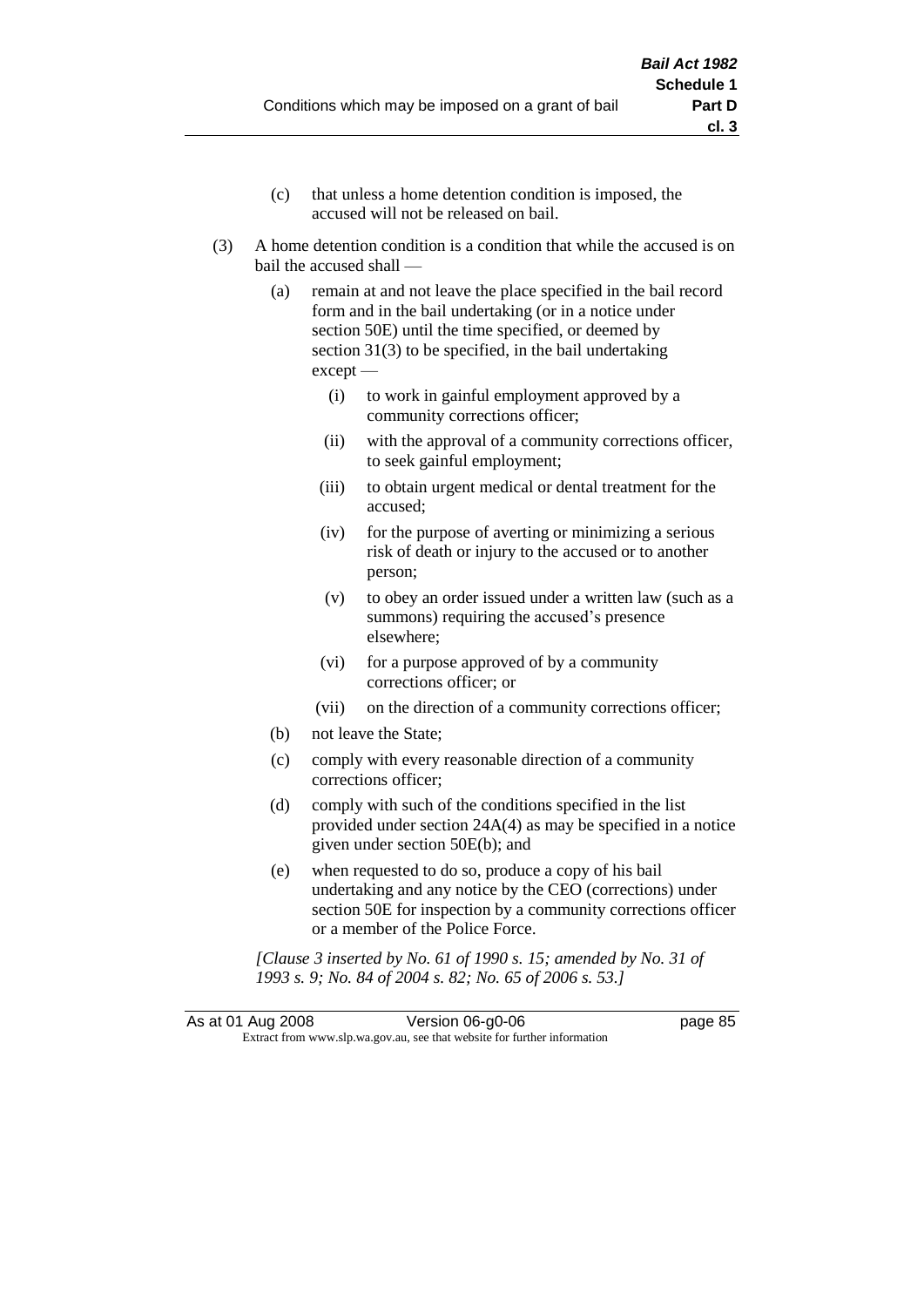(c) that unless a home detention condition is imposed, the accused will not be released on bail.

(3) A home detention condition is a condition that while the accused is on bail the accused shall —

(a) remain at and not leave the place specified in the bail record form and in the bail undertaking (or in a notice under section 50E) until the time specified, or deemed by section 31(3) to be specified, in the bail undertaking except —

(i) to work in gainful employment approved by a community corrections officer;

(ii) with the approval of a community corrections officer, to seek gainful employment;

(iii) to obtain urgent medical or dental treatment for the accused;

(iv) for the purpose of averting or minimizing a serious risk of death or injury to the accused or to another person;

(v) to obey an order issued under a written law (such as a summons) requiring the accused's presence elsewhere;

(vi) for a purpose approved of by a community corrections officer; or

(vii) on the direction of a community corrections officer;

(b) not leave the State;

(c) comply with every reasonable direction of a community corrections officer;

(d) comply with such of the conditions specified in the list provided under section 24A(4) as may be specified in a notice given under section 50E(b); and

(e) when requested to do so, produce a copy of his bail undertaking and any notice by the CEO (corrections) under section 50E for inspection by a community corrections officer or a member of the Police Force.

*[Clause 3 inserted by No. 61 of 1990 s. 15; amended by No. 31 of 1993 s. 9; No. 84 of 2004 s. 82; No. 65 of 2006 s. 53.]*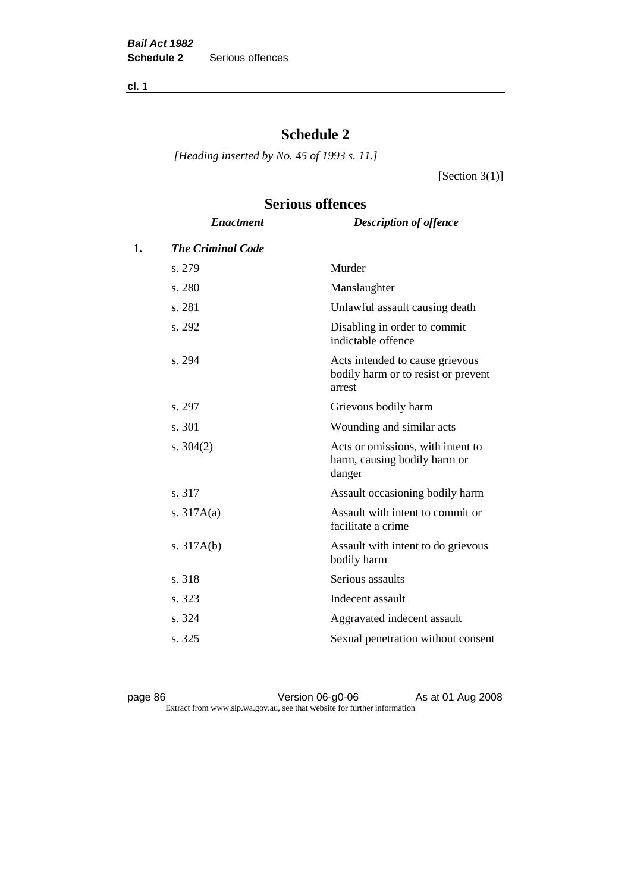# Schedule 2

*[Heading inserted by No. 45 of 1993 s. 11.]*

[Section 3(1)]

## Serious offences

| | *Enactment* | *Description of offence* |
|---|---|---|
| **1.** | ***The Criminal Code*** | |
| | s. 279 | Murder |
| | s. 280 | Manslaughter |
| | s. 281 | Unlawful assault causing death |
| | s. 292 | Disabling in order to commit indictable offence |
| | s. 294 | Acts intended to cause grievous bodily harm or to resist or prevent arrest |
| | s. 297 | Grievous bodily harm |
| | s. 301 | Wounding and similar acts |
| | s. 304(2) | Acts or omissions, with intent to harm, causing bodily harm or danger |
| | s. 317 | Assault occasioning bodily harm |
| | s. 317A(a) | Assault with intent to commit or facilitate a crime |
| | s. 317A(b) | Assault with intent to do grievous bodily harm |
| | s. 318 | Serious assaults |
| | s. 323 | Indecent assault |
| | s. 324 | Aggravated indecent assault |
| | s. 325 | Sexual penetration without consent |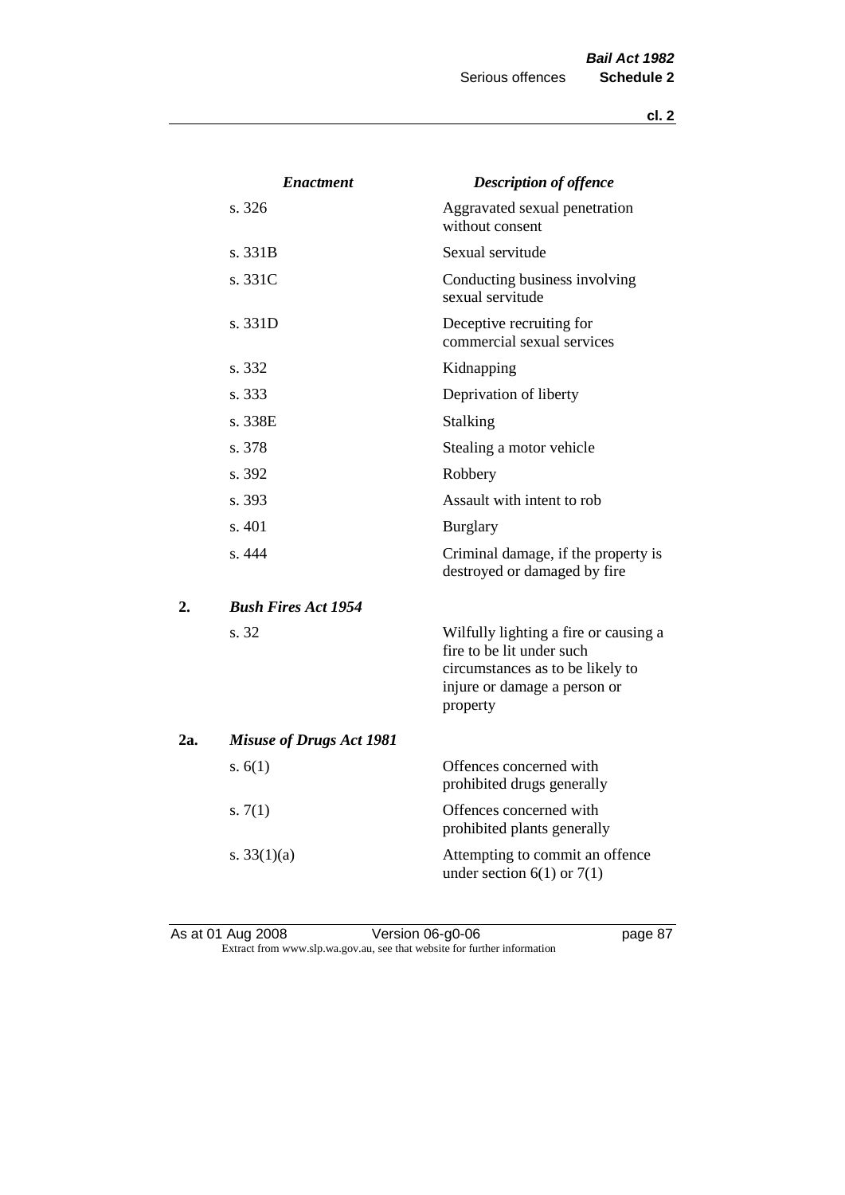| Enactment | Description of offence |
|---|---|
| s. 326 | Aggravated sexual penetration without consent |
| s. 331B | Sexual servitude |
| s. 331C | Conducting business involving sexual servitude |
| s. 331D | Deceptive recruiting for commercial sexual services |
| s. 332 | Kidnapping |
| s. 333 | Deprivation of liberty |
| s. 338E | Stalking |
| s. 378 | Stealing a motor vehicle |
| s. 392 | Robbery |
| s. 393 | Assault with intent to rob |
| s. 401 | Burglary |
| s. 444 | Criminal damage, if the property is destroyed or damaged by fire |

**2. *Bush Fires Act 1954***

| Enactment | Description of offence |
|---|---|
| s. 32 | Wilfully lighting a fire or causing a fire to be lit under such circumstances as to be likely to injure or damage a person or property |

**2a. *Misuse of Drugs Act 1981***

| Enactment | Description of offence |
|---|---|
| s. 6(1) | Offences concerned with prohibited drugs generally |
| s. 7(1) | Offences concerned with prohibited plants generally |
| s. 33(1)(a) | Attempting to commit an offence under section 6(1) or 7(1) |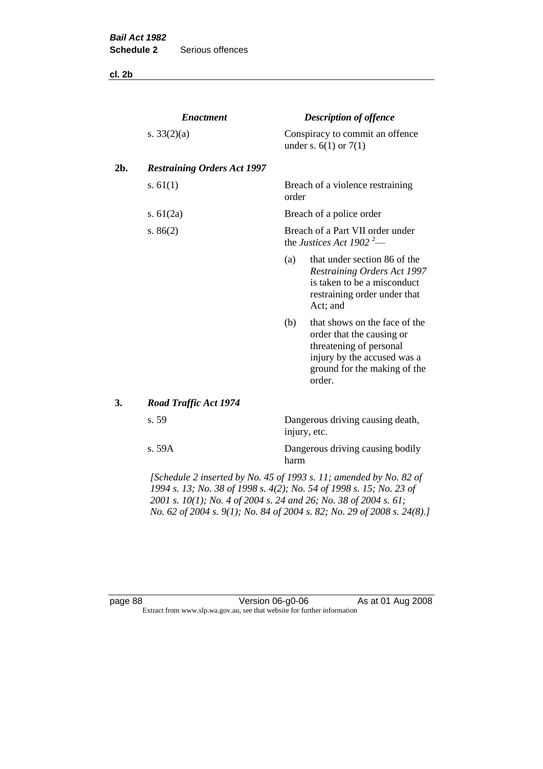| | *Enactment* | *Description of offence* |
|---|---|---|
| | s. 33(2)(a) | Conspiracy to commit an offence under s. 6(1) or 7(1) |
| **2b.** | ***Restraining Orders Act 1997*** | |
| | s. 61(1) | Breach of a violence restraining order |
| | s. 61(2a) | Breach of a police order |
| | s. 86(2) | Breach of a Part VII order under the *Justices Act 1902* [2]— (a) that under section 86 of the *Restraining Orders Act 1997* is taken to be a misconduct restraining order under that Act; and (b) that shows on the face of the order that the causing or threatening of personal injury by the accused was a ground for the making of the order. |
| **3.** | ***Road Traffic Act 1974*** | |
| | s. 59 | Dangerous driving causing death, injury, etc. |
| | s. 59A | Dangerous driving causing bodily harm |

*[Schedule 2 inserted by No. 45 of 1993 s. 11; amended by No. 82 of 1994 s. 13; No. 38 of 1998 s. 4(2); No. 54 of 1998 s. 15; No. 23 of 2001 s. 10(1); No. 4 of 2004 s. 24 and 26; No. 38 of 2004 s. 61; No. 62 of 2004 s. 9(1); No. 84 of 2004 s. 82; No. 29 of 2008 s. 24(8).]*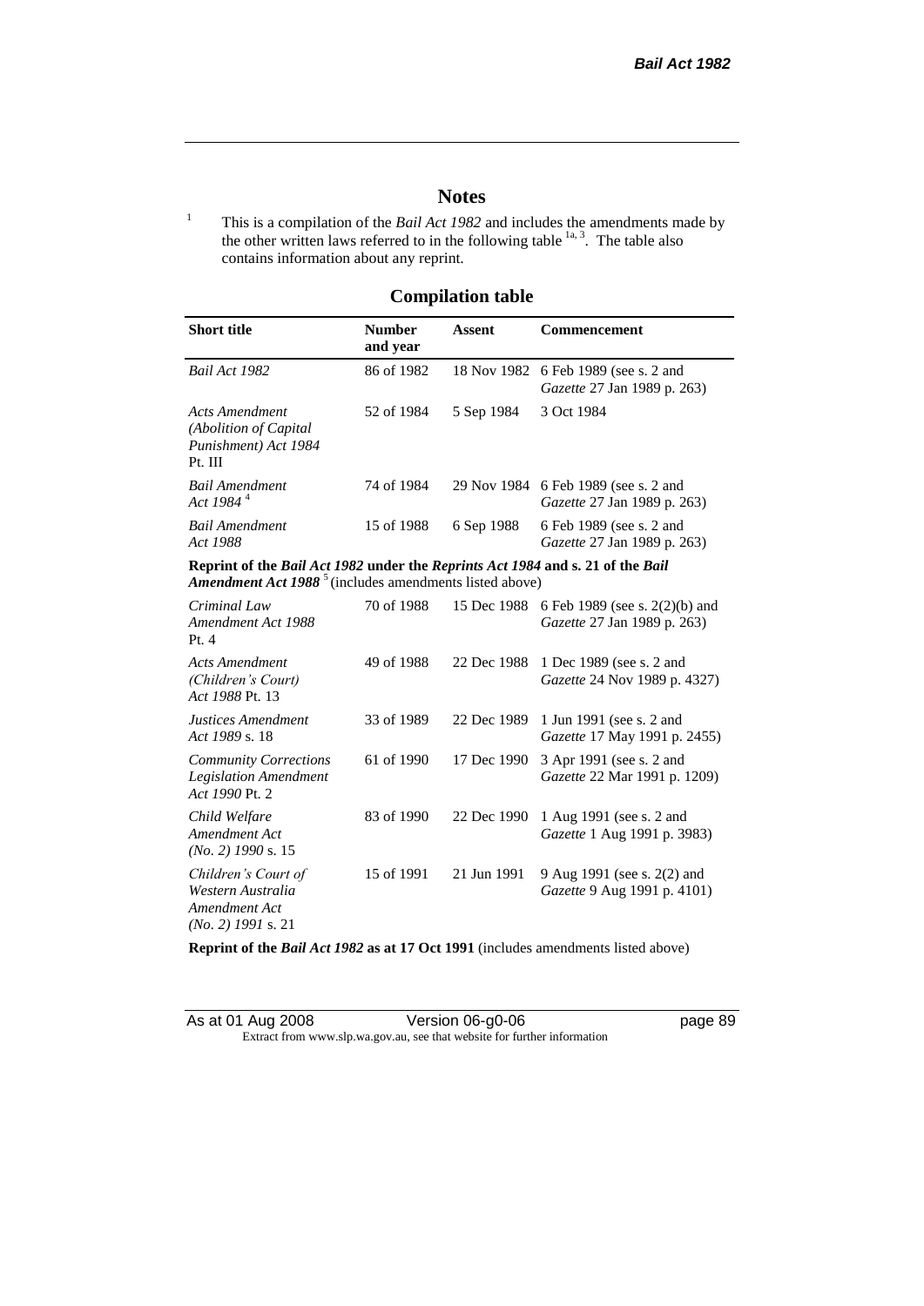# Notes

[1] This is a compilation of the *Bail Act 1982* and includes the amendments made by the other written laws referred to in the following table [1a, 3]. The table also contains information about any reprint.

## Compilation table

| Short title | Number and year | Assent | Commencement |
|---|---|---|---|
| *Bail Act 1982* | 86 of 1982 | 18 Nov 1982 | 6 Feb 1989 (see s. 2 and *Gazette* 27 Jan 1989 p. 263) |
| *Acts Amendment (Abolition of Capital Punishment) Act 1984* Pt. III | 52 of 1984 | 5 Sep 1984 | 3 Oct 1984 |
| *Bail Amendment Act 1984* [4] | 74 of 1984 | 29 Nov 1984 | 6 Feb 1989 (see s. 2 and *Gazette* 27 Jan 1989 p. 263) |
| *Bail Amendment Act 1988* | 15 of 1988 | 6 Sep 1988 | 6 Feb 1989 (see s. 2 and *Gazette* 27 Jan 1989 p. 263) |
| **Reprint of the *Bail Act 1982* under the *Reprints Act 1984* and s. 21 of the *Bail Amendment Act 1988*** [5] (includes amendments listed above) | | | |
| *Criminal Law Amendment Act 1988* Pt. 4 | 70 of 1988 | 15 Dec 1988 | 6 Feb 1989 (see s. 2(2)(b) and *Gazette* 27 Jan 1989 p. 263) |
| *Acts Amendment (Children's Court) Act 1988* Pt. 13 | 49 of 1988 | 22 Dec 1988 | 1 Dec 1989 (see s. 2 and *Gazette* 24 Nov 1989 p. 4327) |
| *Justices Amendment Act 1989* s. 18 | 33 of 1989 | 22 Dec 1989 | 1 Jun 1991 (see s. 2 and *Gazette* 17 May 1991 p. 2455) |
| *Community Corrections Legislation Amendment Act 1990* Pt. 2 | 61 of 1990 | 17 Dec 1990 | 3 Apr 1991 (see s. 2 and *Gazette* 22 Mar 1991 p. 1209) |
| *Child Welfare Amendment Act (No. 2) 1990* s. 15 | 83 of 1990 | 22 Dec 1990 | 1 Aug 1991 (see s. 2 and *Gazette* 1 Aug 1991 p. 3983) |
| *Children's Court of Western Australia Amendment Act (No. 2) 1991* s. 21 | 15 of 1991 | 21 Jun 1991 | 9 Aug 1991 (see s. 2(2) and *Gazette* 9 Aug 1991 p. 4101) |
| **Reprint of the *Bail Act 1982* as at 17 Oct 1991** (includes amendments listed above) | | | |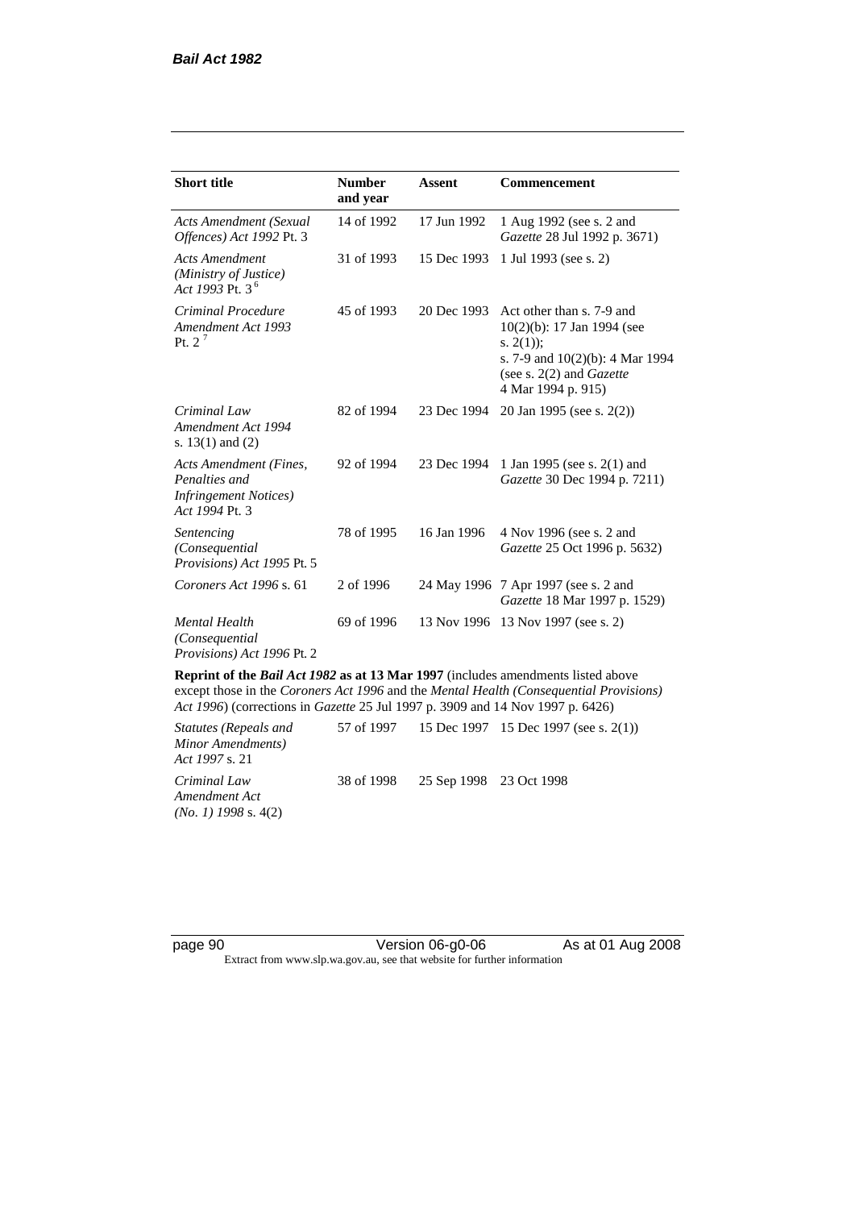| Short title | Number and year | Assent | Commencement |
|---|---|---|---|
| *Acts Amendment (Sexual Offences) Act 1992* Pt. 3 | 14 of 1992 | 17 Jun 1992 | 1 Aug 1992 (see s. 2 and *Gazette* 28 Jul 1992 p. 3671) |
| *Acts Amendment (Ministry of Justice) Act 1993* Pt. 3 [6] | 31 of 1993 | 15 Dec 1993 | 1 Jul 1993 (see s. 2) |
| *Criminal Procedure Amendment Act 1993* Pt. 2 [7] | 45 of 1993 | 20 Dec 1993 | Act other than s. 7-9 and 10(2)(b): 17 Jan 1994 (see s. 2(1)); s. 7-9 and 10(2)(b): 4 Mar 1994 (see s. 2(2) and *Gazette* 4 Mar 1994 p. 915) |
| *Criminal Law Amendment Act 1994* s. 13(1) and (2) | 82 of 1994 | 23 Dec 1994 | 20 Jan 1995 (see s. 2(2)) |
| *Acts Amendment (Fines, Penalties and Infringement Notices) Act 1994* Pt. 3 | 92 of 1994 | 23 Dec 1994 | 1 Jan 1995 (see s. 2(1) and *Gazette* 30 Dec 1994 p. 7211) |
| *Sentencing (Consequential Provisions) Act 1995* Pt. 5 | 78 of 1995 | 16 Jan 1996 | 4 Nov 1996 (see s. 2 and *Gazette* 25 Oct 1996 p. 5632) |
| *Coroners Act 1996* s. 61 | 2 of 1996 | 24 May 1996 | 7 Apr 1997 (see s. 2 and *Gazette* 18 Mar 1997 p. 1529) |
| *Mental Health (Consequential Provisions) Act 1996* Pt. 2 | 69 of 1996 | 13 Nov 1996 | 13 Nov 1997 (see s. 2) |
| **Reprint of the *Bail Act 1982* as at 13 Mar 1997** (includes amendments listed above except those in the *Coroners Act 1996* and the *Mental Health (Consequential Provisions) Act 1996*) (corrections in *Gazette* 25 Jul 1997 p. 3909 and 14 Nov 1997 p. 6426) | | | |
| *Statutes (Repeals and Minor Amendments) Act 1997* s. 21 | 57 of 1997 | 15 Dec 1997 | 15 Dec 1997 (see s. 2(1)) |
| *Criminal Law Amendment Act (No. 1) 1998* s. 4(2) | 38 of 1998 | 25 Sep 1998 | 23 Oct 1998 |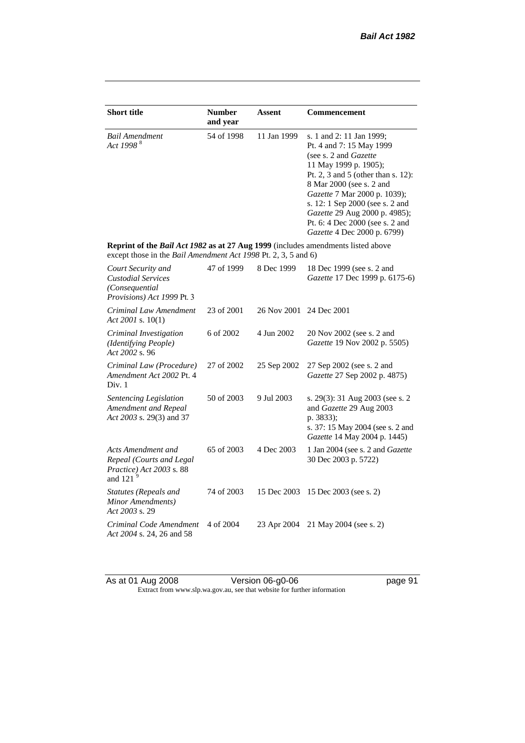| Short title | Number and year | Assent | Commencement |
|---|---|---|---|
| *Bail Amendment Act 1998* [8] | 54 of 1998 | 11 Jan 1999 | s. 1 and 2: 11 Jan 1999;<br>Pt. 4 and 7: 15 May 1999 (see s. 2 and *Gazette* 11 May 1999 p. 1905);<br>Pt. 2, 3 and 5 (other than s. 12): 8 Mar 2000 (see s. 2 and *Gazette* 7 Mar 2000 p. 1039);<br>s. 12: 1 Sep 2000 (see s. 2 and *Gazette* 29 Aug 2000 p. 4985);<br>Pt. 6: 4 Dec 2000 (see s. 2 and *Gazette* 4 Dec 2000 p. 6799) |
| **Reprint of the *Bail Act 1982* as at 27 Aug 1999** (includes amendments listed above except those in the *Bail Amendment Act 1998* Pt. 2, 3, 5 and 6) | | | |
| *Court Security and Custodial Services (Consequential Provisions) Act 1999* Pt. 3 | 47 of 1999 | 8 Dec 1999 | 18 Dec 1999 (see s. 2 and *Gazette* 17 Dec 1999 p. 6175-6) |
| *Criminal Law Amendment Act 2001* s. 10(1) | 23 of 2001 | 26 Nov 2001 | 24 Dec 2001 |
| *Criminal Investigation (Identifying People) Act 2002* s. 96 | 6 of 2002 | 4 Jun 2002 | 20 Nov 2002 (see s. 2 and *Gazette* 19 Nov 2002 p. 5505) |
| *Criminal Law (Procedure) Amendment Act 2002* Pt. 4 Div. 1 | 27 of 2002 | 25 Sep 2002 | 27 Sep 2002 (see s. 2 and *Gazette* 27 Sep 2002 p. 4875) |
| *Sentencing Legislation Amendment and Repeal Act 2003* s. 29(3) and 37 | 50 of 2003 | 9 Jul 2003 | s. 29(3): 31 Aug 2003 (see s. 2 and *Gazette* 29 Aug 2003 p. 3833);<br>s. 37: 15 May 2004 (see s. 2 and *Gazette* 14 May 2004 p. 1445) |
| *Acts Amendment and Repeal (Courts and Legal Practice) Act 2003* s. 88 and 121 [9] | 65 of 2003 | 4 Dec 2003 | 1 Jan 2004 (see s. 2 and *Gazette* 30 Dec 2003 p. 5722) |
| *Statutes (Repeals and Minor Amendments) Act 2003* s. 29 | 74 of 2003 | 15 Dec 2003 | 15 Dec 2003 (see s. 2) |
| *Criminal Code Amendment Act 2004* s. 24, 26 and 58 | 4 of 2004 | 23 Apr 2004 | 21 May 2004 (see s. 2) |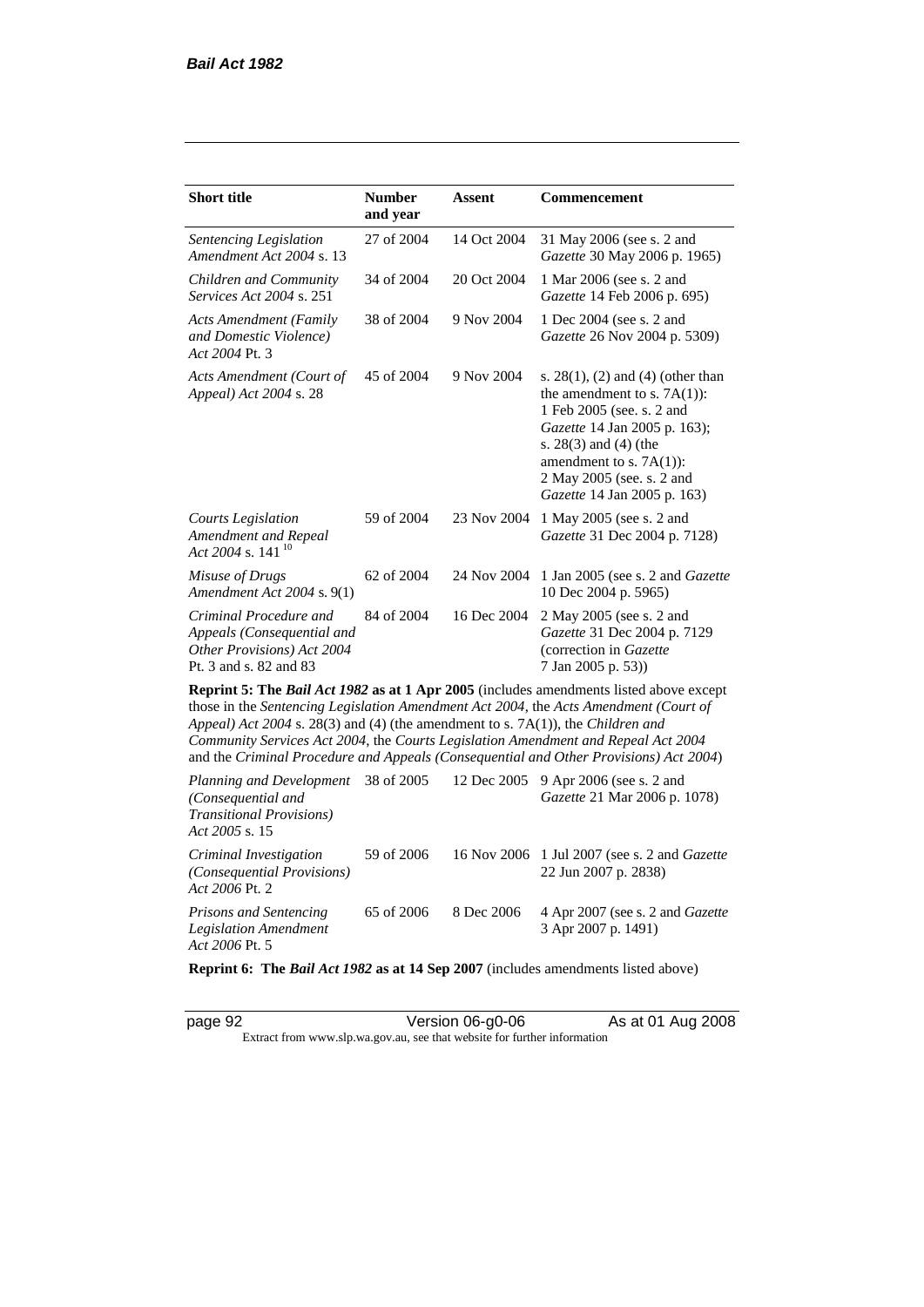| Short title | Number and year | Assent | Commencement |
|---|---|---|---|
| *Sentencing Legislation Amendment Act 2004* s. 13 | 27 of 2004 | 14 Oct 2004 | 31 May 2006 (see s. 2 and *Gazette* 30 May 2006 p. 1965) |
| *Children and Community Services Act 2004* s. 251 | 34 of 2004 | 20 Oct 2004 | 1 Mar 2006 (see s. 2 and *Gazette* 14 Feb 2006 p. 695) |
| *Acts Amendment (Family and Domestic Violence) Act 2004* Pt. 3 | 38 of 2004 | 9 Nov 2004 | 1 Dec 2004 (see s. 2 and *Gazette* 26 Nov 2004 p. 5309) |
| *Acts Amendment (Court of Appeal) Act 2004* s. 28 | 45 of 2004 | 9 Nov 2004 | s. 28(1), (2) and (4) (other than the amendment to s. 7A(1)): 1 Feb 2005 (see. s. 2 and *Gazette* 14 Jan 2005 p. 163); s. 28(3) and (4) (the amendment to s. 7A(1)): 2 May 2005 (see. s. 2 and *Gazette* 14 Jan 2005 p. 163) |
| *Courts Legislation Amendment and Repeal Act 2004* s. 141 [10] | 59 of 2004 | 23 Nov 2004 | 1 May 2005 (see s. 2 and *Gazette* 31 Dec 2004 p. 7128) |
| *Misuse of Drugs Amendment Act 2004* s. 9(1) | 62 of 2004 | 24 Nov 2004 | 1 Jan 2005 (see s. 2 and *Gazette* 10 Dec 2004 p. 5965) |
| *Criminal Procedure and Appeals (Consequential and Other Provisions) Act 2004* Pt. 3 and s. 82 and 83 | 84 of 2004 | 16 Dec 2004 | 2 May 2005 (see s. 2 and *Gazette* 31 Dec 2004 p. 7129 (correction in *Gazette* 7 Jan 2005 p. 53)) |
| **Reprint 5: The *Bail Act 1982* as at 1 Apr 2005** (includes amendments listed above except those in the *Sentencing Legislation Amendment Act 2004*, the *Acts Amendment (Court of Appeal) Act 2004* s. 28(3) and (4) (the amendment to s. 7A(1)), the *Children and Community Services Act 2004*, the *Courts Legislation Amendment and Repeal Act 2004* and the *Criminal Procedure and Appeals (Consequential and Other Provisions) Act 2004*) | | | |
| *Planning and Development (Consequential and Transitional Provisions) Act 2005* s. 15 | 38 of 2005 | 12 Dec 2005 | 9 Apr 2006 (see s. 2 and *Gazette* 21 Mar 2006 p. 1078) |
| *Criminal Investigation (Consequential Provisions) Act 2006* Pt. 2 | 59 of 2006 | 16 Nov 2006 | 1 Jul 2007 (see s. 2 and *Gazette* 22 Jun 2007 p. 2838) |
| *Prisons and Sentencing Legislation Amendment Act 2006* Pt. 5 | 65 of 2006 | 8 Dec 2006 | 4 Apr 2007 (see s. 2 and *Gazette* 3 Apr 2007 p. 1491) |
| **Reprint 6: The *Bail Act 1982* as at 14 Sep 2007** (includes amendments listed above) | | | |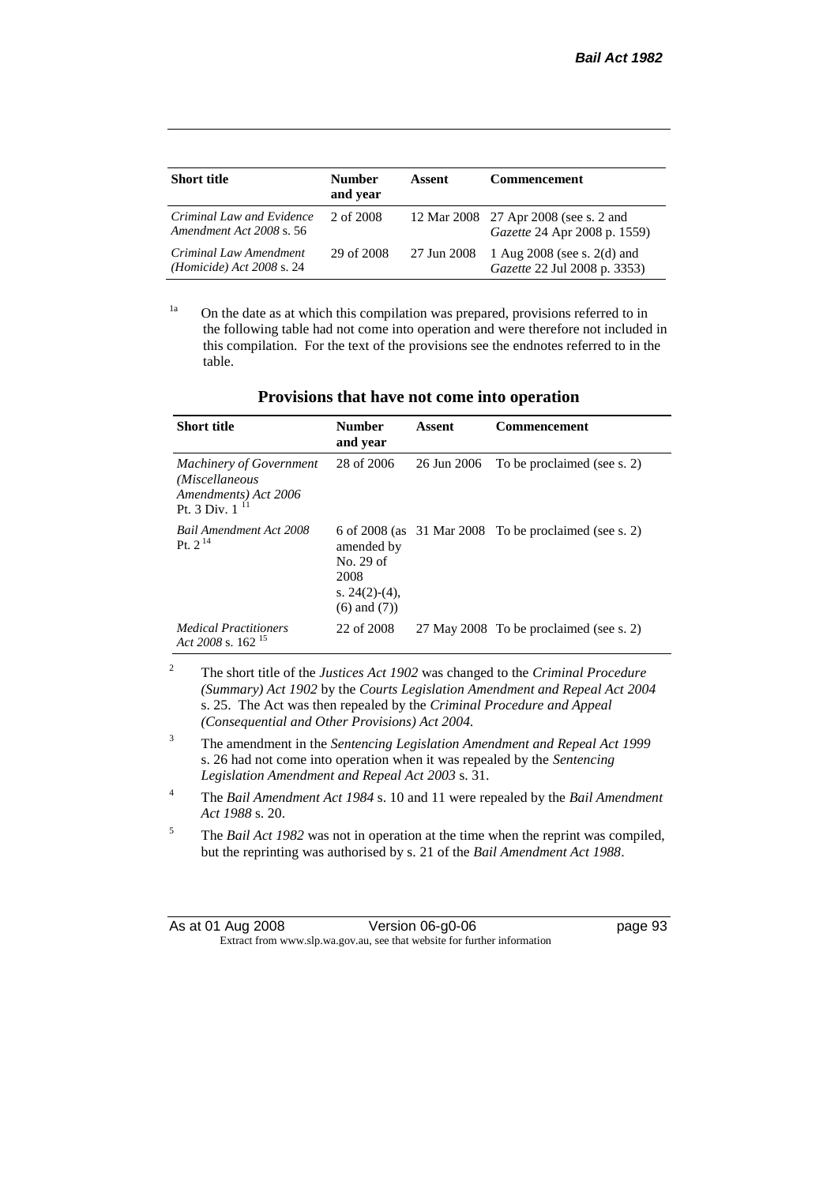| Short title | Number and year | Assent | Commencement |
| --- | --- | --- | --- |
| *Criminal Law and Evidence Amendment Act 2008* s. 56 | 2 of 2008 | 12 Mar 2008 | 27 Apr 2008 (see s. 2 and *Gazette* 24 Apr 2008 p. 1559) |
| *Criminal Law Amendment (Homicide) Act 2008* s. 24 | 29 of 2008 | 27 Jun 2008 | 1 Aug 2008 (see s. 2(d) and *Gazette* 22 Jul 2008 p. 3353) |

[1a] On the date as at which this compilation was prepared, provisions referred to in the following table had not come into operation and were therefore not included in this compilation. For the text of the provisions see the endnotes referred to in the table.

## Provisions that have not come into operation

| Short title | Number and year | Assent | Commencement |
| --- | --- | --- | --- |
| *Machinery of Government (Miscellaneous Amendments) Act 2006* Pt. 3 Div. 1 [11] | 28 of 2006 | 26 Jun 2006 | To be proclaimed (see s. 2) |
| *Bail Amendment Act 2008* Pt. 2 [14] | 6 of 2008 (as amended by No. 29 of 2008 s. 24(2)-(4), (6) and (7)) | 31 Mar 2008 | To be proclaimed (see s. 2) |
| *Medical Practitioners Act 2008* s. 162 [15] | 22 of 2008 | 27 May 2008 | To be proclaimed (see s. 2) |

[2] The short title of the *Justices Act 1902* was changed to the *Criminal Procedure (Summary) Act 1902* by the *Courts Legislation Amendment and Repeal Act 2004* s. 25. The Act was then repealed by the *Criminal Procedure and Appeal (Consequential and Other Provisions) Act 2004.*

[3] The amendment in the *Sentencing Legislation Amendment and Repeal Act 1999* s. 26 had not come into operation when it was repealed by the *Sentencing Legislation Amendment and Repeal Act 2003* s. 31.

[4] The *Bail Amendment Act 1984* s. 10 and 11 were repealed by the *Bail Amendment Act 1988* s. 20.

[5] The *Bail Act 1982* was not in operation at the time when the reprint was compiled, but the reprinting was authorised by s. 21 of the *Bail Amendment Act 1988*.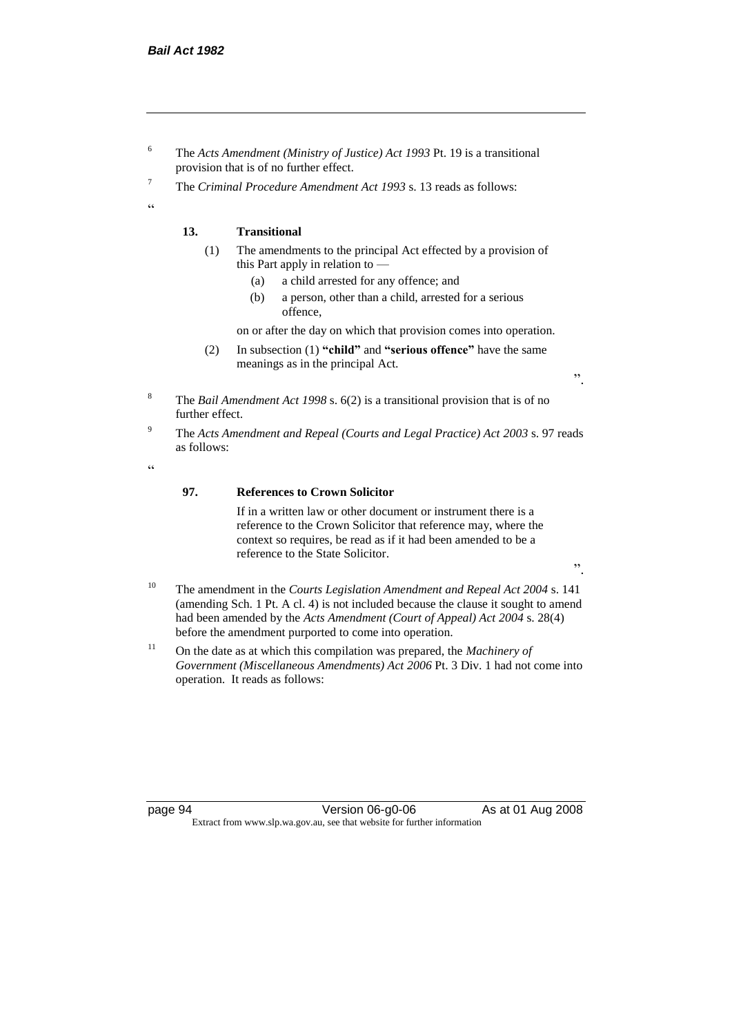[6] The *Acts Amendment (Ministry of Justice) Act 1993* Pt. 19 is a transitional provision that is of no further effect.

[7] The *Criminal Procedure Amendment Act 1993* s. 13 reads as follows:

"

**13. Transitional**

(1) The amendments to the principal Act effected by a provision of this Part apply in relation to —

(a) a child arrested for any offence; and

(b) a person, other than a child, arrested for a serious offence,

on or after the day on which that provision comes into operation.

(2) In subsection (1) **"child"** and **"serious offence"** have the same meanings as in the principal Act.

".

[8] The *Bail Amendment Act 1998* s. 6(2) is a transitional provision that is of no further effect.

[9] The *Acts Amendment and Repeal (Courts and Legal Practice) Act 2003* s. 97 reads as follows:

"

**97. References to Crown Solicitor**

If in a written law or other document or instrument there is a reference to the Crown Solicitor that reference may, where the context so requires, be read as if it had been amended to be a reference to the State Solicitor.

".

[10] The amendment in the *Courts Legislation Amendment and Repeal Act 2004* s. 141 (amending Sch. 1 Pt. A cl. 4) is not included because the clause it sought to amend had been amended by the *Acts Amendment (Court of Appeal) Act 2004* s. 28(4) before the amendment purported to come into operation.

[11] On the date as at which this compilation was prepared, the *Machinery of Government (Miscellaneous Amendments) Act 2006* Pt. 3 Div. 1 had not come into operation. It reads as follows: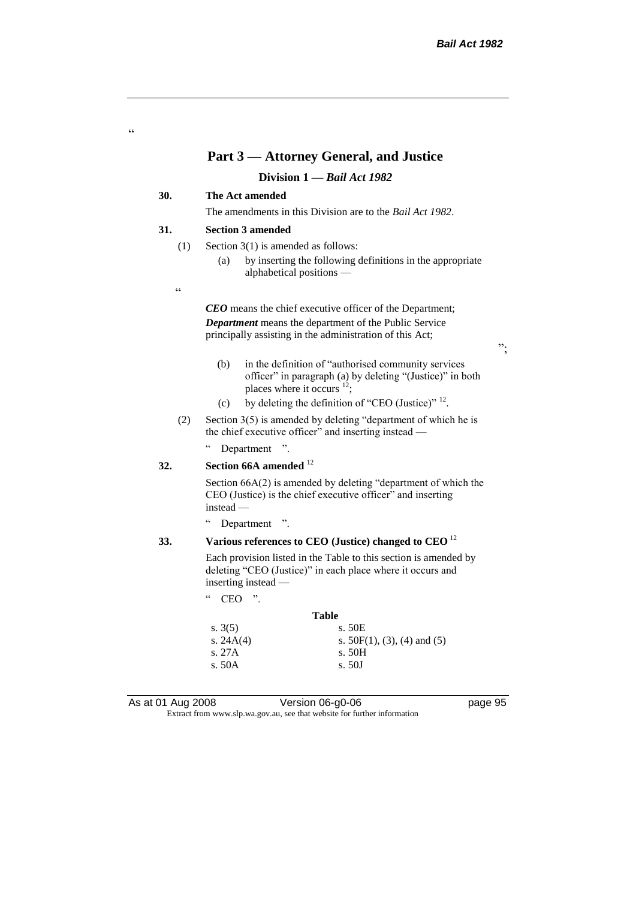"

## Part 3 — Attorney General, and Justice

### Division 1 — *Bail Act 1982*

**30. The Act amended**

The amendments in this Division are to the *Bail Act 1982*.

**31. Section 3 amended**

(1) Section 3(1) is amended as follows:

(a) by inserting the following definitions in the appropriate alphabetical positions —

"

***CEO*** means the chief executive officer of the Department;

***Department*** means the department of the Public Service principally assisting in the administration of this Act;

";

(b) in the definition of "authorised community services officer" in paragraph (a) by deleting "(Justice)" in both places where it occurs [12];

(c) by deleting the definition of "CEO (Justice)" [12].

(2) Section 3(5) is amended by deleting "department of which he is the chief executive officer" and inserting instead —

" Department ".

**32. Section 66A amended** [12]

Section 66A(2) is amended by deleting "department of which the CEO (Justice) is the chief executive officer" and inserting instead —

" Department ".

**33. Various references to CEO (Justice) changed to CEO** [12]

Each provision listed in the Table to this section is amended by deleting "CEO (Justice)" in each place where it occurs and inserting instead —

" CEO ".

**Table**

| | |
|---|---|
| s. 3(5) | s. 50E |
| s. 24A(4) | s. 50F(1), (3), (4) and (5) |
| s. 27A | s. 50H |
| s. 50A | s. 50J |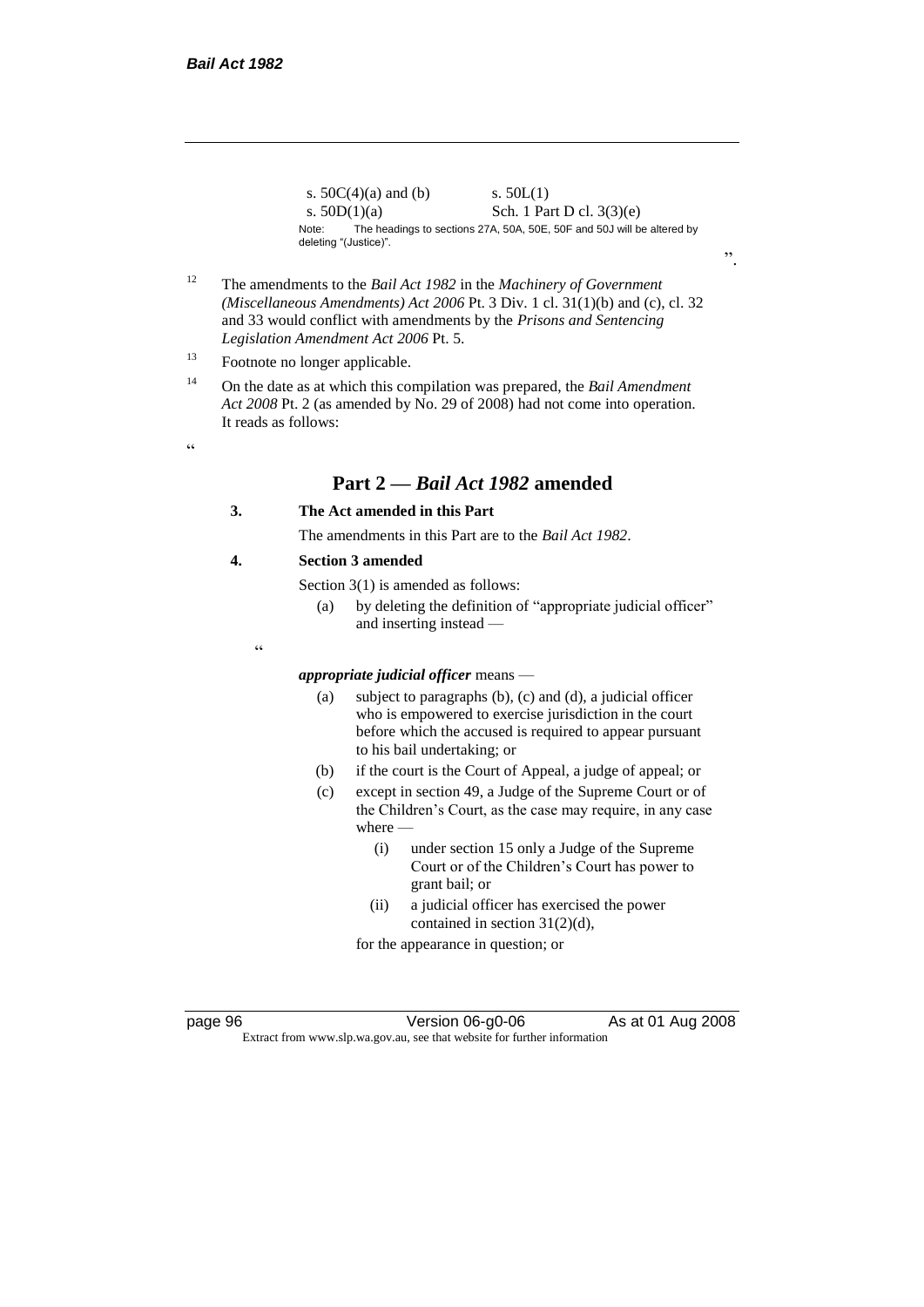| s. 50C(4)(a) and (b) | s. 50L(1) |
|---|---|
| s. 50D(1)(a) | Sch. 1 Part D cl. 3(3)(e) |

Note: The headings to sections 27A, 50A, 50E, 50F and 50J will be altered by deleting "(Justice)".

".

[12] The amendments to the *Bail Act 1982* in the *Machinery of Government (Miscellaneous Amendments) Act 2006* Pt. 3 Div. 1 cl. 31(1)(b) and (c), cl. 32 and 33 would conflict with amendments by the *Prisons and Sentencing Legislation Amendment Act 2006* Pt. 5.

[13] Footnote no longer applicable.

[14] On the date as at which this compilation was prepared, the *Bail Amendment Act 2008* Pt. 2 (as amended by No. 29 of 2008) had not come into operation. It reads as follows:

"

## Part 2 — *Bail Act 1982* amended

**3. The Act amended in this Part**

The amendments in this Part are to the *Bail Act 1982*.

**4. Section 3 amended**

Section 3(1) is amended as follows:

(a) by deleting the definition of "appropriate judicial officer" and inserting instead —

"

***appropriate judicial officer*** means —

(a) subject to paragraphs (b), (c) and (d), a judicial officer who is empowered to exercise jurisdiction in the court before which the accused is required to appear pursuant to his bail undertaking; or

(b) if the court is the Court of Appeal, a judge of appeal; or

(c) except in section 49, a Judge of the Supreme Court or of the Children's Court, as the case may require, in any case where —

(i) under section 15 only a Judge of the Supreme Court or of the Children's Court has power to grant bail; or

(ii) a judicial officer has exercised the power contained in section 31(2)(d),

for the appearance in question; or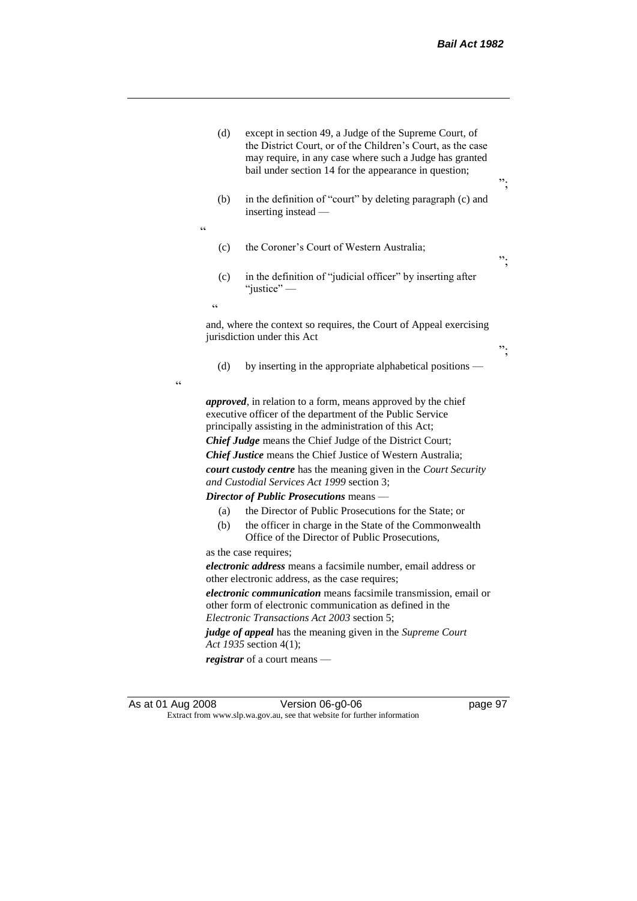(d) except in section 49, a Judge of the Supreme Court, of the District Court, or of the Children's Court, as the case may require, in any case where such a Judge has granted bail under section 14 for the appearance in question;

";

(b) in the definition of "court" by deleting paragraph (c) and inserting instead —

"

(c) the Coroner's Court of Western Australia;

";

(c) in the definition of "judicial officer" by inserting after "justice" —

"

and, where the context so requires, the Court of Appeal exercising jurisdiction under this Act

";

(d) by inserting in the appropriate alphabetical positions —

"

***approved***, in relation to a form, means approved by the chief executive officer of the department of the Public Service principally assisting in the administration of this Act;

***Chief Judge*** means the Chief Judge of the District Court;

***Chief Justice*** means the Chief Justice of Western Australia;

***court custody centre*** has the meaning given in the *Court Security and Custodial Services Act 1999* section 3;

***Director of Public Prosecutions*** means —

(a) the Director of Public Prosecutions for the State; or

(b) the officer in charge in the State of the Commonwealth Office of the Director of Public Prosecutions,

as the case requires;

***electronic address*** means a facsimile number, email address or other electronic address, as the case requires;

***electronic communication*** means facsimile transmission, email or other form of electronic communication as defined in the *Electronic Transactions Act 2003* section 5;

***judge of appeal*** has the meaning given in the *Supreme Court Act 1935* section 4(1);

***registrar*** of a court means —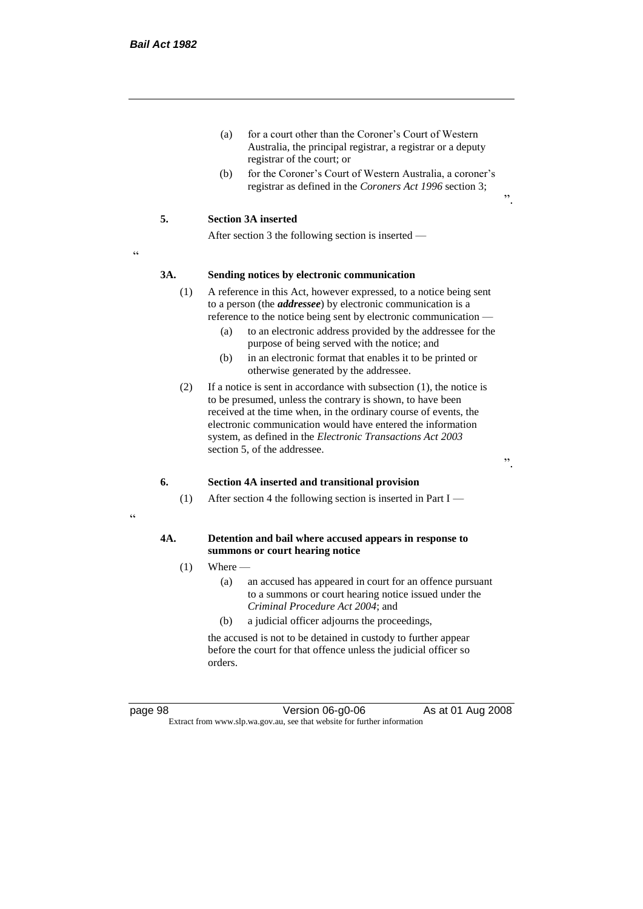(a) for a court other than the Coroner's Court of Western Australia, the principal registrar, a registrar or a deputy registrar of the court; or

(b) for the Coroner's Court of Western Australia, a coroner's registrar as defined in the *Coroners Act 1996* section 3;

".

**5. Section 3A inserted**

After section 3 the following section is inserted —

"

**3A. Sending notices by electronic communication**

(1) A reference in this Act, however expressed, to a notice being sent to a person (the ***addressee***) by electronic communication is a reference to the notice being sent by electronic communication —

(a) to an electronic address provided by the addressee for the purpose of being served with the notice; and

(b) in an electronic format that enables it to be printed or otherwise generated by the addressee.

(2) If a notice is sent in accordance with subsection (1), the notice is to be presumed, unless the contrary is shown, to have been received at the time when, in the ordinary course of events, the electronic communication would have entered the information system, as defined in the *Electronic Transactions Act 2003* section 5, of the addressee.

".

**6. Section 4A inserted and transitional provision**

(1) After section 4 the following section is inserted in Part I —

"

**4A. Detention and bail where accused appears in response to summons or court hearing notice**

(1) Where —

(a) an accused has appeared in court for an offence pursuant to a summons or court hearing notice issued under the *Criminal Procedure Act 2004*; and

(b) a judicial officer adjourns the proceedings,

the accused is not to be detained in custody to further appear before the court for that offence unless the judicial officer so orders.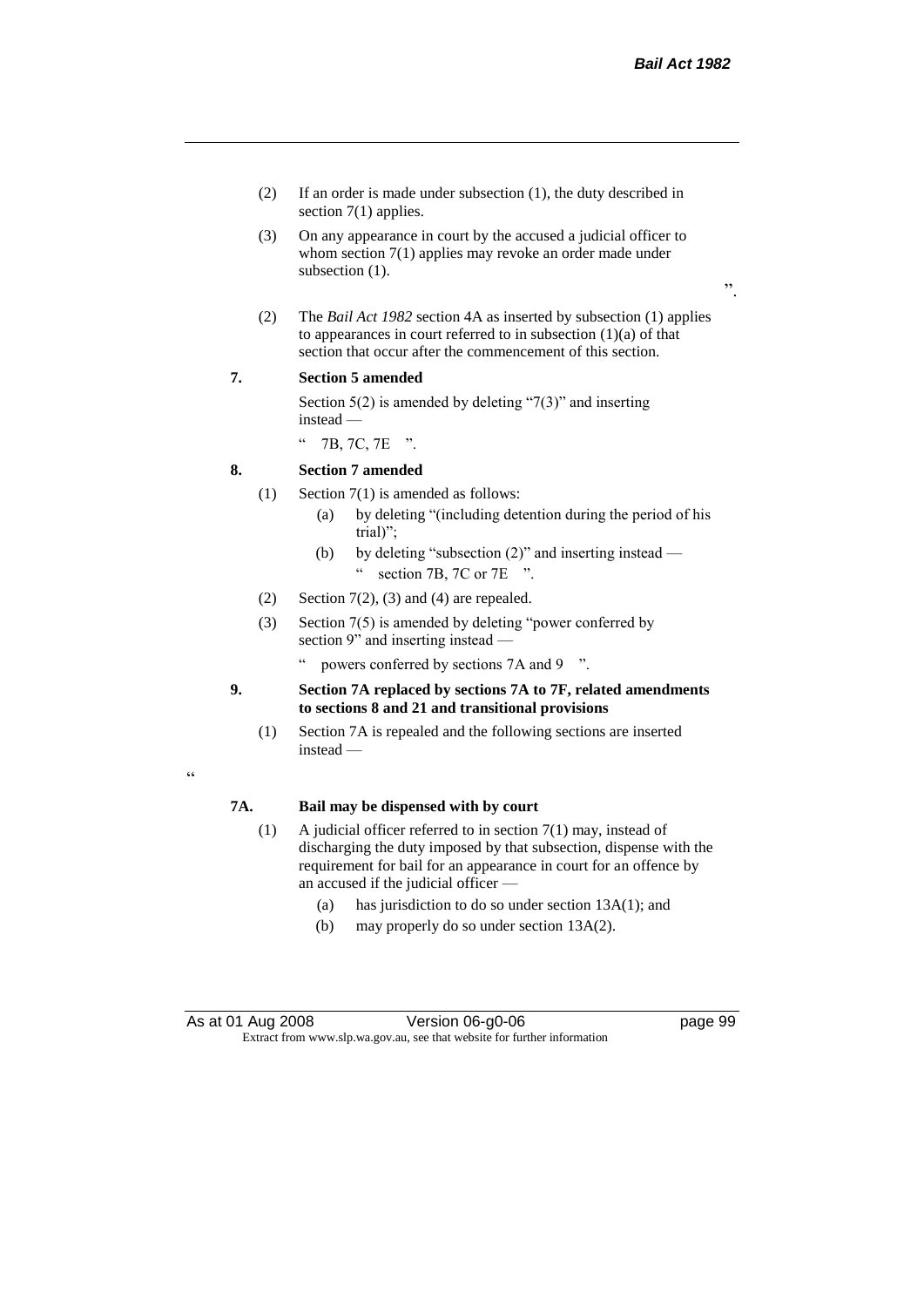(2) If an order is made under subsection (1), the duty described in section 7(1) applies.

(3) On any appearance in court by the accused a judicial officer to whom section 7(1) applies may revoke an order made under subsection (1).

".

(2) The *Bail Act 1982* section 4A as inserted by subsection (1) applies to appearances in court referred to in subsection (1)(a) of that section that occur after the commencement of this section.

**7. Section 5 amended**

Section 5(2) is amended by deleting "7(3)" and inserting instead —

" 7B, 7C, 7E ".

**8. Section 7 amended**

(1) Section 7(1) is amended as follows:

(a) by deleting "(including detention during the period of his trial)";

(b) by deleting "subsection (2)" and inserting instead —

" section 7B, 7C or 7E ".

(2) Section 7(2), (3) and (4) are repealed.

(3) Section 7(5) is amended by deleting "power conferred by section 9" and inserting instead —

" powers conferred by sections 7A and 9 ".

**9. Section 7A replaced by sections 7A to 7F, related amendments to sections 8 and 21 and transitional provisions**

(1) Section 7A is repealed and the following sections are inserted instead —

"

**7A. Bail may be dispensed with by court**

(1) A judicial officer referred to in section 7(1) may, instead of discharging the duty imposed by that subsection, dispense with the requirement for bail for an appearance in court for an offence by an accused if the judicial officer —

(a) has jurisdiction to do so under section 13A(1); and

(b) may properly do so under section 13A(2).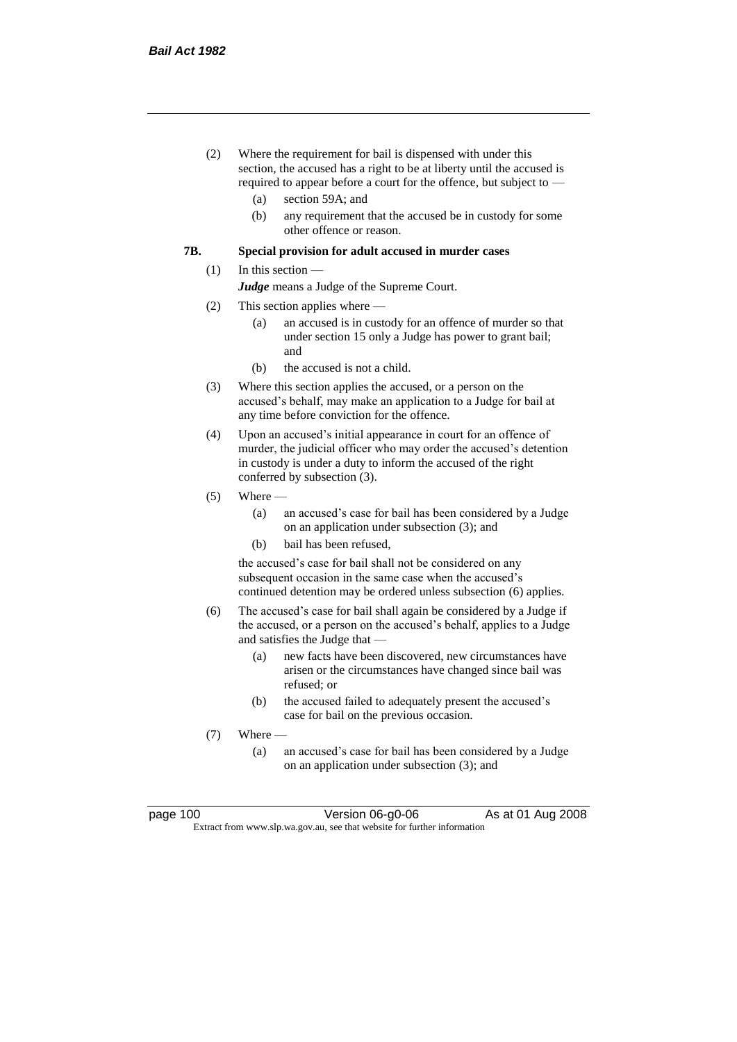(2) Where the requirement for bail is dispensed with under this section, the accused has a right to be at liberty until the accused is required to appear before a court for the offence, but subject to —

(a) section 59A; and

(b) any requirement that the accused be in custody for some other offence or reason.

**7B. Special provision for adult accused in murder cases**

(1) In this section —

***Judge*** means a Judge of the Supreme Court.

(2) This section applies where —

(a) an accused is in custody for an offence of murder so that under section 15 only a Judge has power to grant bail; and

(b) the accused is not a child.

(3) Where this section applies the accused, or a person on the accused's behalf, may make an application to a Judge for bail at any time before conviction for the offence.

(4) Upon an accused's initial appearance in court for an offence of murder, the judicial officer who may order the accused's detention in custody is under a duty to inform the accused of the right conferred by subsection (3).

(5) Where —

(a) an accused's case for bail has been considered by a Judge on an application under subsection (3); and

(b) bail has been refused,

the accused's case for bail shall not be considered on any subsequent occasion in the same case when the accused's continued detention may be ordered unless subsection (6) applies.

(6) The accused's case for bail shall again be considered by a Judge if the accused, or a person on the accused's behalf, applies to a Judge and satisfies the Judge that —

(a) new facts have been discovered, new circumstances have arisen or the circumstances have changed since bail was refused; or

(b) the accused failed to adequately present the accused's case for bail on the previous occasion.

(7) Where —

(a) an accused's case for bail has been considered by a Judge on an application under subsection (3); and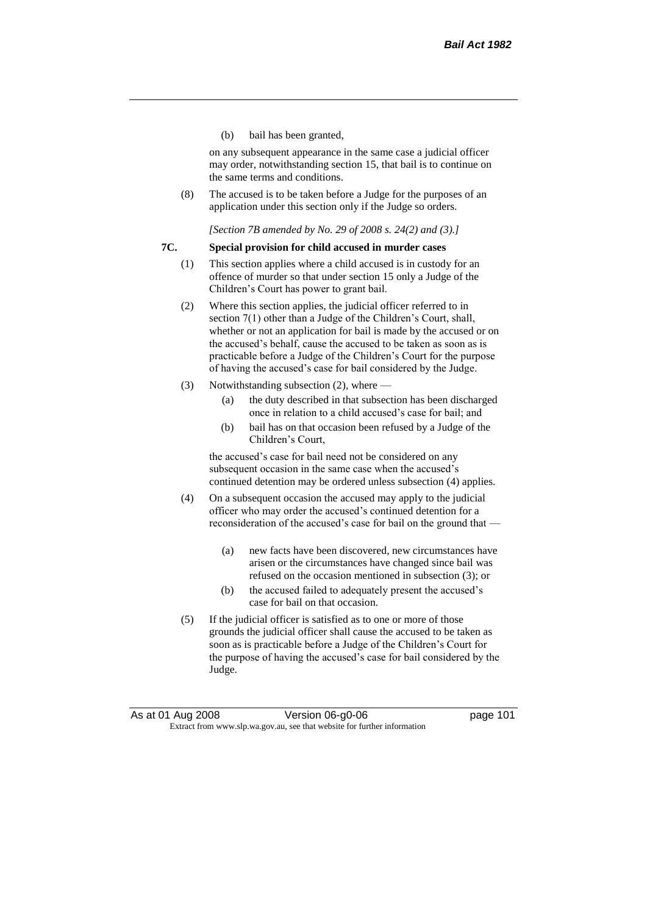(b) bail has been granted,

on any subsequent appearance in the same case a judicial officer may order, notwithstanding section 15, that bail is to continue on the same terms and conditions.

(8) The accused is to be taken before a Judge for the purposes of an application under this section only if the Judge so orders.

*[Section 7B amended by No. 29 of 2008 s. 24(2) and (3).]*

### 7C. Special provision for child accused in murder cases

(1) This section applies where a child accused is in custody for an offence of murder so that under section 15 only a Judge of the Children's Court has power to grant bail.

(2) Where this section applies, the judicial officer referred to in section 7(1) other than a Judge of the Children's Court, shall, whether or not an application for bail is made by the accused or on the accused's behalf, cause the accused to be taken as soon as is practicable before a Judge of the Children's Court for the purpose of having the accused's case for bail considered by the Judge.

(3) Notwithstanding subsection (2), where —

(a) the duty described in that subsection has been discharged once in relation to a child accused's case for bail; and

(b) bail has on that occasion been refused by a Judge of the Children's Court,

the accused's case for bail need not be considered on any subsequent occasion in the same case when the accused's continued detention may be ordered unless subsection (4) applies.

(4) On a subsequent occasion the accused may apply to the judicial officer who may order the accused's continued detention for a reconsideration of the accused's case for bail on the ground that —

(a) new facts have been discovered, new circumstances have arisen or the circumstances have changed since bail was refused on the occasion mentioned in subsection (3); or

(b) the accused failed to adequately present the accused's case for bail on that occasion.

(5) If the judicial officer is satisfied as to one or more of those grounds the judicial officer shall cause the accused to be taken as soon as is practicable before a Judge of the Children's Court for the purpose of having the accused's case for bail considered by the Judge.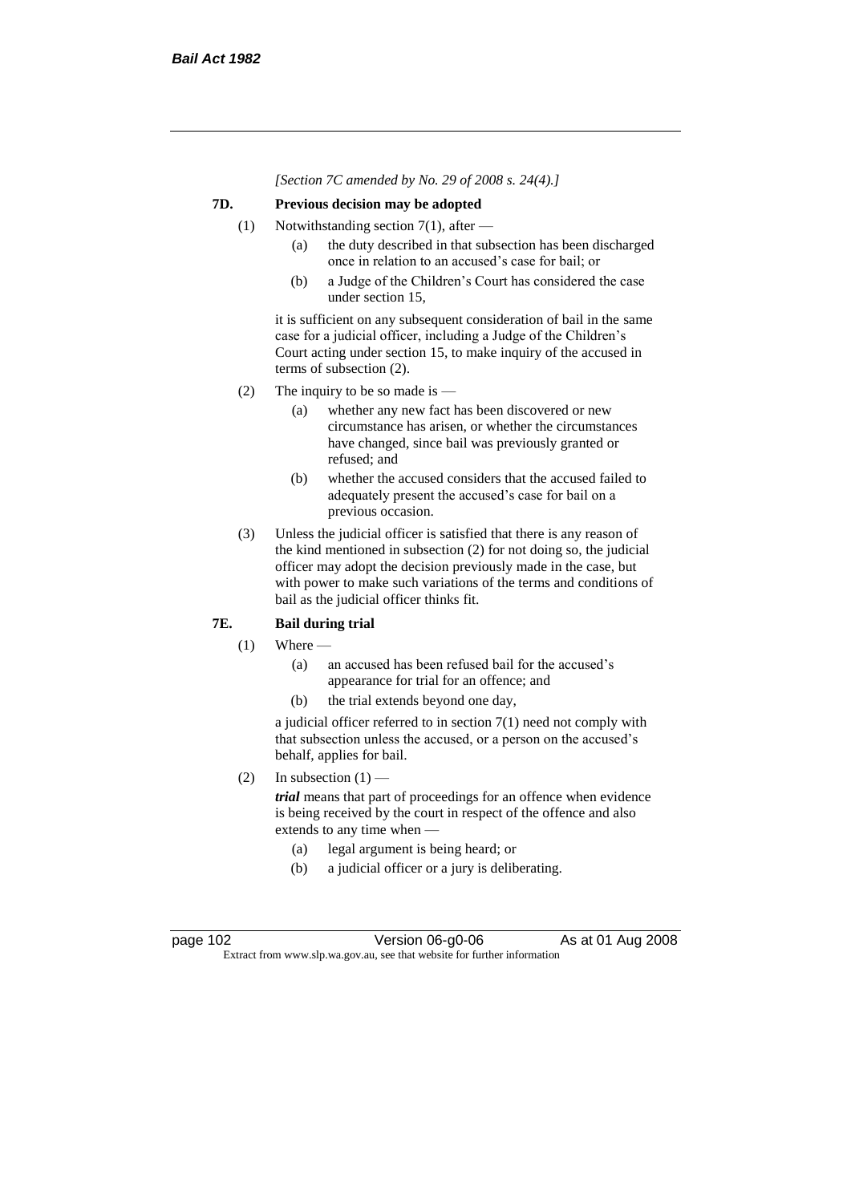*[Section 7C amended by No. 29 of 2008 s. 24(4).]*

### 7D. Previous decision may be adopted

(1) Notwithstanding section 7(1), after —

- (a) the duty described in that subsection has been discharged once in relation to an accused's case for bail; or
- (b) a Judge of the Children's Court has considered the case under section 15,

it is sufficient on any subsequent consideration of bail in the same case for a judicial officer, including a Judge of the Children's Court acting under section 15, to make inquiry of the accused in terms of subsection (2).

(2) The inquiry to be so made is —

- (a) whether any new fact has been discovered or new circumstance has arisen, or whether the circumstances have changed, since bail was previously granted or refused; and
- (b) whether the accused considers that the accused failed to adequately present the accused's case for bail on a previous occasion.

(3) Unless the judicial officer is satisfied that there is any reason of the kind mentioned in subsection (2) for not doing so, the judicial officer may adopt the decision previously made in the case, but with power to make such variations of the terms and conditions of bail as the judicial officer thinks fit.

### 7E. Bail during trial

(1) Where —

- (a) an accused has been refused bail for the accused's appearance for trial for an offence; and
- (b) the trial extends beyond one day,

a judicial officer referred to in section 7(1) need not comply with that subsection unless the accused, or a person on the accused's behalf, applies for bail.

(2) In subsection (1) —

***trial*** means that part of proceedings for an offence when evidence is being received by the court in respect of the offence and also extends to any time when —

- (a) legal argument is being heard; or
- (b) a judicial officer or a jury is deliberating.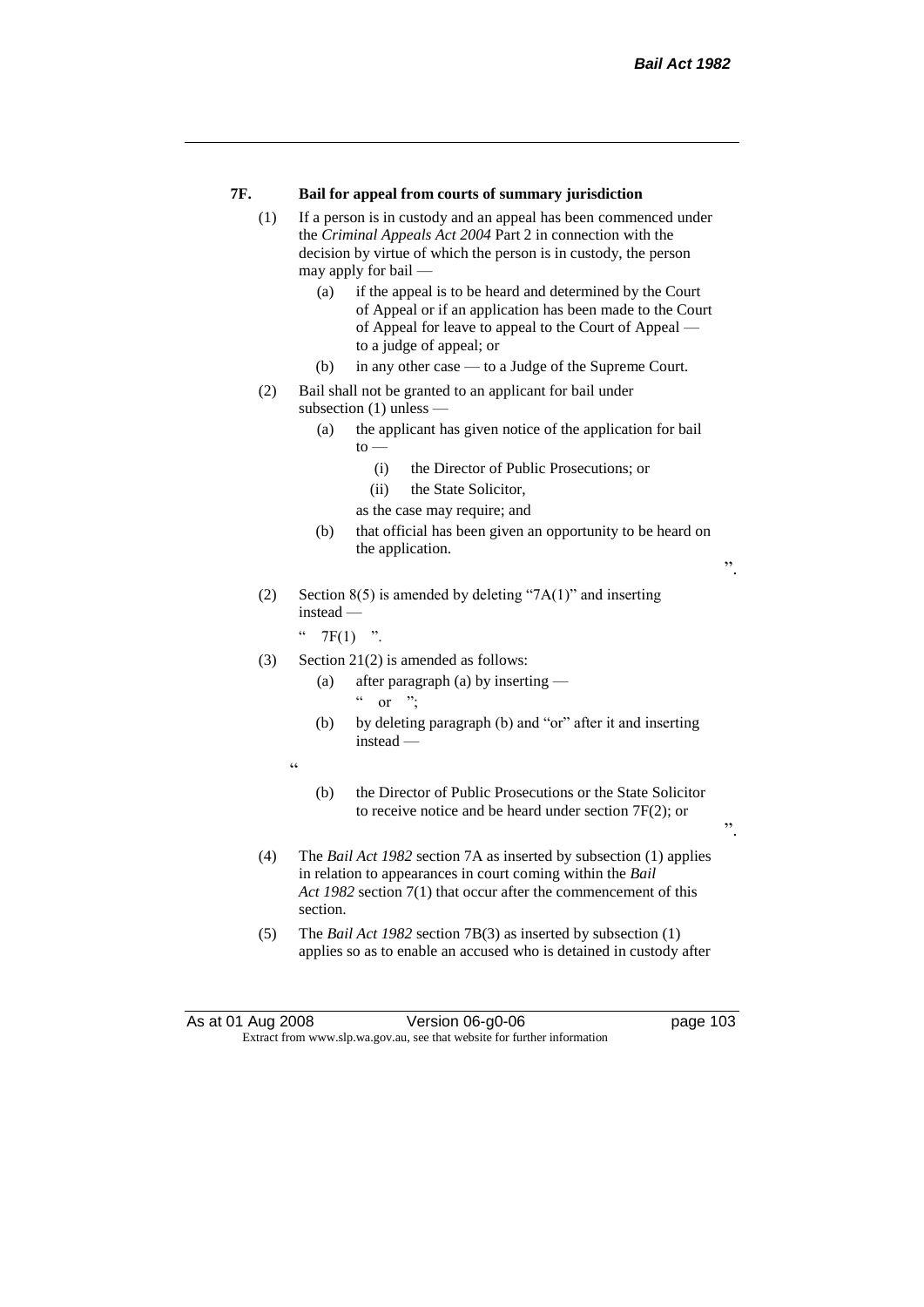**7F. Bail for appeal from courts of summary jurisdiction**

(1) If a person is in custody and an appeal has been commenced under the *Criminal Appeals Act 2004* Part 2 in connection with the decision by virtue of which the person is in custody, the person may apply for bail —

(a) if the appeal is to be heard and determined by the Court of Appeal or if an application has been made to the Court of Appeal for leave to appeal to the Court of Appeal — to a judge of appeal; or

(b) in any other case — to a Judge of the Supreme Court.

(2) Bail shall not be granted to an applicant for bail under subsection (1) unless —

(a) the applicant has given notice of the application for bail to —

(i) the Director of Public Prosecutions; or

(ii) the State Solicitor,

as the case may require; and

(b) that official has been given an opportunity to be heard on the application.

".

(2) Section 8(5) is amended by deleting "7A(1)" and inserting instead —

" 7F(1) ".

(3) Section 21(2) is amended as follows:

(a) after paragraph (a) by inserting —

" or ";

(b) by deleting paragraph (b) and "or" after it and inserting instead —

"

(b) the Director of Public Prosecutions or the State Solicitor to receive notice and be heard under section 7F(2); or

".

(4) The *Bail Act 1982* section 7A as inserted by subsection (1) applies in relation to appearances in court coming within the *Bail Act 1982* section 7(1) that occur after the commencement of this section.

(5) The *Bail Act 1982* section 7B(3) as inserted by subsection (1) applies so as to enable an accused who is detained in custody after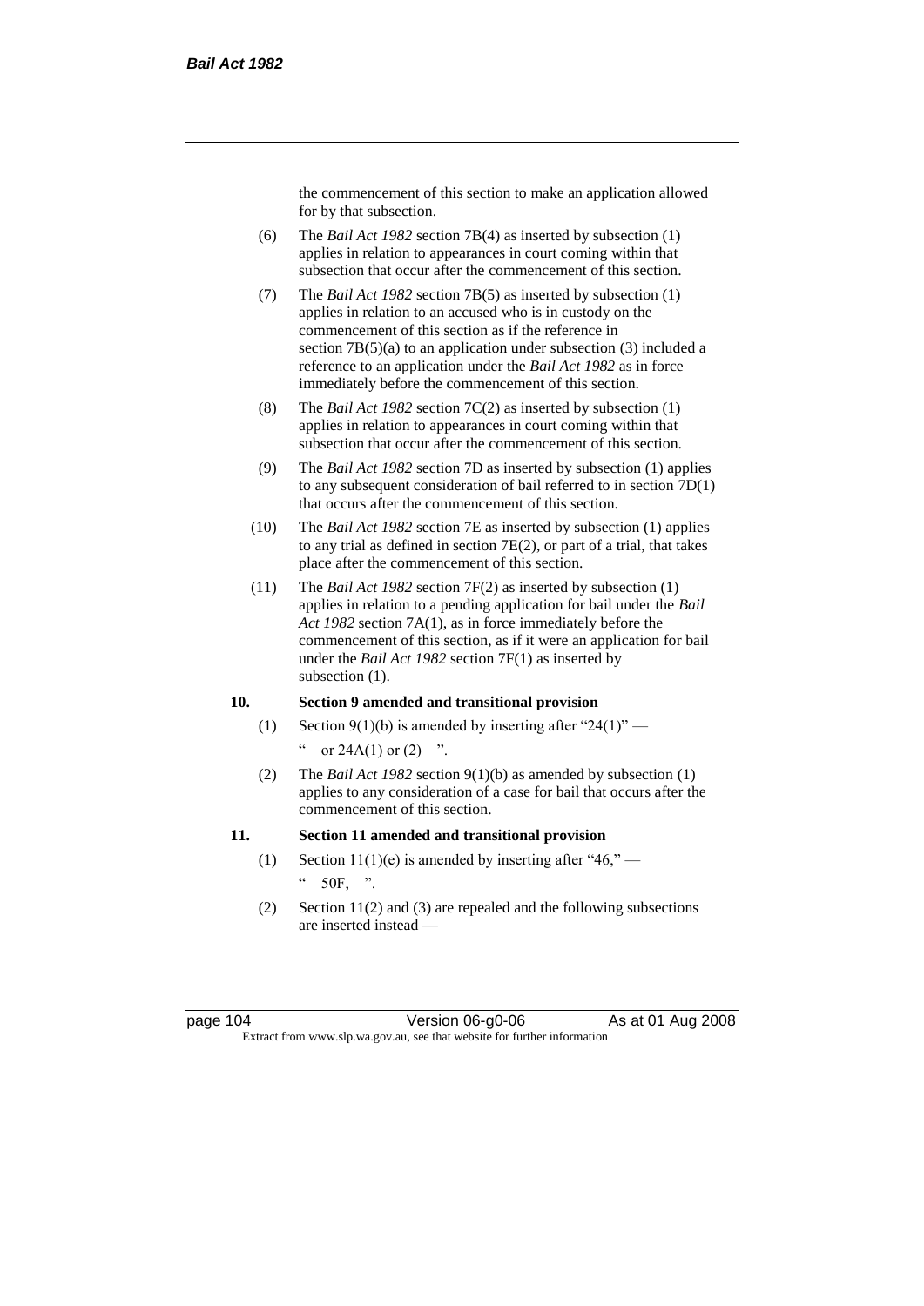the commencement of this section to make an application allowed for by that subsection.

(6) The *Bail Act 1982* section 7B(4) as inserted by subsection (1) applies in relation to appearances in court coming within that subsection that occur after the commencement of this section.

(7) The *Bail Act 1982* section 7B(5) as inserted by subsection (1) applies in relation to an accused who is in custody on the commencement of this section as if the reference in section 7B(5)(a) to an application under subsection (3) included a reference to an application under the *Bail Act 1982* as in force immediately before the commencement of this section.

(8) The *Bail Act 1982* section 7C(2) as inserted by subsection (1) applies in relation to appearances in court coming within that subsection that occur after the commencement of this section.

(9) The *Bail Act 1982* section 7D as inserted by subsection (1) applies to any subsequent consideration of bail referred to in section 7D(1) that occurs after the commencement of this section.

(10) The *Bail Act 1982* section 7E as inserted by subsection (1) applies to any trial as defined in section 7E(2), or part of a trial, that takes place after the commencement of this section.

(11) The *Bail Act 1982* section 7F(2) as inserted by subsection (1) applies in relation to a pending application for bail under the *Bail Act 1982* section 7A(1), as in force immediately before the commencement of this section, as if it were an application for bail under the *Bail Act 1982* section 7F(1) as inserted by subsection (1).

**10. Section 9 amended and transitional provision**

(1) Section 9(1)(b) is amended by inserting after "24(1)" —

" or 24A(1) or (2) ".

(2) The *Bail Act 1982* section 9(1)(b) as amended by subsection (1) applies to any consideration of a case for bail that occurs after the commencement of this section.

**11. Section 11 amended and transitional provision**

(1) Section 11(1)(e) is amended by inserting after "46," —

" 50F, ".

(2) Section 11(2) and (3) are repealed and the following subsections are inserted instead —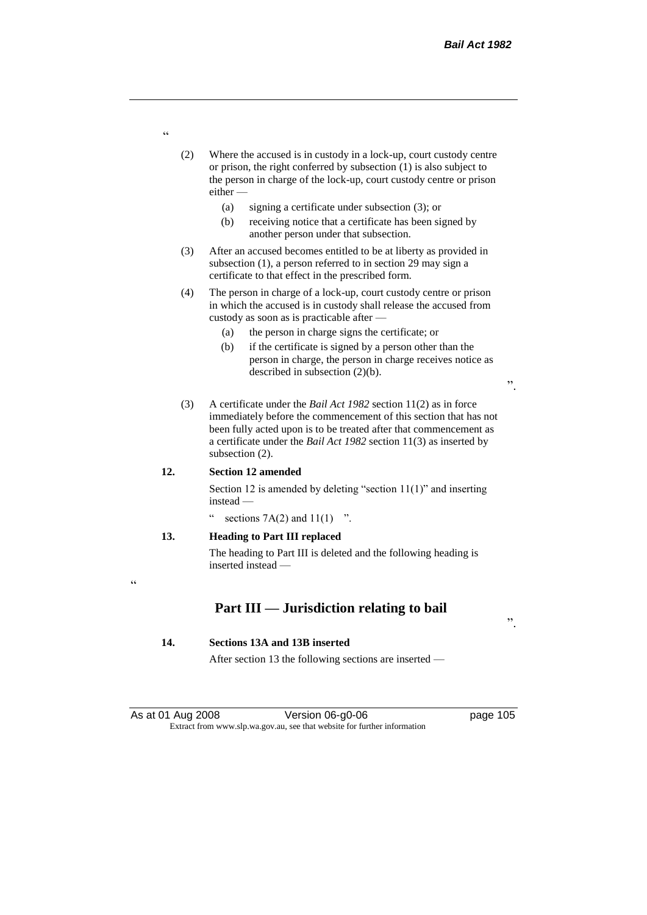"

(2) Where the accused is in custody in a lock-up, court custody centre or prison, the right conferred by subsection (1) is also subject to the person in charge of the lock-up, court custody centre or prison either —

(a) signing a certificate under subsection (3); or

(b) receiving notice that a certificate has been signed by another person under that subsection.

(3) After an accused becomes entitled to be at liberty as provided in subsection (1), a person referred to in section 29 may sign a certificate to that effect in the prescribed form.

(4) The person in charge of a lock-up, court custody centre or prison in which the accused is in custody shall release the accused from custody as soon as is practicable after —

(a) the person in charge signs the certificate; or

(b) if the certificate is signed by a person other than the person in charge, the person in charge receives notice as described in subsection (2)(b).

".

(3) A certificate under the *Bail Act 1982* section 11(2) as in force immediately before the commencement of this section that has not been fully acted upon is to be treated after that commencement as a certificate under the *Bail Act 1982* section 11(3) as inserted by subsection (2).

**12. Section 12 amended**

Section 12 is amended by deleting "section 11(1)" and inserting instead —

" sections 7A(2) and 11(1) ".

**13. Heading to Part III replaced**

The heading to Part III is deleted and the following heading is inserted instead —

"

## Part III — Jurisdiction relating to bail

".

**14. Sections 13A and 13B inserted**

After section 13 the following sections are inserted —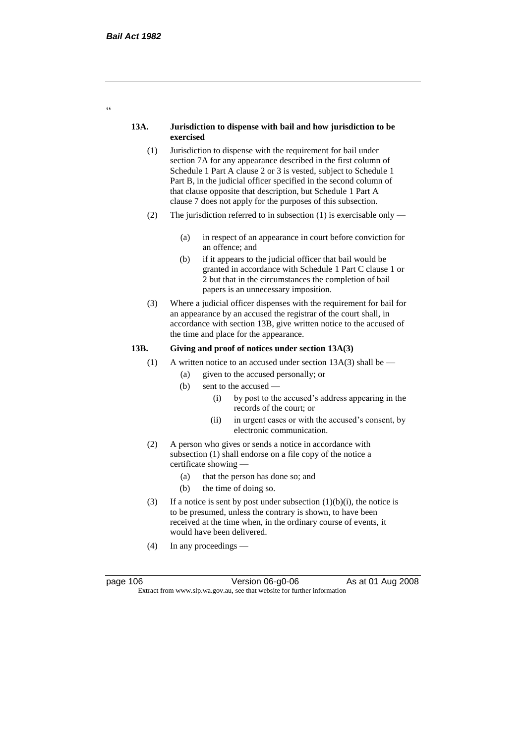"

**13A. Jurisdiction to dispense with bail and how jurisdiction to be exercised**

(1) Jurisdiction to dispense with the requirement for bail under section 7A for any appearance described in the first column of Schedule 1 Part A clause 2 or 3 is vested, subject to Schedule 1 Part B, in the judicial officer specified in the second column of that clause opposite that description, but Schedule 1 Part A clause 7 does not apply for the purposes of this subsection.

(2) The jurisdiction referred to in subsection (1) is exercisable only —

(a) in respect of an appearance in court before conviction for an offence; and

(b) if it appears to the judicial officer that bail would be granted in accordance with Schedule 1 Part C clause 1 or 2 but that in the circumstances the completion of bail papers is an unnecessary imposition.

(3) Where a judicial officer dispenses with the requirement for bail for an appearance by an accused the registrar of the court shall, in accordance with section 13B, give written notice to the accused of the time and place for the appearance.

**13B. Giving and proof of notices under section 13A(3)**

(1) A written notice to an accused under section 13A(3) shall be —

(a) given to the accused personally; or

(b) sent to the accused —

(i) by post to the accused's address appearing in the records of the court; or

(ii) in urgent cases or with the accused's consent, by electronic communication.

(2) A person who gives or sends a notice in accordance with subsection (1) shall endorse on a file copy of the notice a certificate showing —

(a) that the person has done so; and

(b) the time of doing so.

(3) If a notice is sent by post under subsection (1)(b)(i), the notice is to be presumed, unless the contrary is shown, to have been received at the time when, in the ordinary course of events, it would have been delivered.

(4) In any proceedings —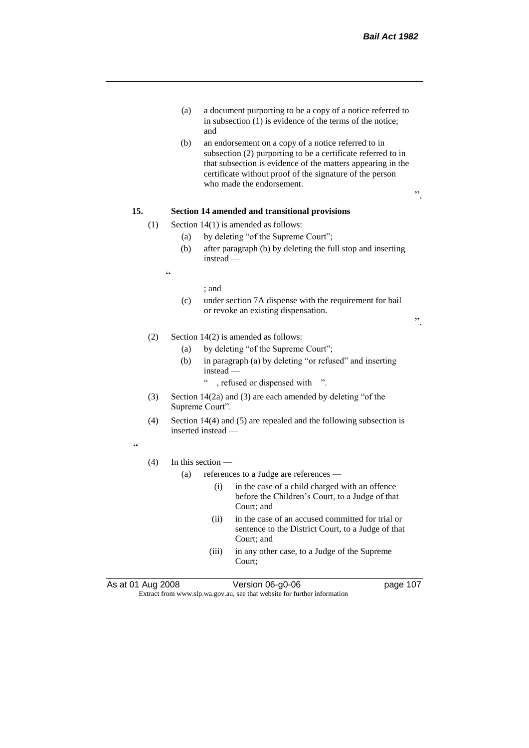(a) a document purporting to be a copy of a notice referred to in subsection (1) is evidence of the terms of the notice; and

(b) an endorsement on a copy of a notice referred to in subsection (2) purporting to be a certificate referred to in that subsection is evidence of the matters appearing in the certificate without proof of the signature of the person who made the endorsement.

".

**15. Section 14 amended and transitional provisions**

(1) Section 14(1) is amended as follows:

(a) by deleting "of the Supreme Court";

(b) after paragraph (b) by deleting the full stop and inserting instead —

"

; and

(c) under section 7A dispense with the requirement for bail or revoke an existing dispensation.

".

(2) Section 14(2) is amended as follows:

(a) by deleting "of the Supreme Court";

(b) in paragraph (a) by deleting "or refused" and inserting instead —

" , refused or dispensed with ".

(3) Section 14(2a) and (3) are each amended by deleting "of the Supreme Court".

(4) Section 14(4) and (5) are repealed and the following subsection is inserted instead —

"

(4) In this section —

(a) references to a Judge are references —

(i) in the case of a child charged with an offence before the Children's Court, to a Judge of that Court; and

(ii) in the case of an accused committed for trial or sentence to the District Court, to a Judge of that Court; and

(iii) in any other case, to a Judge of the Supreme Court;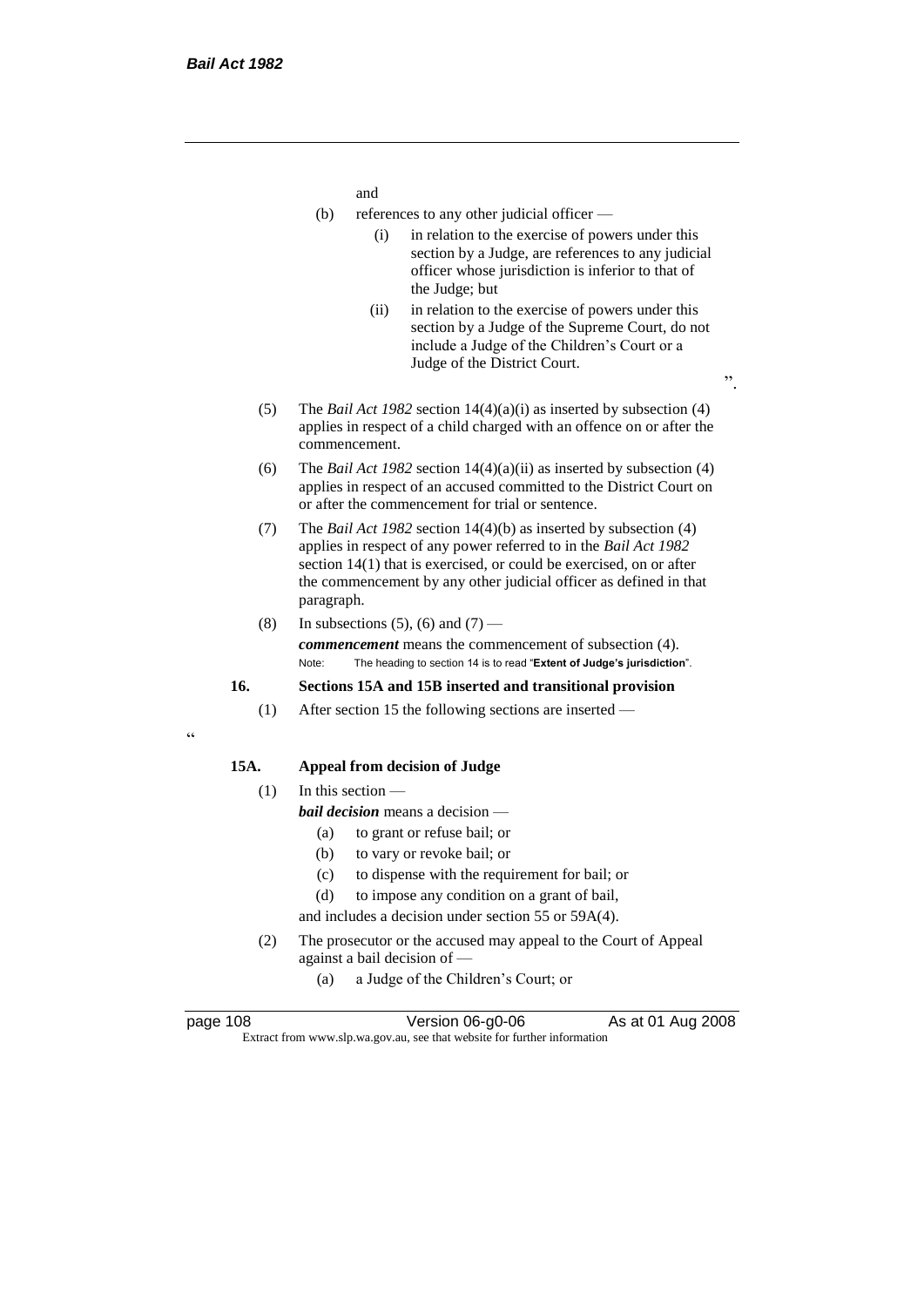and

(b) references to any other judicial officer —

  (i) in relation to the exercise of powers under this section by a Judge, are references to any judicial officer whose jurisdiction is inferior to that of the Judge; but

  (ii) in relation to the exercise of powers under this section by a Judge of the Supreme Court, do not include a Judge of the Children's Court or a Judge of the District Court.

".

(5) The *Bail Act 1982* section 14(4)(a)(i) as inserted by subsection (4) applies in respect of a child charged with an offence on or after the commencement.

(6) The *Bail Act 1982* section 14(4)(a)(ii) as inserted by subsection (4) applies in respect of an accused committed to the District Court on or after the commencement for trial or sentence.

(7) The *Bail Act 1982* section 14(4)(b) as inserted by subsection (4) applies in respect of any power referred to in the *Bail Act 1982* section 14(1) that is exercised, or could be exercised, on or after the commencement by any other judicial officer as defined in that paragraph.

(8) In subsections (5), (6) and (7) —

***commencement*** means the commencement of subsection (4).

Note: The heading to section 14 is to read "**Extent of Judge's jurisdiction**".

**16. Sections 15A and 15B inserted and transitional provision**

(1) After section 15 the following sections are inserted —

"

**15A. Appeal from decision of Judge**

(1) In this section —

***bail decision*** means a decision —

  (a) to grant or refuse bail; or

  (b) to vary or revoke bail; or

  (c) to dispense with the requirement for bail; or

  (d) to impose any condition on a grant of bail,

and includes a decision under section 55 or 59A(4).

(2) The prosecutor or the accused may appeal to the Court of Appeal against a bail decision of —

  (a) a Judge of the Children's Court; or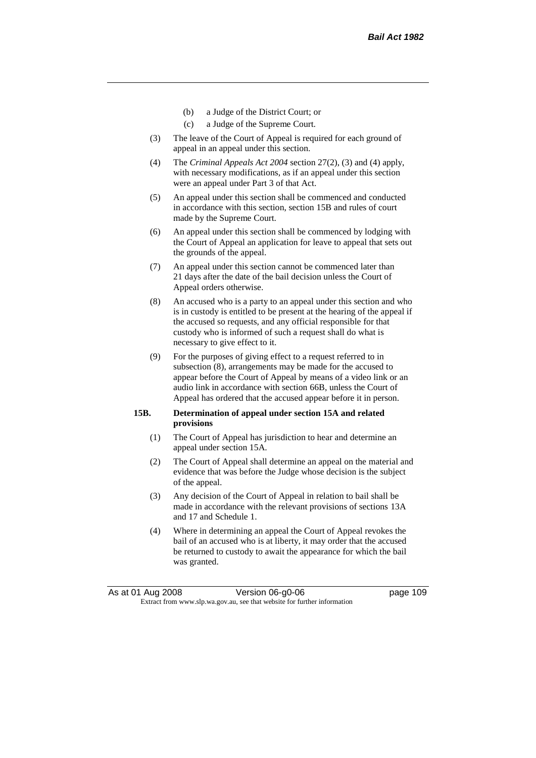(b) a Judge of the District Court; or

(c) a Judge of the Supreme Court.

(3) The leave of the Court of Appeal is required for each ground of appeal in an appeal under this section.

(4) The *Criminal Appeals Act 2004* section 27(2), (3) and (4) apply, with necessary modifications, as if an appeal under this section were an appeal under Part 3 of that Act.

(5) An appeal under this section shall be commenced and conducted in accordance with this section, section 15B and rules of court made by the Supreme Court.

(6) An appeal under this section shall be commenced by lodging with the Court of Appeal an application for leave to appeal that sets out the grounds of the appeal.

(7) An appeal under this section cannot be commenced later than 21 days after the date of the bail decision unless the Court of Appeal orders otherwise.

(8) An accused who is a party to an appeal under this section and who is in custody is entitled to be present at the hearing of the appeal if the accused so requests, and any official responsible for that custody who is informed of such a request shall do what is necessary to give effect to it.

(9) For the purposes of giving effect to a request referred to in subsection (8), arrangements may be made for the accused to appear before the Court of Appeal by means of a video link or an audio link in accordance with section 66B, unless the Court of Appeal has ordered that the accused appear before it in person.

**15B. Determination of appeal under section 15A and related provisions**

(1) The Court of Appeal has jurisdiction to hear and determine an appeal under section 15A.

(2) The Court of Appeal shall determine an appeal on the material and evidence that was before the Judge whose decision is the subject of the appeal.

(3) Any decision of the Court of Appeal in relation to bail shall be made in accordance with the relevant provisions of sections 13A and 17 and Schedule 1.

(4) Where in determining an appeal the Court of Appeal revokes the bail of an accused who is at liberty, it may order that the accused be returned to custody to await the appearance for which the bail was granted.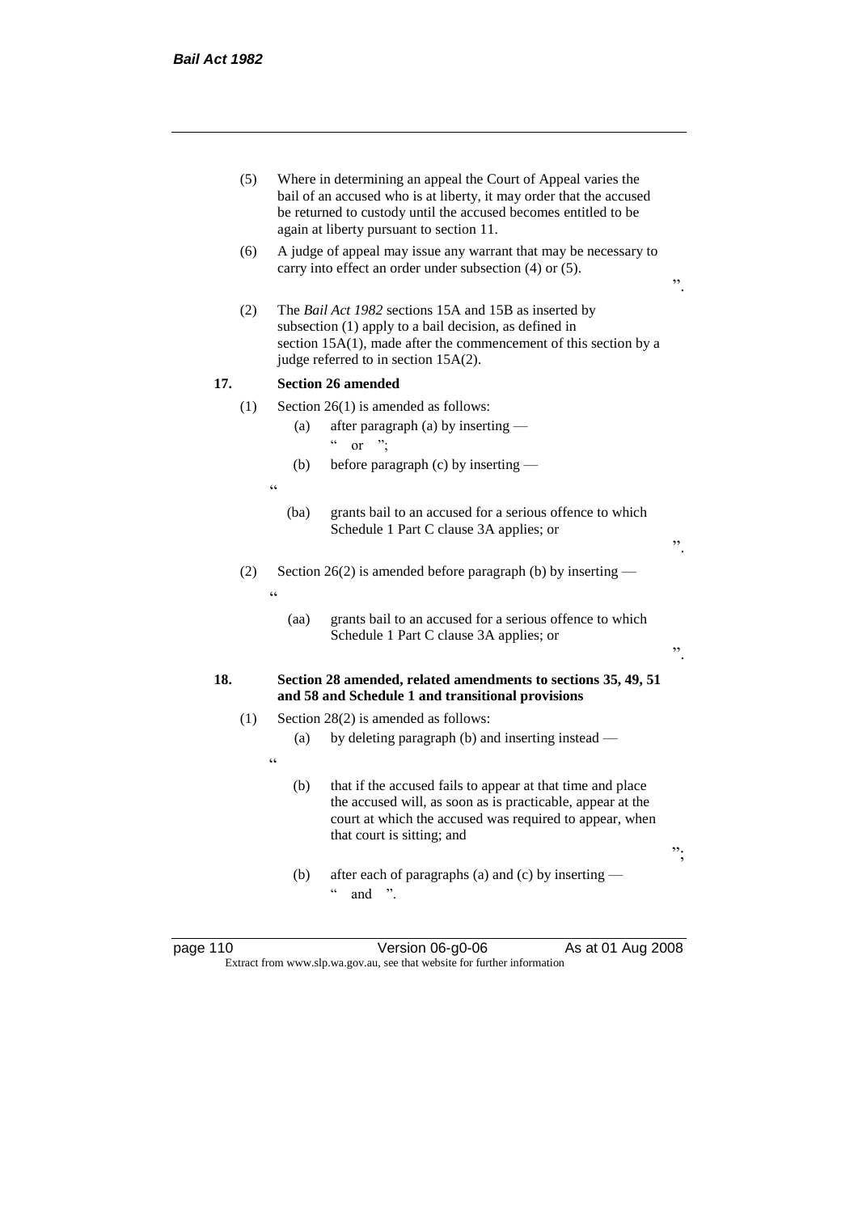(5) Where in determining an appeal the Court of Appeal varies the bail of an accused who is at liberty, it may order that the accused be returned to custody until the accused becomes entitled to be again at liberty pursuant to section 11.

(6) A judge of appeal may issue any warrant that may be necessary to carry into effect an order under subsection (4) or (5).

".

(2) The *Bail Act 1982* sections 15A and 15B as inserted by subsection (1) apply to a bail decision, as defined in section 15A(1), made after the commencement of this section by a judge referred to in section 15A(2).

**17. Section 26 amended**

(1) Section 26(1) is amended as follows:

(a) after paragraph (a) by inserting —

" or ";

(b) before paragraph (c) by inserting —

"

(ba) grants bail to an accused for a serious offence to which Schedule 1 Part C clause 3A applies; or

".

(2) Section 26(2) is amended before paragraph (b) by inserting —

"

(aa) grants bail to an accused for a serious offence to which Schedule 1 Part C clause 3A applies; or

".

**18. Section 28 amended, related amendments to sections 35, 49, 51 and 58 and Schedule 1 and transitional provisions**

(1) Section 28(2) is amended as follows:

(a) by deleting paragraph (b) and inserting instead —

"

(b) that if the accused fails to appear at that time and place the accused will, as soon as is practicable, appear at the court at which the accused was required to appear, when that court is sitting; and

";

(b) after each of paragraphs (a) and (c) by inserting —

" and ".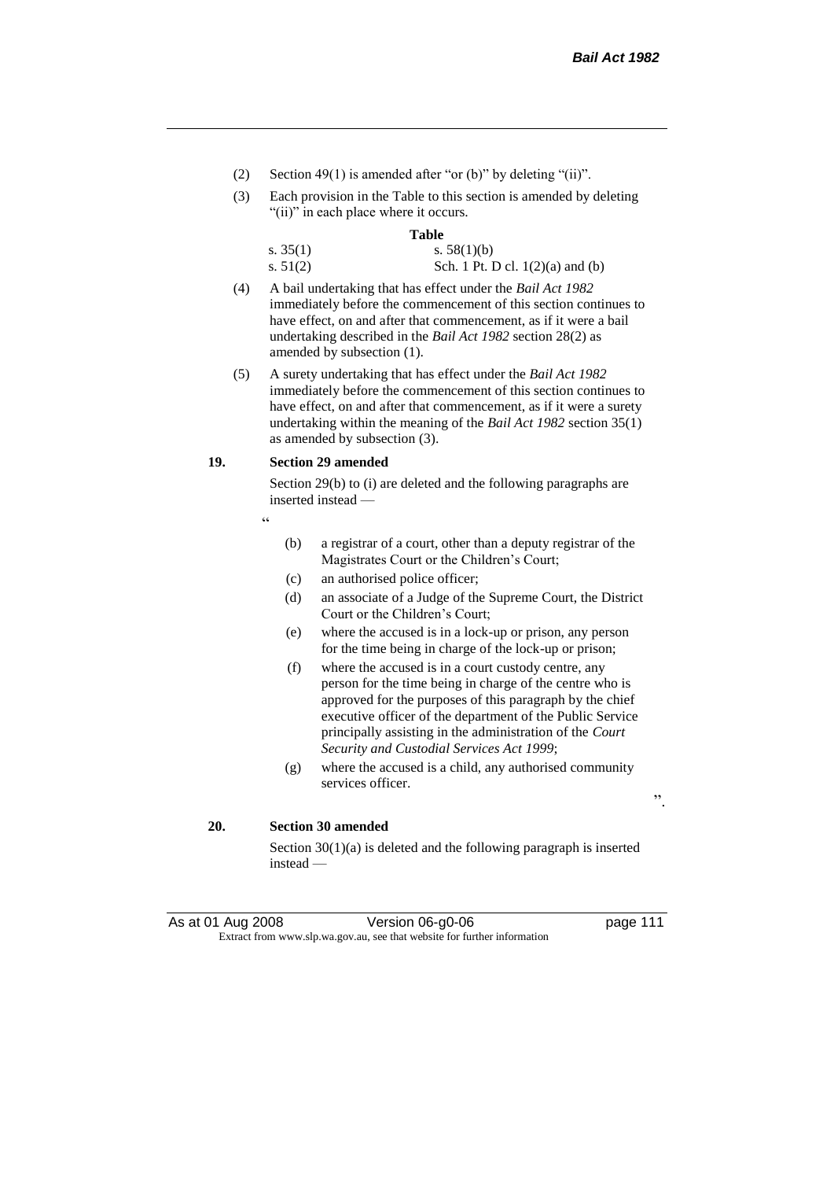(2) Section 49(1) is amended after "or (b)" by deleting "(ii)".

(3) Each provision in the Table to this section is amended by deleting "(ii)" in each place where it occurs.

**Table**

| | |
|---|---|
| s. 35(1) | s. 58(1)(b) |
| s. 51(2) | Sch. 1 Pt. D cl. 1(2)(a) and (b) |

(4) A bail undertaking that has effect under the *Bail Act 1982* immediately before the commencement of this section continues to have effect, on and after that commencement, as if it were a bail undertaking described in the *Bail Act 1982* section 28(2) as amended by subsection (1).

(5) A surety undertaking that has effect under the *Bail Act 1982* immediately before the commencement of this section continues to have effect, on and after that commencement, as if it were a surety undertaking within the meaning of the *Bail Act 1982* section 35(1) as amended by subsection (3).

**19. Section 29 amended**

Section 29(b) to (i) are deleted and the following paragraphs are inserted instead —

"

(b) a registrar of a court, other than a deputy registrar of the Magistrates Court or the Children's Court;

(c) an authorised police officer;

(d) an associate of a Judge of the Supreme Court, the District Court or the Children's Court;

(e) where the accused is in a lock-up or prison, any person for the time being in charge of the lock-up or prison;

(f) where the accused is in a court custody centre, any person for the time being in charge of the centre who is approved for the purposes of this paragraph by the chief executive officer of the department of the Public Service principally assisting in the administration of the *Court Security and Custodial Services Act 1999*;

(g) where the accused is a child, any authorised community services officer.

".

**20. Section 30 amended**

Section 30(1)(a) is deleted and the following paragraph is inserted instead —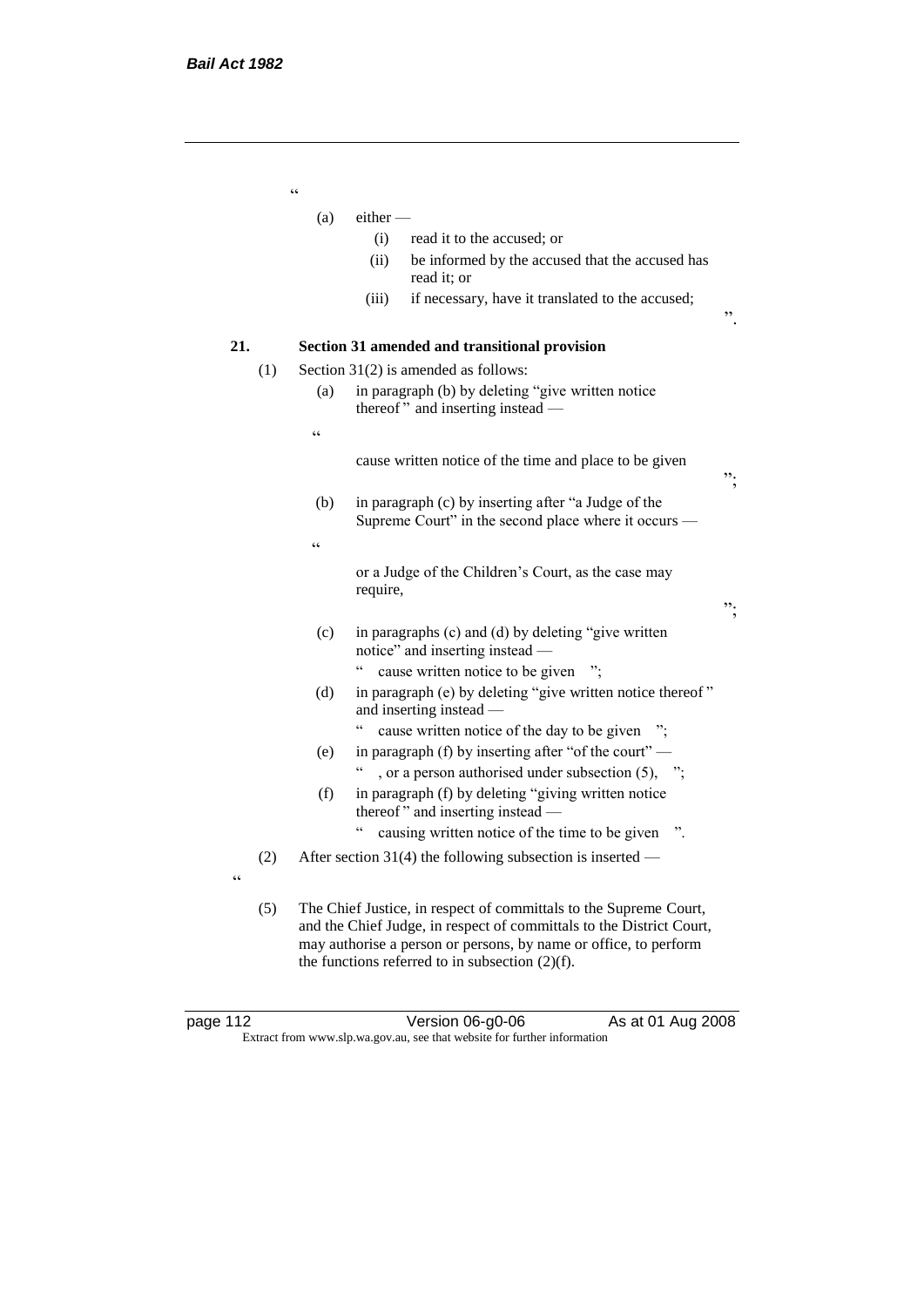"

(a) either —

(i) read it to the accused; or

(ii) be informed by the accused that the accused has read it; or

(iii) if necessary, have it translated to the accused;

".

**21. Section 31 amended and transitional provision**

(1) Section 31(2) is amended as follows:

(a) in paragraph (b) by deleting "give written notice thereof " and inserting instead —

"

cause written notice of the time and place to be given

";

(b) in paragraph (c) by inserting after "a Judge of the Supreme Court" in the second place where it occurs —

"

or a Judge of the Children's Court, as the case may require,

";

(c) in paragraphs (c) and (d) by deleting "give written notice" and inserting instead —

" cause written notice to be given ";

(d) in paragraph (e) by deleting "give written notice thereof " and inserting instead —

" cause written notice of the day to be given ";

(e) in paragraph (f) by inserting after "of the court" —

" , or a person authorised under subsection (5), ";

(f) in paragraph (f) by deleting "giving written notice thereof " and inserting instead —

" causing written notice of the time to be given ".

(2) After section 31(4) the following subsection is inserted —

"

(5) The Chief Justice, in respect of committals to the Supreme Court, and the Chief Judge, in respect of committals to the District Court, may authorise a person or persons, by name or office, to perform the functions referred to in subsection (2)(f).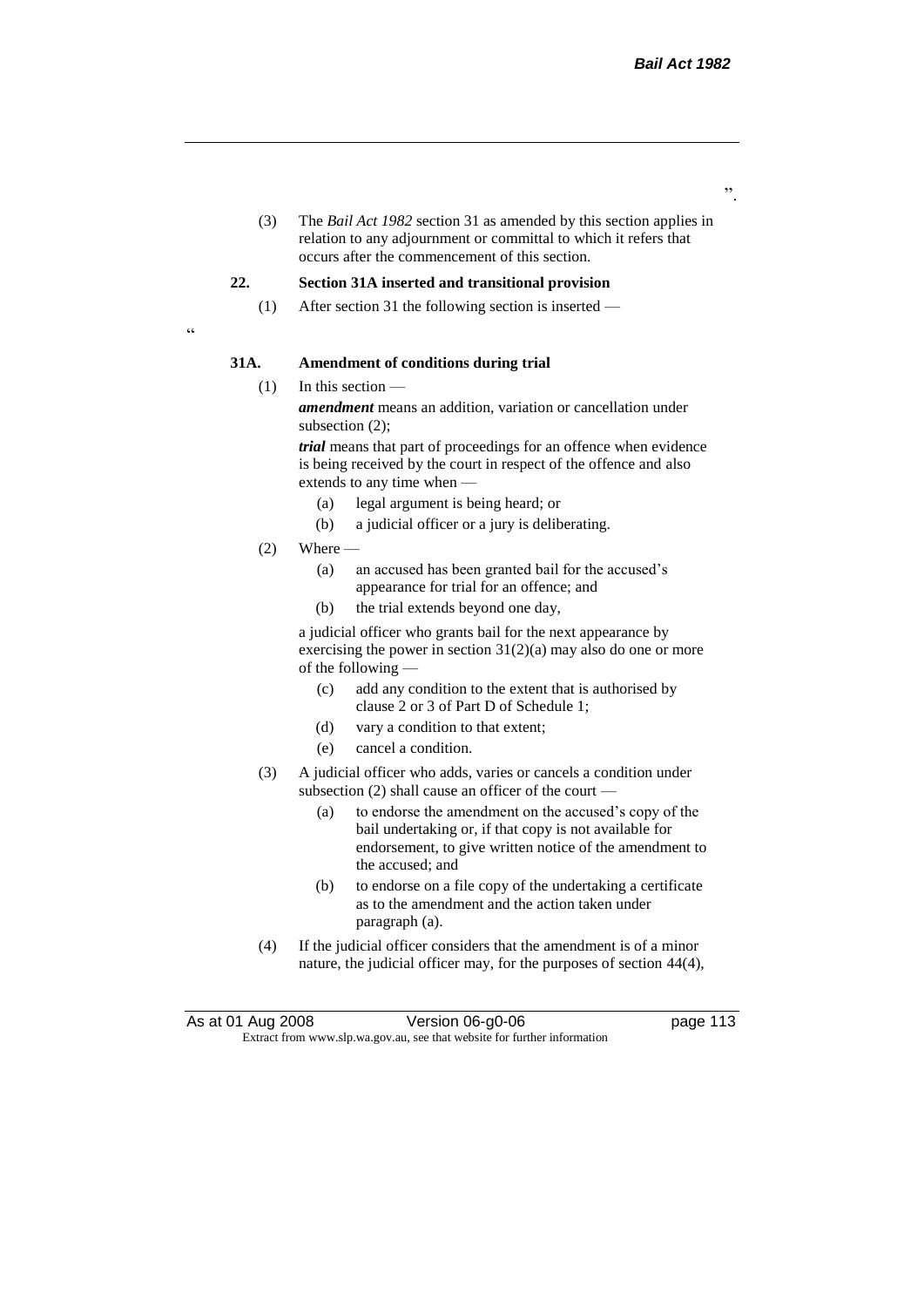”.

(3) The *Bail Act 1982* section 31 as amended by this section applies in relation to any adjournment or committal to which it refers that occurs after the commencement of this section.

**22. Section 31A inserted and transitional provision**

(1) After section 31 the following section is inserted —

“

**31A. Amendment of conditions during trial**

(1) In this section —

***amendment*** means an addition, variation or cancellation under subsection (2);

***trial*** means that part of proceedings for an offence when evidence is being received by the court in respect of the offence and also extends to any time when —

- (a) legal argument is being heard; or
- (b) a judicial officer or a jury is deliberating.

(2) Where —

- (a) an accused has been granted bail for the accused’s appearance for trial for an offence; and
- (b) the trial extends beyond one day,

a judicial officer who grants bail for the next appearance by exercising the power in section 31(2)(a) may also do one or more of the following —

- (c) add any condition to the extent that is authorised by clause 2 or 3 of Part D of Schedule 1;
- (d) vary a condition to that extent;
- (e) cancel a condition.

(3) A judicial officer who adds, varies or cancels a condition under subsection (2) shall cause an officer of the court —

- (a) to endorse the amendment on the accused’s copy of the bail undertaking or, if that copy is not available for endorsement, to give written notice of the amendment to the accused; and
- (b) to endorse on a file copy of the undertaking a certificate as to the amendment and the action taken under paragraph (a).

(4) If the judicial officer considers that the amendment is of a minor nature, the judicial officer may, for the purposes of section 44(4),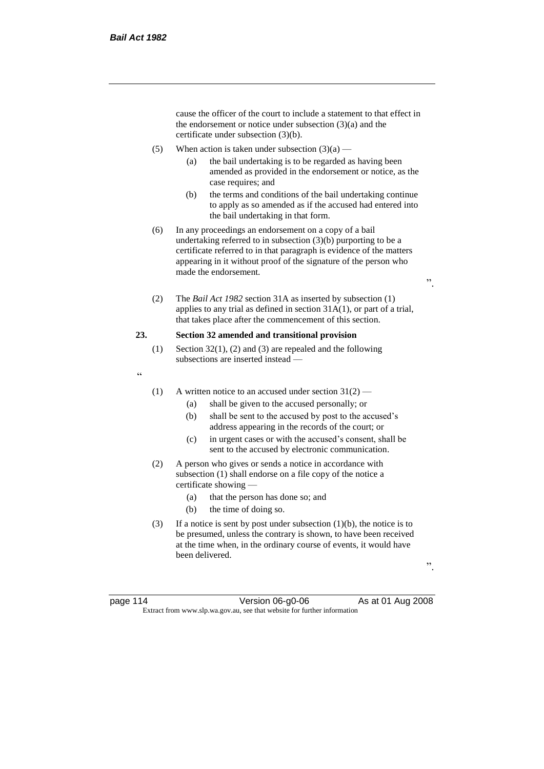cause the officer of the court to include a statement to that effect in the endorsement or notice under subsection (3)(a) and the certificate under subsection (3)(b).

(5) When action is taken under subsection (3)(a) —

(a) the bail undertaking is to be regarded as having been amended as provided in the endorsement or notice, as the case requires; and

(b) the terms and conditions of the bail undertaking continue to apply as so amended as if the accused had entered into the bail undertaking in that form.

(6) In any proceedings an endorsement on a copy of a bail undertaking referred to in subsection (3)(b) purporting to be a certificate referred to in that paragraph is evidence of the matters appearing in it without proof of the signature of the person who made the endorsement.

".

(2) The *Bail Act 1982* section 31A as inserted by subsection (1) applies to any trial as defined in section 31A(1), or part of a trial, that takes place after the commencement of this section.

**23. Section 32 amended and transitional provision**

(1) Section 32(1), (2) and (3) are repealed and the following subsections are inserted instead —

"

(1) A written notice to an accused under section 31(2) —

(a) shall be given to the accused personally; or

(b) shall be sent to the accused by post to the accused's address appearing in the records of the court; or

(c) in urgent cases or with the accused's consent, shall be sent to the accused by electronic communication.

(2) A person who gives or sends a notice in accordance with subsection (1) shall endorse on a file copy of the notice a certificate showing —

(a) that the person has done so; and

(b) the time of doing so.

(3) If a notice is sent by post under subsection (1)(b), the notice is to be presumed, unless the contrary is shown, to have been received at the time when, in the ordinary course of events, it would have been delivered.

".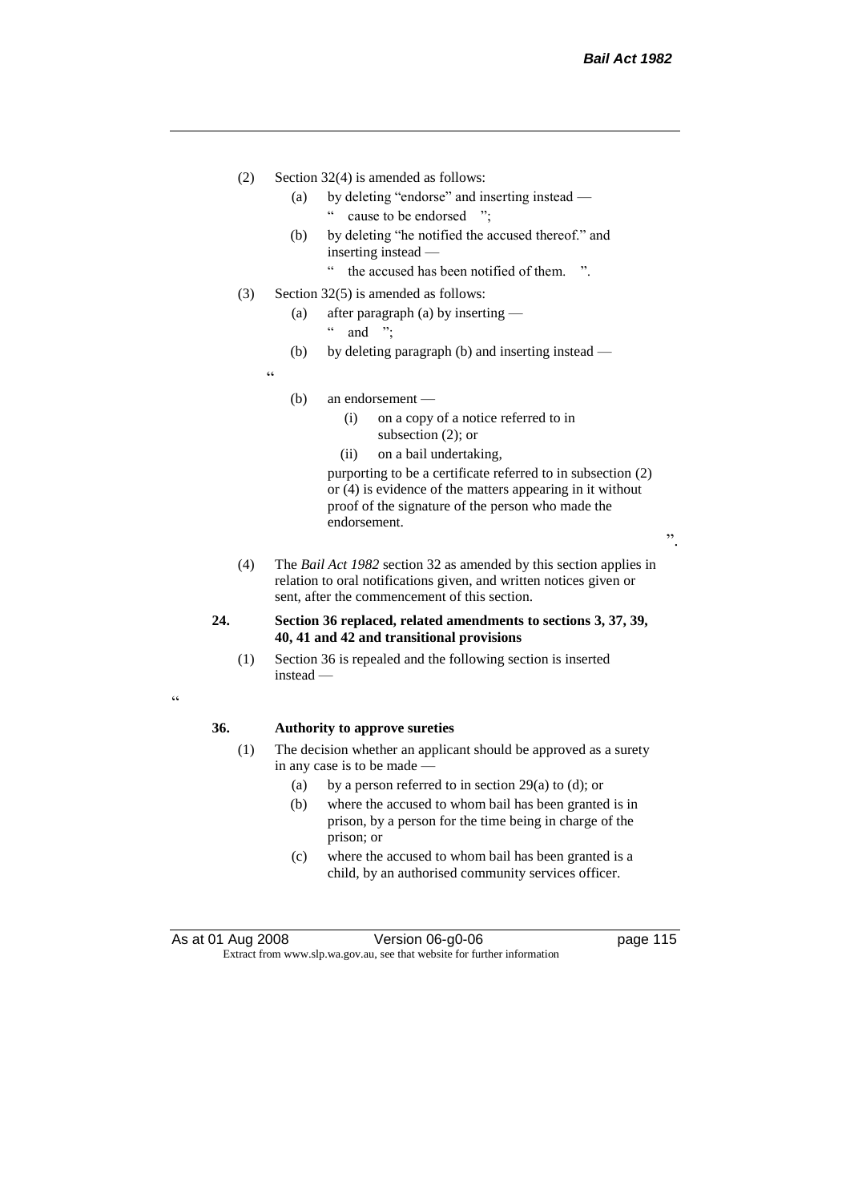(2) Section 32(4) is amended as follows:

(a) by deleting "endorse" and inserting instead —

" cause to be endorsed ";

(b) by deleting "he notified the accused thereof." and inserting instead —

" the accused has been notified of them. ".

(3) Section 32(5) is amended as follows:

(a) after paragraph (a) by inserting —

" and ";

(b) by deleting paragraph (b) and inserting instead —

"

(b) an endorsement —

(i) on a copy of a notice referred to in subsection (2); or

(ii) on a bail undertaking,

purporting to be a certificate referred to in subsection (2) or (4) is evidence of the matters appearing in it without proof of the signature of the person who made the endorsement.

".

(4) The *Bail Act 1982* section 32 as amended by this section applies in relation to oral notifications given, and written notices given or sent, after the commencement of this section.

**24. Section 36 replaced, related amendments to sections 3, 37, 39, 40, 41 and 42 and transitional provisions**

(1) Section 36 is repealed and the following section is inserted instead —

"

**36. Authority to approve sureties**

(1) The decision whether an applicant should be approved as a surety in any case is to be made —

(a) by a person referred to in section 29(a) to (d); or

(b) where the accused to whom bail has been granted is in prison, by a person for the time being in charge of the prison; or

(c) where the accused to whom bail has been granted is a child, by an authorised community services officer.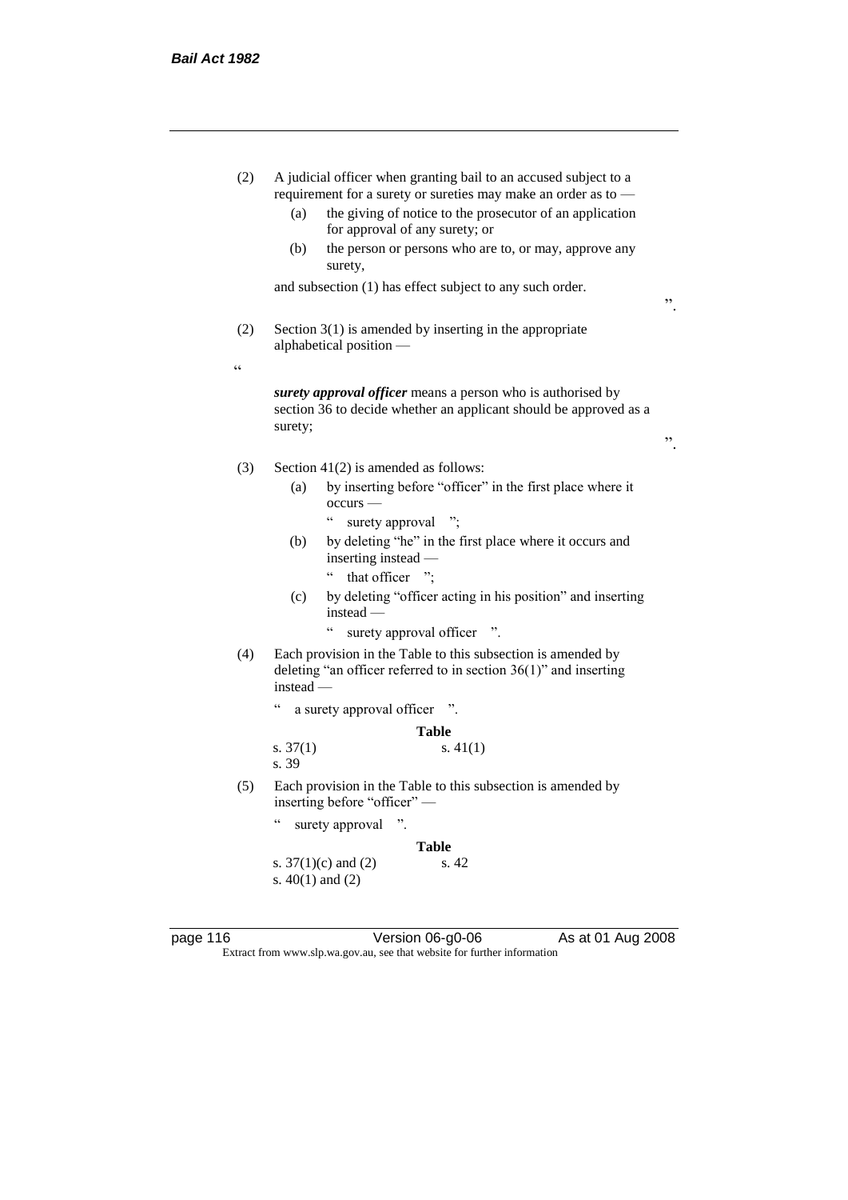(2) A judicial officer when granting bail to an accused subject to a requirement for a surety or sureties may make an order as to —

(a) the giving of notice to the prosecutor of an application for approval of any surety; or

(b) the person or persons who are to, or may, approve any surety,

and subsection (1) has effect subject to any such order.

".

(2) Section 3(1) is amended by inserting in the appropriate alphabetical position —

"

***surety approval officer*** means a person who is authorised by section 36 to decide whether an applicant should be approved as a surety;

".

(3) Section 41(2) is amended as follows:

(a) by inserting before "officer" in the first place where it occurs —

" surety approval ";

(b) by deleting "he" in the first place where it occurs and inserting instead —

" that officer ";

(c) by deleting "officer acting in his position" and inserting instead —

" surety approval officer ".

(4) Each provision in the Table to this subsection is amended by deleting "an officer referred to in section 36(1)" and inserting instead —

" a surety approval officer ".

**Table**

| | |
|---|---|
| s. 37(1) | s. 41(1) |
| s. 39 | |

(5) Each provision in the Table to this subsection is amended by inserting before "officer" —

" surety approval ".

**Table**

| | |
|---|---|
| s. 37(1)(c) and (2) | s. 42 |
| s. 40(1) and (2) | |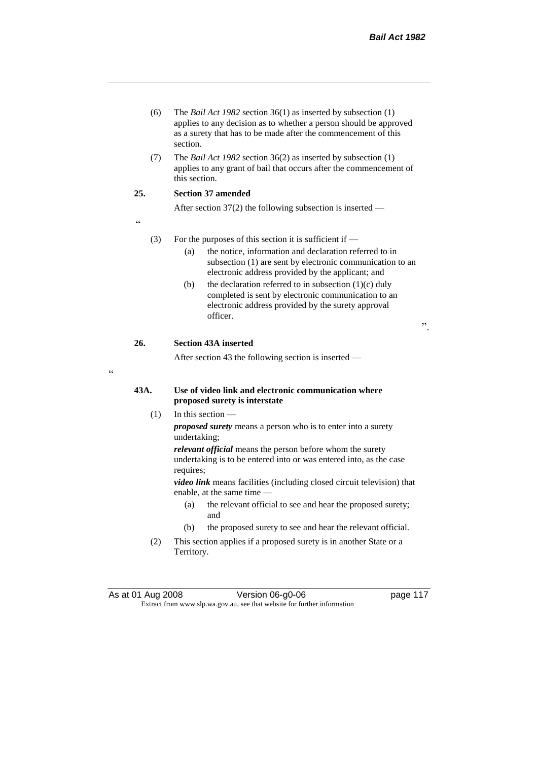(6) The *Bail Act 1982* section 36(1) as inserted by subsection (1) applies to any decision as to whether a person should be approved as a surety that has to be made after the commencement of this section.

(7) The *Bail Act 1982* section 36(2) as inserted by subsection (1) applies to any grant of bail that occurs after the commencement of this section.

**25. Section 37 amended**

After section 37(2) the following subsection is inserted —

"

(3) For the purposes of this section it is sufficient if —

(a) the notice, information and declaration referred to in subsection (1) are sent by electronic communication to an electronic address provided by the applicant; and

(b) the declaration referred to in subsection (1)(c) duly completed is sent by electronic communication to an electronic address provided by the surety approval officer.

".

**26. Section 43A inserted**

After section 43 the following section is inserted —

"

**43A. Use of video link and electronic communication where proposed surety is interstate**

(1) In this section —

***proposed surety*** means a person who is to enter into a surety undertaking;

***relevant official*** means the person before whom the surety undertaking is to be entered into or was entered into, as the case requires;

***video link*** means facilities (including closed circuit television) that enable, at the same time —

(a) the relevant official to see and hear the proposed surety; and

(b) the proposed surety to see and hear the relevant official.

(2) This section applies if a proposed surety is in another State or a Territory.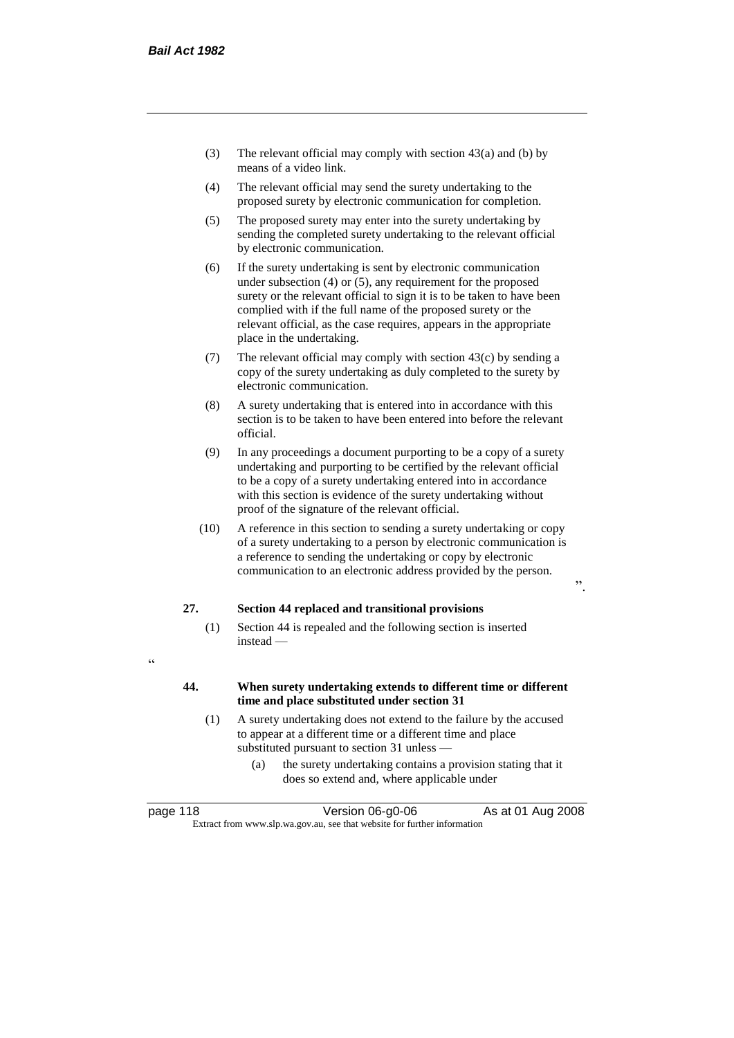(3) The relevant official may comply with section 43(a) and (b) by means of a video link.

(4) The relevant official may send the surety undertaking to the proposed surety by electronic communication for completion.

(5) The proposed surety may enter into the surety undertaking by sending the completed surety undertaking to the relevant official by electronic communication.

(6) If the surety undertaking is sent by electronic communication under subsection (4) or (5), any requirement for the proposed surety or the relevant official to sign it is to be taken to have been complied with if the full name of the proposed surety or the relevant official, as the case requires, appears in the appropriate place in the undertaking.

(7) The relevant official may comply with section 43(c) by sending a copy of the surety undertaking as duly completed to the surety by electronic communication.

(8) A surety undertaking that is entered into in accordance with this section is to be taken to have been entered into before the relevant official.

(9) In any proceedings a document purporting to be a copy of a surety undertaking and purporting to be certified by the relevant official to be a copy of a surety undertaking entered into in accordance with this section is evidence of the surety undertaking without proof of the signature of the relevant official.

(10) A reference in this section to sending a surety undertaking or copy of a surety undertaking to a person by electronic communication is a reference to sending the undertaking or copy by electronic communication to an electronic address provided by the person.

".

**27. Section 44 replaced and transitional provisions**

(1) Section 44 is repealed and the following section is inserted instead —

"

**44. When surety undertaking extends to different time or different time and place substituted under section 31**

(1) A surety undertaking does not extend to the failure by the accused to appear at a different time or a different time and place substituted pursuant to section 31 unless —

(a) the surety undertaking contains a provision stating that it does so extend and, where applicable under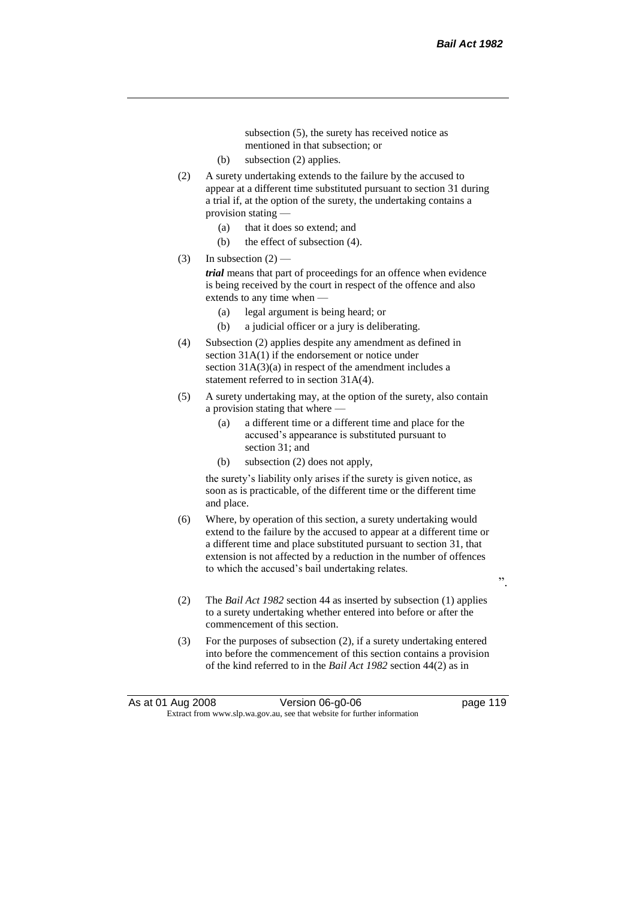subsection (5), the surety has received notice as mentioned in that subsection; or

(b) subsection (2) applies.

(2) A surety undertaking extends to the failure by the accused to appear at a different time substituted pursuant to section 31 during a trial if, at the option of the surety, the undertaking contains a provision stating —

(a) that it does so extend; and

(b) the effect of subsection (4).

(3) In subsection (2) —

***trial*** means that part of proceedings for an offence when evidence is being received by the court in respect of the offence and also extends to any time when —

(a) legal argument is being heard; or

(b) a judicial officer or a jury is deliberating.

(4) Subsection (2) applies despite any amendment as defined in section 31A(1) if the endorsement or notice under section 31A(3)(a) in respect of the amendment includes a statement referred to in section 31A(4).

(5) A surety undertaking may, at the option of the surety, also contain a provision stating that where —

(a) a different time or a different time and place for the accused's appearance is substituted pursuant to section 31; and

(b) subsection (2) does not apply,

the surety's liability only arises if the surety is given notice, as soon as is practicable, of the different time or the different time and place.

(6) Where, by operation of this section, a surety undertaking would extend to the failure by the accused to appear at a different time or a different time and place substituted pursuant to section 31, that extension is not affected by a reduction in the number of offences to which the accused's bail undertaking relates.

".

(2) The *Bail Act 1982* section 44 as inserted by subsection (1) applies to a surety undertaking whether entered into before or after the commencement of this section.

(3) For the purposes of subsection (2), if a surety undertaking entered into before the commencement of this section contains a provision of the kind referred to in the *Bail Act 1982* section 44(2) as in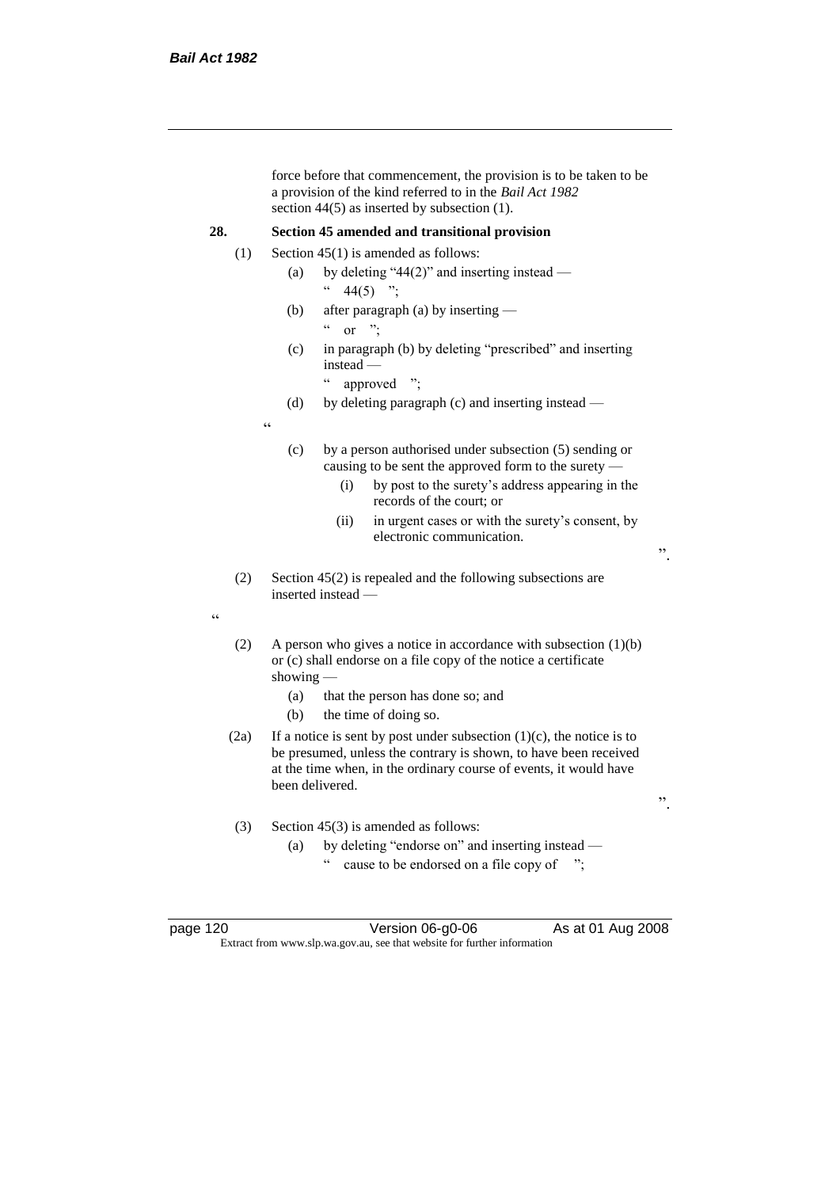force before that commencement, the provision is to be taken to be a provision of the kind referred to in the *Bail Act 1982* section 44(5) as inserted by subsection (1).

**28. Section 45 amended and transitional provision**

(1) Section 45(1) is amended as follows:

(a) by deleting "44(2)" and inserting instead —

" 44(5) ";

(b) after paragraph (a) by inserting —

" or ";

(c) in paragraph (b) by deleting "prescribed" and inserting instead —

" approved ";

(d) by deleting paragraph (c) and inserting instead —

"

(c) by a person authorised under subsection (5) sending or causing to be sent the approved form to the surety —

(i) by post to the surety's address appearing in the records of the court; or

(ii) in urgent cases or with the surety's consent, by electronic communication.

".

(2) Section 45(2) is repealed and the following subsections are inserted instead —

"

(2) A person who gives a notice in accordance with subsection (1)(b) or (c) shall endorse on a file copy of the notice a certificate showing —

(a) that the person has done so; and

(b) the time of doing so.

(2a) If a notice is sent by post under subsection (1)(c), the notice is to be presumed, unless the contrary is shown, to have been received at the time when, in the ordinary course of events, it would have been delivered.

".

(3) Section 45(3) is amended as follows:

(a) by deleting "endorse on" and inserting instead —

" cause to be endorsed on a file copy of ";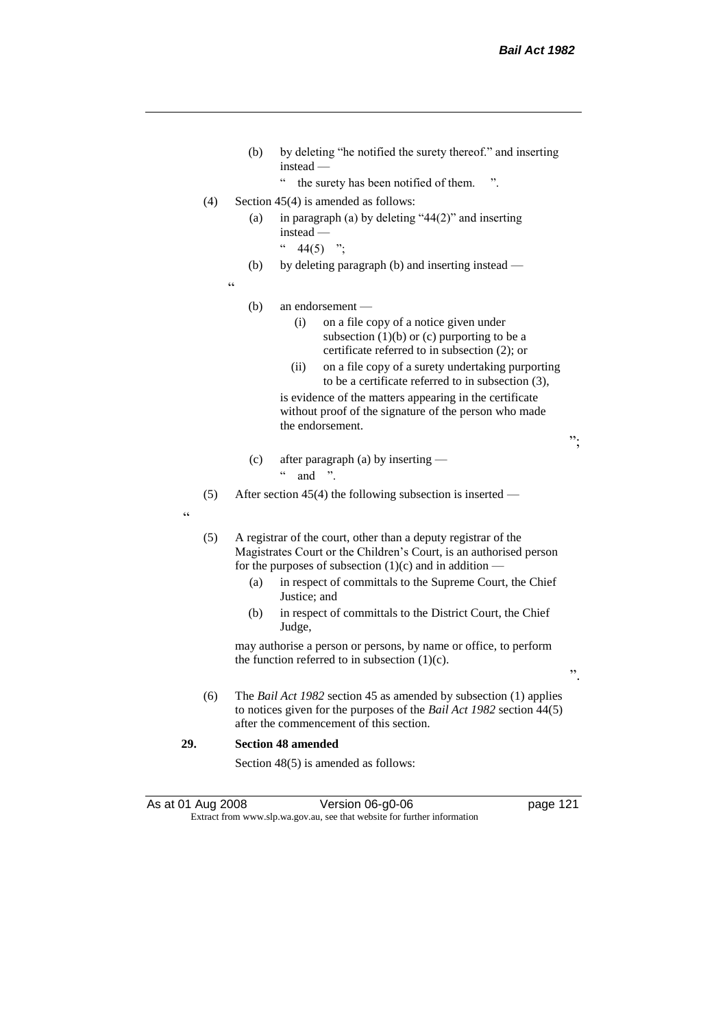(b) by deleting "he notified the surety thereof." and inserting instead —

" the surety has been notified of them. ".

(4) Section 45(4) is amended as follows:

(a) in paragraph (a) by deleting "44(2)" and inserting instead —

" 44(5) ";

(b) by deleting paragraph (b) and inserting instead —

"

(b) an endorsement —

(i) on a file copy of a notice given under subsection (1)(b) or (c) purporting to be a certificate referred to in subsection (2); or

(ii) on a file copy of a surety undertaking purporting to be a certificate referred to in subsection (3),

is evidence of the matters appearing in the certificate without proof of the signature of the person who made the endorsement.

";

(c) after paragraph (a) by inserting —

" and ".

(5) After section 45(4) the following subsection is inserted —

"

(5) A registrar of the court, other than a deputy registrar of the Magistrates Court or the Children's Court, is an authorised person for the purposes of subsection (1)(c) and in addition —

(a) in respect of committals to the Supreme Court, the Chief Justice; and

(b) in respect of committals to the District Court, the Chief Judge,

may authorise a person or persons, by name or office, to perform the function referred to in subsection (1)(c).

".

(6) The *Bail Act 1982* section 45 as amended by subsection (1) applies to notices given for the purposes of the *Bail Act 1982* section 44(5) after the commencement of this section.

**29. Section 48 amended**

Section 48(5) is amended as follows: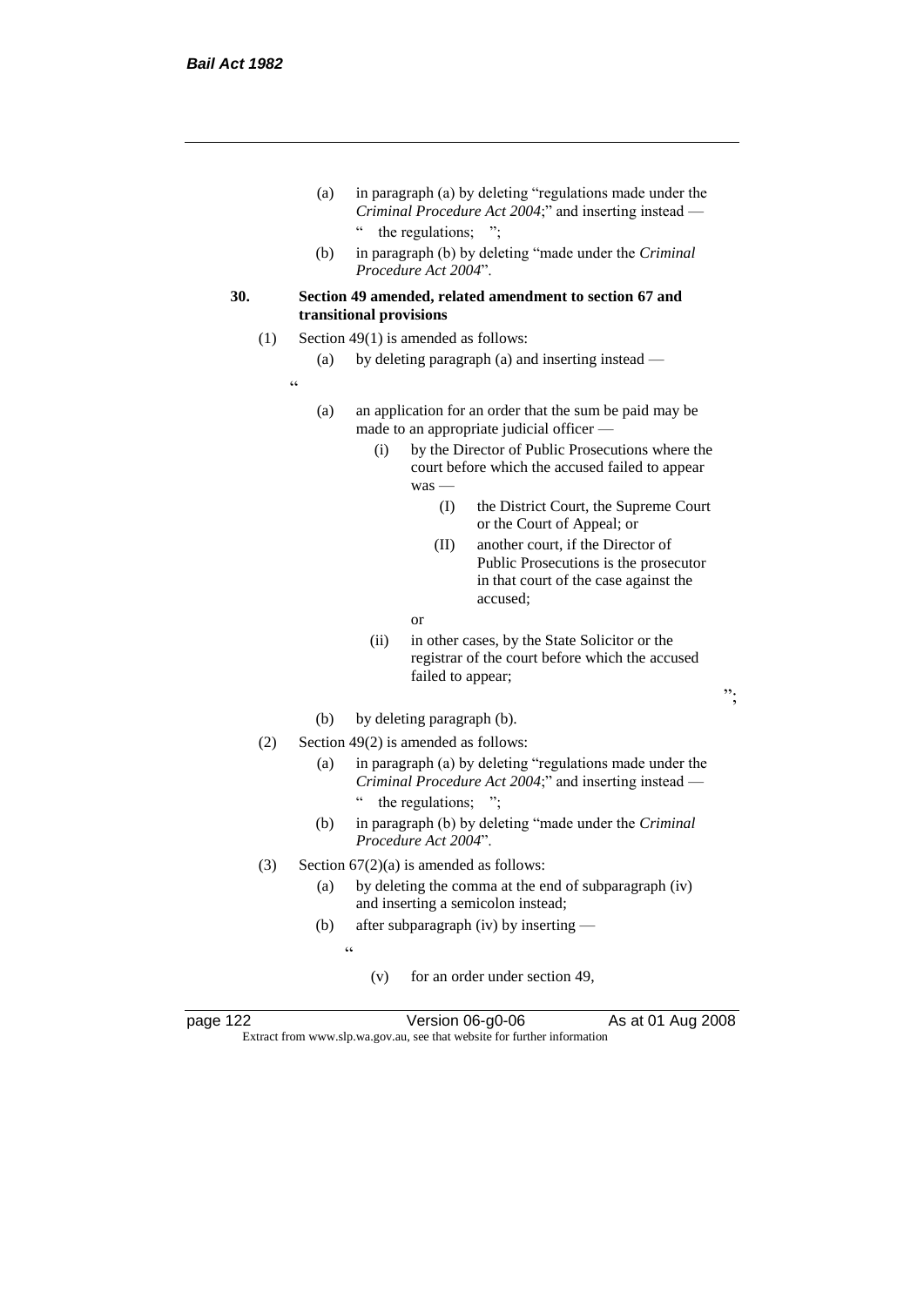(a) in paragraph (a) by deleting "regulations made under the *Criminal Procedure Act 2004*;" and inserting instead —

" the regulations; ";

(b) in paragraph (b) by deleting "made under the *Criminal Procedure Act 2004*".

**30. Section 49 amended, related amendment to section 67 and transitional provisions**

(1) Section 49(1) is amended as follows:

(a) by deleting paragraph (a) and inserting instead —

"

(a) an application for an order that the sum be paid may be made to an appropriate judicial officer —

(i) by the Director of Public Prosecutions where the court before which the accused failed to appear was —

(I) the District Court, the Supreme Court or the Court of Appeal; or

(II) another court, if the Director of Public Prosecutions is the prosecutor in that court of the case against the accused;

or

(ii) in other cases, by the State Solicitor or the registrar of the court before which the accused failed to appear;

";

(b) by deleting paragraph (b).

(2) Section 49(2) is amended as follows:

(a) in paragraph (a) by deleting "regulations made under the *Criminal Procedure Act 2004*;" and inserting instead —

" the regulations; ";

(b) in paragraph (b) by deleting "made under the *Criminal Procedure Act 2004*".

(3) Section 67(2)(a) is amended as follows:

(a) by deleting the comma at the end of subparagraph (iv) and inserting a semicolon instead;

(b) after subparagraph (iv) by inserting —

"

(v) for an order under section 49,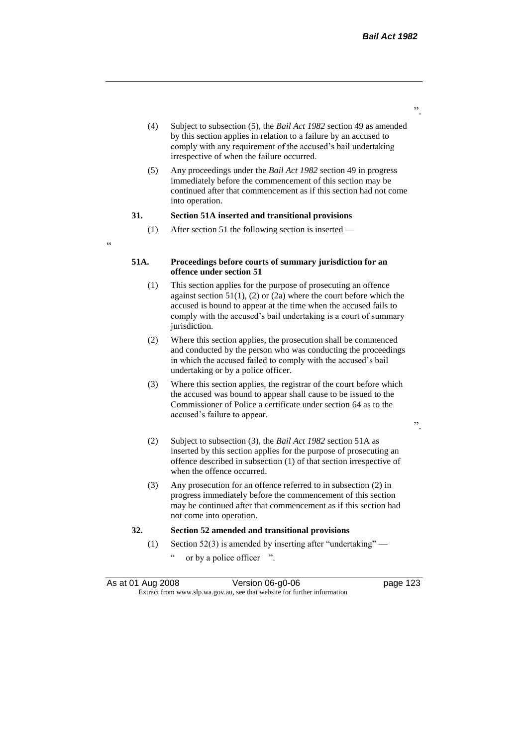".

(4) Subject to subsection (5), the *Bail Act 1982* section 49 as amended by this section applies in relation to a failure by an accused to comply with any requirement of the accused's bail undertaking irrespective of when the failure occurred.

(5) Any proceedings under the *Bail Act 1982* section 49 in progress immediately before the commencement of this section may be continued after that commencement as if this section had not come into operation.

**31. Section 51A inserted and transitional provisions**

(1) After section 51 the following section is inserted —

"

**51A. Proceedings before courts of summary jurisdiction for an offence under section 51**

(1) This section applies for the purpose of prosecuting an offence against section 51(1), (2) or (2a) where the court before which the accused is bound to appear at the time when the accused fails to comply with the accused's bail undertaking is a court of summary jurisdiction.

(2) Where this section applies, the prosecution shall be commenced and conducted by the person who was conducting the proceedings in which the accused failed to comply with the accused's bail undertaking or by a police officer.

(3) Where this section applies, the registrar of the court before which the accused was bound to appear shall cause to be issued to the Commissioner of Police a certificate under section 64 as to the accused's failure to appear.

".

(2) Subject to subsection (3), the *Bail Act 1982* section 51A as inserted by this section applies for the purpose of prosecuting an offence described in subsection (1) of that section irrespective of when the offence occurred.

(3) Any prosecution for an offence referred to in subsection (2) in progress immediately before the commencement of this section may be continued after that commencement as if this section had not come into operation.

**32. Section 52 amended and transitional provisions**

(1) Section 52(3) is amended by inserting after "undertaking" —

" or by a police officer ".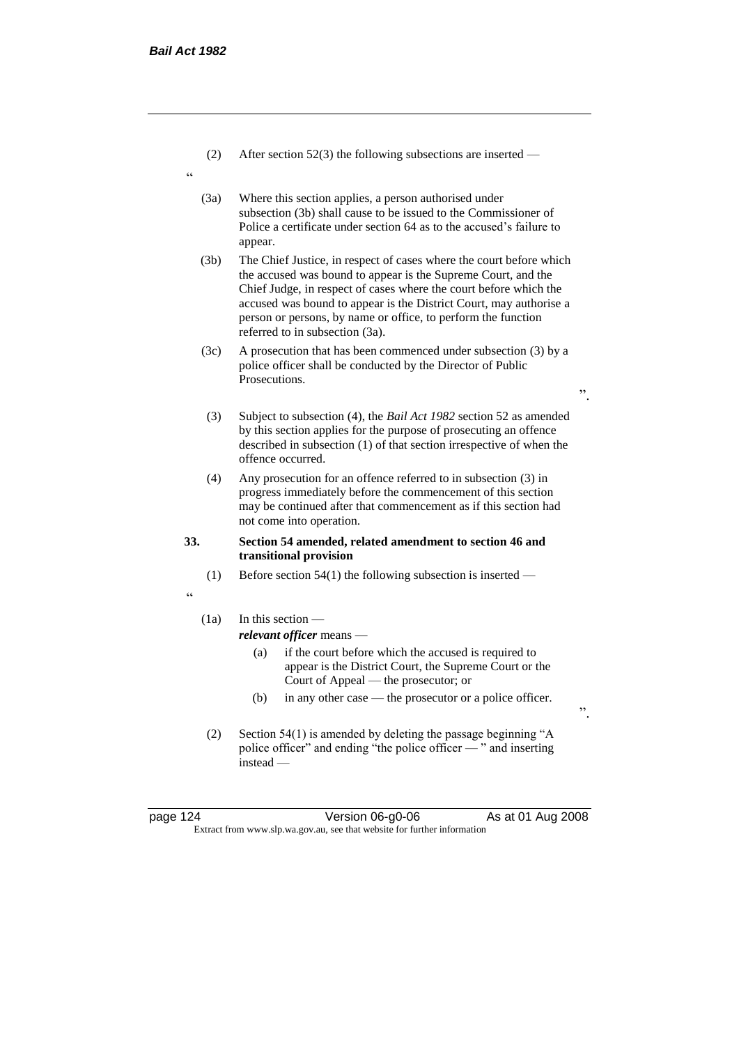(2) After section 52(3) the following subsections are inserted —

"

(3a) Where this section applies, a person authorised under subsection (3b) shall cause to be issued to the Commissioner of Police a certificate under section 64 as to the accused's failure to appear.

(3b) The Chief Justice, in respect of cases where the court before which the accused was bound to appear is the Supreme Court, and the Chief Judge, in respect of cases where the court before which the accused was bound to appear is the District Court, may authorise a person or persons, by name or office, to perform the function referred to in subsection (3a).

(3c) A prosecution that has been commenced under subsection (3) by a police officer shall be conducted by the Director of Public Prosecutions.

".

(3) Subject to subsection (4), the *Bail Act 1982* section 52 as amended by this section applies for the purpose of prosecuting an offence described in subsection (1) of that section irrespective of when the offence occurred.

(4) Any prosecution for an offence referred to in subsection (3) in progress immediately before the commencement of this section may be continued after that commencement as if this section had not come into operation.

**33. Section 54 amended, related amendment to section 46 and transitional provision**

(1) Before section 54(1) the following subsection is inserted —

"

(1a) In this section —

***relevant officer*** means —

(a) if the court before which the accused is required to appear is the District Court, the Supreme Court or the Court of Appeal — the prosecutor; or

(b) in any other case — the prosecutor or a police officer.

".

(2) Section 54(1) is amended by deleting the passage beginning "A police officer" and ending "the police officer — " and inserting instead —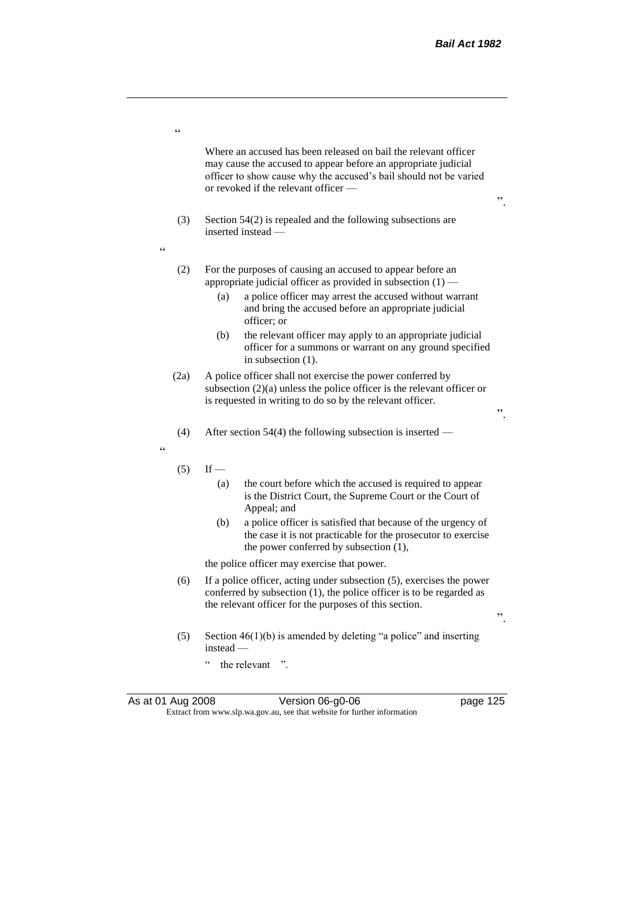"

Where an accused has been released on bail the relevant officer may cause the accused to appear before an appropriate judicial officer to show cause why the accused's bail should not be varied or revoked if the relevant officer —

".

(3) Section 54(2) is repealed and the following subsections are inserted instead —

"

(2) For the purposes of causing an accused to appear before an appropriate judicial officer as provided in subsection (1) —

(a) a police officer may arrest the accused without warrant and bring the accused before an appropriate judicial officer; or

(b) the relevant officer may apply to an appropriate judicial officer for a summons or warrant on any ground specified in subsection (1).

(2a) A police officer shall not exercise the power conferred by subsection (2)(a) unless the police officer is the relevant officer or is requested in writing to do so by the relevant officer.

".

(4) After section 54(4) the following subsection is inserted —

"

(5) If —

(a) the court before which the accused is required to appear is the District Court, the Supreme Court or the Court of Appeal; and

(b) a police officer is satisfied that because of the urgency of the case it is not practicable for the prosecutor to exercise the power conferred by subsection (1),

the police officer may exercise that power.

(6) If a police officer, acting under subsection (5), exercises the power conferred by subsection (1), the police officer is to be regarded as the relevant officer for the purposes of this section.

".

(5) Section 46(1)(b) is amended by deleting "a police" and inserting instead —

" the relevant ".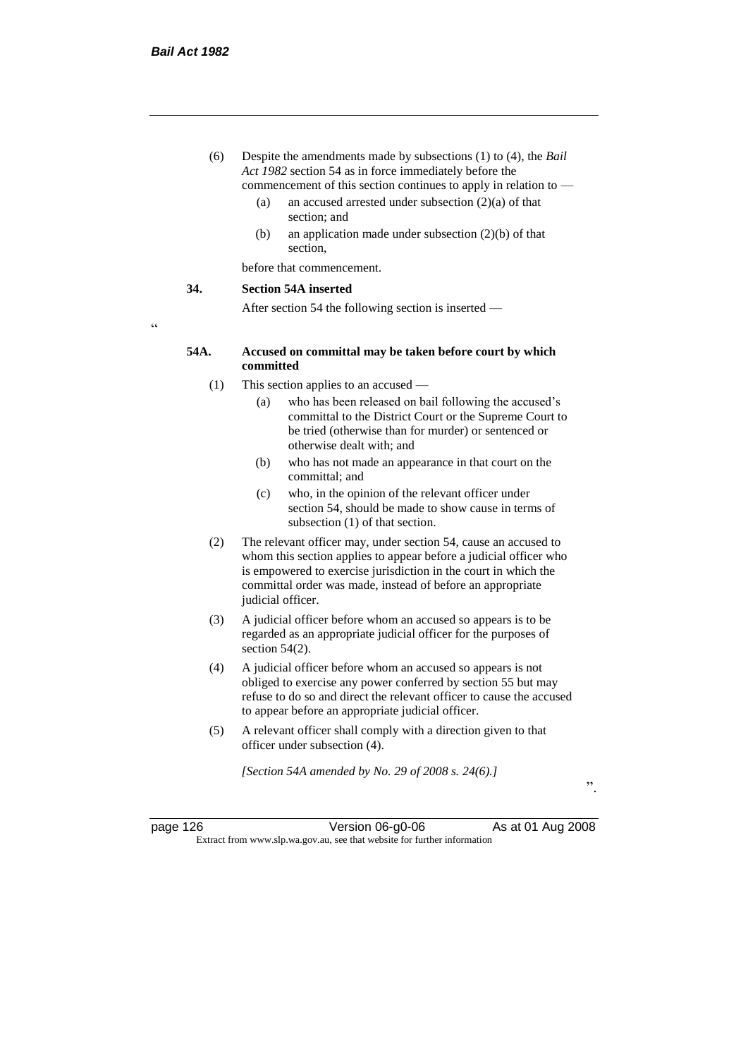(6) Despite the amendments made by subsections (1) to (4), the *Bail Act 1982* section 54 as in force immediately before the commencement of this section continues to apply in relation to —

   (a) an accused arrested under subsection (2)(a) of that section; and

   (b) an application made under subsection (2)(b) of that section,

before that commencement.

**34. Section 54A inserted**

After section 54 the following section is inserted —

"

**54A. Accused on committal may be taken before court by which committed**

(1) This section applies to an accused —

   (a) who has been released on bail following the accused's committal to the District Court or the Supreme Court to be tried (otherwise than for murder) or sentenced or otherwise dealt with; and

   (b) who has not made an appearance in that court on the committal; and

   (c) who, in the opinion of the relevant officer under section 54, should be made to show cause in terms of subsection (1) of that section.

(2) The relevant officer may, under section 54, cause an accused to whom this section applies to appear before a judicial officer who is empowered to exercise jurisdiction in the court in which the committal order was made, instead of before an appropriate judicial officer.

(3) A judicial officer before whom an accused so appears is to be regarded as an appropriate judicial officer for the purposes of section 54(2).

(4) A judicial officer before whom an accused so appears is not obliged to exercise any power conferred by section 55 but may refuse to do so and direct the relevant officer to cause the accused to appear before an appropriate judicial officer.

(5) A relevant officer shall comply with a direction given to that officer under subsection (4).

*[Section 54A amended by No. 29 of 2008 s. 24(6).]*

".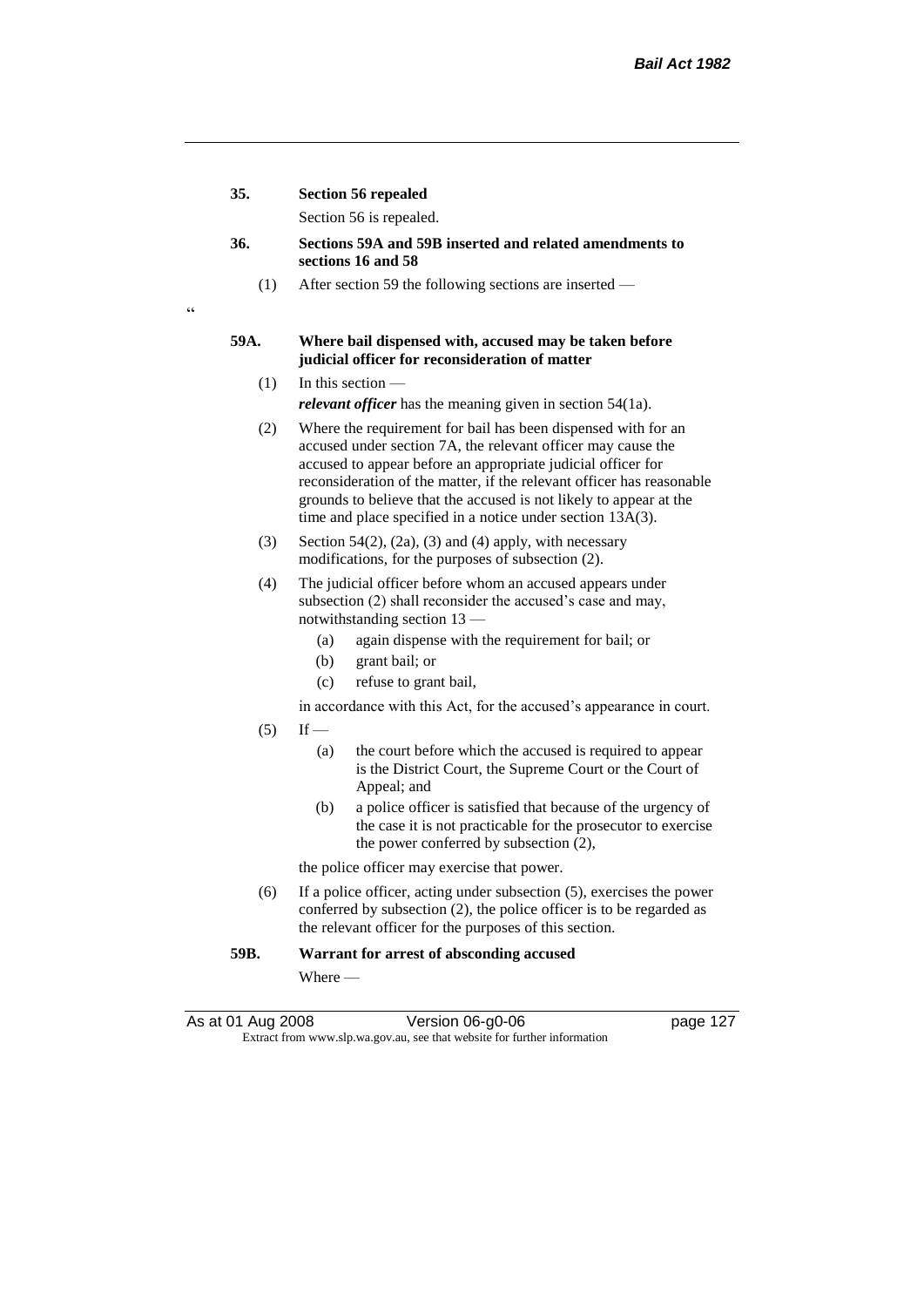**35. Section 56 repealed**

Section 56 is repealed.

**36. Sections 59A and 59B inserted and related amendments to sections 16 and 58**

(1) After section 59 the following sections are inserted —

"

**59A. Where bail dispensed with, accused may be taken before judicial officer for reconsideration of matter**

(1) In this section —

***relevant officer*** has the meaning given in section 54(1a).

(2) Where the requirement for bail has been dispensed with for an accused under section 7A, the relevant officer may cause the accused to appear before an appropriate judicial officer for reconsideration of the matter, if the relevant officer has reasonable grounds to believe that the accused is not likely to appear at the time and place specified in a notice under section 13A(3).

(3) Section 54(2), (2a), (3) and (4) apply, with necessary modifications, for the purposes of subsection (2).

(4) The judicial officer before whom an accused appears under subsection (2) shall reconsider the accused's case and may, notwithstanding section 13 —

(a) again dispense with the requirement for bail; or

(b) grant bail; or

(c) refuse to grant bail,

in accordance with this Act, for the accused's appearance in court.

(5) If —

(a) the court before which the accused is required to appear is the District Court, the Supreme Court or the Court of Appeal; and

(b) a police officer is satisfied that because of the urgency of the case it is not practicable for the prosecutor to exercise the power conferred by subsection (2),

the police officer may exercise that power.

(6) If a police officer, acting under subsection (5), exercises the power conferred by subsection (2), the police officer is to be regarded as the relevant officer for the purposes of this section.

**59B. Warrant for arrest of absconding accused**

Where —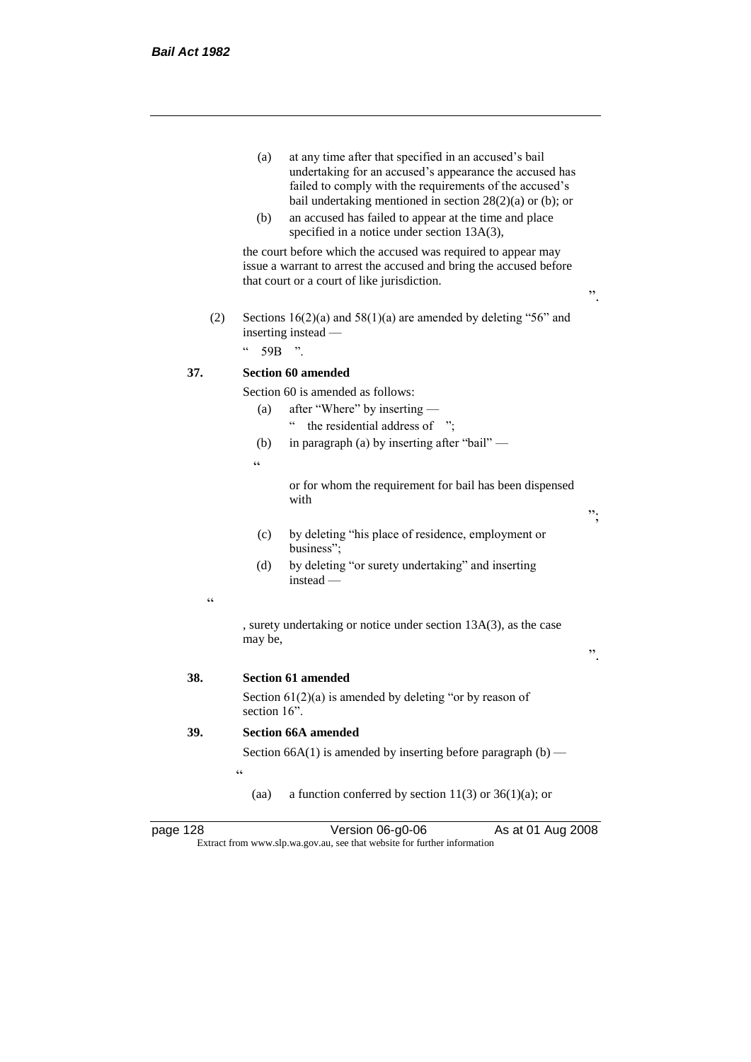(a) at any time after that specified in an accused's bail undertaking for an accused's appearance the accused has failed to comply with the requirements of the accused's bail undertaking mentioned in section 28(2)(a) or (b); or

(b) an accused has failed to appear at the time and place specified in a notice under section 13A(3),

the court before which the accused was required to appear may issue a warrant to arrest the accused and bring the accused before that court or a court of like jurisdiction.

".

(2) Sections 16(2)(a) and 58(1)(a) are amended by deleting "56" and inserting instead —

" 59B ".

**37. Section 60 amended**

Section 60 is amended as follows:

(a) after "Where" by inserting —

" the residential address of ";

(b) in paragraph (a) by inserting after "bail" —

"

or for whom the requirement for bail has been dispensed with

";

(c) by deleting "his place of residence, employment or business";

(d) by deleting "or surety undertaking" and inserting instead —

"

, surety undertaking or notice under section 13A(3), as the case may be,

".

**38. Section 61 amended**

Section 61(2)(a) is amended by deleting "or by reason of section 16".

**39. Section 66A amended**

Section 66A(1) is amended by inserting before paragraph (b) —

"

(aa) a function conferred by section 11(3) or 36(1)(a); or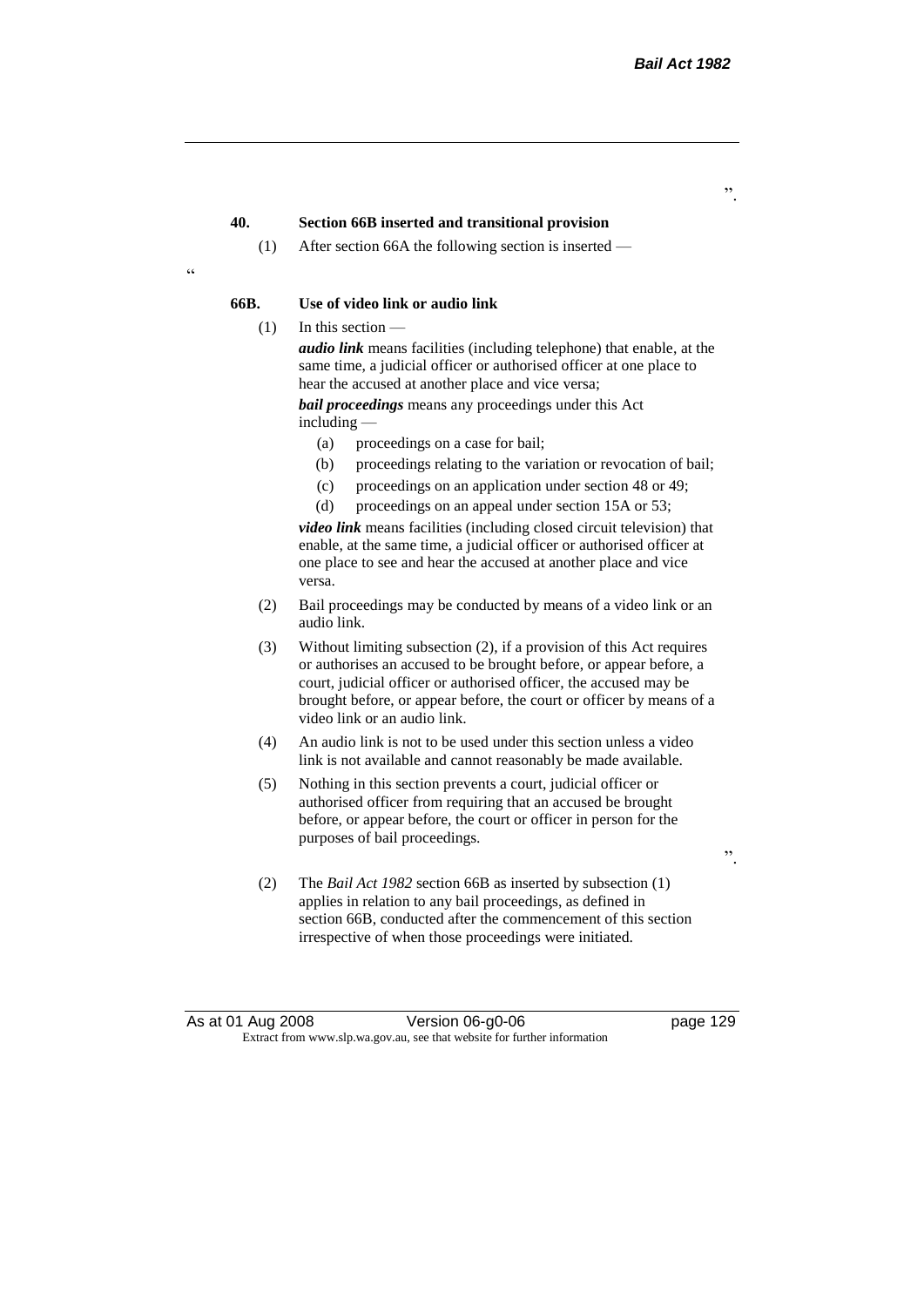".

**40. Section 66B inserted and transitional provision**

(1) After section 66A the following section is inserted —

"

**66B. Use of video link or audio link**

(1) In this section —

***audio link*** means facilities (including telephone) that enable, at the same time, a judicial officer or authorised officer at one place to hear the accused at another place and vice versa;

***bail proceedings*** means any proceedings under this Act including —

(a) proceedings on a case for bail;

(b) proceedings relating to the variation or revocation of bail;

(c) proceedings on an application under section 48 or 49;

(d) proceedings on an appeal under section 15A or 53;

***video link*** means facilities (including closed circuit television) that enable, at the same time, a judicial officer or authorised officer at one place to see and hear the accused at another place and vice versa.

(2) Bail proceedings may be conducted by means of a video link or an audio link.

(3) Without limiting subsection (2), if a provision of this Act requires or authorises an accused to be brought before, or appear before, a court, judicial officer or authorised officer, the accused may be brought before, or appear before, the court or officer by means of a video link or an audio link.

(4) An audio link is not to be used under this section unless a video link is not available and cannot reasonably be made available.

(5) Nothing in this section prevents a court, judicial officer or authorised officer from requiring that an accused be brought before, or appear before, the court or officer in person for the purposes of bail proceedings.

".

(2) The *Bail Act 1982* section 66B as inserted by subsection (1) applies in relation to any bail proceedings, as defined in section 66B, conducted after the commencement of this section irrespective of when those proceedings were initiated.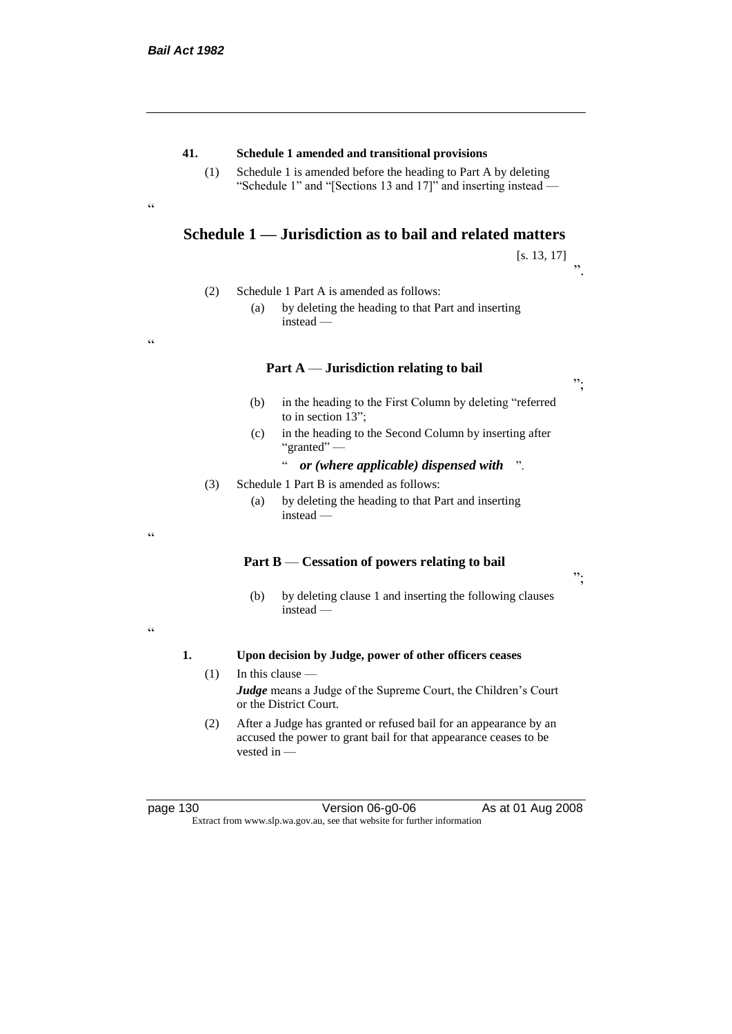**41. Schedule 1 amended and transitional provisions**

(1) Schedule 1 is amended before the heading to Part A by deleting "Schedule 1" and "[Sections 13 and 17]" and inserting instead —

"

## Schedule 1 — Jurisdiction as to bail and related matters

[s. 13, 17]

".

(2) Schedule 1 Part A is amended as follows:

(a) by deleting the heading to that Part and inserting instead —

"

### Part A — Jurisdiction relating to bail

";

(b) in the heading to the First Column by deleting "referred to in section 13";

(c) in the heading to the Second Column by inserting after "granted" —

" ***or (where applicable) dispensed with*** ".

(3) Schedule 1 Part B is amended as follows:

(a) by deleting the heading to that Part and inserting instead —

"

### Part B — Cessation of powers relating to bail

";

(b) by deleting clause 1 and inserting the following clauses instead —

"

**1. Upon decision by Judge, power of other officers ceases**

(1) In this clause —

***Judge*** means a Judge of the Supreme Court, the Children's Court or the District Court.

(2) After a Judge has granted or refused bail for an appearance by an accused the power to grant bail for that appearance ceases to be vested in —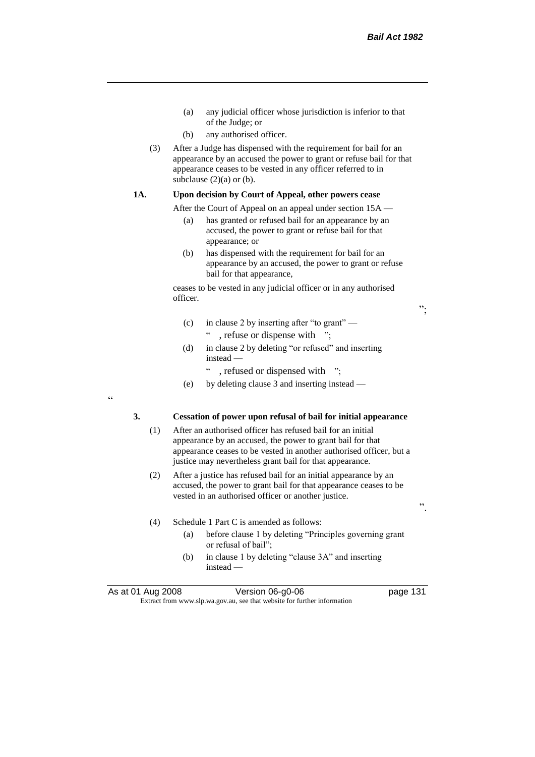(a) any judicial officer whose jurisdiction is inferior to that of the Judge; or

(b) any authorised officer.

(3) After a Judge has dispensed with the requirement for bail for an appearance by an accused the power to grant or refuse bail for that appearance ceases to be vested in any officer referred to in subclause (2)(a) or (b).

**1A. Upon decision by Court of Appeal, other powers cease**

After the Court of Appeal on an appeal under section 15A —

(a) has granted or refused bail for an appearance by an accused, the power to grant or refuse bail for that appearance; or

(b) has dispensed with the requirement for bail for an appearance by an accused, the power to grant or refuse bail for that appearance,

ceases to be vested in any judicial officer or in any authorised officer.

";

(c) in clause 2 by inserting after "to grant" —

" , refuse or dispense with ";

(d) in clause 2 by deleting "or refused" and inserting instead —

" , refused or dispensed with ";

(e) by deleting clause 3 and inserting instead —

"

**3. Cessation of power upon refusal of bail for initial appearance**

(1) After an authorised officer has refused bail for an initial appearance by an accused, the power to grant bail for that appearance ceases to be vested in another authorised officer, but a justice may nevertheless grant bail for that appearance.

(2) After a justice has refused bail for an initial appearance by an accused, the power to grant bail for that appearance ceases to be vested in an authorised officer or another justice.

".

(4) Schedule 1 Part C is amended as follows:

(a) before clause 1 by deleting "Principles governing grant or refusal of bail";

(b) in clause 1 by deleting "clause 3A" and inserting instead —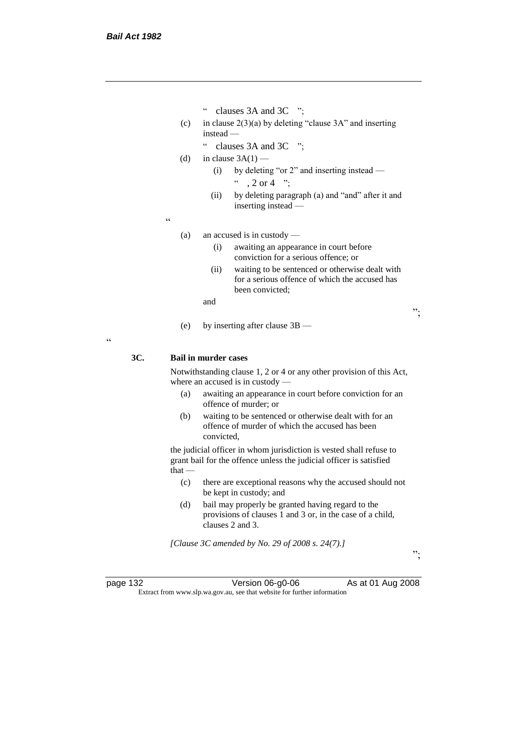" clauses 3A and 3C ";

(c) in clause 2(3)(a) by deleting "clause 3A" and inserting instead —

" clauses 3A and 3C ";

(d) in clause 3A(1) —

(i) by deleting "or 2" and inserting instead —

" , 2 or 4 ";

(ii) by deleting paragraph (a) and "and" after it and inserting instead —

"

(a) an accused is in custody —

(i) awaiting an appearance in court before conviction for a serious offence; or

(ii) waiting to be sentenced or otherwise dealt with for a serious offence of which the accused has been convicted;

and

";

(e) by inserting after clause 3B —

"

**3C. Bail in murder cases**

Notwithstanding clause 1, 2 or 4 or any other provision of this Act, where an accused is in custody —

(a) awaiting an appearance in court before conviction for an offence of murder; or

(b) waiting to be sentenced or otherwise dealt with for an offence of murder of which the accused has been convicted,

the judicial officer in whom jurisdiction is vested shall refuse to grant bail for the offence unless the judicial officer is satisfied that —

(c) there are exceptional reasons why the accused should not be kept in custody; and

(d) bail may properly be granted having regard to the provisions of clauses 1 and 3 or, in the case of a child, clauses 2 and 3.

*[Clause 3C amended by No. 29 of 2008 s. 24(7).]*

";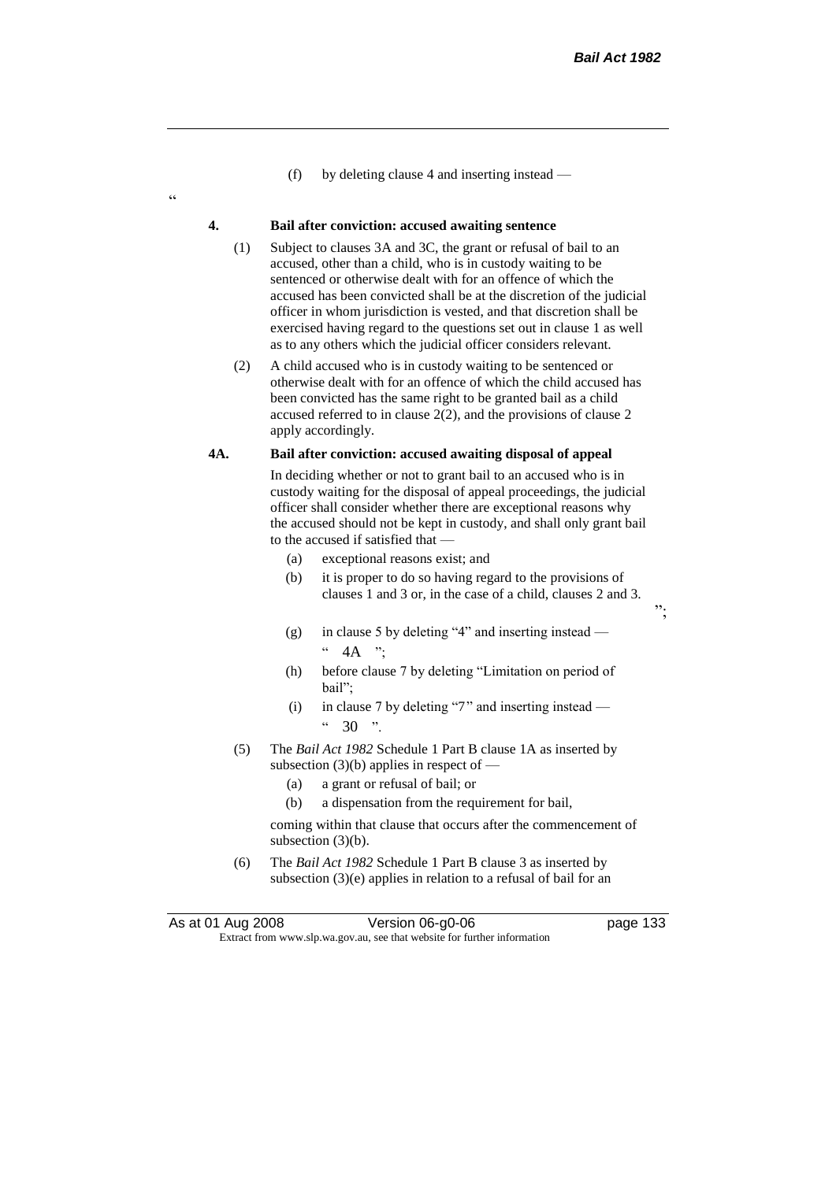(f) by deleting clause 4 and inserting instead —

"

**4. Bail after conviction: accused awaiting sentence**

(1) Subject to clauses 3A and 3C, the grant or refusal of bail to an accused, other than a child, who is in custody waiting to be sentenced or otherwise dealt with for an offence of which the accused has been convicted shall be at the discretion of the judicial officer in whom jurisdiction is vested, and that discretion shall be exercised having regard to the questions set out in clause 1 as well as to any others which the judicial officer considers relevant.

(2) A child accused who is in custody waiting to be sentenced or otherwise dealt with for an offence of which the child accused has been convicted has the same right to be granted bail as a child accused referred to in clause 2(2), and the provisions of clause 2 apply accordingly.

**4A. Bail after conviction: accused awaiting disposal of appeal**

In deciding whether or not to grant bail to an accused who is in custody waiting for the disposal of appeal proceedings, the judicial officer shall consider whether there are exceptional reasons why the accused should not be kept in custody, and shall only grant bail to the accused if satisfied that —

(a) exceptional reasons exist; and

(b) it is proper to do so having regard to the provisions of clauses 1 and 3 or, in the case of a child, clauses 2 and 3.

";

(g) in clause 5 by deleting "4" and inserting instead —
" 4A ";

(h) before clause 7 by deleting "Limitation on period of bail";

(i) in clause 7 by deleting "7" and inserting instead —
" 30 ".

(5) The *Bail Act 1982* Schedule 1 Part B clause 1A as inserted by subsection (3)(b) applies in respect of —

(a) a grant or refusal of bail; or

(b) a dispensation from the requirement for bail,

coming within that clause that occurs after the commencement of subsection (3)(b).

(6) The *Bail Act 1982* Schedule 1 Part B clause 3 as inserted by subsection (3)(e) applies in relation to a refusal of bail for an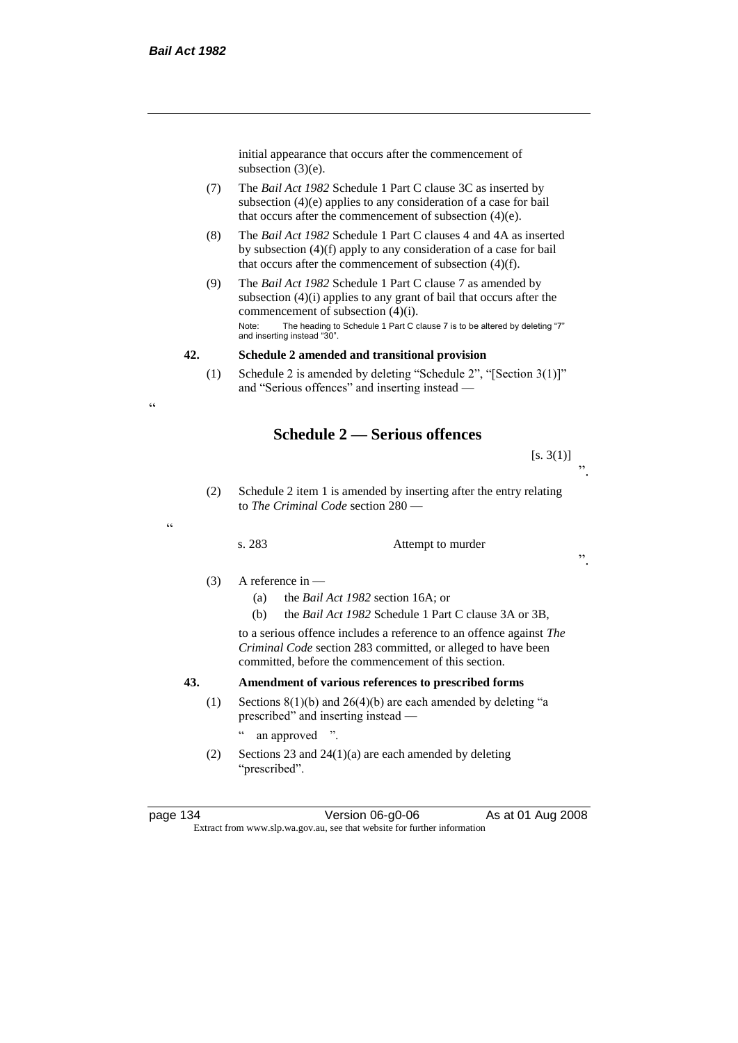initial appearance that occurs after the commencement of subsection (3)(e).

(7) The *Bail Act 1982* Schedule 1 Part C clause 3C as inserted by subsection (4)(e) applies to any consideration of a case for bail that occurs after the commencement of subsection (4)(e).

(8) The *Bail Act 1982* Schedule 1 Part C clauses 4 and 4A as inserted by subsection (4)(f) apply to any consideration of a case for bail that occurs after the commencement of subsection (4)(f).

(9) The *Bail Act 1982* Schedule 1 Part C clause 7 as amended by subsection (4)(i) applies to any grant of bail that occurs after the commencement of subsection (4)(i).

Note: The heading to Schedule 1 Part C clause 7 is to be altered by deleting "7" and inserting instead "30".

**42. Schedule 2 amended and transitional provision**

(1) Schedule 2 is amended by deleting "Schedule 2", "[Section 3(1)]" and "Serious offences" and inserting instead —

"

## Schedule 2 — Serious offences

[s. 3(1)]

".

(2) Schedule 2 item 1 is amended by inserting after the entry relating to *The Criminal Code* section 280 —

"

| s. 283 | Attempt to murder |
|---|---|

".

(3) A reference in —

(a) the *Bail Act 1982* section 16A; or

(b) the *Bail Act 1982* Schedule 1 Part C clause 3A or 3B,

to a serious offence includes a reference to an offence against *The Criminal Code* section 283 committed, or alleged to have been committed, before the commencement of this section.

**43. Amendment of various references to prescribed forms**

(1) Sections 8(1)(b) and 26(4)(b) are each amended by deleting "a prescribed" and inserting instead —

" an approved ".

(2) Sections 23 and 24(1)(a) are each amended by deleting "prescribed".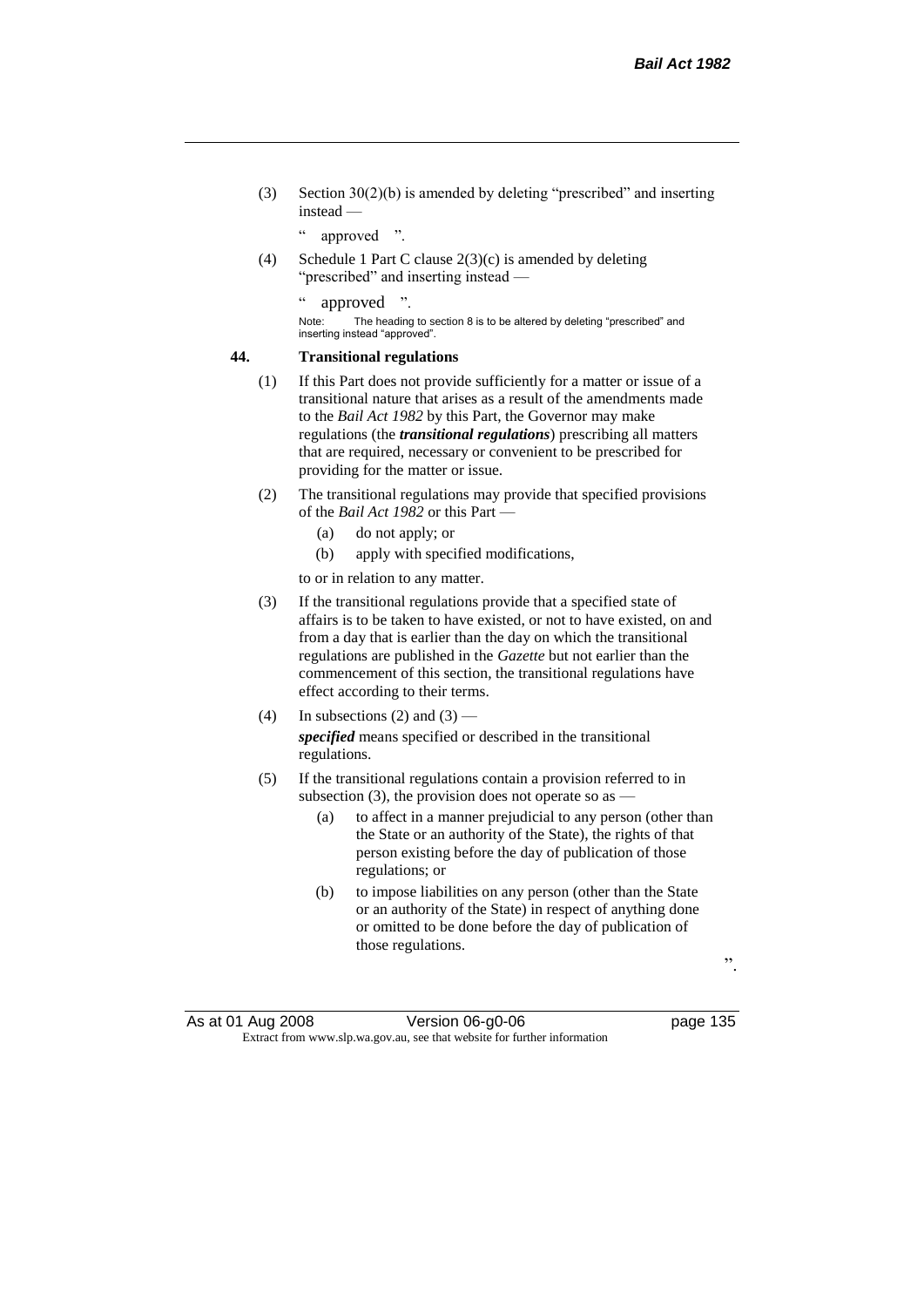(3) Section 30(2)(b) is amended by deleting "prescribed" and inserting instead —

" approved ".

(4) Schedule 1 Part C clause 2(3)(c) is amended by deleting "prescribed" and inserting instead —

" approved ".

Note: The heading to section 8 is to be altered by deleting "prescribed" and inserting instead "approved".

**44. Transitional regulations**

(1) If this Part does not provide sufficiently for a matter or issue of a transitional nature that arises as a result of the amendments made to the *Bail Act 1982* by this Part, the Governor may make regulations (the ***transitional regulations***) prescribing all matters that are required, necessary or convenient to be prescribed for providing for the matter or issue.

(2) The transitional regulations may provide that specified provisions of the *Bail Act 1982* or this Part —

(a) do not apply; or

(b) apply with specified modifications,

to or in relation to any matter.

(3) If the transitional regulations provide that a specified state of affairs is to be taken to have existed, or not to have existed, on and from a day that is earlier than the day on which the transitional regulations are published in the *Gazette* but not earlier than the commencement of this section, the transitional regulations have effect according to their terms.

(4) In subsections (2) and (3) —

***specified*** means specified or described in the transitional regulations.

(5) If the transitional regulations contain a provision referred to in subsection (3), the provision does not operate so as —

(a) to affect in a manner prejudicial to any person (other than the State or an authority of the State), the rights of that person existing before the day of publication of those regulations; or

(b) to impose liabilities on any person (other than the State or an authority of the State) in respect of anything done or omitted to be done before the day of publication of those regulations.

".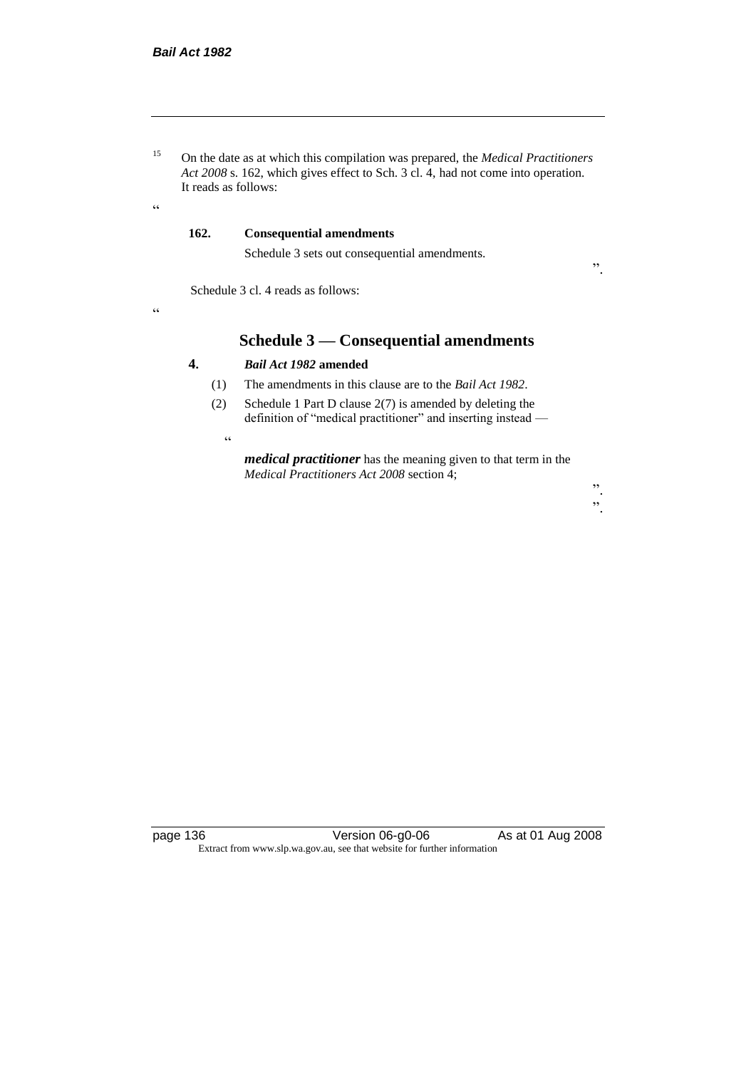[15] On the date as at which this compilation was prepared, the *Medical Practitioners Act 2008* s. 162, which gives effect to Sch. 3 cl. 4, had not come into operation. It reads as follows:

"

**162. Consequential amendments**

Schedule 3 sets out consequential amendments.

".

Schedule 3 cl. 4 reads as follows:

"

## Schedule 3 — Consequential amendments

**4. *Bail Act 1982* amended**

(1) The amendments in this clause are to the *Bail Act 1982*.

(2) Schedule 1 Part D clause 2(7) is amended by deleting the definition of "medical practitioner" and inserting instead —

"

***medical practitioner*** has the meaning given to that term in the *Medical Practitioners Act 2008* section 4;

".

".